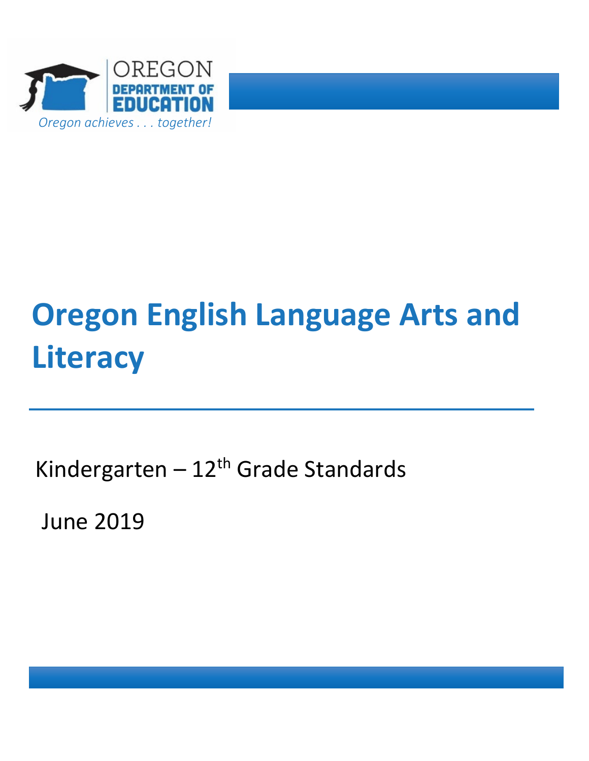OREGON DEPARTMENT OF EDUCATION

*Oregon achieves . . . together!*

# Oregon English Language Arts and Literacy

Kindergarten – 12th Grade Standards

June 2019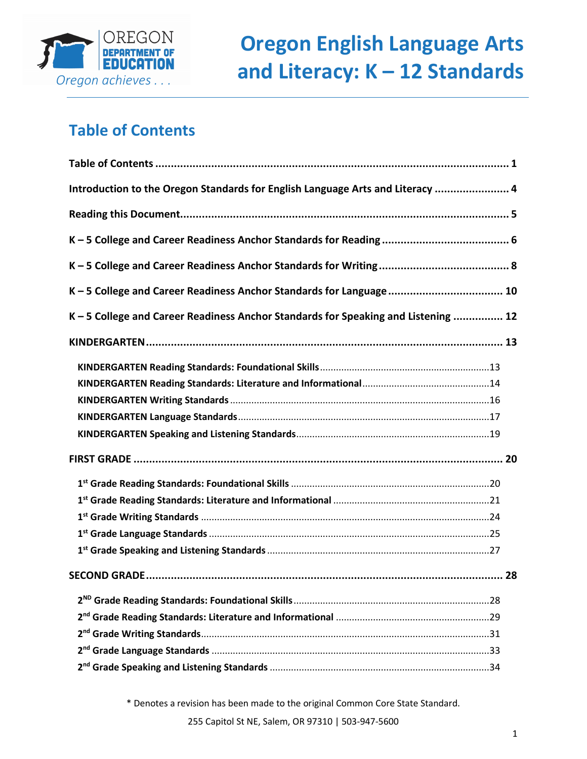# Oregon English Language Arts and Literacy: K – 12 Standards

OREGON DEPARTMENT OF EDUCATION
*Oregon achieves . . .*

## Table of Contents

**Table of Contents** ........................................ **1**

**Introduction to the Oregon Standards for English Language Arts and Literacy** ........................ **4**

**Reading this Document** ........................................ **5**

**K – 5 College and Career Readiness Anchor Standards for Reading** ........................ **6**

**K – 5 College and Career Readiness Anchor Standards for Writing** ........................ **8**

**K – 5 College and Career Readiness Anchor Standards for Language** ........................ **10**

**K – 5 College and Career Readiness Anchor Standards for Speaking and Listening** ........................ **12**

**KINDERGARTEN** ........................................ **13**

- **KINDERGARTEN Reading Standards: Foundational Skills** ........................ 13
- **KINDERGARTEN Reading Standards: Literature and Informational** ........................ 14
- **KINDERGARTEN Writing Standards** ........................ 16
- **KINDERGARTEN Language Standards** ........................ 17
- **KINDERGARTEN Speaking and Listening Standards** ........................ 19

**FIRST GRADE** ........................................ **20**

- **1st Grade Reading Standards: Foundational Skills** ........................ 20
- **1st Grade Reading Standards: Literature and Informational** ........................ 21
- **1st Grade Writing Standards** ........................ 24
- **1st Grade Language Standards** ........................ 25
- **1st Grade Speaking and Listening Standards** ........................ 27

**SECOND GRADE** ........................................ **28**

- **2ND Grade Reading Standards: Foundational Skills** ........................ 28
- **2nd Grade Reading Standards: Literature and Informational** ........................ 29
- **2nd Grade Writing Standards** ........................ 31
- **2nd Grade Language Standards** ........................ 33
- **2nd Grade Speaking and Listening Standards** ........................ 34

\* Denotes a revision has been made to the original Common Core State Standard.

255 Capitol St NE, Salem, OR 97310 | 503-947-5600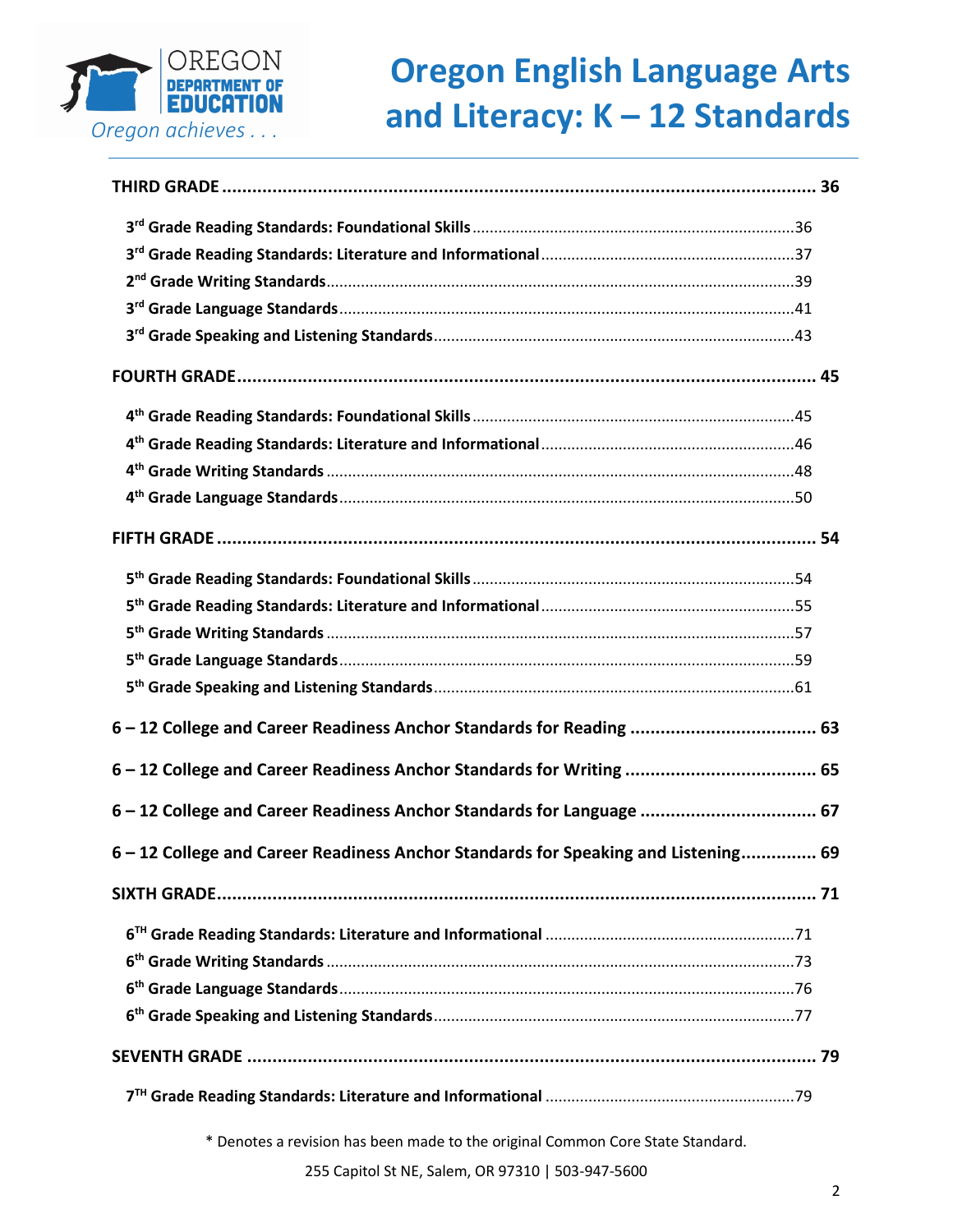**THIRD GRADE** ........................................................................................................ 36

3rd Grade Reading Standards: Foundational Skills ....................................................................36
3rd Grade Reading Standards: Literature and Informational .....................................................37
2nd Grade Writing Standards........................................................................................................39
3rd Grade Language Standards......................................................................................................41
3rd Grade Speaking and Listening Standards..............................................................................43

**FOURTH GRADE** ..................................................................................................... 45

4th Grade Reading Standards: Foundational Skills ....................................................................45
4th Grade Reading Standards: Literature and Informational .....................................................46
4th Grade Writing Standards ........................................................................................................48
4th Grade Language Standards......................................................................................................50

**FIFTH GRADE** ......................................................................................................... 54

5th Grade Reading Standards: Foundational Skills ....................................................................54
5th Grade Reading Standards: Literature and Informational .....................................................55
5th Grade Writing Standards ........................................................................................................57
5th Grade Language Standards......................................................................................................59
5th Grade Speaking and Listening Standards..............................................................................61

**6 – 12 College and Career Readiness Anchor Standards for Reading** ................................... 63

**6 – 12 College and Career Readiness Anchor Standards for Writing** .................................... 65

**6 – 12 College and Career Readiness Anchor Standards for Language** ................................. 67

**6 – 12 College and Career Readiness Anchor Standards for Speaking and Listening**............... 69

**SIXTH GRADE**........................................................................................................... 71

6TH Grade Reading Standards: Literature and Informational ....................................................71
6th Grade Writing Standards .........................................................................................................73
6th Grade Language Standards.......................................................................................................76
6th Grade Speaking and Listening Standards...............................................................................77

**SEVENTH GRADE** .................................................................................................... 79

7TH Grade Reading Standards: Literature and Informational ....................................................79

\* Denotes a revision has been made to the original Common Core State Standard.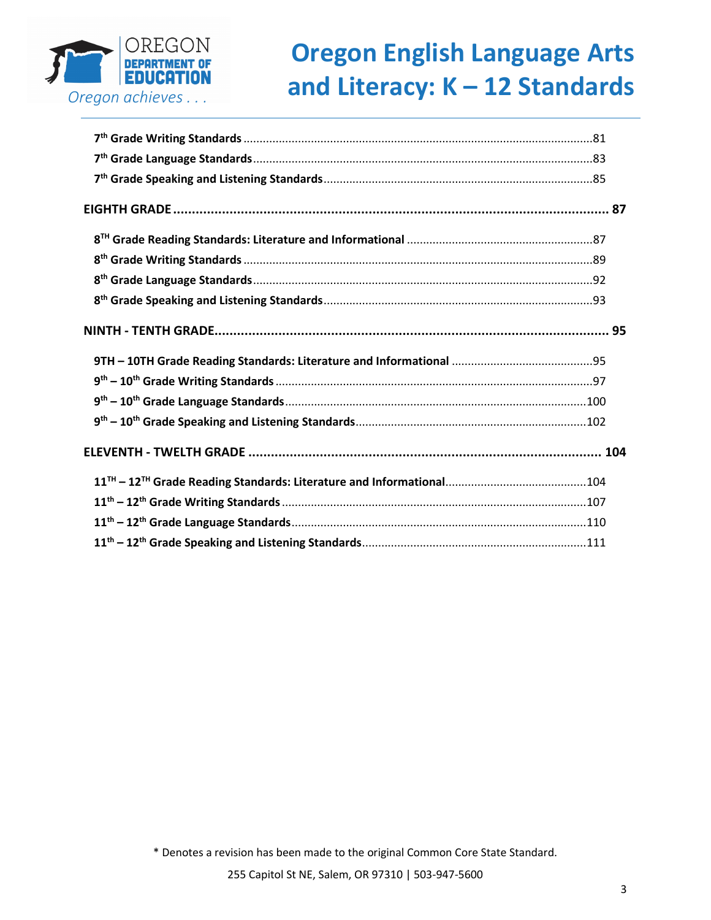7th Grade Writing Standards ........................................................................................................81
7th Grade Language Standards ....................................................................................................83
7th Grade Speaking and Listening Standards ...............................................................................85

**EIGHTH GRADE ........................................................................................................................ 87**

8TH Grade Reading Standards: Literature and Informational .......................................................87
8th Grade Writing Standards ........................................................................................................89
8th Grade Language Standards ....................................................................................................92
8th Grade Speaking and Listening Standards ...............................................................................93

**NINTH - TENTH GRADE.............................................................................................................. 95**

9TH – 10TH Grade Reading Standards: Literature and Informational ...........................................95
9th – 10th Grade Writing Standards ..............................................................................................97
9th – 10th Grade Language Standards ..........................................................................................100
9th – 10th Grade Speaking and Listening Standards ....................................................................102

**ELEVENTH - TWELTH GRADE .................................................................................................... 104**

11TH – 12TH Grade Reading Standards: Literature and Informational.........................................104
11th – 12th Grade Writing Standards ............................................................................................107
11th – 12th Grade Language Standards ........................................................................................110
11th – 12th Grade Speaking and Listening Standards ..................................................................111

\* Denotes a revision has been made to the original Common Core State Standard.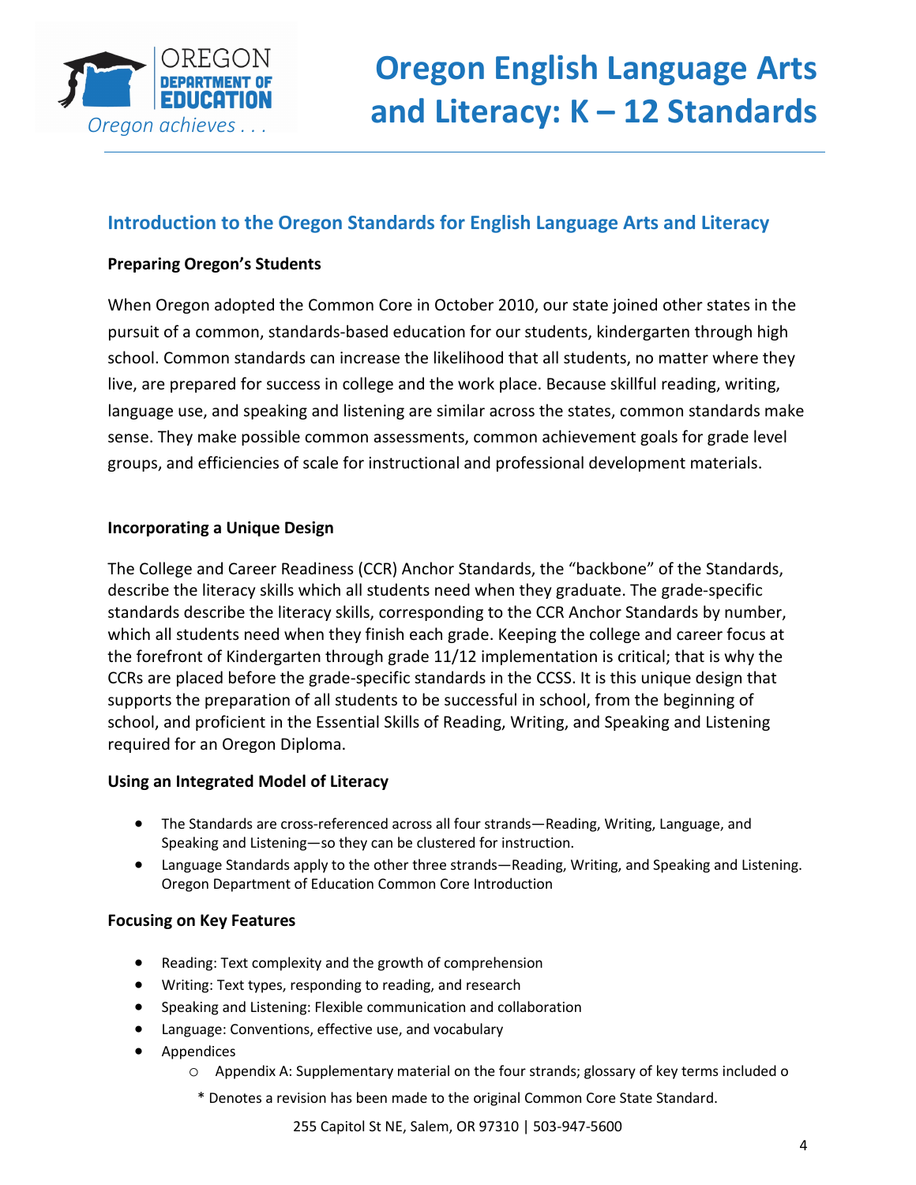# Oregon English Language Arts and Literacy: K – 12 Standards

## Introduction to the Oregon Standards for English Language Arts and Literacy

### Preparing Oregon's Students

When Oregon adopted the Common Core in October 2010, our state joined other states in the pursuit of a common, standards-based education for our students, kindergarten through high school. Common standards can increase the likelihood that all students, no matter where they live, are prepared for success in college and the work place. Because skillful reading, writing, language use, and speaking and listening are similar across the states, common standards make sense. They make possible common assessments, common achievement goals for grade level groups, and efficiencies of scale for instructional and professional development materials.

### Incorporating a Unique Design

The College and Career Readiness (CCR) Anchor Standards, the "backbone" of the Standards, describe the literacy skills which all students need when they graduate. The grade-specific standards describe the literacy skills, corresponding to the CCR Anchor Standards by number, which all students need when they finish each grade. Keeping the college and career focus at the forefront of Kindergarten through grade 11/12 implementation is critical; that is why the CCRs are placed before the grade-specific standards in the CCSS. It is this unique design that supports the preparation of all students to be successful in school, from the beginning of school, and proficient in the Essential Skills of Reading, Writing, and Speaking and Listening required for an Oregon Diploma.

### Using an Integrated Model of Literacy

- The Standards are cross-referenced across all four strands—Reading, Writing, Language, and Speaking and Listening—so they can be clustered for instruction.
- Language Standards apply to the other three strands—Reading, Writing, and Speaking and Listening. Oregon Department of Education Common Core Introduction

### Focusing on Key Features

- Reading: Text complexity and the growth of comprehension
- Writing: Text types, responding to reading, and research
- Speaking and Listening: Flexible communication and collaboration
- Language: Conventions, effective use, and vocabulary
- Appendices
  - Appendix A: Supplementary material on the four strands; glossary of key terms included o

\* Denotes a revision has been made to the original Common Core State Standard.

255 Capitol St NE, Salem, OR 97310 | 503-947-5600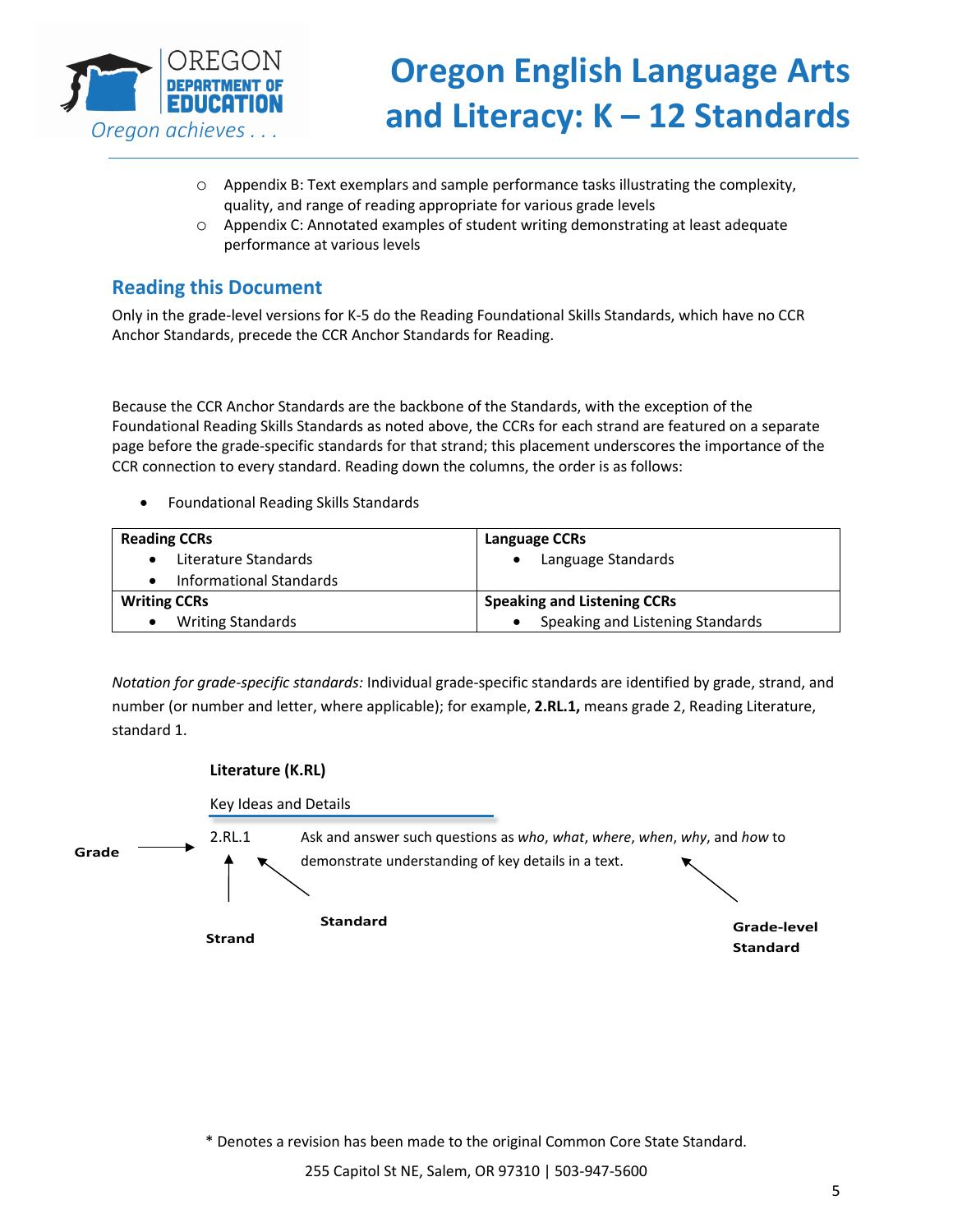- Appendix B: Text exemplars and sample performance tasks illustrating the complexity, quality, and range of reading appropriate for various grade levels
- Appendix C: Annotated examples of student writing demonstrating at least adequate performance at various levels

## Reading this Document

Only in the grade-level versions for K-5 do the Reading Foundational Skills Standards, which have no CCR Anchor Standards, precede the CCR Anchor Standards for Reading.

Because the CCR Anchor Standards are the backbone of the Standards, with the exception of the Foundational Reading Skills Standards as noted above, the CCRs for each strand are featured on a separate page before the grade-specific standards for that strand; this placement underscores the importance of the CCR connection to every standard. Reading down the columns, the order is as follows:

- Foundational Reading Skills Standards

| **Reading CCRs**<br>• Literature Standards<br>• Informational Standards | **Language CCRs**<br>• Language Standards |
|---|---|
| **Writing CCRs**<br>• Writing Standards | **Speaking and Listening CCRs**<br>• Speaking and Listening Standards |

*Notation for grade-specific standards:* Individual grade-specific standards are identified by grade, strand, and number (or number and letter, where applicable); for example, **2.RL.1,** means grade 2, Reading Literature, standard 1.

**Literature (K.RL)**

Key Ideas and Details

| | |
|---|---|
| 2.RL.1 | Ask and answer such questions as *who*, *what*, *where*, *when*, *why*, and *how* to demonstrate understanding of key details in a text. |

**Grade** → 2 &nbsp;&nbsp; **Strand** → RL &nbsp;&nbsp; **Standard** → 1 &nbsp;&nbsp; **Grade-level Standard** → text

\* Denotes a revision has been made to the original Common Core State Standard.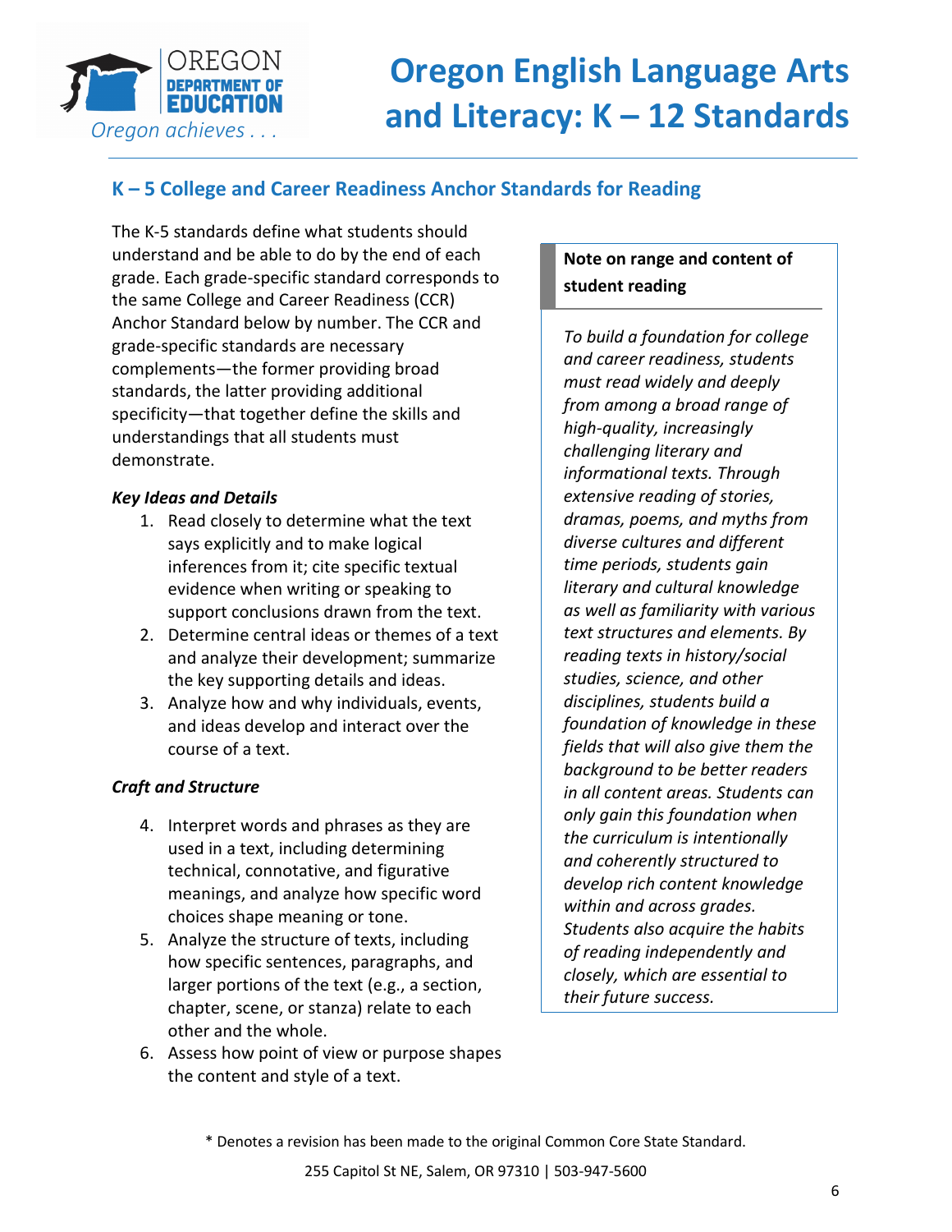## K – 5 College and Career Readiness Anchor Standards for Reading

The K-5 standards define what students should understand and be able to do by the end of each grade. Each grade-specific standard corresponds to the same College and Career Readiness (CCR) Anchor Standard below by number. The CCR and grade-specific standards are necessary complements—the former providing broad standards, the latter providing additional specificity—that together define the skills and understandings that all students must demonstrate.

***Key Ideas and Details***

1. Read closely to determine what the text says explicitly and to make logical inferences from it; cite specific textual evidence when writing or speaking to support conclusions drawn from the text.
2. Determine central ideas or themes of a text and analyze their development; summarize the key supporting details and ideas.
3. Analyze how and why individuals, events, and ideas develop and interact over the course of a text.

***Craft and Structure***

4. Interpret words and phrases as they are used in a text, including determining technical, connotative, and figurative meanings, and analyze how specific word choices shape meaning or tone.
5. Analyze the structure of texts, including how specific sentences, paragraphs, and larger portions of the text (e.g., a section, chapter, scene, or stanza) relate to each other and the whole.
6. Assess how point of view or purpose shapes the content and style of a text.

**Note on range and content of student reading**

*To build a foundation for college and career readiness, students must read widely and deeply from among a broad range of high-quality, increasingly challenging literary and informational texts. Through extensive reading of stories, dramas, poems, and myths from diverse cultures and different time periods, students gain literary and cultural knowledge as well as familiarity with various text structures and elements. By reading texts in history/social studies, science, and other disciplines, students build a foundation of knowledge in these fields that will also give them the background to be better readers in all content areas. Students can only gain this foundation when the curriculum is intentionally and coherently structured to develop rich content knowledge within and across grades. Students also acquire the habits of reading independently and closely, which are essential to their future success.*

\* Denotes a revision has been made to the original Common Core State Standard.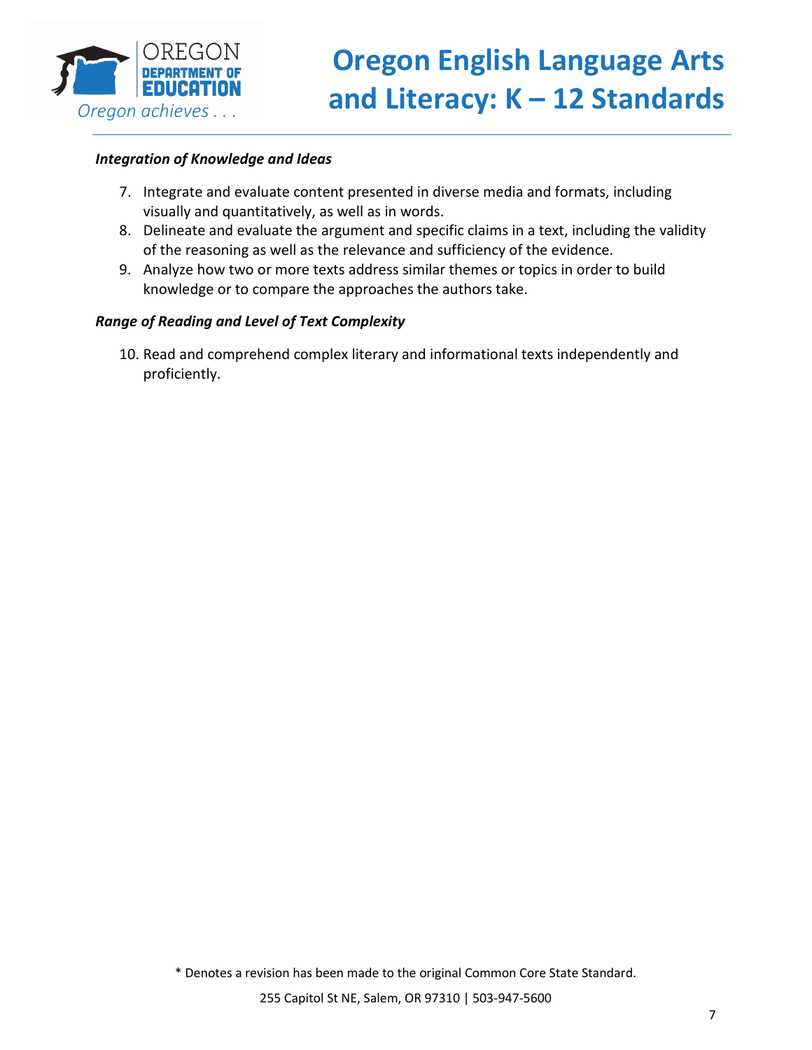***Integration of Knowledge and Ideas***

7. Integrate and evaluate content presented in diverse media and formats, including visually and quantitatively, as well as in words.
8. Delineate and evaluate the argument and specific claims in a text, including the validity of the reasoning as well as the relevance and sufficiency of the evidence.
9. Analyze how two or more texts address similar themes or topics in order to build knowledge or to compare the approaches the authors take.

***Range of Reading and Level of Text Complexity***

10. Read and comprehend complex literary and informational texts independently and proficiently.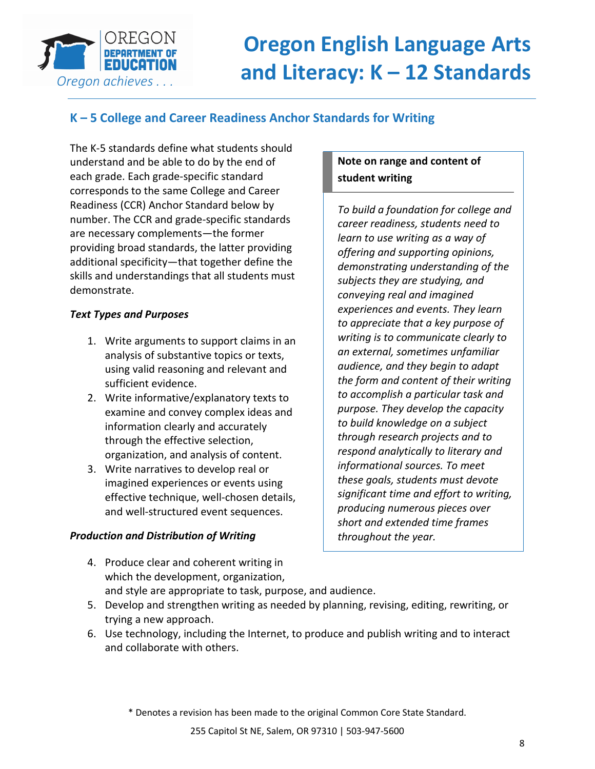## K – 5 College and Career Readiness Anchor Standards for Writing

The K-5 standards define what students should understand and be able to do by the end of each grade. Each grade-specific standard corresponds to the same College and Career Readiness (CCR) Anchor Standard below by number. The CCR and grade-specific standards are necessary complements—the former providing broad standards, the latter providing additional specificity—that together define the skills and understandings that all students must demonstrate.

***Text Types and Purposes***

1. Write arguments to support claims in an analysis of substantive topics or texts, using valid reasoning and relevant and sufficient evidence.
2. Write informative/explanatory texts to examine and convey complex ideas and information clearly and accurately through the effective selection, organization, and analysis of content.
3. Write narratives to develop real or imagined experiences or events using effective technique, well-chosen details, and well-structured event sequences.

***Production and Distribution of Writing***

4. Produce clear and coherent writing in which the development, organization, and style are appropriate to task, purpose, and audience.
5. Develop and strengthen writing as needed by planning, revising, editing, rewriting, or trying a new approach.
6. Use technology, including the Internet, to produce and publish writing and to interact and collaborate with others.

**Note on range and content of student writing**

*To build a foundation for college and career readiness, students need to learn to use writing as a way of offering and supporting opinions, demonstrating understanding of the subjects they are studying, and conveying real and imagined experiences and events. They learn to appreciate that a key purpose of writing is to communicate clearly to an external, sometimes unfamiliar audience, and they begin to adapt the form and content of their writing to accomplish a particular task and purpose. They develop the capacity to build knowledge on a subject through research projects and to respond analytically to literary and informational sources. To meet these goals, students must devote significant time and effort to writing, producing numerous pieces over short and extended time frames throughout the year.*

\* Denotes a revision has been made to the original Common Core State Standard.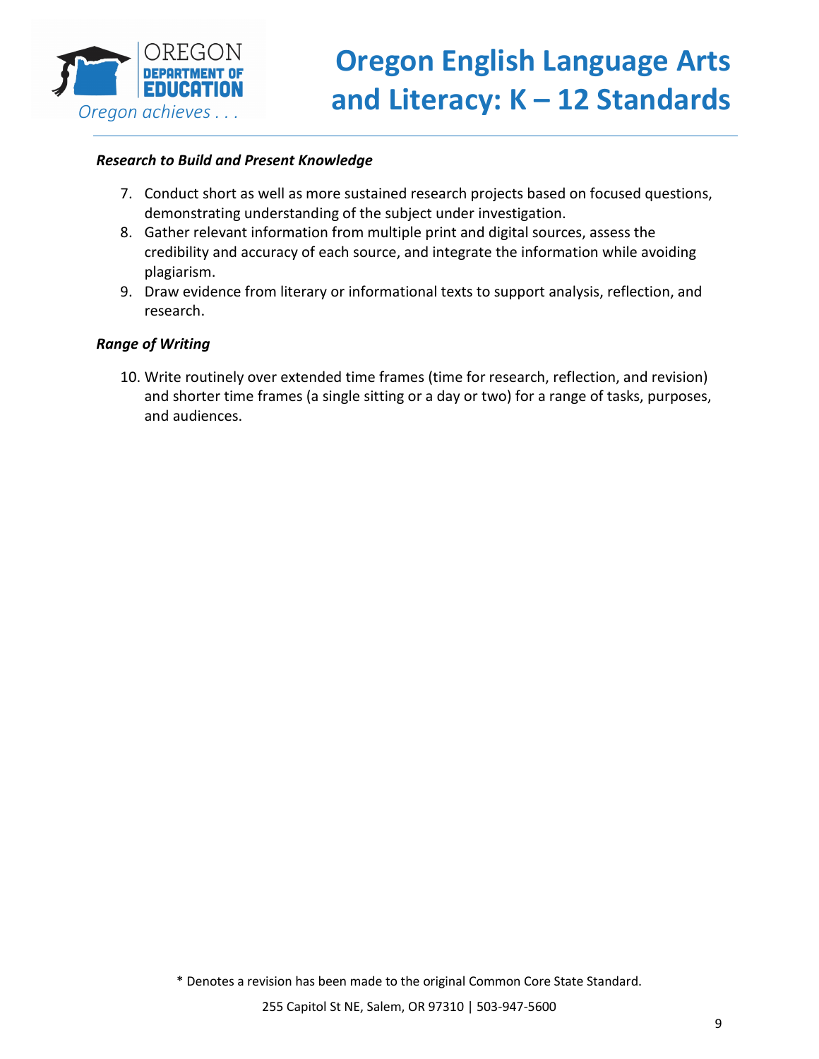***Research to Build and Present Knowledge***

7. Conduct short as well as more sustained research projects based on focused questions, demonstrating understanding of the subject under investigation.
8. Gather relevant information from multiple print and digital sources, assess the credibility and accuracy of each source, and integrate the information while avoiding plagiarism.
9. Draw evidence from literary or informational texts to support analysis, reflection, and research.

***Range of Writing***

10. Write routinely over extended time frames (time for research, reflection, and revision) and shorter time frames (a single sitting or a day or two) for a range of tasks, purposes, and audiences.

\* Denotes a revision has been made to the original Common Core State Standard.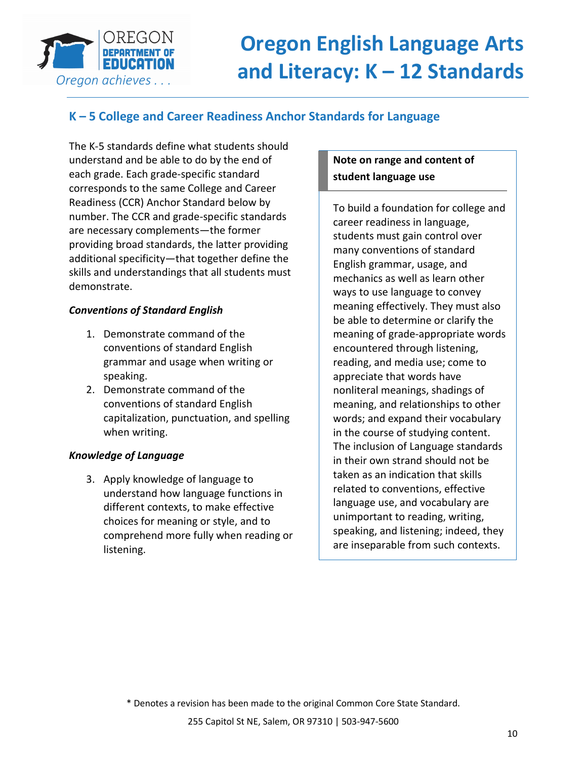## K – 5 College and Career Readiness Anchor Standards for Language

The K-5 standards define what students should understand and be able to do by the end of each grade. Each grade-specific standard corresponds to the same College and Career Readiness (CCR) Anchor Standard below by number. The CCR and grade-specific standards are necessary complements—the former providing broad standards, the latter providing additional specificity—that together define the skills and understandings that all students must demonstrate.

### *Conventions of Standard English*

1. Demonstrate command of the conventions of standard English grammar and usage when writing or speaking.
2. Demonstrate command of the conventions of standard English capitalization, punctuation, and spelling when writing.

### *Knowledge of Language*

3. Apply knowledge of language to understand how language functions in different contexts, to make effective choices for meaning or style, and to comprehend more fully when reading or listening.

**Note on range and content of student language use**

To build a foundation for college and career readiness in language, students must gain control over many conventions of standard English grammar, usage, and mechanics as well as learn other ways to use language to convey meaning effectively. They must also be able to determine or clarify the meaning of grade-appropriate words encountered through listening, reading, and media use; come to appreciate that words have nonliteral meanings, shadings of meaning, and relationships to other words; and expand their vocabulary in the course of studying content. The inclusion of Language standards in their own strand should not be taken as an indication that skills related to conventions, effective language use, and vocabulary are unimportant to reading, writing, speaking, and listening; indeed, they are inseparable from such contexts.

\* Denotes a revision has been made to the original Common Core State Standard.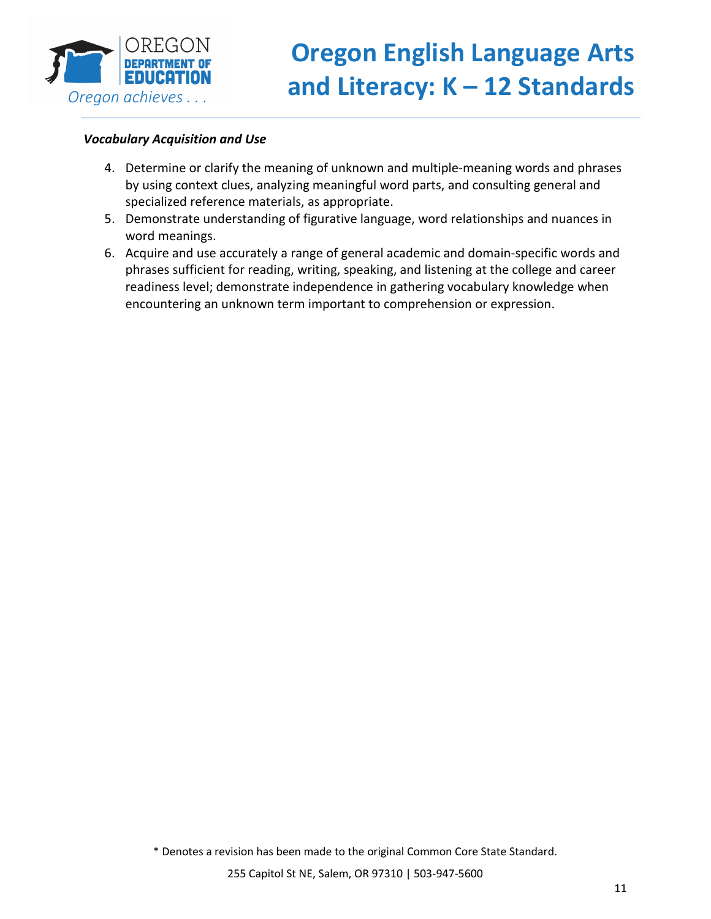***Vocabulary Acquisition and Use***

4. Determine or clarify the meaning of unknown and multiple-meaning words and phrases by using context clues, analyzing meaningful word parts, and consulting general and specialized reference materials, as appropriate.
5. Demonstrate understanding of figurative language, word relationships and nuances in word meanings.
6. Acquire and use accurately a range of general academic and domain-specific words and phrases sufficient for reading, writing, speaking, and listening at the college and career readiness level; demonstrate independence in gathering vocabulary knowledge when encountering an unknown term important to comprehension or expression.

* Denotes a revision has been made to the original Common Core State Standard.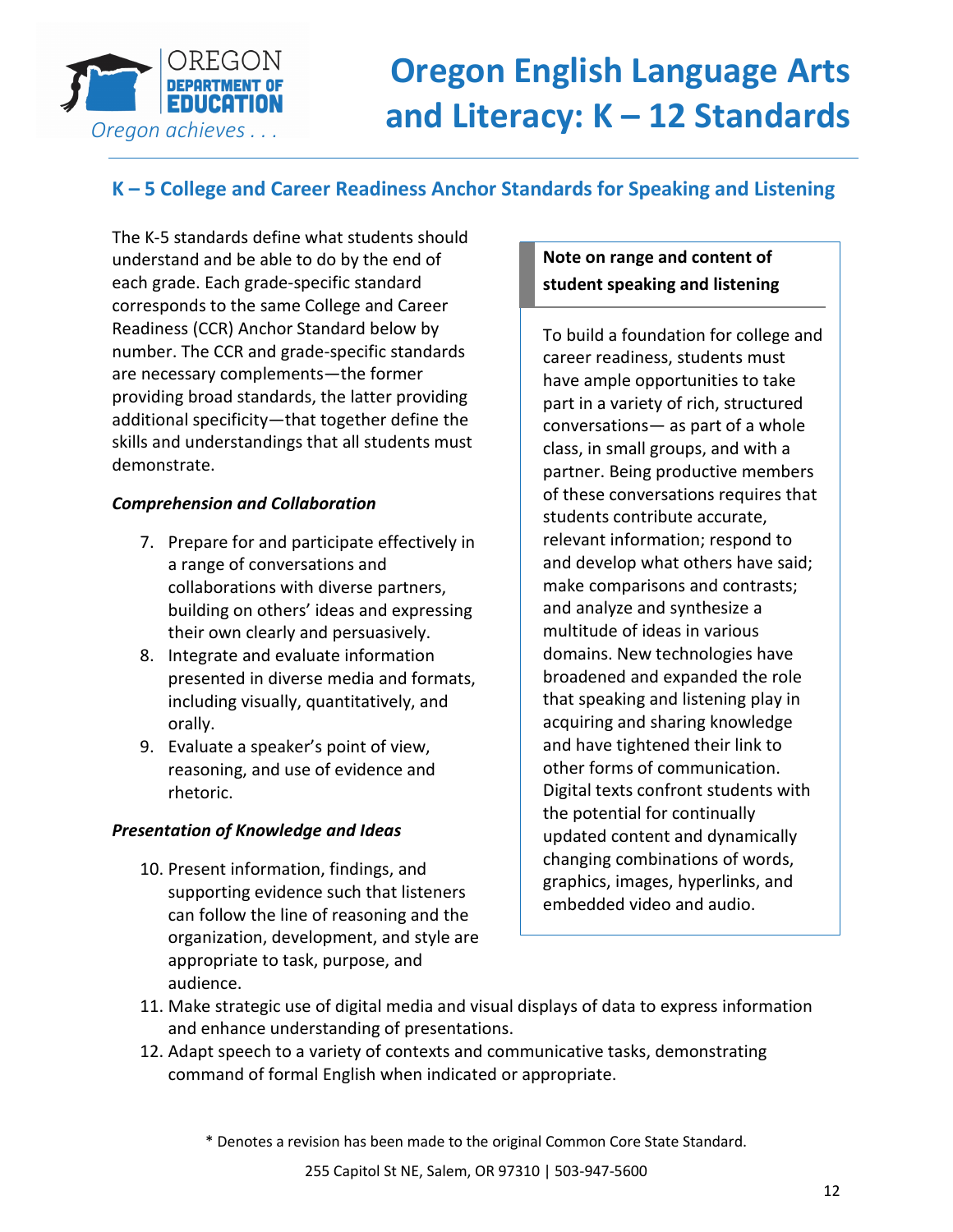## K – 5 College and Career Readiness Anchor Standards for Speaking and Listening

The K-5 standards define what students should understand and be able to do by the end of each grade. Each grade-specific standard corresponds to the same College and Career Readiness (CCR) Anchor Standard below by number. The CCR and grade-specific standards are necessary complements—the former providing broad standards, the latter providing additional specificity—that together define the skills and understandings that all students must demonstrate.

***Comprehension and Collaboration***

7. Prepare for and participate effectively in a range of conversations and collaborations with diverse partners, building on others' ideas and expressing their own clearly and persuasively.
8. Integrate and evaluate information presented in diverse media and formats, including visually, quantitatively, and orally.
9. Evaluate a speaker's point of view, reasoning, and use of evidence and rhetoric.

***Presentation of Knowledge and Ideas***

10. Present information, findings, and supporting evidence such that listeners can follow the line of reasoning and the organization, development, and style are appropriate to task, purpose, and audience.
11. Make strategic use of digital media and visual displays of data to express information and enhance understanding of presentations.
12. Adapt speech to a variety of contexts and communicative tasks, demonstrating command of formal English when indicated or appropriate.

**Note on range and content of student speaking and listening**

To build a foundation for college and career readiness, students must have ample opportunities to take part in a variety of rich, structured conversations— as part of a whole class, in small groups, and with a partner. Being productive members of these conversations requires that students contribute accurate, relevant information; respond to and develop what others have said; make comparisons and contrasts; and analyze and synthesize a multitude of ideas in various domains. New technologies have broadened and expanded the role that speaking and listening play in acquiring and sharing knowledge and have tightened their link to other forms of communication. Digital texts confront students with the potential for continually updated content and dynamically changing combinations of words, graphics, images, hyperlinks, and embedded video and audio.

* Denotes a revision has been made to the original Common Core State Standard.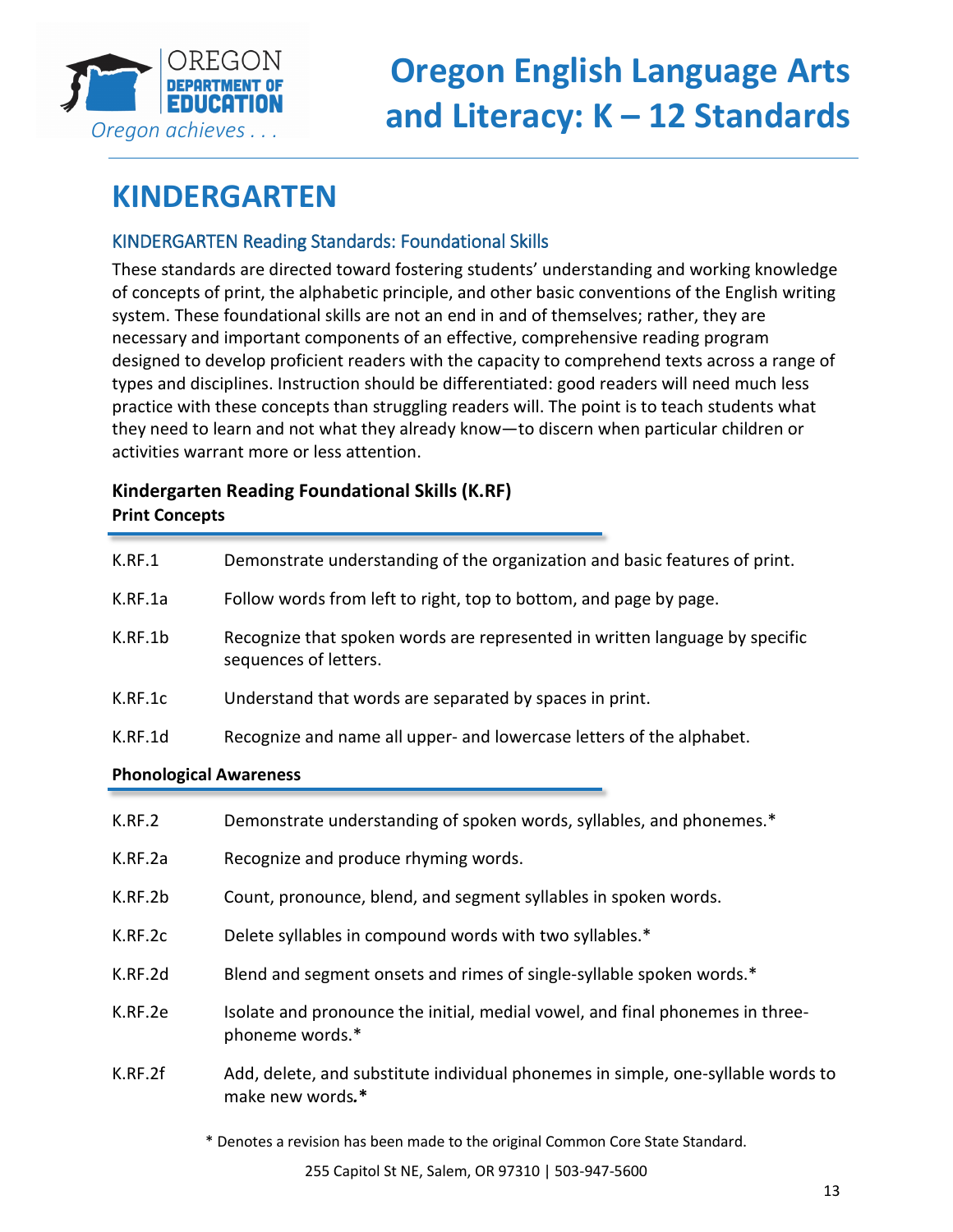# KINDERGARTEN

## KINDERGARTEN Reading Standards: Foundational Skills

These standards are directed toward fostering students' understanding and working knowledge of concepts of print, the alphabetic principle, and other basic conventions of the English writing system. These foundational skills are not an end in and of themselves; rather, they are necessary and important components of an effective, comprehensive reading program designed to develop proficient readers with the capacity to comprehend texts across a range of types and disciplines. Instruction should be differentiated: good readers will need much less practice with these concepts than struggling readers will. The point is to teach students what they need to learn and not what they already know—to discern when particular children or activities warrant more or less attention.

**Kindergarten Reading Foundational Skills (K.RF)**
**Print Concepts**

| | |
|---|---|
| K.RF.1 | Demonstrate understanding of the organization and basic features of print. |
| K.RF.1a | Follow words from left to right, top to bottom, and page by page. |
| K.RF.1b | Recognize that spoken words are represented in written language by specific sequences of letters. |
| K.RF.1c | Understand that words are separated by spaces in print. |
| K.RF.1d | Recognize and name all upper- and lowercase letters of the alphabet. |

**Phonological Awareness**

| | |
|---|---|
| K.RF.2 | Demonstrate understanding of spoken words, syllables, and phonemes.* |
| K.RF.2a | Recognize and produce rhyming words. |
| K.RF.2b | Count, pronounce, blend, and segment syllables in spoken words. |
| K.RF.2c | Delete syllables in compound words with two syllables.* |
| K.RF.2d | Blend and segment onsets and rimes of single-syllable spoken words.* |
| K.RF.2e | Isolate and pronounce the initial, medial vowel, and final phonemes in three-phoneme words.* |
| K.RF.2f | Add, delete, and substitute individual phonemes in simple, one-syllable words to make new words.* |

\* Denotes a revision has been made to the original Common Core State Standard.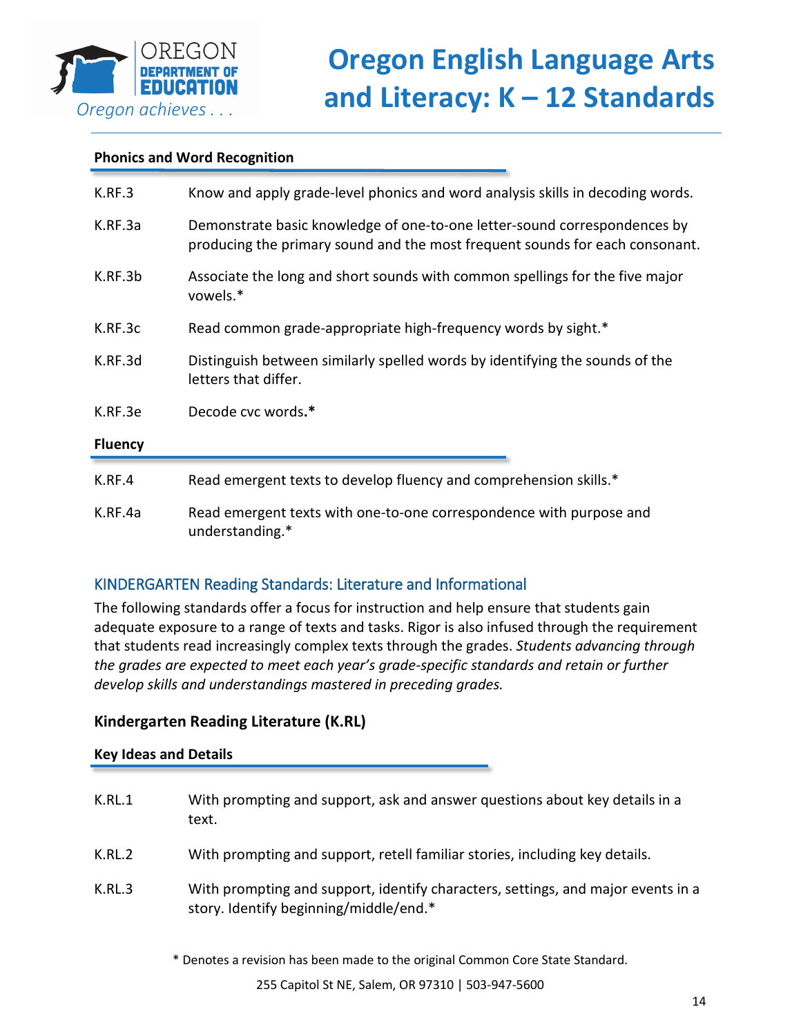**Phonics and Word Recognition**

| | |
|---|---|
| K.RF.3 | Know and apply grade-level phonics and word analysis skills in decoding words. |
| K.RF.3a | Demonstrate basic knowledge of one-to-one letter-sound correspondences by producing the primary sound and the most frequent sounds for each consonant. |
| K.RF.3b | Associate the long and short sounds with common spellings for the five major vowels.* |
| K.RF.3c | Read common grade-appropriate high-frequency words by sight.* |
| K.RF.3d | Distinguish between similarly spelled words by identifying the sounds of the letters that differ. |
| K.RF.3e | Decode cvc words.* |

**Fluency**

| | |
|---|---|
| K.RF.4 | Read emergent texts to develop fluency and comprehension skills.* |
| K.RF.4a | Read emergent texts with one-to-one correspondence with purpose and understanding.* |

## KINDERGARTEN Reading Standards: Literature and Informational

The following standards offer a focus for instruction and help ensure that students gain adequate exposure to a range of texts and tasks. Rigor is also infused through the requirement that students read increasingly complex texts through the grades. *Students advancing through the grades are expected to meet each year's grade-specific standards and retain or further develop skills and understandings mastered in preceding grades.*

### Kindergarten Reading Literature (K.RL)

**Key Ideas and Details**

| | |
|---|---|
| K.RL.1 | With prompting and support, ask and answer questions about key details in a text. |
| K.RL.2 | With prompting and support, retell familiar stories, including key details. |
| K.RL.3 | With prompting and support, identify characters, settings, and major events in a story. Identify beginning/middle/end.* |

* Denotes a revision has been made to the original Common Core State Standard.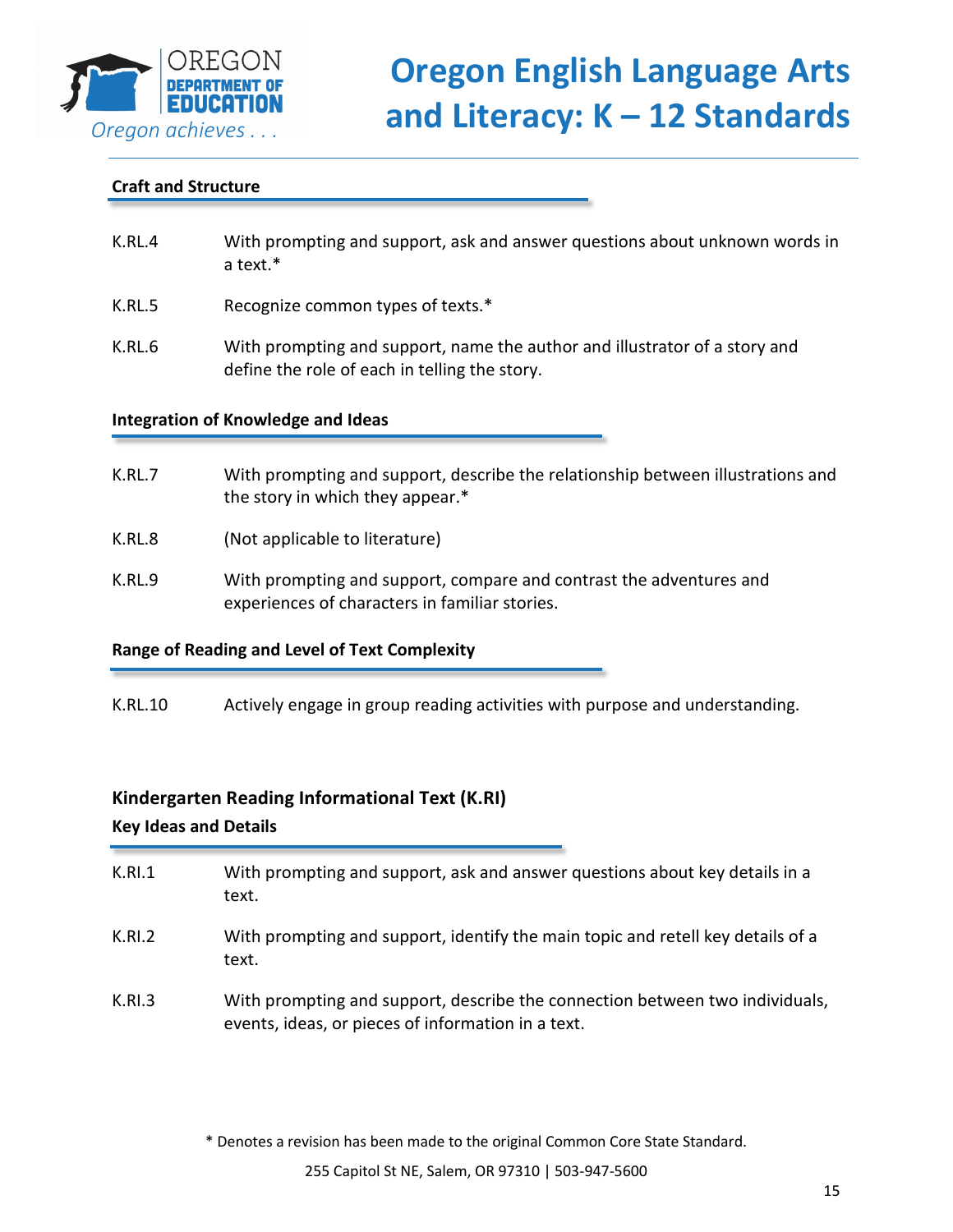### Craft and Structure

| | |
|---|---|
| K.RL.4 | With prompting and support, ask and answer questions about unknown words in a text.* |
| K.RL.5 | Recognize common types of texts.* |
| K.RL.6 | With prompting and support, name the author and illustrator of a story and define the role of each in telling the story. |

### Integration of Knowledge and Ideas

| | |
|---|---|
| K.RL.7 | With prompting and support, describe the relationship between illustrations and the story in which they appear.* |
| K.RL.8 | (Not applicable to literature) |
| K.RL.9 | With prompting and support, compare and contrast the adventures and experiences of characters in familiar stories. |

### Range of Reading and Level of Text Complexity

| | |
|---|---|
| K.RL.10 | Actively engage in group reading activities with purpose and understanding. |

## Kindergarten Reading Informational Text (K.RI)

### Key Ideas and Details

| | |
|---|---|
| K.RI.1 | With prompting and support, ask and answer questions about key details in a text. |
| K.RI.2 | With prompting and support, identify the main topic and retell key details of a text. |
| K.RI.3 | With prompting and support, describe the connection between two individuals, events, ideas, or pieces of information in a text. |

* Denotes a revision has been made to the original Common Core State Standard.

255 Capitol St NE, Salem, OR 97310 | 503-947-5600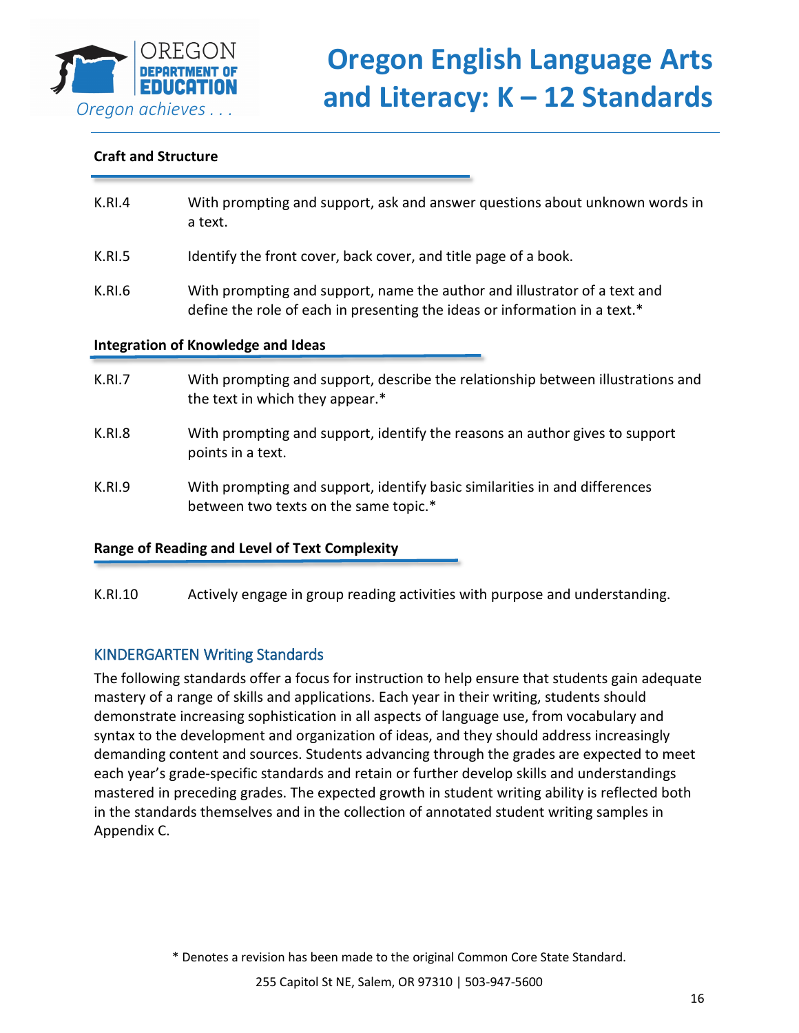### Craft and Structure

| | |
|---|---|
| K.RI.4 | With prompting and support, ask and answer questions about unknown words in a text. |
| K.RI.5 | Identify the front cover, back cover, and title page of a book. |
| K.RI.6 | With prompting and support, name the author and illustrator of a text and define the role of each in presenting the ideas or information in a text.* |

### Integration of Knowledge and Ideas

| | |
|---|---|
| K.RI.7 | With prompting and support, describe the relationship between illustrations and the text in which they appear.* |
| K.RI.8 | With prompting and support, identify the reasons an author gives to support points in a text. |
| K.RI.9 | With prompting and support, identify basic similarities in and differences between two texts on the same topic.* |

### Range of Reading and Level of Text Complexity

| | |
|---|---|
| K.RI.10 | Actively engage in group reading activities with purpose and understanding. |

## KINDERGARTEN Writing Standards

The following standards offer a focus for instruction to help ensure that students gain adequate mastery of a range of skills and applications. Each year in their writing, students should demonstrate increasing sophistication in all aspects of language use, from vocabulary and syntax to the development and organization of ideas, and they should address increasingly demanding content and sources. Students advancing through the grades are expected to meet each year's grade-specific standards and retain or further develop skills and understandings mastered in preceding grades. The expected growth in student writing ability is reflected both in the standards themselves and in the collection of annotated student writing samples in Appendix C.

* Denotes a revision has been made to the original Common Core State Standard.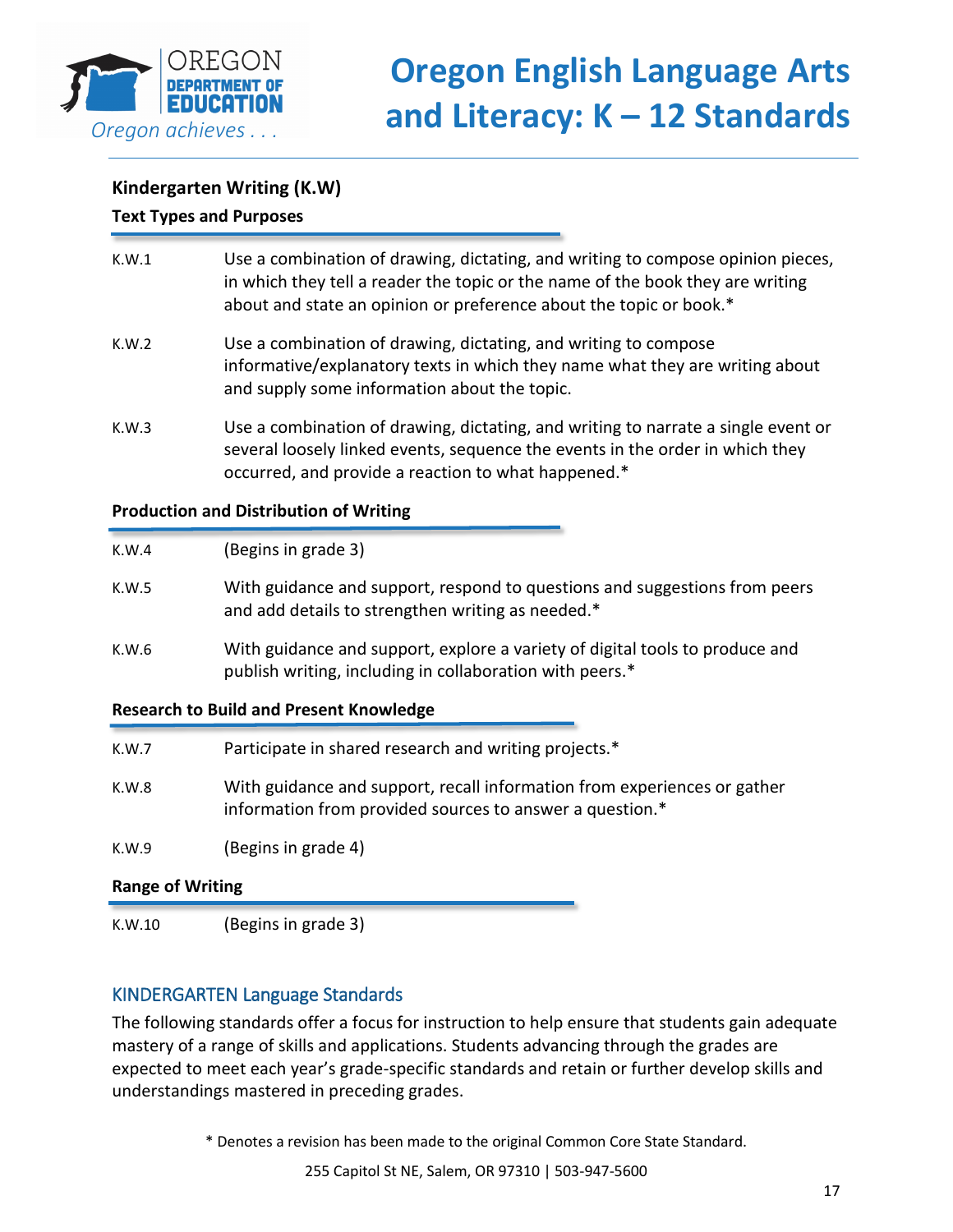## Kindergarten Writing (K.W)

### Text Types and Purposes

| | |
|---|---|
| K.W.1 | Use a combination of drawing, dictating, and writing to compose opinion pieces, in which they tell a reader the topic or the name of the book they are writing about and state an opinion or preference about the topic or book.* |
| K.W.2 | Use a combination of drawing, dictating, and writing to compose informative/explanatory texts in which they name what they are writing about and supply some information about the topic. |
| K.W.3 | Use a combination of drawing, dictating, and writing to narrate a single event or several loosely linked events, sequence the events in the order in which they occurred, and provide a reaction to what happened.* |

### Production and Distribution of Writing

| | |
|---|---|
| K.W.4 | (Begins in grade 3) |
| K.W.5 | With guidance and support, respond to questions and suggestions from peers and add details to strengthen writing as needed.* |
| K.W.6 | With guidance and support, explore a variety of digital tools to produce and publish writing, including in collaboration with peers.* |

### Research to Build and Present Knowledge

| | |
|---|---|
| K.W.7 | Participate in shared research and writing projects.* |
| K.W.8 | With guidance and support, recall information from experiences or gather information from provided sources to answer a question.* |
| K.W.9 | (Begins in grade 4) |

### Range of Writing

| | |
|---|---|
| K.W.10 | (Begins in grade 3) |

## KINDERGARTEN Language Standards

The following standards offer a focus for instruction to help ensure that students gain adequate mastery of a range of skills and applications. Students advancing through the grades are expected to meet each year's grade-specific standards and retain or further develop skills and understandings mastered in preceding grades.

* Denotes a revision has been made to the original Common Core State Standard.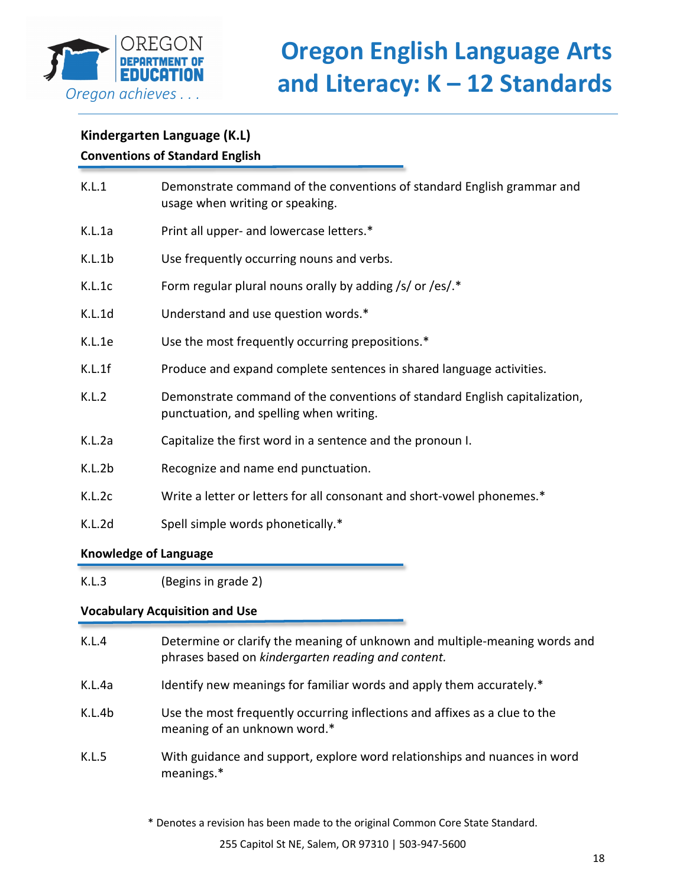## Kindergarten Language (K.L)

### Conventions of Standard English

| | |
|---|---|
| K.L.1 | Demonstrate command of the conventions of standard English grammar and usage when writing or speaking. |
| K.L.1a | Print all upper- and lowercase letters.* |
| K.L.1b | Use frequently occurring nouns and verbs. |
| K.L.1c | Form regular plural nouns orally by adding /s/ or /es/.* |
| K.L.1d | Understand and use question words.* |
| K.L.1e | Use the most frequently occurring prepositions.* |
| K.L.1f | Produce and expand complete sentences in shared language activities. |
| K.L.2 | Demonstrate command of the conventions of standard English capitalization, punctuation, and spelling when writing. |
| K.L.2a | Capitalize the first word in a sentence and the pronoun I. |
| K.L.2b | Recognize and name end punctuation. |
| K.L.2c | Write a letter or letters for all consonant and short-vowel phonemes.* |
| K.L.2d | Spell simple words phonetically.* |

### Knowledge of Language

| | |
|---|---|
| K.L.3 | (Begins in grade 2) |

### Vocabulary Acquisition and Use

| | |
|---|---|
| K.L.4 | Determine or clarify the meaning of unknown and multiple-meaning words and phrases based on *kindergarten reading and content.* |
| K.L.4a | Identify new meanings for familiar words and apply them accurately.* |
| K.L.4b | Use the most frequently occurring inflections and affixes as a clue to the meaning of an unknown word.* |
| K.L.5 | With guidance and support, explore word relationships and nuances in word meanings.* |

* Denotes a revision has been made to the original Common Core State Standard.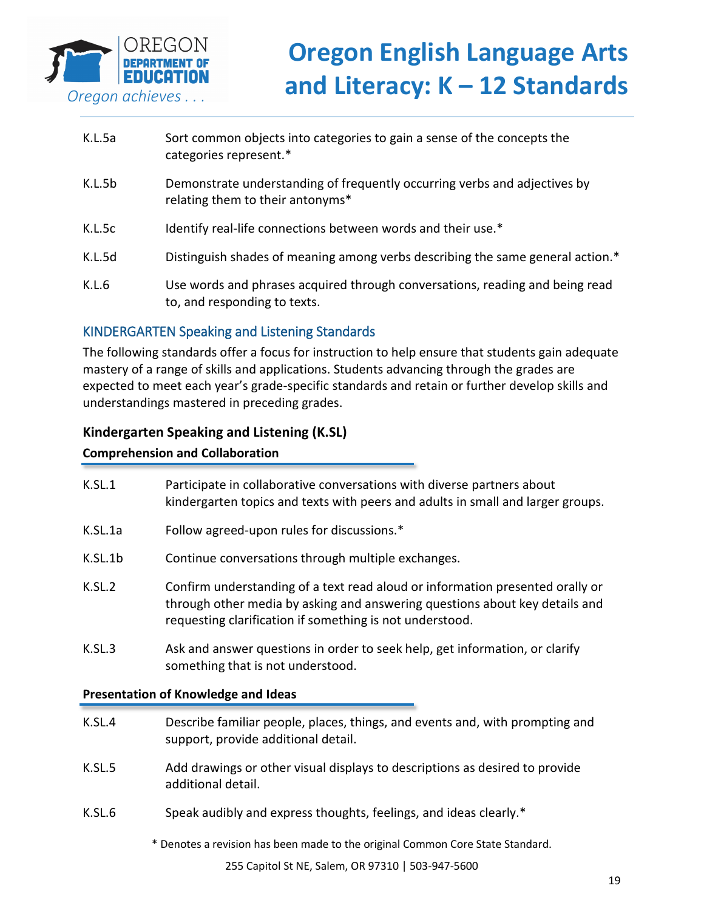| | |
|---|---|
| K.L.5a | Sort common objects into categories to gain a sense of the concepts the categories represent.* |
| K.L.5b | Demonstrate understanding of frequently occurring verbs and adjectives by relating them to their antonyms* |
| K.L.5c | Identify real-life connections between words and their use.* |
| K.L.5d | Distinguish shades of meaning among verbs describing the same general action.* |
| K.L.6 | Use words and phrases acquired through conversations, reading and being read to, and responding to texts. |

## KINDERGARTEN Speaking and Listening Standards

The following standards offer a focus for instruction to help ensure that students gain adequate mastery of a range of skills and applications. Students advancing through the grades are expected to meet each year's grade-specific standards and retain or further develop skills and understandings mastered in preceding grades.

### Kindergarten Speaking and Listening (K.SL)

**Comprehension and Collaboration**

| | |
|---|---|
| K.SL.1 | Participate in collaborative conversations with diverse partners about kindergarten topics and texts with peers and adults in small and larger groups. |
| K.SL.1a | Follow agreed-upon rules for discussions.* |
| K.SL.1b | Continue conversations through multiple exchanges. |
| K.SL.2 | Confirm understanding of a text read aloud or information presented orally or through other media by asking and answering questions about key details and requesting clarification if something is not understood. |
| K.SL.3 | Ask and answer questions in order to seek help, get information, or clarify something that is not understood. |

**Presentation of Knowledge and Ideas**

| | |
|---|---|
| K.SL.4 | Describe familiar people, places, things, and events and, with prompting and support, provide additional detail. |
| K.SL.5 | Add drawings or other visual displays to descriptions as desired to provide additional detail. |
| K.SL.6 | Speak audibly and express thoughts, feelings, and ideas clearly.* |

* Denotes a revision has been made to the original Common Core State Standard.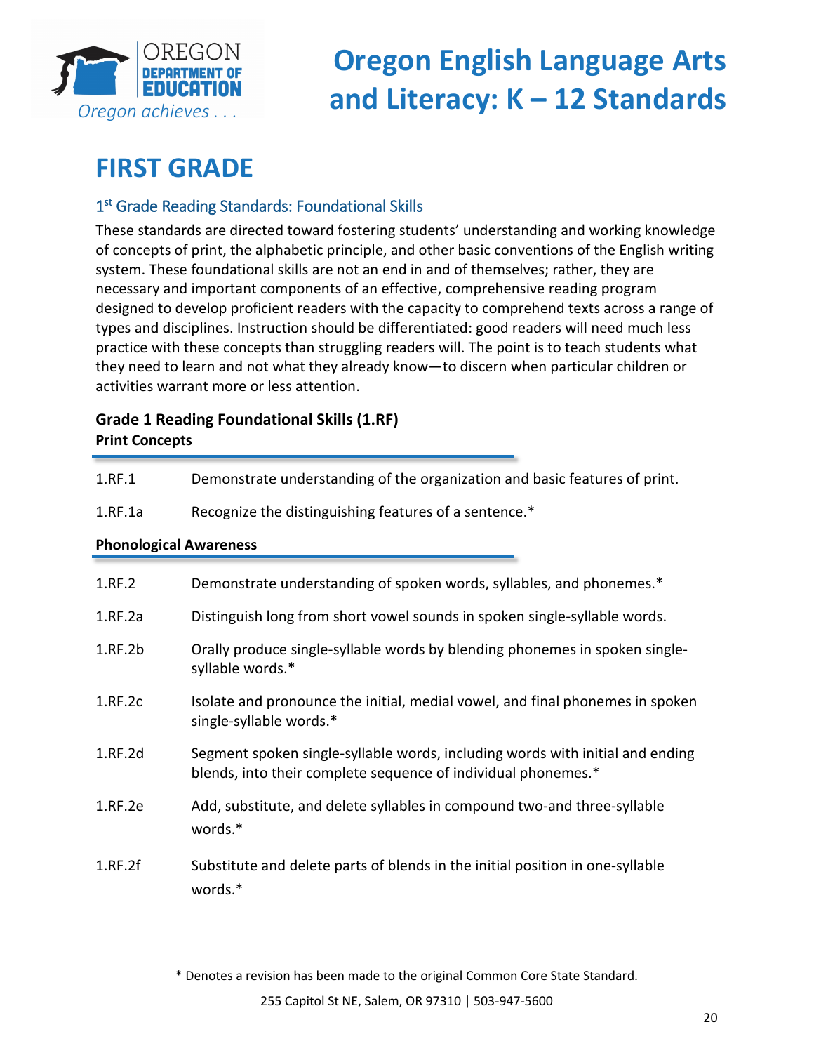# FIRST GRADE

## 1st Grade Reading Standards: Foundational Skills

These standards are directed toward fostering students' understanding and working knowledge of concepts of print, the alphabetic principle, and other basic conventions of the English writing system. These foundational skills are not an end in and of themselves; rather, they are necessary and important components of an effective, comprehensive reading program designed to develop proficient readers with the capacity to comprehend texts across a range of types and disciplines. Instruction should be differentiated: good readers will need much less practice with these concepts than struggling readers will. The point is to teach students what they need to learn and not what they already know—to discern when particular children or activities warrant more or less attention.

### Grade 1 Reading Foundational Skills (1.RF)

**Print Concepts**

| | |
|---|---|
| 1.RF.1 | Demonstrate understanding of the organization and basic features of print. |
| 1.RF.1a | Recognize the distinguishing features of a sentence.* |

**Phonological Awareness**

| | |
|---|---|
| 1.RF.2 | Demonstrate understanding of spoken words, syllables, and phonemes.* |
| 1.RF.2a | Distinguish long from short vowel sounds in spoken single-syllable words. |
| 1.RF.2b | Orally produce single-syllable words by blending phonemes in spoken single-syllable words.* |
| 1.RF.2c | Isolate and pronounce the initial, medial vowel, and final phonemes in spoken single-syllable words.* |
| 1.RF.2d | Segment spoken single-syllable words, including words with initial and ending blends, into their complete sequence of individual phonemes.* |
| 1.RF.2e | Add, substitute, and delete syllables in compound two-and three-syllable words.* |
| 1.RF.2f | Substitute and delete parts of blends in the initial position in one-syllable words.* |

* Denotes a revision has been made to the original Common Core State Standard.

255 Capitol St NE, Salem, OR 97310 | 503-947-5600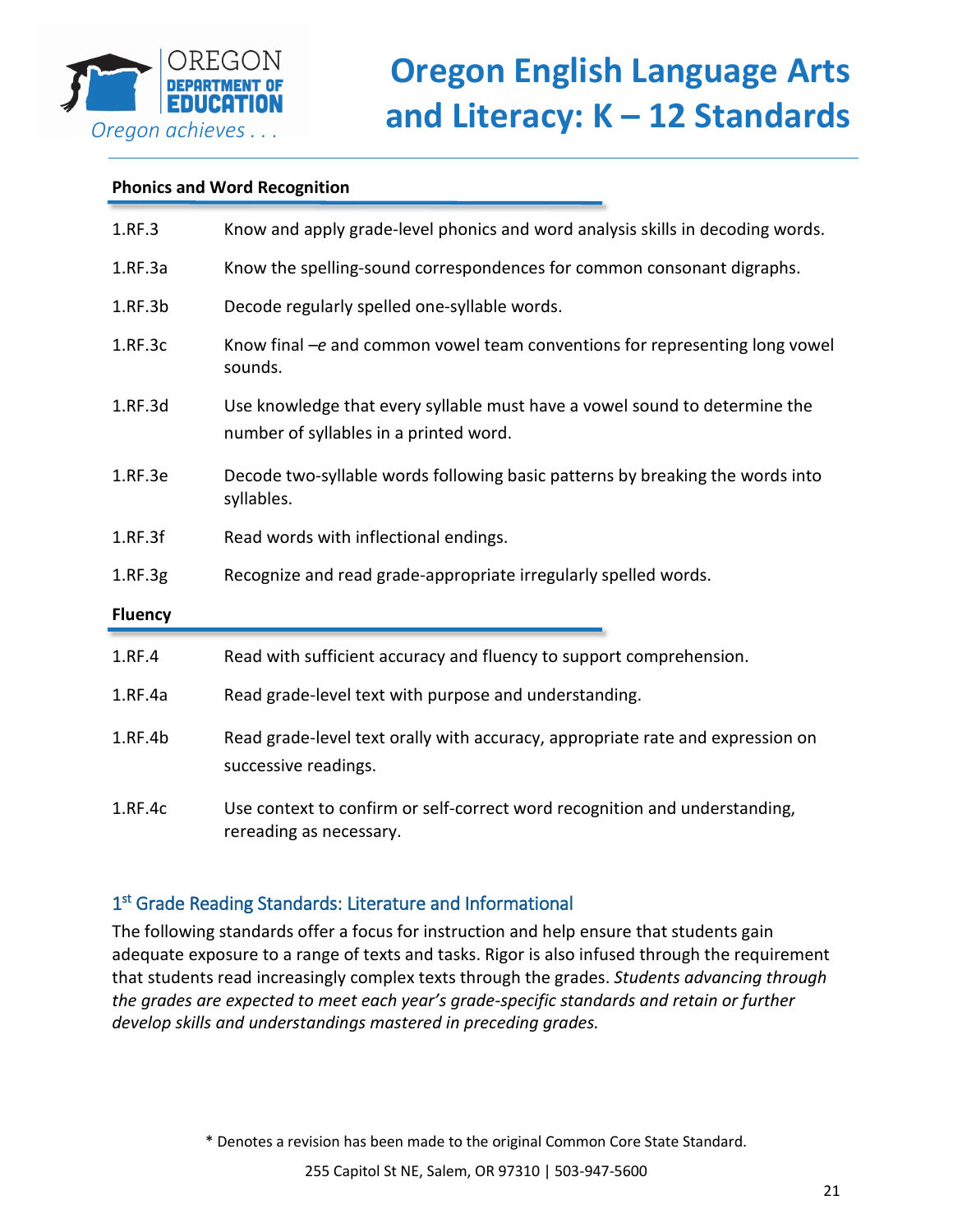**Phonics and Word Recognition**

| | |
|---|---|
| 1.RF.3 | Know and apply grade-level phonics and word analysis skills in decoding words. |
| 1.RF.3a | Know the spelling-sound correspondences for common consonant digraphs. |
| 1.RF.3b | Decode regularly spelled one-syllable words. |
| 1.RF.3c | Know final –*e* and common vowel team conventions for representing long vowel sounds. |
| 1.RF.3d | Use knowledge that every syllable must have a vowel sound to determine the number of syllables in a printed word. |
| 1.RF.3e | Decode two-syllable words following basic patterns by breaking the words into syllables. |
| 1.RF.3f | Read words with inflectional endings. |
| 1.RF.3g | Recognize and read grade-appropriate irregularly spelled words. |

**Fluency**

| | |
|---|---|
| 1.RF.4 | Read with sufficient accuracy and fluency to support comprehension. |
| 1.RF.4a | Read grade-level text with purpose and understanding. |
| 1.RF.4b | Read grade-level text orally with accuracy, appropriate rate and expression on successive readings. |
| 1.RF.4c | Use context to confirm or self-correct word recognition and understanding, rereading as necessary. |

## 1st Grade Reading Standards: Literature and Informational

The following standards offer a focus for instruction and help ensure that students gain adequate exposure to a range of texts and tasks. Rigor is also infused through the requirement that students read increasingly complex texts through the grades. *Students advancing through the grades are expected to meet each year's grade-specific standards and retain or further develop skills and understandings mastered in preceding grades.*

\* Denotes a revision has been made to the original Common Core State Standard.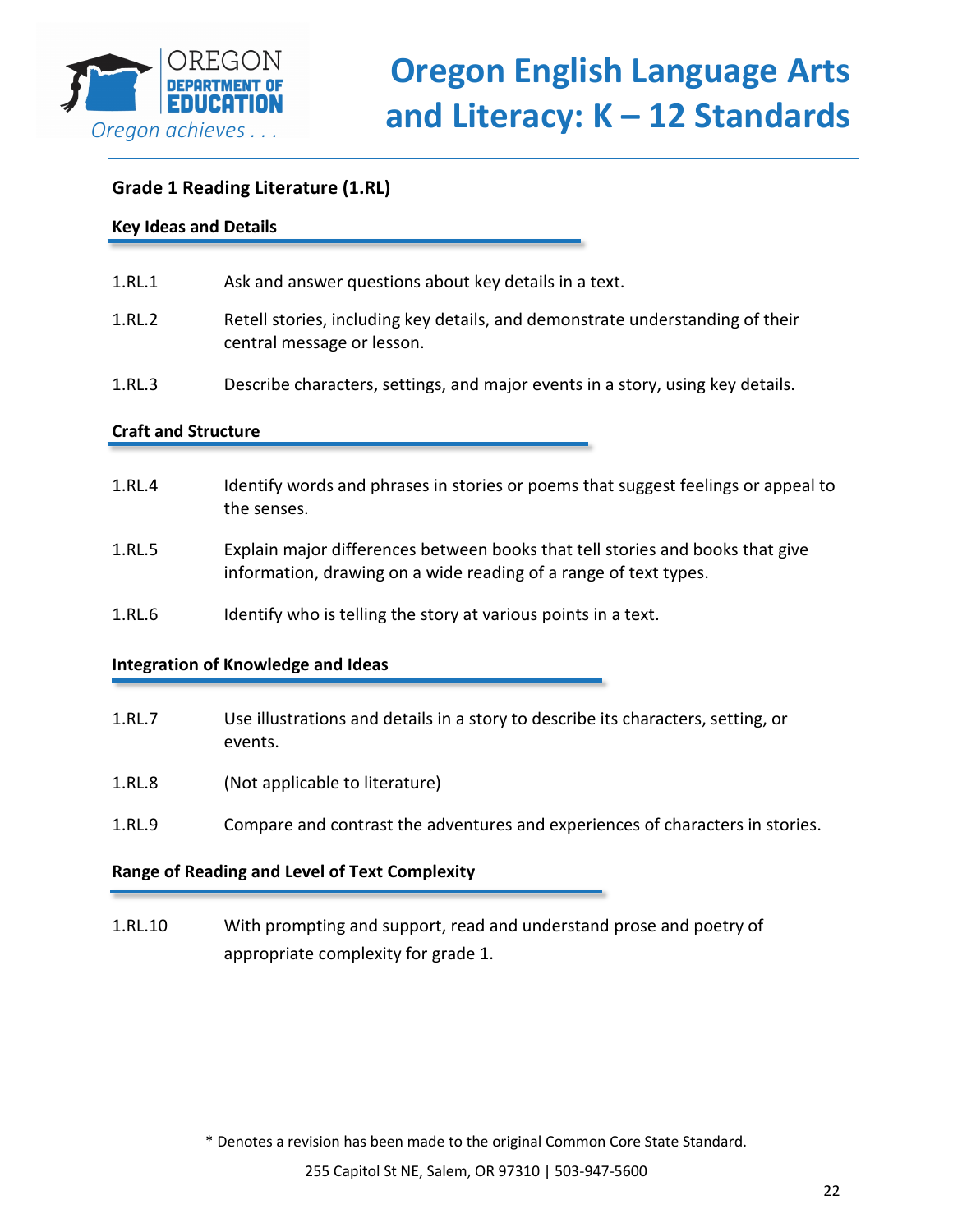## Grade 1 Reading Literature (1.RL)

### Key Ideas and Details

| | |
|---|---|
| 1.RL.1 | Ask and answer questions about key details in a text. |
| 1.RL.2 | Retell stories, including key details, and demonstrate understanding of their central message or lesson. |
| 1.RL.3 | Describe characters, settings, and major events in a story, using key details. |

### Craft and Structure

| | |
|---|---|
| 1.RL.4 | Identify words and phrases in stories or poems that suggest feelings or appeal to the senses. |
| 1.RL.5 | Explain major differences between books that tell stories and books that give information, drawing on a wide reading of a range of text types. |
| 1.RL.6 | Identify who is telling the story at various points in a text. |

### Integration of Knowledge and Ideas

| | |
|---|---|
| 1.RL.7 | Use illustrations and details in a story to describe its characters, setting, or events. |
| 1.RL.8 | (Not applicable to literature) |
| 1.RL.9 | Compare and contrast the adventures and experiences of characters in stories. |

### Range of Reading and Level of Text Complexity

| | |
|---|---|
| 1.RL.10 | With prompting and support, read and understand prose and poetry of appropriate complexity for grade 1. |

\* Denotes a revision has been made to the original Common Core State Standard.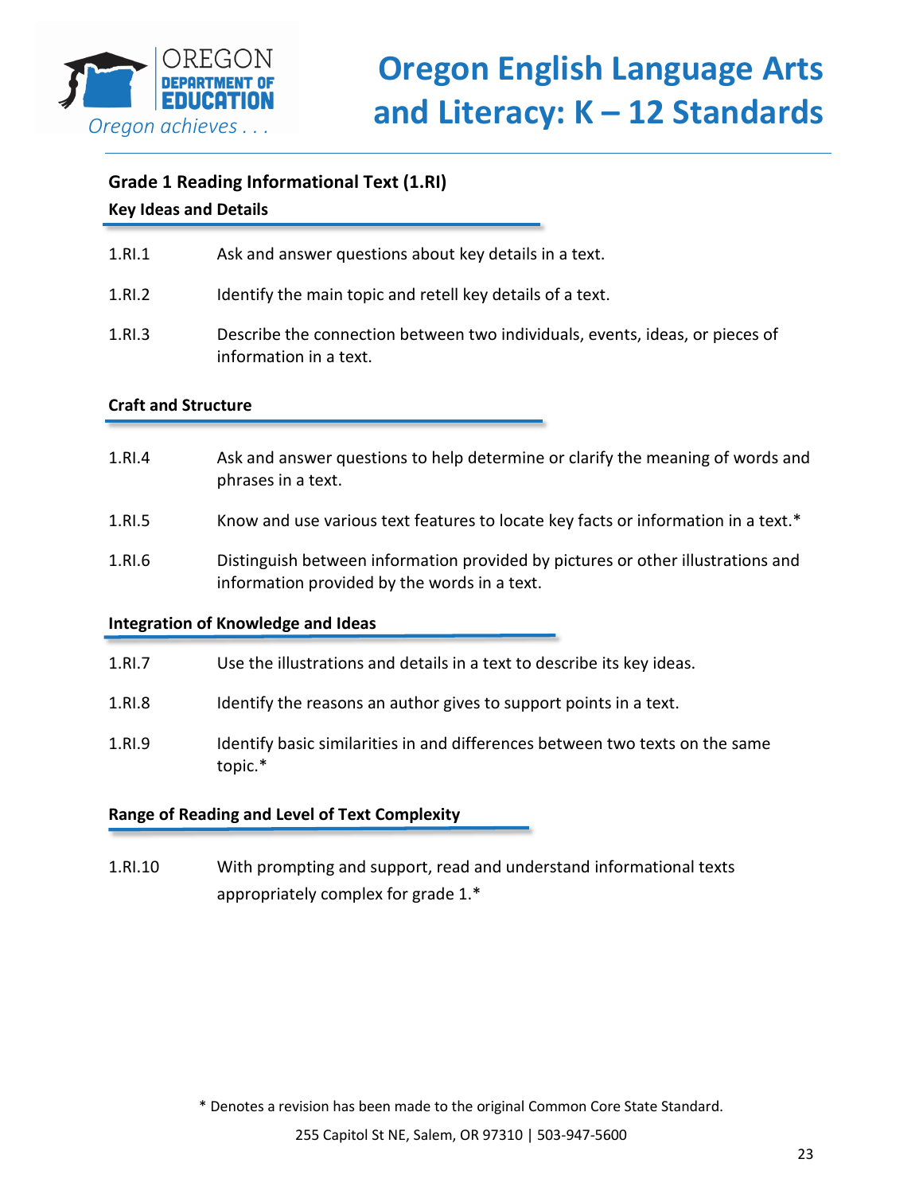## Grade 1 Reading Informational Text (1.RI)

### Key Ideas and Details

1.RI.1 Ask and answer questions about key details in a text.

1.RI.2 Identify the main topic and retell key details of a text.

1.RI.3 Describe the connection between two individuals, events, ideas, or pieces of information in a text.

### Craft and Structure

1.RI.4 Ask and answer questions to help determine or clarify the meaning of words and phrases in a text.

1.RI.5 Know and use various text features to locate key facts or information in a text.*

1.RI.6 Distinguish between information provided by pictures or other illustrations and information provided by the words in a text.

### Integration of Knowledge and Ideas

1.RI.7 Use the illustrations and details in a text to describe its key ideas.

1.RI.8 Identify the reasons an author gives to support points in a text.

1.RI.9 Identify basic similarities in and differences between two texts on the same topic.*

### Range of Reading and Level of Text Complexity

1.RI.10 With prompting and support, read and understand informational texts appropriately complex for grade 1.*

\* Denotes a revision has been made to the original Common Core State Standard.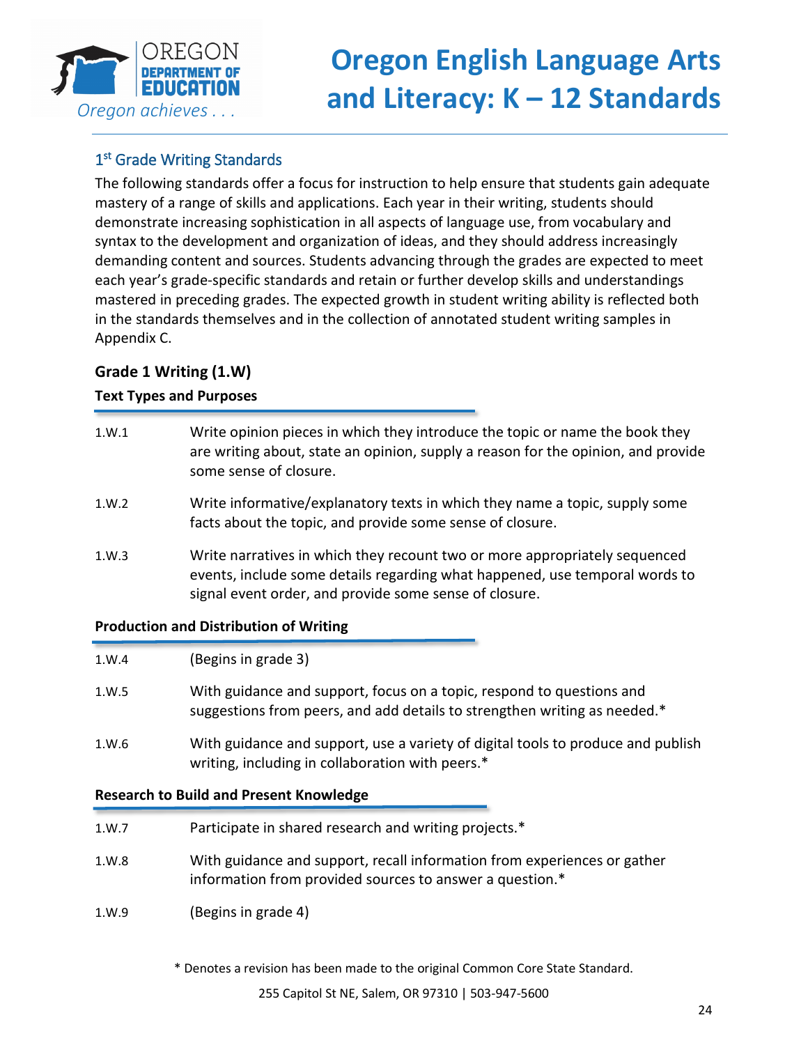## 1st Grade Writing Standards

The following standards offer a focus for instruction to help ensure that students gain adequate mastery of a range of skills and applications. Each year in their writing, students should demonstrate increasing sophistication in all aspects of language use, from vocabulary and syntax to the development and organization of ideas, and they should address increasingly demanding content and sources. Students advancing through the grades are expected to meet each year's grade-specific standards and retain or further develop skills and understandings mastered in preceding grades. The expected growth in student writing ability is reflected both in the standards themselves and in the collection of annotated student writing samples in Appendix C.

### Grade 1 Writing (1.W)

**Text Types and Purposes**

| | |
|---|---|
| 1.W.1 | Write opinion pieces in which they introduce the topic or name the book they are writing about, state an opinion, supply a reason for the opinion, and provide some sense of closure. |
| 1.W.2 | Write informative/explanatory texts in which they name a topic, supply some facts about the topic, and provide some sense of closure. |
| 1.W.3 | Write narratives in which they recount two or more appropriately sequenced events, include some details regarding what happened, use temporal words to signal event order, and provide some sense of closure. |

**Production and Distribution of Writing**

| | |
|---|---|
| 1.W.4 | (Begins in grade 3) |
| 1.W.5 | With guidance and support, focus on a topic, respond to questions and suggestions from peers, and add details to strengthen writing as needed.* |
| 1.W.6 | With guidance and support, use a variety of digital tools to produce and publish writing, including in collaboration with peers.* |

**Research to Build and Present Knowledge**

| | |
|---|---|
| 1.W.7 | Participate in shared research and writing projects.* |
| 1.W.8 | With guidance and support, recall information from experiences or gather information from provided sources to answer a question.* |
| 1.W.9 | (Begins in grade 4) |

* Denotes a revision has been made to the original Common Core State Standard.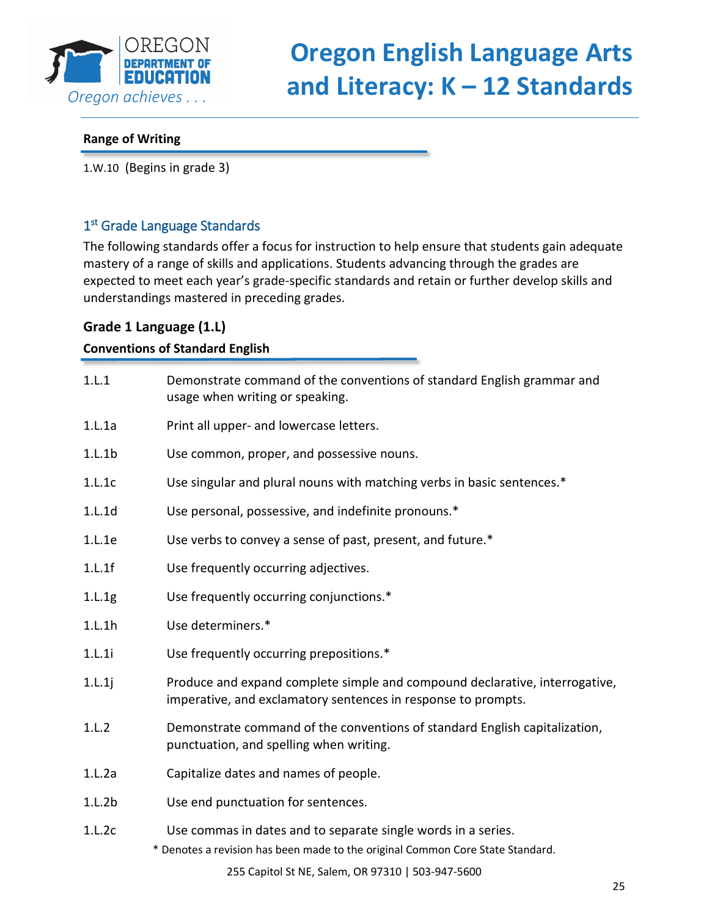**Range of Writing**

1.W.10 (Begins in grade 3)

## 1st Grade Language Standards

The following standards offer a focus for instruction to help ensure that students gain adequate mastery of a range of skills and applications. Students advancing through the grades are expected to meet each year's grade-specific standards and retain or further develop skills and understandings mastered in preceding grades.

### Grade 1 Language (1.L)

**Conventions of Standard English**

| | |
|---|---|
| 1.L.1 | Demonstrate command of the conventions of standard English grammar and usage when writing or speaking. |
| 1.L.1a | Print all upper- and lowercase letters. |
| 1.L.1b | Use common, proper, and possessive nouns. |
| 1.L.1c | Use singular and plural nouns with matching verbs in basic sentences.* |
| 1.L.1d | Use personal, possessive, and indefinite pronouns.* |
| 1.L.1e | Use verbs to convey a sense of past, present, and future.* |
| 1.L.1f | Use frequently occurring adjectives. |
| 1.L.1g | Use frequently occurring conjunctions.* |
| 1.L.1h | Use determiners.* |
| 1.L.1i | Use frequently occurring prepositions.* |
| 1.L.1j | Produce and expand complete simple and compound declarative, interrogative, imperative, and exclamatory sentences in response to prompts. |
| 1.L.2 | Demonstrate command of the conventions of standard English capitalization, punctuation, and spelling when writing. |
| 1.L.2a | Capitalize dates and names of people. |
| 1.L.2b | Use end punctuation for sentences. |
| 1.L.2c | Use commas in dates and to separate single words in a series. |

* Denotes a revision has been made to the original Common Core State Standard.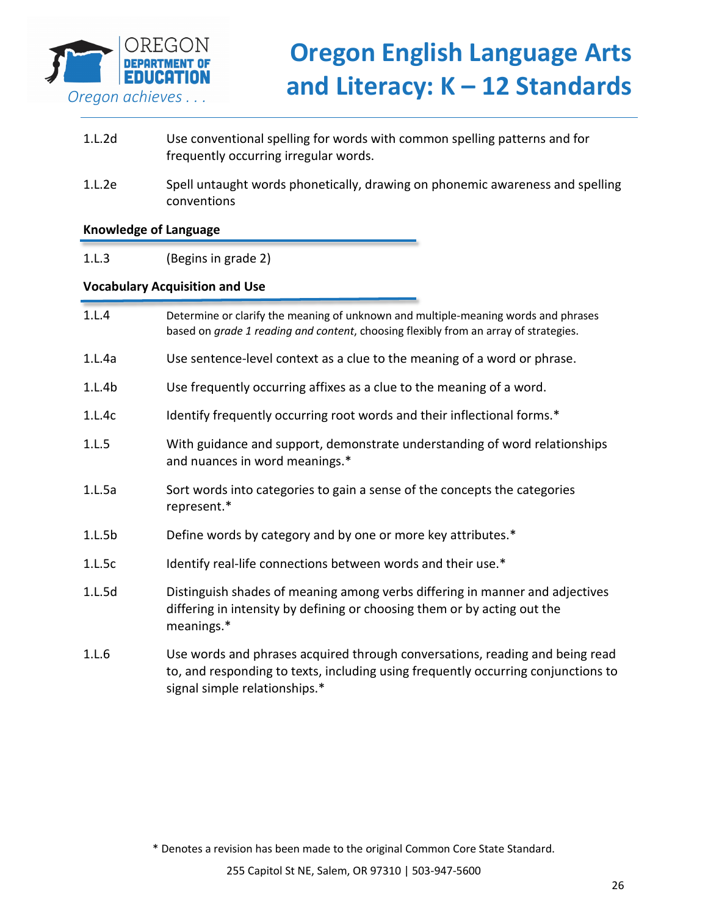| | |
|---|---|
| 1.L.2d | Use conventional spelling for words with common spelling patterns and for frequently occurring irregular words. |
| 1.L.2e | Spell untaught words phonetically, drawing on phonemic awareness and spelling conventions |

**Knowledge of Language**

| | |
|---|---|
| 1.L.3 | (Begins in grade 2) |

**Vocabulary Acquisition and Use**

| | |
|---|---|
| 1.L.4 | Determine or clarify the meaning of unknown and multiple-meaning words and phrases based on *grade 1 reading and content*, choosing flexibly from an array of strategies. |
| 1.L.4a | Use sentence-level context as a clue to the meaning of a word or phrase. |
| 1.L.4b | Use frequently occurring affixes as a clue to the meaning of a word. |
| 1.L.4c | Identify frequently occurring root words and their inflectional forms.* |
| 1.L.5 | With guidance and support, demonstrate understanding of word relationships and nuances in word meanings.* |
| 1.L.5a | Sort words into categories to gain a sense of the concepts the categories represent.* |
| 1.L.5b | Define words by category and by one or more key attributes.* |
| 1.L.5c | Identify real-life connections between words and their use.* |
| 1.L.5d | Distinguish shades of meaning among verbs differing in manner and adjectives differing in intensity by defining or choosing them or by acting out the meanings.* |
| 1.L.6 | Use words and phrases acquired through conversations, reading and being read to, and responding to texts, including using frequently occurring conjunctions to signal simple relationships.* |

\* Denotes a revision has been made to the original Common Core State Standard.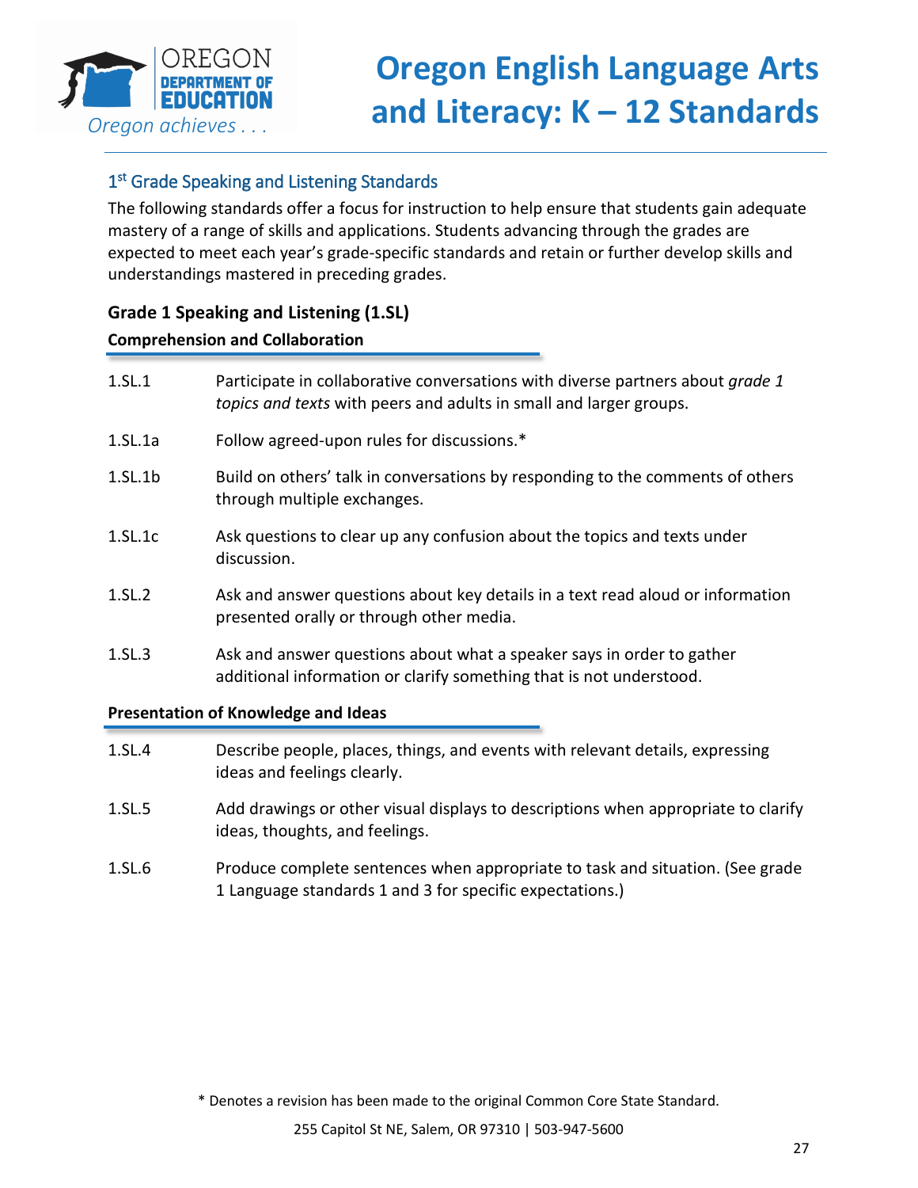## 1st Grade Speaking and Listening Standards

The following standards offer a focus for instruction to help ensure that students gain adequate mastery of a range of skills and applications. Students advancing through the grades are expected to meet each year's grade-specific standards and retain or further develop skills and understandings mastered in preceding grades.

### Grade 1 Speaking and Listening (1.SL)

**Comprehension and Collaboration**

| | |
|---|---|
| 1.SL.1 | Participate in collaborative conversations with diverse partners about *grade 1 topics and texts* with peers and adults in small and larger groups. |
| 1.SL.1a | Follow agreed-upon rules for discussions.* |
| 1.SL.1b | Build on others' talk in conversations by responding to the comments of others through multiple exchanges. |
| 1.SL.1c | Ask questions to clear up any confusion about the topics and texts under discussion. |
| 1.SL.2 | Ask and answer questions about key details in a text read aloud or information presented orally or through other media. |
| 1.SL.3 | Ask and answer questions about what a speaker says in order to gather additional information or clarify something that is not understood. |

**Presentation of Knowledge and Ideas**

| | |
|---|---|
| 1.SL.4 | Describe people, places, things, and events with relevant details, expressing ideas and feelings clearly. |
| 1.SL.5 | Add drawings or other visual displays to descriptions when appropriate to clarify ideas, thoughts, and feelings. |
| 1.SL.6 | Produce complete sentences when appropriate to task and situation. (See grade 1 Language standards 1 and 3 for specific expectations.) |

\* Denotes a revision has been made to the original Common Core State Standard.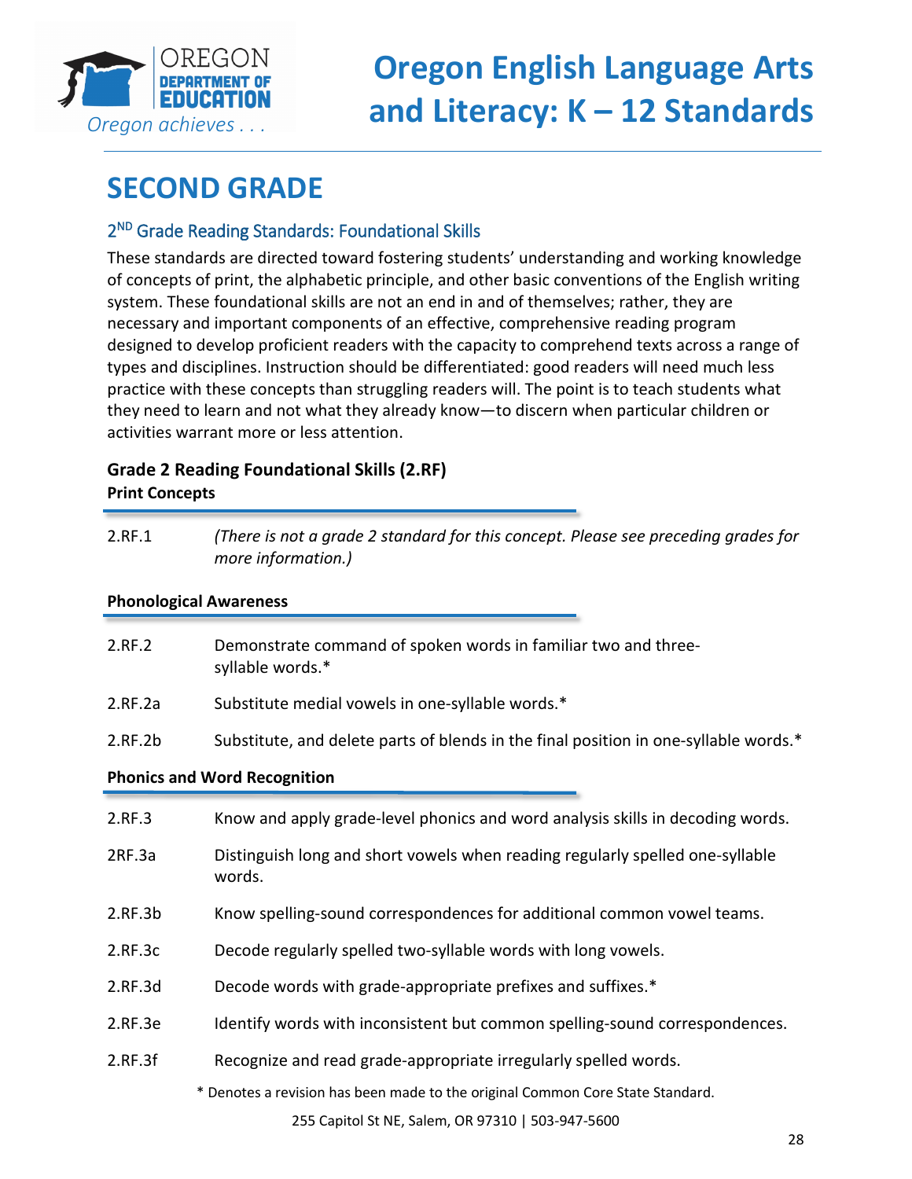# SECOND GRADE

## 2ND Grade Reading Standards: Foundational Skills

These standards are directed toward fostering students' understanding and working knowledge of concepts of print, the alphabetic principle, and other basic conventions of the English writing system. These foundational skills are not an end in and of themselves; rather, they are necessary and important components of an effective, comprehensive reading program designed to develop proficient readers with the capacity to comprehend texts across a range of types and disciplines. Instruction should be differentiated: good readers will need much less practice with these concepts than struggling readers will. The point is to teach students what they need to learn and not what they already know—to discern when particular children or activities warrant more or less attention.

### Grade 2 Reading Foundational Skills (2.RF)

**Print Concepts**

| | |
|---|---|
| 2.RF.1 | *(There is not a grade 2 standard for this concept. Please see preceding grades for more information.)* |

**Phonological Awareness**

| | |
|---|---|
| 2.RF.2 | Demonstrate command of spoken words in familiar two and three-syllable words.* |
| 2.RF.2a | Substitute medial vowels in one-syllable words.* |
| 2.RF.2b | Substitute, and delete parts of blends in the final position in one-syllable words.* |

**Phonics and Word Recognition**

| | |
|---|---|
| 2.RF.3 | Know and apply grade-level phonics and word analysis skills in decoding words. |
| 2RF.3a | Distinguish long and short vowels when reading regularly spelled one-syllable words. |
| 2.RF.3b | Know spelling-sound correspondences for additional common vowel teams. |
| 2.RF.3c | Decode regularly spelled two-syllable words with long vowels. |
| 2.RF.3d | Decode words with grade-appropriate prefixes and suffixes.* |
| 2.RF.3e | Identify words with inconsistent but common spelling-sound correspondences. |
| 2.RF.3f | Recognize and read grade-appropriate irregularly spelled words. |

\* Denotes a revision has been made to the original Common Core State Standard.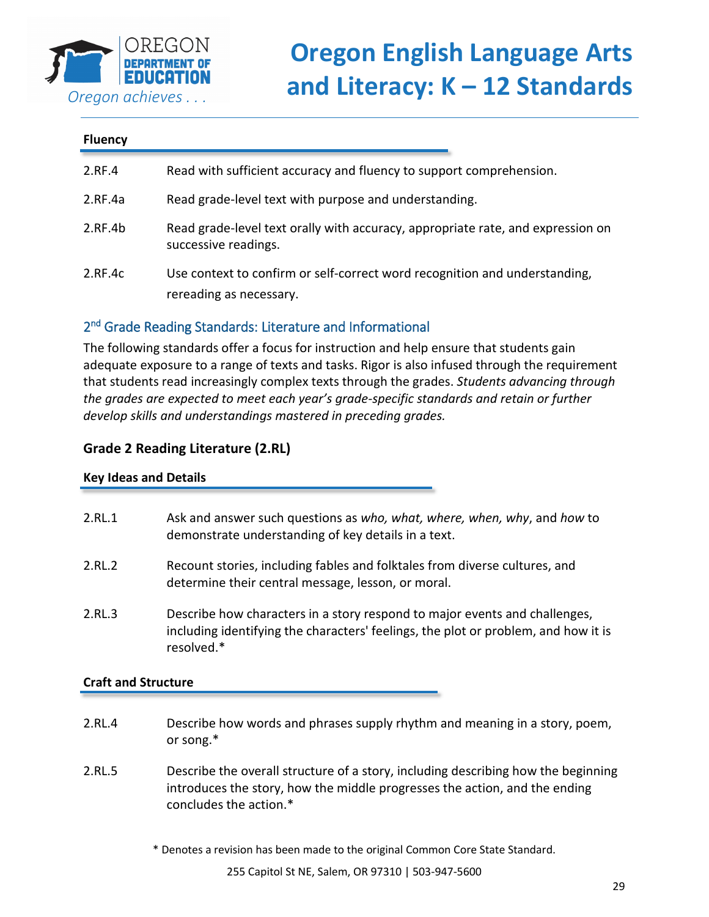#### Fluency

| | |
|---|---|
| 2.RF.4 | Read with sufficient accuracy and fluency to support comprehension. |
| 2.RF.4a | Read grade-level text with purpose and understanding. |
| 2.RF.4b | Read grade-level text orally with accuracy, appropriate rate, and expression on successive readings. |
| 2.RF.4c | Use context to confirm or self-correct word recognition and understanding, rereading as necessary. |

## 2nd Grade Reading Standards: Literature and Informational

The following standards offer a focus for instruction and help ensure that students gain adequate exposure to a range of texts and tasks. Rigor is also infused through the requirement that students read increasingly complex texts through the grades. *Students advancing through the grades are expected to meet each year's grade-specific standards and retain or further develop skills and understandings mastered in preceding grades.*

### Grade 2 Reading Literature (2.RL)

#### Key Ideas and Details

| | |
|---|---|
| 2.RL.1 | Ask and answer such questions as *who, what, where, when, why*, and *how* to demonstrate understanding of key details in a text. |
| 2.RL.2 | Recount stories, including fables and folktales from diverse cultures, and determine their central message, lesson, or moral. |
| 2.RL.3 | Describe how characters in a story respond to major events and challenges, including identifying the characters' feelings, the plot or problem, and how it is resolved.* |

#### Craft and Structure

| | |
|---|---|
| 2.RL.4 | Describe how words and phrases supply rhythm and meaning in a story, poem, or song.* |
| 2.RL.5 | Describe the overall structure of a story, including describing how the beginning introduces the story, how the middle progresses the action, and the ending concludes the action.* |

\* Denotes a revision has been made to the original Common Core State Standard.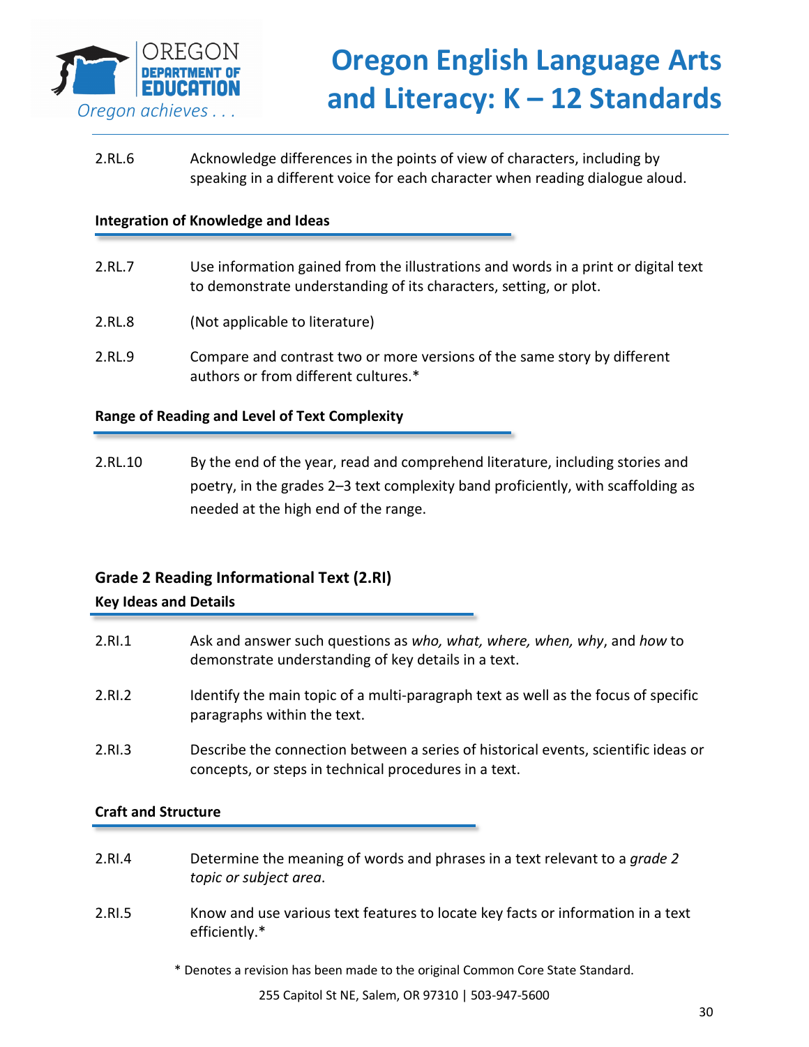2.RL.6 Acknowledge differences in the points of view of characters, including by speaking in a different voice for each character when reading dialogue aloud.

**Integration of Knowledge and Ideas**

2.RL.7 Use information gained from the illustrations and words in a print or digital text to demonstrate understanding of its characters, setting, or plot.

2.RL.8 (Not applicable to literature)

2.RL.9 Compare and contrast two or more versions of the same story by different authors or from different cultures.*

**Range of Reading and Level of Text Complexity**

2.RL.10 By the end of the year, read and comprehend literature, including stories and poetry, in the grades 2–3 text complexity band proficiently, with scaffolding as needed at the high end of the range.

## Grade 2 Reading Informational Text (2.RI)

**Key Ideas and Details**

2.RI.1 Ask and answer such questions as *who, what, where, when, why*, and *how* to demonstrate understanding of key details in a text.

2.RI.2 Identify the main topic of a multi-paragraph text as well as the focus of specific paragraphs within the text.

2.RI.3 Describe the connection between a series of historical events, scientific ideas or concepts, or steps in technical procedures in a text.

**Craft and Structure**

2.RI.4 Determine the meaning of words and phrases in a text relevant to a *grade 2 topic or subject area*.

2.RI.5 Know and use various text features to locate key facts or information in a text efficiently.*

* Denotes a revision has been made to the original Common Core State Standard.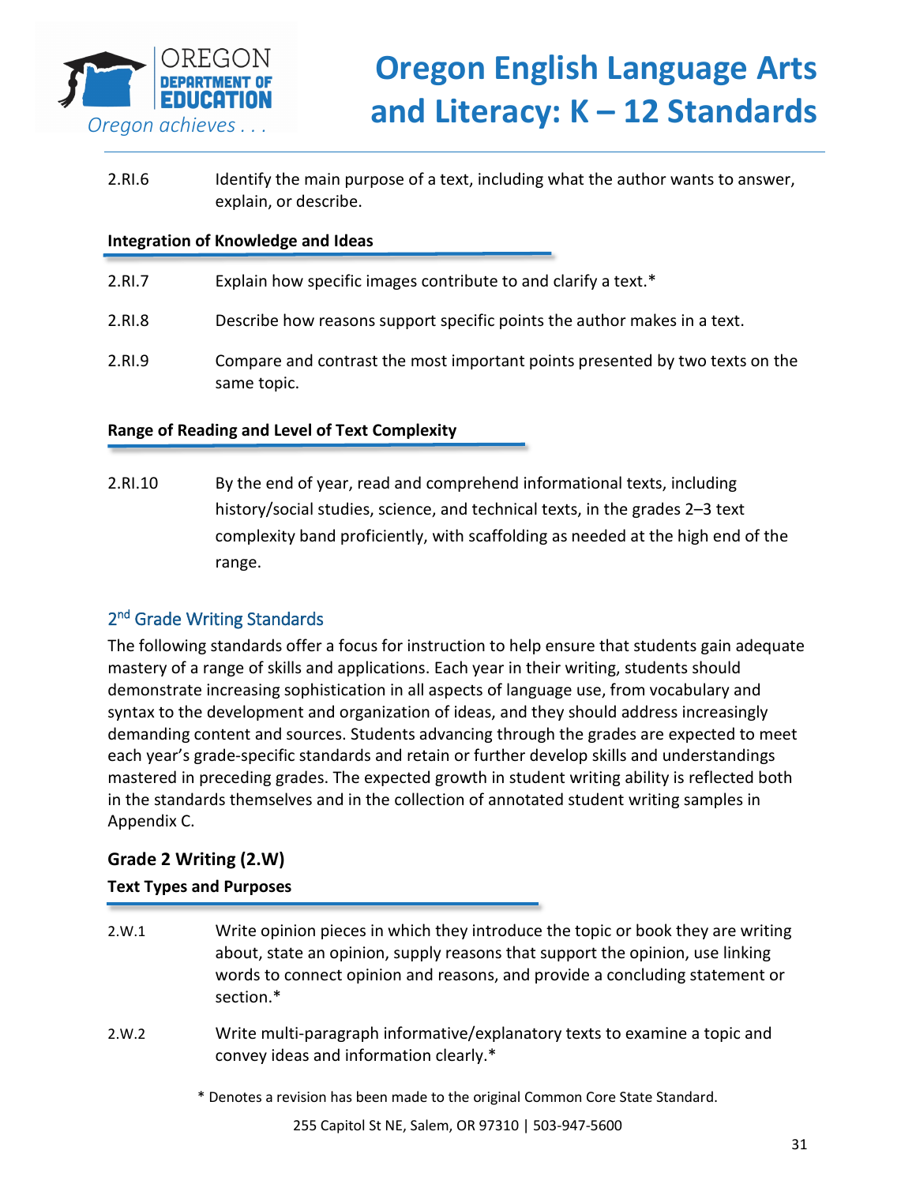2.RI.6 Identify the main purpose of a text, including what the author wants to answer, explain, or describe.

**Integration of Knowledge and Ideas**

2.RI.7 Explain how specific images contribute to and clarify a text.*

2.RI.8 Describe how reasons support specific points the author makes in a text.

2.RI.9 Compare and contrast the most important points presented by two texts on the same topic.

**Range of Reading and Level of Text Complexity**

2.RI.10 By the end of year, read and comprehend informational texts, including history/social studies, science, and technical texts, in the grades 2–3 text complexity band proficiently, with scaffolding as needed at the high end of the range.

## 2nd Grade Writing Standards

The following standards offer a focus for instruction to help ensure that students gain adequate mastery of a range of skills and applications. Each year in their writing, students should demonstrate increasing sophistication in all aspects of language use, from vocabulary and syntax to the development and organization of ideas, and they should address increasingly demanding content and sources. Students advancing through the grades are expected to meet each year's grade-specific standards and retain or further develop skills and understandings mastered in preceding grades. The expected growth in student writing ability is reflected both in the standards themselves and in the collection of annotated student writing samples in Appendix C.

### Grade 2 Writing (2.W)

**Text Types and Purposes**

2.W.1 Write opinion pieces in which they introduce the topic or book they are writing about, state an opinion, supply reasons that support the opinion, use linking words to connect opinion and reasons, and provide a concluding statement or section.*

2.W.2 Write multi-paragraph informative/explanatory texts to examine a topic and convey ideas and information clearly.*

* Denotes a revision has been made to the original Common Core State Standard.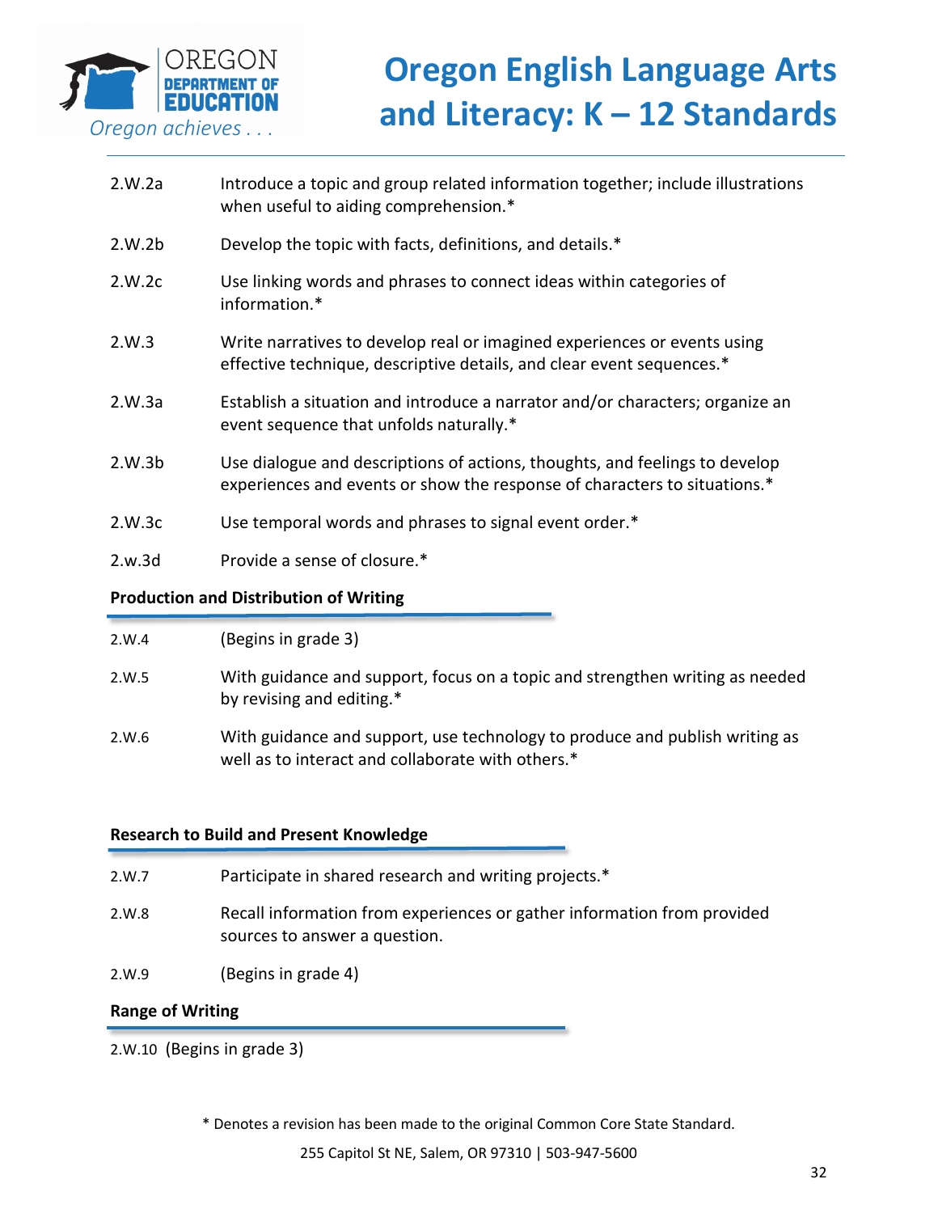| | |
|---|---|
| 2.W.2a | Introduce a topic and group related information together; include illustrations when useful to aiding comprehension.* |
| 2.W.2b | Develop the topic with facts, definitions, and details.* |
| 2.W.2c | Use linking words and phrases to connect ideas within categories of information.* |
| 2.W.3 | Write narratives to develop real or imagined experiences or events using effective technique, descriptive details, and clear event sequences.* |
| 2.W.3a | Establish a situation and introduce a narrator and/or characters; organize an event sequence that unfolds naturally.* |
| 2.W.3b | Use dialogue and descriptions of actions, thoughts, and feelings to develop experiences and events or show the response of characters to situations.* |
| 2.W.3c | Use temporal words and phrases to signal event order.* |
| 2.w.3d | Provide a sense of closure.* |

**Production and Distribution of Writing**

| | |
|---|---|
| 2.W.4 | (Begins in grade 3) |
| 2.W.5 | With guidance and support, focus on a topic and strengthen writing as needed by revising and editing.* |
| 2.W.6 | With guidance and support, use technology to produce and publish writing as well as to interact and collaborate with others.* |

**Research to Build and Present Knowledge**

| | |
|---|---|
| 2.W.7 | Participate in shared research and writing projects.* |
| 2.W.8 | Recall information from experiences or gather information from provided sources to answer a question. |
| 2.W.9 | (Begins in grade 4) |

**Range of Writing**

2.W.10 (Begins in grade 3)

* Denotes a revision has been made to the original Common Core State Standard.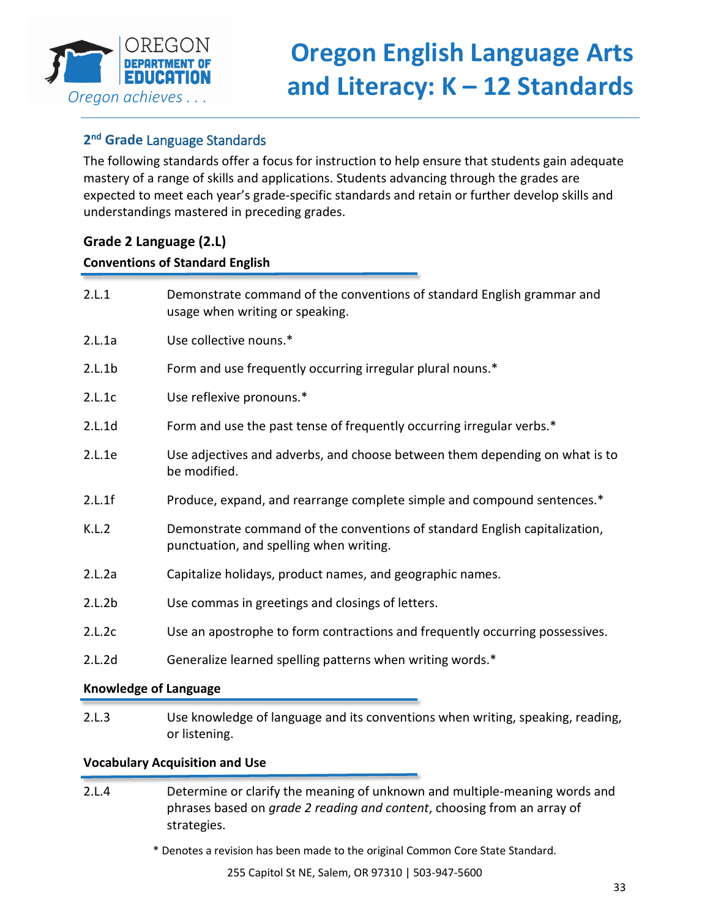## 2nd Grade Language Standards

The following standards offer a focus for instruction to help ensure that students gain adequate mastery of a range of skills and applications. Students advancing through the grades are expected to meet each year's grade-specific standards and retain or further develop skills and understandings mastered in preceding grades.

### Grade 2 Language (2.L)

#### Conventions of Standard English

| | |
|---|---|
| 2.L.1 | Demonstrate command of the conventions of standard English grammar and usage when writing or speaking. |
| 2.L.1a | Use collective nouns.* |
| 2.L.1b | Form and use frequently occurring irregular plural nouns.* |
| 2.L.1c | Use reflexive pronouns.* |
| 2.L.1d | Form and use the past tense of frequently occurring irregular verbs.* |
| 2.L.1e | Use adjectives and adverbs, and choose between them depending on what is to be modified. |
| 2.L.1f | Produce, expand, and rearrange complete simple and compound sentences.* |
| K.L.2 | Demonstrate command of the conventions of standard English capitalization, punctuation, and spelling when writing. |
| 2.L.2a | Capitalize holidays, product names, and geographic names. |
| 2.L.2b | Use commas in greetings and closings of letters. |
| 2.L.2c | Use an apostrophe to form contractions and frequently occurring possessives. |
| 2.L.2d | Generalize learned spelling patterns when writing words.* |

#### Knowledge of Language

| | |
|---|---|
| 2.L.3 | Use knowledge of language and its conventions when writing, speaking, reading, or listening. |

#### Vocabulary Acquisition and Use

| | |
|---|---|
| 2.L.4 | Determine or clarify the meaning of unknown and multiple-meaning words and phrases based on *grade 2 reading and content*, choosing from an array of strategies. |

* Denotes a revision has been made to the original Common Core State Standard.

255 Capitol St NE, Salem, OR 97310 | 503-947-5600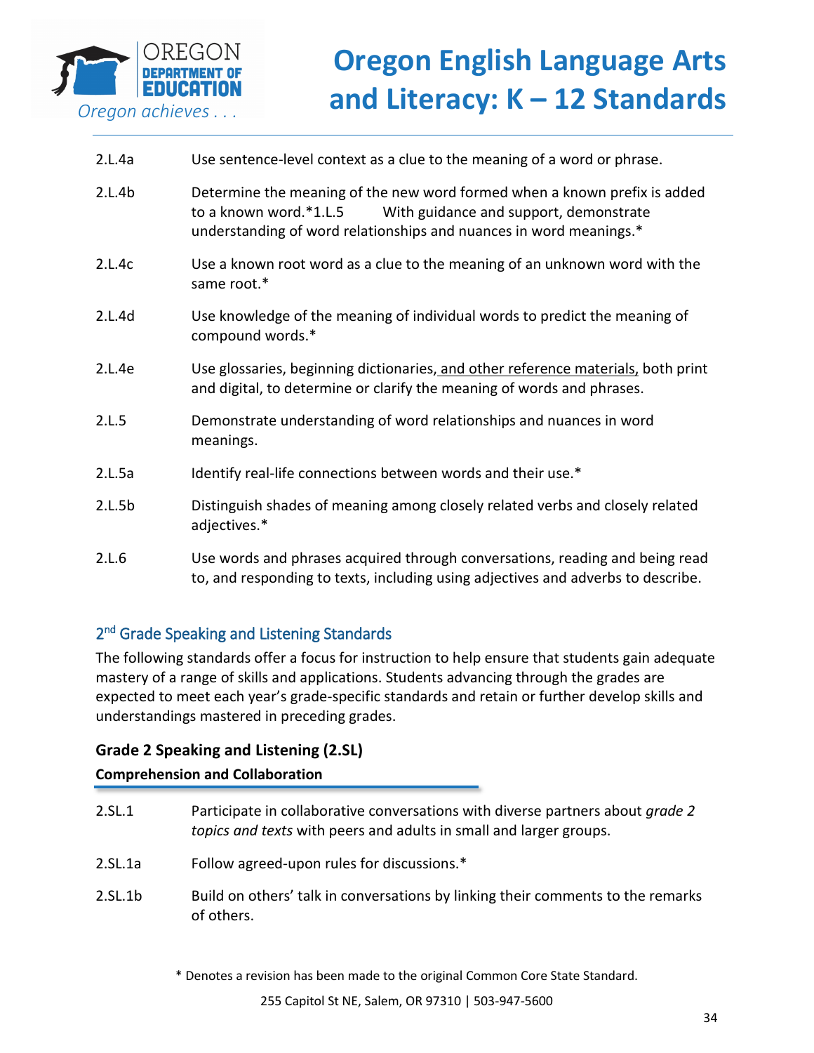| | |
|---|---|
| 2.L.4a | Use sentence-level context as a clue to the meaning of a word or phrase. |
| 2.L.4b | Determine the meaning of the new word formed when a known prefix is added to a known word.*1.L.5 With guidance and support, demonstrate understanding of word relationships and nuances in word meanings.* |
| 2.L.4c | Use a known root word as a clue to the meaning of an unknown word with the same root.* |
| 2.L.4d | Use knowledge of the meaning of individual words to predict the meaning of compound words.* |
| 2.L.4e | Use glossaries, beginning dictionaries, <u>and other reference materials,</u> both print and digital, to determine or clarify the meaning of words and phrases. |
| 2.L.5 | Demonstrate understanding of word relationships and nuances in word meanings. |
| 2.L.5a | Identify real-life connections between words and their use.* |
| 2.L.5b | Distinguish shades of meaning among closely related verbs and closely related adjectives.* |
| 2.L.6 | Use words and phrases acquired through conversations, reading and being read to, and responding to texts, including using adjectives and adverbs to describe. |

## 2nd Grade Speaking and Listening Standards

The following standards offer a focus for instruction to help ensure that students gain adequate mastery of a range of skills and applications. Students advancing through the grades are expected to meet each year's grade-specific standards and retain or further develop skills and understandings mastered in preceding grades.

### Grade 2 Speaking and Listening (2.SL)

**Comprehension and Collaboration**

| | |
|---|---|
| 2.SL.1 | Participate in collaborative conversations with diverse partners about *grade 2 topics and texts* with peers and adults in small and larger groups. |
| 2.SL.1a | Follow agreed-upon rules for discussions.* |
| 2.SL.1b | Build on others' talk in conversations by linking their comments to the remarks of others. |

\* Denotes a revision has been made to the original Common Core State Standard.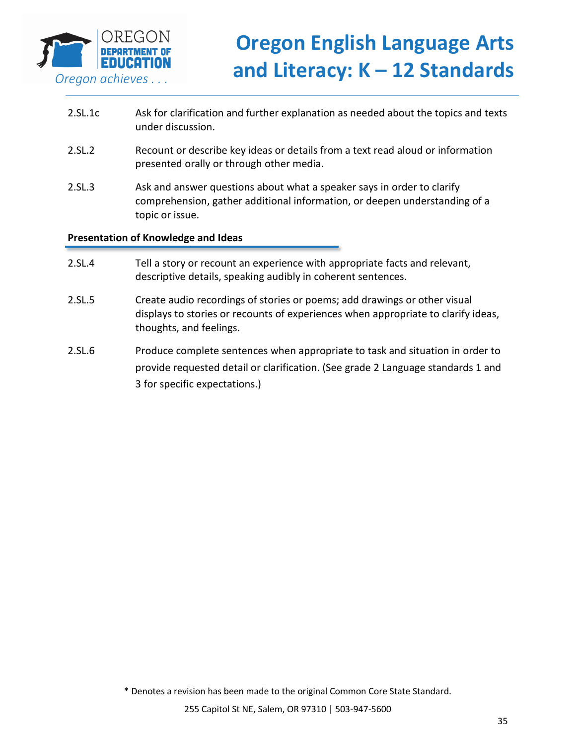2.SL.1c Ask for clarification and further explanation as needed about the topics and texts under discussion.

2.SL.2 Recount or describe key ideas or details from a text read aloud or information presented orally or through other media.

2.SL.3 Ask and answer questions about what a speaker says in order to clarify comprehension, gather additional information, or deepen understanding of a topic or issue.

**Presentation of Knowledge and Ideas**

2.SL.4 Tell a story or recount an experience with appropriate facts and relevant, descriptive details, speaking audibly in coherent sentences.

2.SL.5 Create audio recordings of stories or poems; add drawings or other visual displays to stories or recounts of experiences when appropriate to clarify ideas, thoughts, and feelings.

2.SL.6 Produce complete sentences when appropriate to task and situation in order to provide requested detail or clarification. (See grade 2 Language standards 1 and 3 for specific expectations.)

* Denotes a revision has been made to the original Common Core State Standard.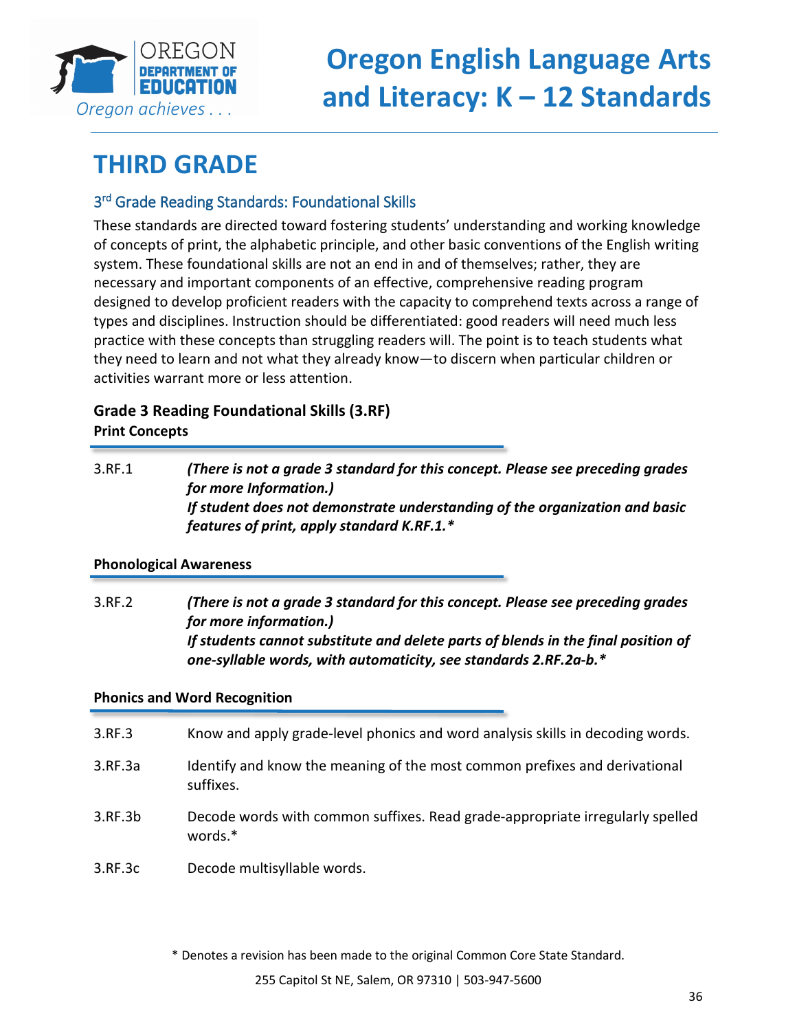# THIRD GRADE

## 3rd Grade Reading Standards: Foundational Skills

These standards are directed toward fostering students' understanding and working knowledge of concepts of print, the alphabetic principle, and other basic conventions of the English writing system. These foundational skills are not an end in and of themselves; rather, they are necessary and important components of an effective, comprehensive reading program designed to develop proficient readers with the capacity to comprehend texts across a range of types and disciplines. Instruction should be differentiated: good readers will need much less practice with these concepts than struggling readers will. The point is to teach students what they need to learn and not what they already know—to discern when particular children or activities warrant more or less attention.

### Grade 3 Reading Foundational Skills (3.RF)

**Print Concepts**

| | |
|---|---|
| 3.RF.1 | ***(There is not a grade 3 standard for this concept. Please see preceding grades for more Information.) If student does not demonstrate understanding of the organization and basic features of print, apply standard K.RF.1.**** |

**Phonological Awareness**

| | |
|---|---|
| 3.RF.2 | ***(There is not a grade 3 standard for this concept. Please see preceding grades for more information.) If students cannot substitute and delete parts of blends in the final position of one-syllable words, with automaticity, see standards 2.RF.2a-b.**** |

**Phonics and Word Recognition**

| | |
|---|---|
| 3.RF.3 | Know and apply grade-level phonics and word analysis skills in decoding words. |
| 3.RF.3a | Identify and know the meaning of the most common prefixes and derivational suffixes. |
| 3.RF.3b | Decode words with common suffixes. Read grade-appropriate irregularly spelled words.* |
| 3.RF.3c | Decode multisyllable words. |

\* Denotes a revision has been made to the original Common Core State Standard.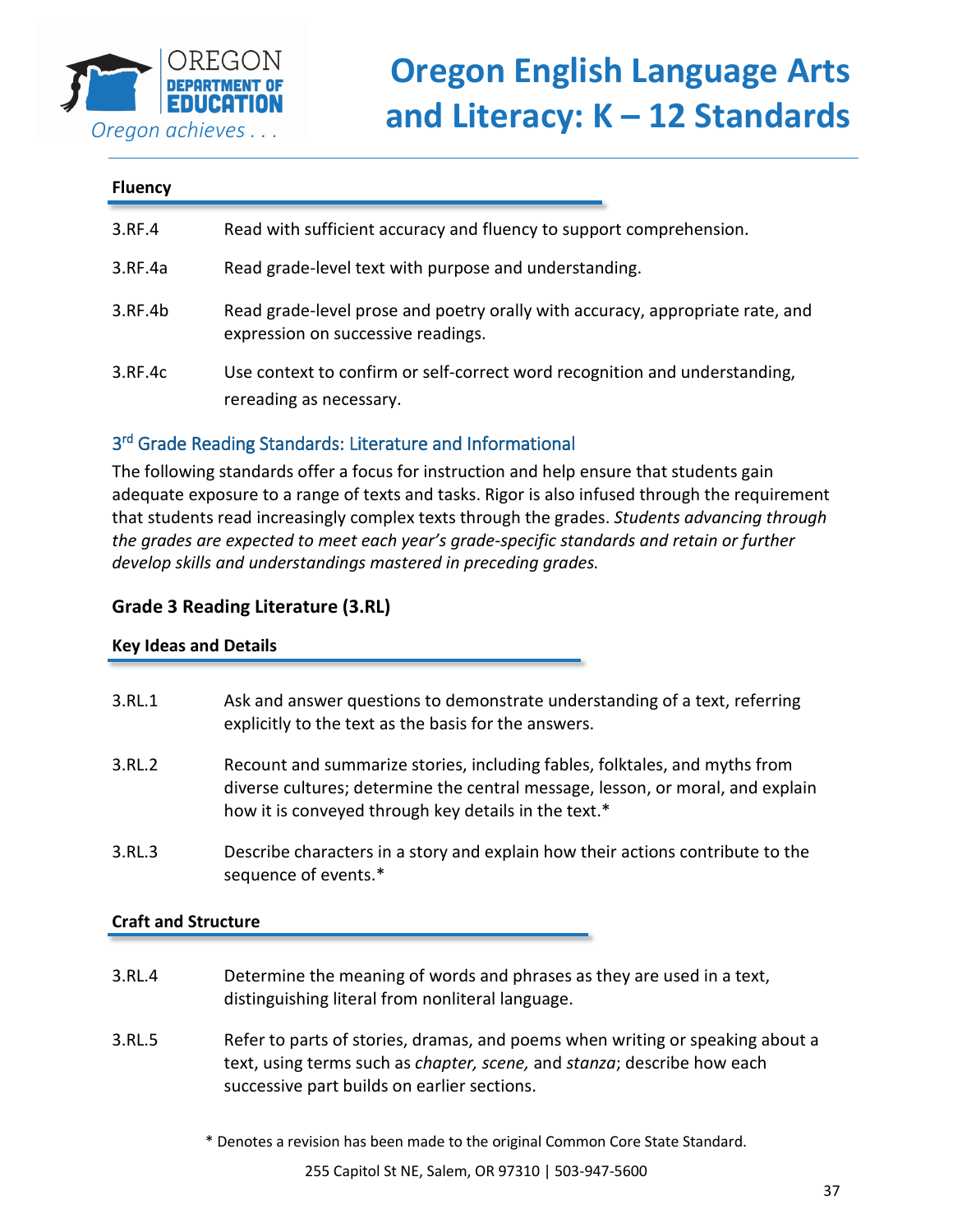**Fluency**

| | |
|---|---|
| 3.RF.4 | Read with sufficient accuracy and fluency to support comprehension. |
| 3.RF.4a | Read grade-level text with purpose and understanding. |
| 3.RF.4b | Read grade-level prose and poetry orally with accuracy, appropriate rate, and expression on successive readings. |
| 3.RF.4c | Use context to confirm or self-correct word recognition and understanding, rereading as necessary. |

## 3rd Grade Reading Standards: Literature and Informational

The following standards offer a focus for instruction and help ensure that students gain adequate exposure to a range of texts and tasks. Rigor is also infused through the requirement that students read increasingly complex texts through the grades. *Students advancing through the grades are expected to meet each year's grade-specific standards and retain or further develop skills and understandings mastered in preceding grades.*

### Grade 3 Reading Literature (3.RL)

**Key Ideas and Details**

| | |
|---|---|
| 3.RL.1 | Ask and answer questions to demonstrate understanding of a text, referring explicitly to the text as the basis for the answers. |
| 3.RL.2 | Recount and summarize stories, including fables, folktales, and myths from diverse cultures; determine the central message, lesson, or moral, and explain how it is conveyed through key details in the text.* |
| 3.RL.3 | Describe characters in a story and explain how their actions contribute to the sequence of events.* |

**Craft and Structure**

| | |
|---|---|
| 3.RL.4 | Determine the meaning of words and phrases as they are used in a text, distinguishing literal from nonliteral language. |
| 3.RL.5 | Refer to parts of stories, dramas, and poems when writing or speaking about a text, using terms such as *chapter, scene,* and *stanza*; describe how each successive part builds on earlier sections. |

\* Denotes a revision has been made to the original Common Core State Standard.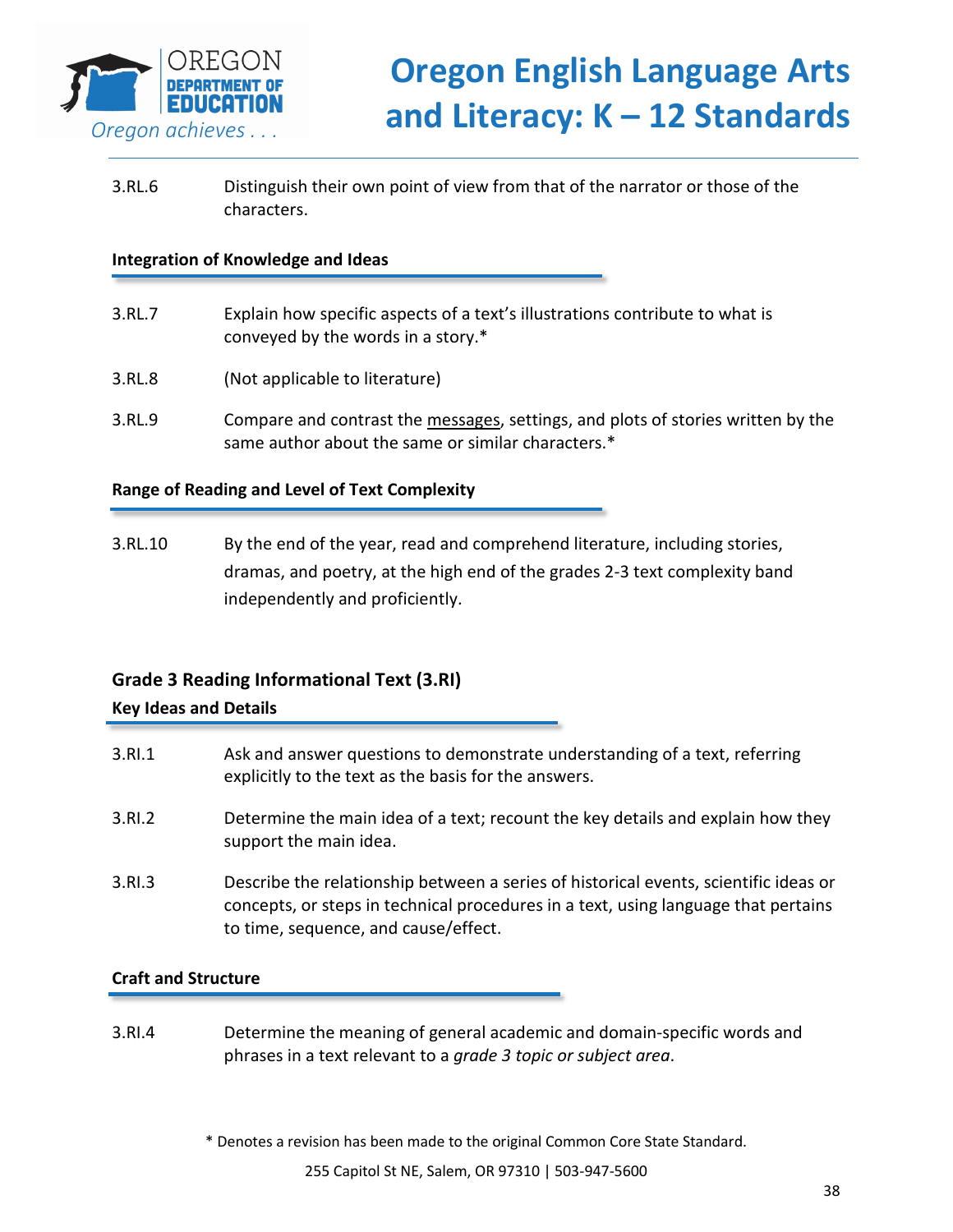3.RL.6 Distinguish their own point of view from that of the narrator or those of the characters.

**Integration of Knowledge and Ideas**

3.RL.7 Explain how specific aspects of a text's illustrations contribute to what is conveyed by the words in a story.*

3.RL.8 (Not applicable to literature)

3.RL.9 Compare and contrast the <u>messages</u>, settings, and plots of stories written by the same author about the same or similar characters.*

**Range of Reading and Level of Text Complexity**

3.RL.10 By the end of the year, read and comprehend literature, including stories, dramas, and poetry, at the high end of the grades 2-3 text complexity band independently and proficiently.

## Grade 3 Reading Informational Text (3.RI)

**Key Ideas and Details**

3.RI.1 Ask and answer questions to demonstrate understanding of a text, referring explicitly to the text as the basis for the answers.

3.RI.2 Determine the main idea of a text; recount the key details and explain how they support the main idea.

3.RI.3 Describe the relationship between a series of historical events, scientific ideas or concepts, or steps in technical procedures in a text, using language that pertains to time, sequence, and cause/effect.

**Craft and Structure**

3.RI.4 Determine the meaning of general academic and domain-specific words and phrases in a text relevant to a *grade 3 topic or subject area*.

\* Denotes a revision has been made to the original Common Core State Standard.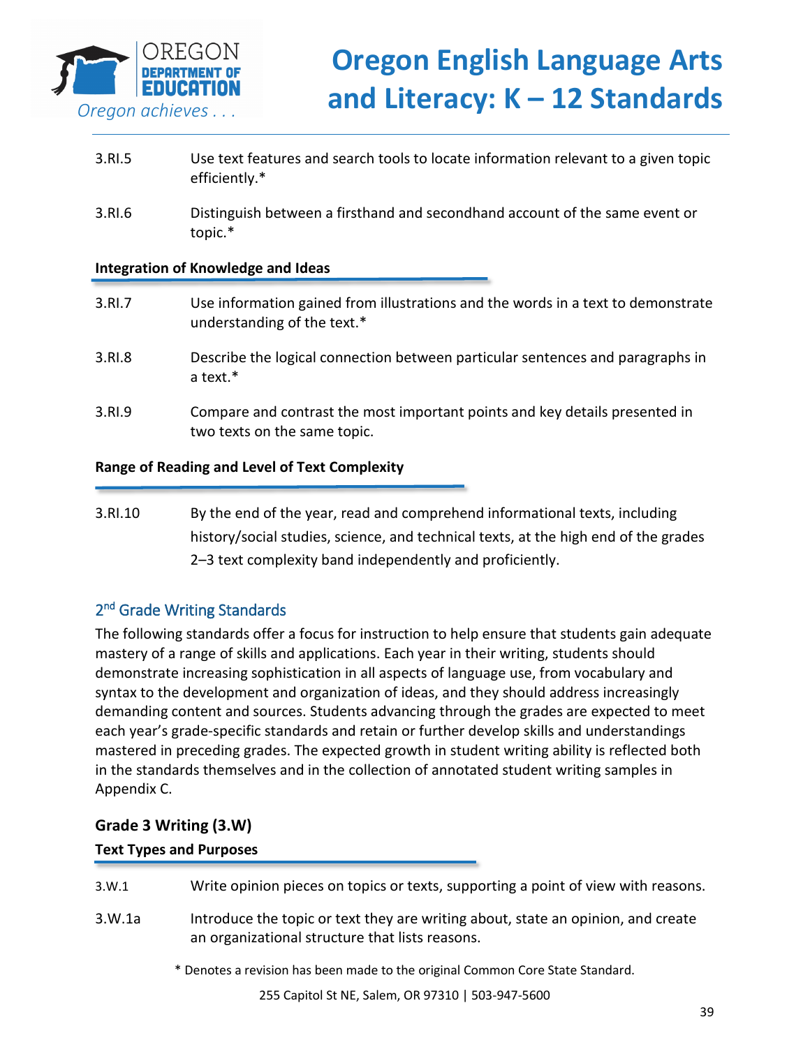3.RI.5 Use text features and search tools to locate information relevant to a given topic efficiently.*

3.RI.6 Distinguish between a firsthand and secondhand account of the same event or topic.*

**Integration of Knowledge and Ideas**

3.RI.7 Use information gained from illustrations and the words in a text to demonstrate understanding of the text.*

3.RI.8 Describe the logical connection between particular sentences and paragraphs in a text.*

3.RI.9 Compare and contrast the most important points and key details presented in two texts on the same topic.

**Range of Reading and Level of Text Complexity**

3.RI.10 By the end of the year, read and comprehend informational texts, including history/social studies, science, and technical texts, at the high end of the grades 2–3 text complexity band independently and proficiently.

## 2nd Grade Writing Standards

The following standards offer a focus for instruction to help ensure that students gain adequate mastery of a range of skills and applications. Each year in their writing, students should demonstrate increasing sophistication in all aspects of language use, from vocabulary and syntax to the development and organization of ideas, and they should address increasingly demanding content and sources. Students advancing through the grades are expected to meet each year's grade-specific standards and retain or further develop skills and understandings mastered in preceding grades. The expected growth in student writing ability is reflected both in the standards themselves and in the collection of annotated student writing samples in Appendix C.

### Grade 3 Writing (3.W)

**Text Types and Purposes**

3.W.1 Write opinion pieces on topics or texts, supporting a point of view with reasons.

3.W.1a Introduce the topic or text they are writing about, state an opinion, and create an organizational structure that lists reasons.

* Denotes a revision has been made to the original Common Core State Standard.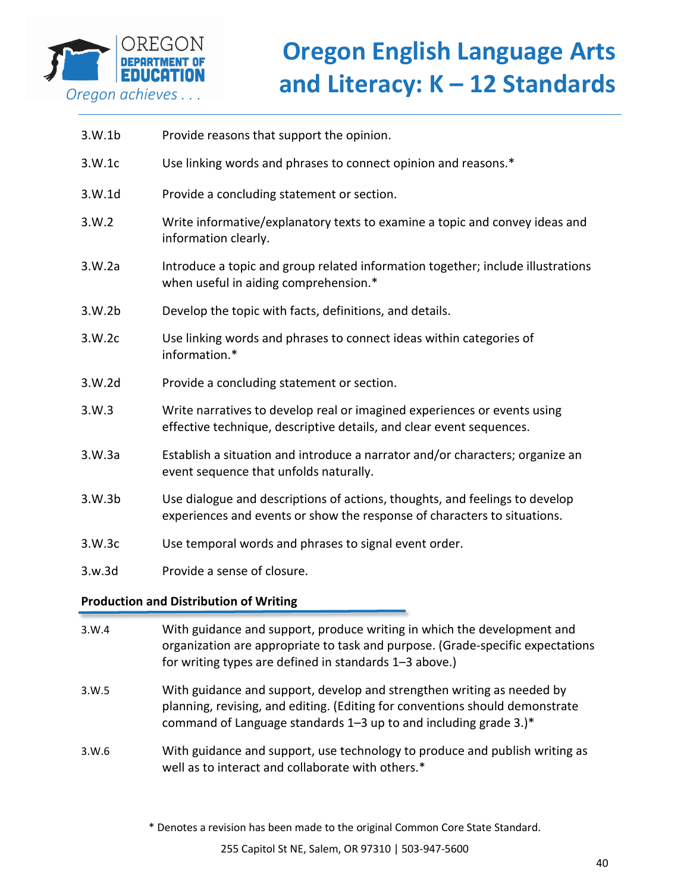| | |
|---|---|
| 3.W.1b | Provide reasons that support the opinion. |
| 3.W.1c | Use linking words and phrases to connect opinion and reasons.* |
| 3.W.1d | Provide a concluding statement or section. |
| 3.W.2 | Write informative/explanatory texts to examine a topic and convey ideas and information clearly. |
| 3.W.2a | Introduce a topic and group related information together; include illustrations when useful in aiding comprehension.* |
| 3.W.2b | Develop the topic with facts, definitions, and details. |
| 3.W.2c | Use linking words and phrases to connect ideas within categories of information.* |
| 3.W.2d | Provide a concluding statement or section. |
| 3.W.3 | Write narratives to develop real or imagined experiences or events using effective technique, descriptive details, and clear event sequences. |
| 3.W.3a | Establish a situation and introduce a narrator and/or characters; organize an event sequence that unfolds naturally. |
| 3.W.3b | Use dialogue and descriptions of actions, thoughts, and feelings to develop experiences and events or show the response of characters to situations. |
| 3.W.3c | Use temporal words and phrases to signal event order. |
| 3.w.3d | Provide a sense of closure. |

**Production and Distribution of Writing**

| | |
|---|---|
| 3.W.4 | With guidance and support, produce writing in which the development and organization are appropriate to task and purpose. (Grade-specific expectations for writing types are defined in standards 1–3 above.) |
| 3.W.5 | With guidance and support, develop and strengthen writing as needed by planning, revising, and editing. (Editing for conventions should demonstrate command of Language standards 1–3 up to and including grade 3.)* |
| 3.W.6 | With guidance and support, use technology to produce and publish writing as well as to interact and collaborate with others.* |

* Denotes a revision has been made to the original Common Core State Standard.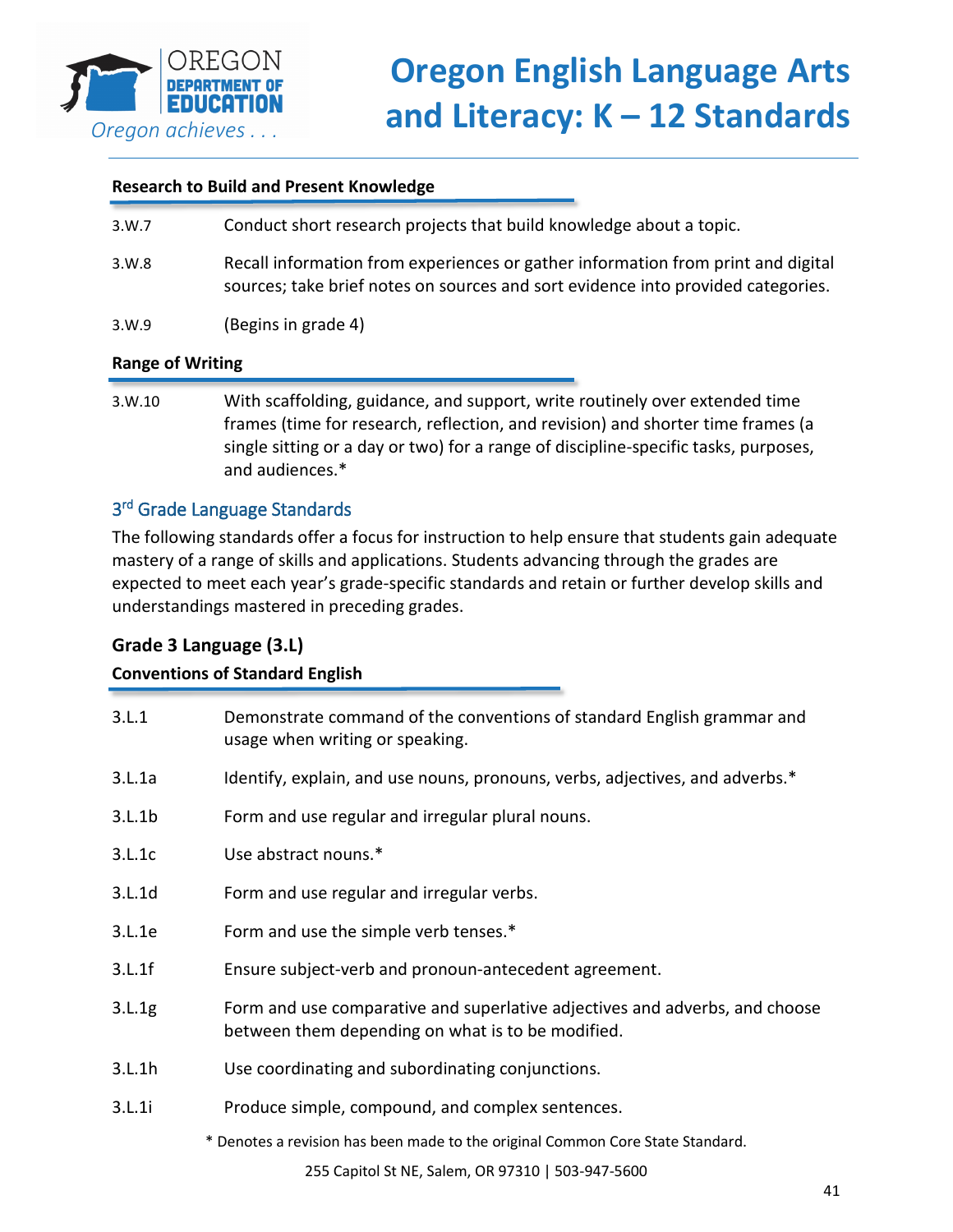#### Research to Build and Present Knowledge

3.W.7 Conduct short research projects that build knowledge about a topic.

3.W.8 Recall information from experiences or gather information from print and digital sources; take brief notes on sources and sort evidence into provided categories.

3.W.9 (Begins in grade 4)

#### Range of Writing

3.W.10 With scaffolding, guidance, and support, write routinely over extended time frames (time for research, reflection, and revision) and shorter time frames (a single sitting or a day or two) for a range of discipline-specific tasks, purposes, and audiences.*

## 3rd Grade Language Standards

The following standards offer a focus for instruction to help ensure that students gain adequate mastery of a range of skills and applications. Students advancing through the grades are expected to meet each year's grade-specific standards and retain or further develop skills and understandings mastered in preceding grades.

### Grade 3 Language (3.L)

#### Conventions of Standard English

3.L.1 Demonstrate command of the conventions of standard English grammar and usage when writing or speaking.

3.L.1a Identify, explain, and use nouns, pronouns, verbs, adjectives, and adverbs.*

3.L.1b Form and use regular and irregular plural nouns.

3.L.1c Use abstract nouns.*

3.L.1d Form and use regular and irregular verbs.

3.L.1e Form and use the simple verb tenses.*

3.L.1f Ensure subject-verb and pronoun-antecedent agreement.

3.L.1g Form and use comparative and superlative adjectives and adverbs, and choose between them depending on what is to be modified.

3.L.1h Use coordinating and subordinating conjunctions.

3.L.1i Produce simple, compound, and complex sentences.

\* Denotes a revision has been made to the original Common Core State Standard.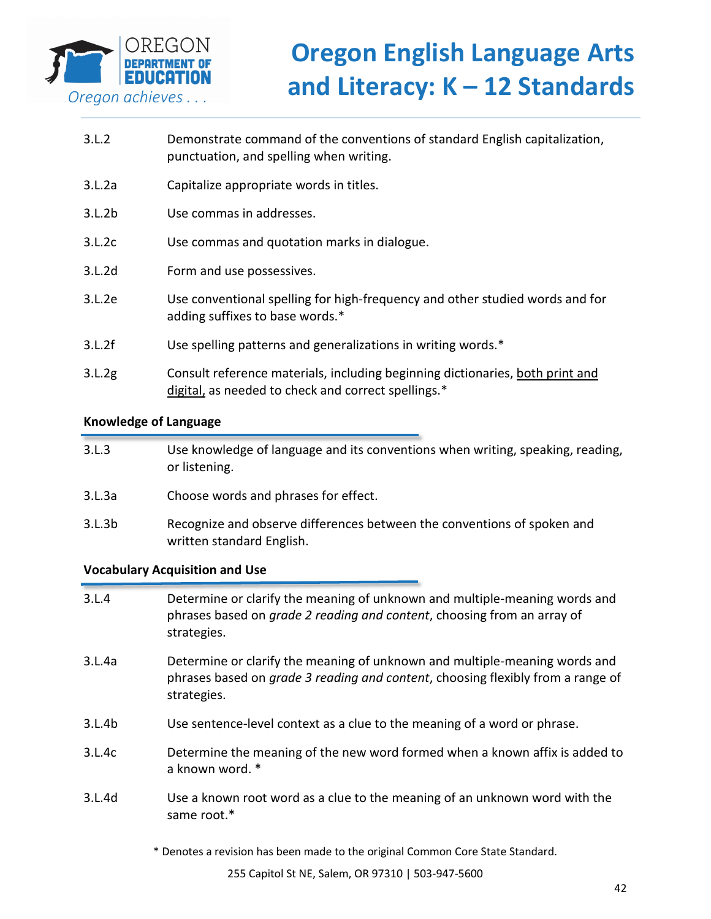| | |
|---|---|
| 3.L.2 | Demonstrate command of the conventions of standard English capitalization, punctuation, and spelling when writing. |
| 3.L.2a | Capitalize appropriate words in titles. |
| 3.L.2b | Use commas in addresses. |
| 3.L.2c | Use commas and quotation marks in dialogue. |
| 3.L.2d | Form and use possessives. |
| 3.L.2e | Use conventional spelling for high-frequency and other studied words and for adding suffixes to base words.* |
| 3.L.2f | Use spelling patterns and generalizations in writing words.* |
| 3.L.2g | Consult reference materials, including beginning dictionaries, <u>both print and digital,</u> as needed to check and correct spellings.* |

**Knowledge of Language**

| | |
|---|---|
| 3.L.3 | Use knowledge of language and its conventions when writing, speaking, reading, or listening. |
| 3.L.3a | Choose words and phrases for effect. |
| 3.L.3b | Recognize and observe differences between the conventions of spoken and written standard English. |

**Vocabulary Acquisition and Use**

| | |
|---|---|
| 3.L.4 | Determine or clarify the meaning of unknown and multiple-meaning words and phrases based on *grade 2 reading and content*, choosing from an array of strategies. |
| 3.L.4a | Determine or clarify the meaning of unknown and multiple-meaning words and phrases based on *grade 3 reading and content*, choosing flexibly from a range of strategies. |
| 3.L.4b | Use sentence-level context as a clue to the meaning of a word or phrase. |
| 3.L.4c | Determine the meaning of the new word formed when a known affix is added to a known word. * |
| 3.L.4d | Use a known root word as a clue to the meaning of an unknown word with the same root.* |

* Denotes a revision has been made to the original Common Core State Standard.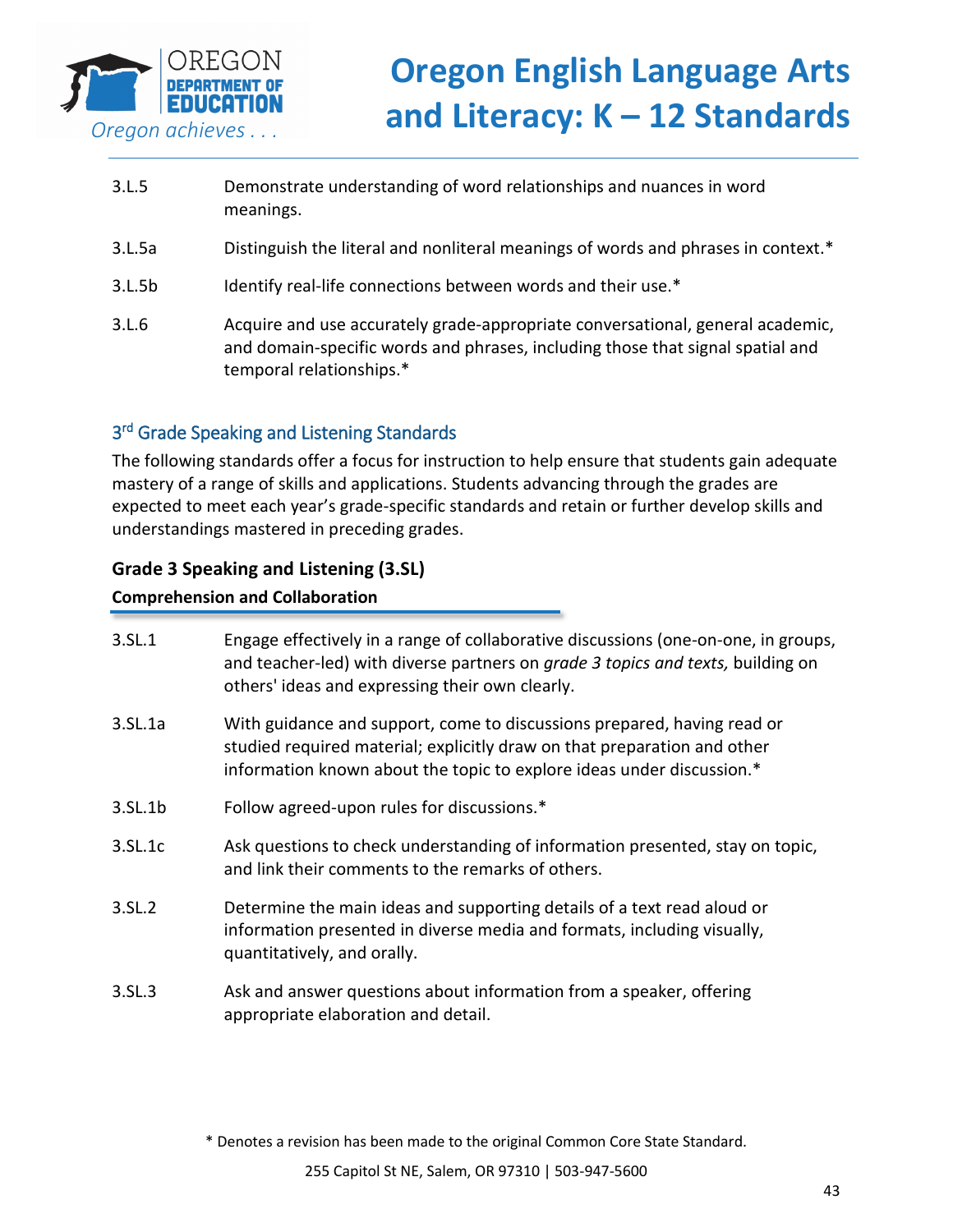| | |
|---|---|
| 3.L.5 | Demonstrate understanding of word relationships and nuances in word meanings. |
| 3.L.5a | Distinguish the literal and nonliteral meanings of words and phrases in context.* |
| 3.L.5b | Identify real-life connections between words and their use.* |
| 3.L.6 | Acquire and use accurately grade-appropriate conversational, general academic, and domain-specific words and phrases, including those that signal spatial and temporal relationships.* |

## 3rd Grade Speaking and Listening Standards

The following standards offer a focus for instruction to help ensure that students gain adequate mastery of a range of skills and applications. Students advancing through the grades are expected to meet each year's grade-specific standards and retain or further develop skills and understandings mastered in preceding grades.

### Grade 3 Speaking and Listening (3.SL)

**Comprehension and Collaboration**

| | |
|---|---|
| 3.SL.1 | Engage effectively in a range of collaborative discussions (one-on-one, in groups, and teacher-led) with diverse partners on *grade 3 topics and texts,* building on others' ideas and expressing their own clearly. |
| 3.SL.1a | With guidance and support, come to discussions prepared, having read or studied required material; explicitly draw on that preparation and other information known about the topic to explore ideas under discussion.* |
| 3.SL.1b | Follow agreed-upon rules for discussions.* |
| 3.SL.1c | Ask questions to check understanding of information presented, stay on topic, and link their comments to the remarks of others. |
| 3.SL.2 | Determine the main ideas and supporting details of a text read aloud or information presented in diverse media and formats, including visually, quantitatively, and orally. |
| 3.SL.3 | Ask and answer questions about information from a speaker, offering appropriate elaboration and detail. |

\* Denotes a revision has been made to the original Common Core State Standard.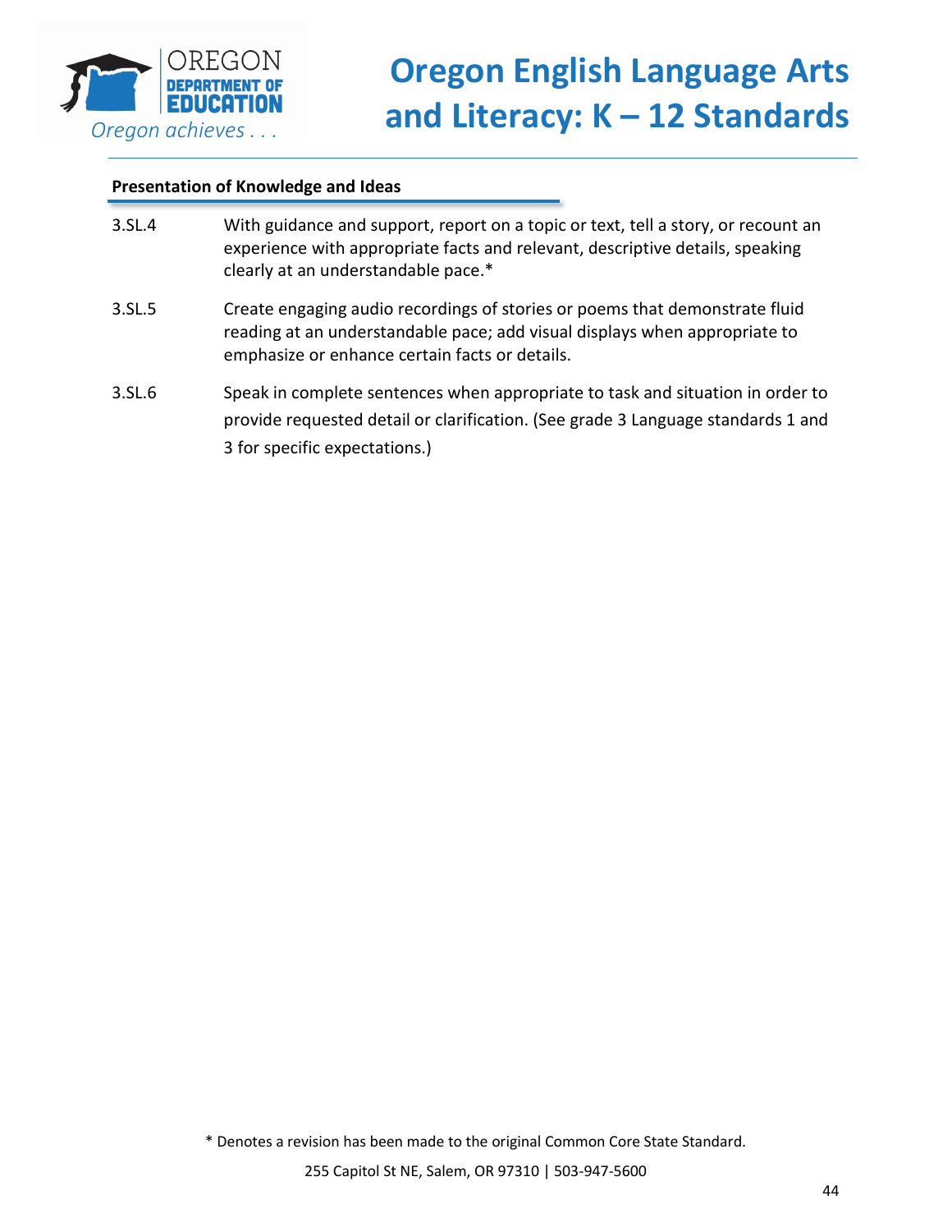**Presentation of Knowledge and Ideas**

| | |
|---|---|
| 3.SL.4 | With guidance and support, report on a topic or text, tell a story, or recount an experience with appropriate facts and relevant, descriptive details, speaking clearly at an understandable pace.* |
| 3.SL.5 | Create engaging audio recordings of stories or poems that demonstrate fluid reading at an understandable pace; add visual displays when appropriate to emphasize or enhance certain facts or details. |
| 3.SL.6 | Speak in complete sentences when appropriate to task and situation in order to provide requested detail or clarification. (See grade 3 Language standards 1 and 3 for specific expectations.) |

* Denotes a revision has been made to the original Common Core State Standard.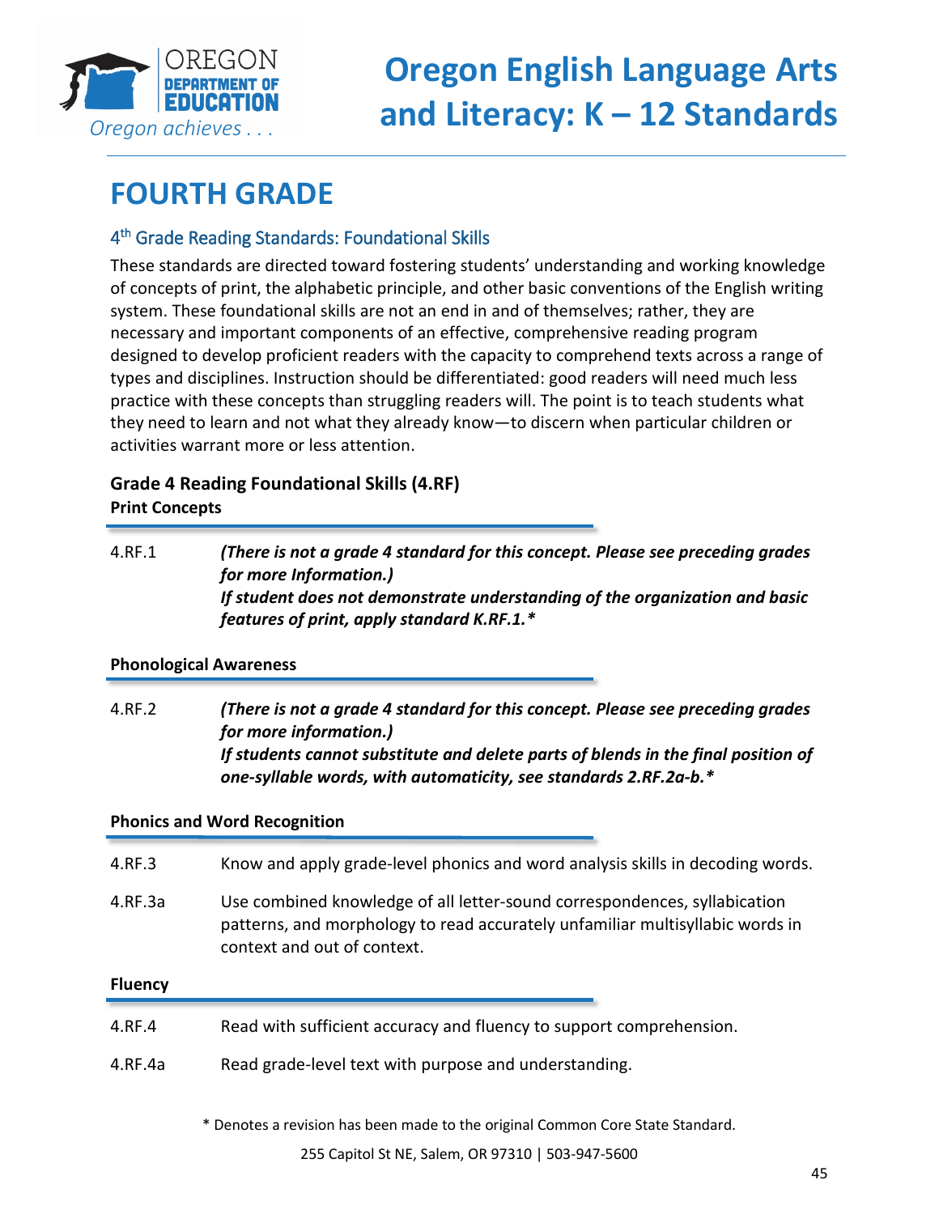# FOURTH GRADE

## 4th Grade Reading Standards: Foundational Skills

These standards are directed toward fostering students' understanding and working knowledge of concepts of print, the alphabetic principle, and other basic conventions of the English writing system. These foundational skills are not an end in and of themselves; rather, they are necessary and important components of an effective, comprehensive reading program designed to develop proficient readers with the capacity to comprehend texts across a range of types and disciplines. Instruction should be differentiated: good readers will need much less practice with these concepts than struggling readers will. The point is to teach students what they need to learn and not what they already know—to discern when particular children or activities warrant more or less attention.

### Grade 4 Reading Foundational Skills (4.RF)

**Print Concepts**

4.RF.1 ***(There is not a grade 4 standard for this concept. Please see preceding grades for more Information.) If student does not demonstrate understanding of the organization and basic features of print, apply standard K.RF.1.****

**Phonological Awareness**

4.RF.2 ***(There is not a grade 4 standard for this concept. Please see preceding grades for more information.) If students cannot substitute and delete parts of blends in the final position of one-syllable words, with automaticity, see standards 2.RF.2a-b.****

**Phonics and Word Recognition**

4.RF.3 Know and apply grade-level phonics and word analysis skills in decoding words.

4.RF.3a Use combined knowledge of all letter-sound correspondences, syllabication patterns, and morphology to read accurately unfamiliar multisyllabic words in context and out of context.

**Fluency**

4.RF.4 Read with sufficient accuracy and fluency to support comprehension.

4.RF.4a Read grade-level text with purpose and understanding.

* Denotes a revision has been made to the original Common Core State Standard.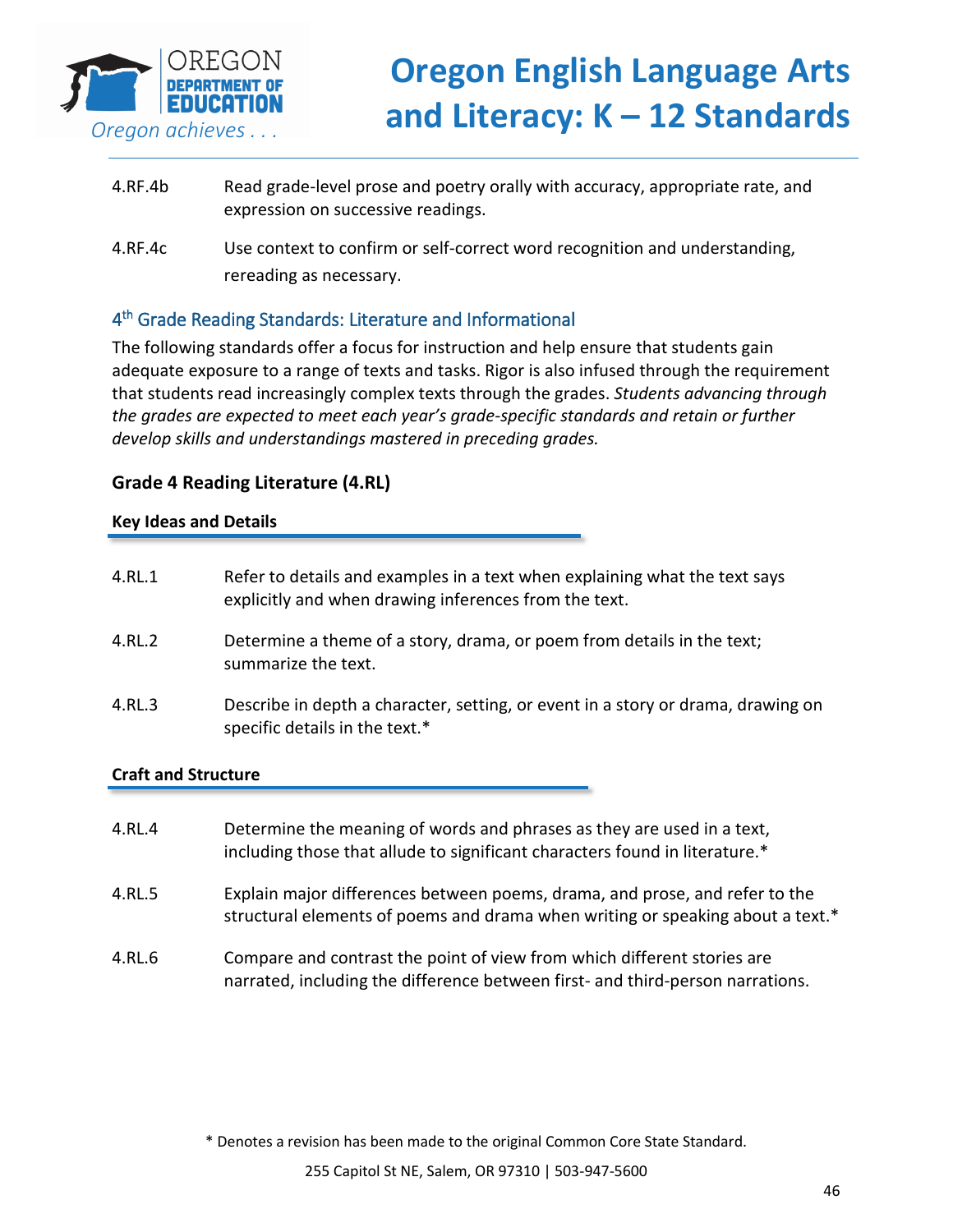4.RF.4b Read grade-level prose and poetry orally with accuracy, appropriate rate, and expression on successive readings.

4.RF.4c Use context to confirm or self-correct word recognition and understanding, rereading as necessary.

## 4th Grade Reading Standards: Literature and Informational

The following standards offer a focus for instruction and help ensure that students gain adequate exposure to a range of texts and tasks. Rigor is also infused through the requirement that students read increasingly complex texts through the grades. *Students advancing through the grades are expected to meet each year's grade-specific standards and retain or further develop skills and understandings mastered in preceding grades.*

### Grade 4 Reading Literature (4.RL)

#### Key Ideas and Details

4.RL.1 Refer to details and examples in a text when explaining what the text says explicitly and when drawing inferences from the text.

4.RL.2 Determine a theme of a story, drama, or poem from details in the text; summarize the text.

4.RL.3 Describe in depth a character, setting, or event in a story or drama, drawing on specific details in the text.*

#### Craft and Structure

4.RL.4 Determine the meaning of words and phrases as they are used in a text, including those that allude to significant characters found in literature.*

4.RL.5 Explain major differences between poems, drama, and prose, and refer to the structural elements of poems and drama when writing or speaking about a text.*

4.RL.6 Compare and contrast the point of view from which different stories are narrated, including the difference between first- and third-person narrations.

* Denotes a revision has been made to the original Common Core State Standard.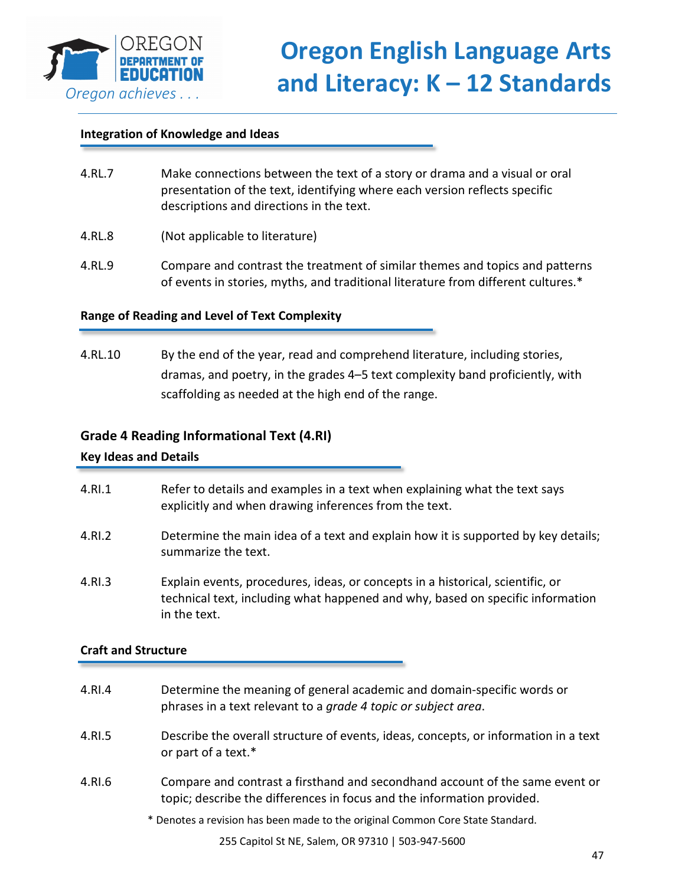#### Integration of Knowledge and Ideas

| | |
|---|---|
| 4.RL.7 | Make connections between the text of a story or drama and a visual or oral presentation of the text, identifying where each version reflects specific descriptions and directions in the text. |
| 4.RL.8 | (Not applicable to literature) |
| 4.RL.9 | Compare and contrast the treatment of similar themes and topics and patterns of events in stories, myths, and traditional literature from different cultures.* |

#### Range of Reading and Level of Text Complexity

| | |
|---|---|
| 4.RL.10 | By the end of the year, read and comprehend literature, including stories, dramas, and poetry, in the grades 4–5 text complexity band proficiently, with scaffolding as needed at the high end of the range. |

### Grade 4 Reading Informational Text (4.RI)

#### Key Ideas and Details

| | |
|---|---|
| 4.RI.1 | Refer to details and examples in a text when explaining what the text says explicitly and when drawing inferences from the text. |
| 4.RI.2 | Determine the main idea of a text and explain how it is supported by key details; summarize the text. |
| 4.RI.3 | Explain events, procedures, ideas, or concepts in a historical, scientific, or technical text, including what happened and why, based on specific information in the text. |

#### Craft and Structure

| | |
|---|---|
| 4.RI.4 | Determine the meaning of general academic and domain-specific words or phrases in a text relevant to a *grade 4 topic or subject area*. |
| 4.RI.5 | Describe the overall structure of events, ideas, concepts, or information in a text or part of a text.* |
| 4.RI.6 | Compare and contrast a firsthand and secondhand account of the same event or topic; describe the differences in focus and the information provided. |

* Denotes a revision has been made to the original Common Core State Standard.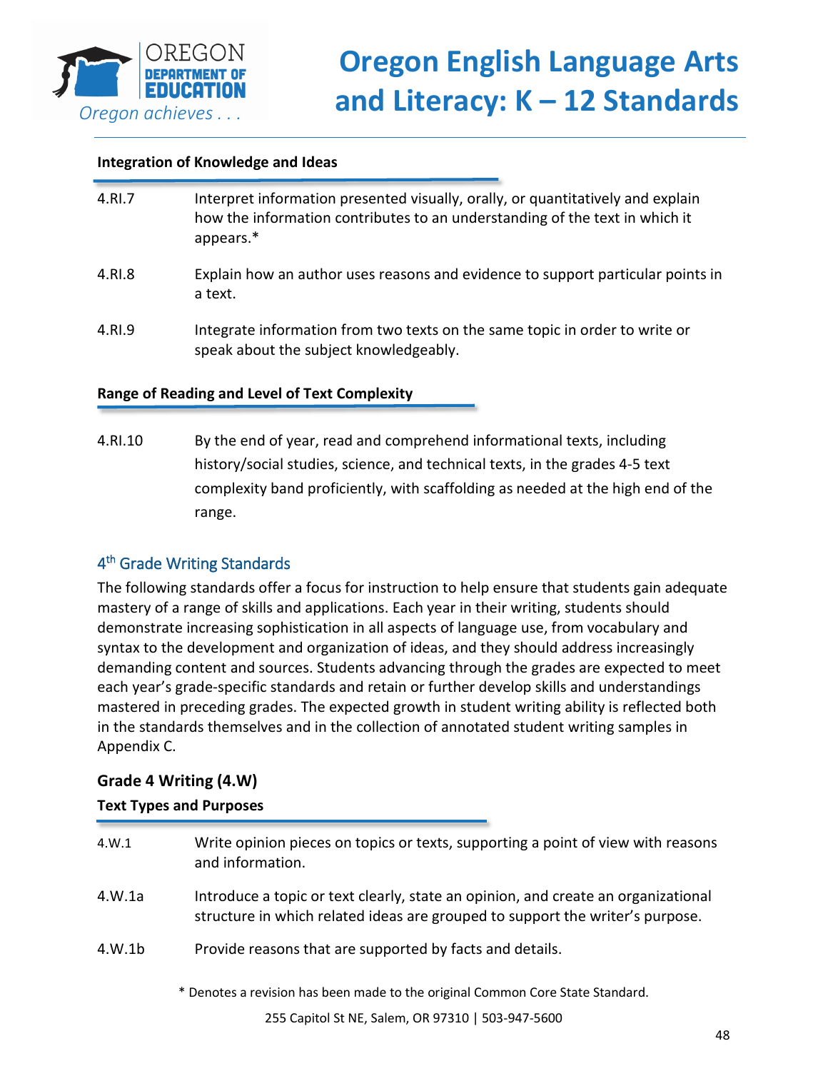**Integration of Knowledge and Ideas**

| | |
|---|---|
| 4.RI.7 | Interpret information presented visually, orally, or quantitatively and explain how the information contributes to an understanding of the text in which it appears.* |
| 4.RI.8 | Explain how an author uses reasons and evidence to support particular points in a text. |
| 4.RI.9 | Integrate information from two texts on the same topic in order to write or speak about the subject knowledgeably. |

**Range of Reading and Level of Text Complexity**

| | |
|---|---|
| 4.RI.10 | By the end of year, read and comprehend informational texts, including history/social studies, science, and technical texts, in the grades 4-5 text complexity band proficiently, with scaffolding as needed at the high end of the range. |

## 4th Grade Writing Standards

The following standards offer a focus for instruction to help ensure that students gain adequate mastery of a range of skills and applications. Each year in their writing, students should demonstrate increasing sophistication in all aspects of language use, from vocabulary and syntax to the development and organization of ideas, and they should address increasingly demanding content and sources. Students advancing through the grades are expected to meet each year's grade-specific standards and retain or further develop skills and understandings mastered in preceding grades. The expected growth in student writing ability is reflected both in the standards themselves and in the collection of annotated student writing samples in Appendix C.

### Grade 4 Writing (4.W)

**Text Types and Purposes**

| | |
|---|---|
| 4.W.1 | Write opinion pieces on topics or texts, supporting a point of view with reasons and information. |
| 4.W.1a | Introduce a topic or text clearly, state an opinion, and create an organizational structure in which related ideas are grouped to support the writer's purpose. |
| 4.W.1b | Provide reasons that are supported by facts and details. |

* Denotes a revision has been made to the original Common Core State Standard.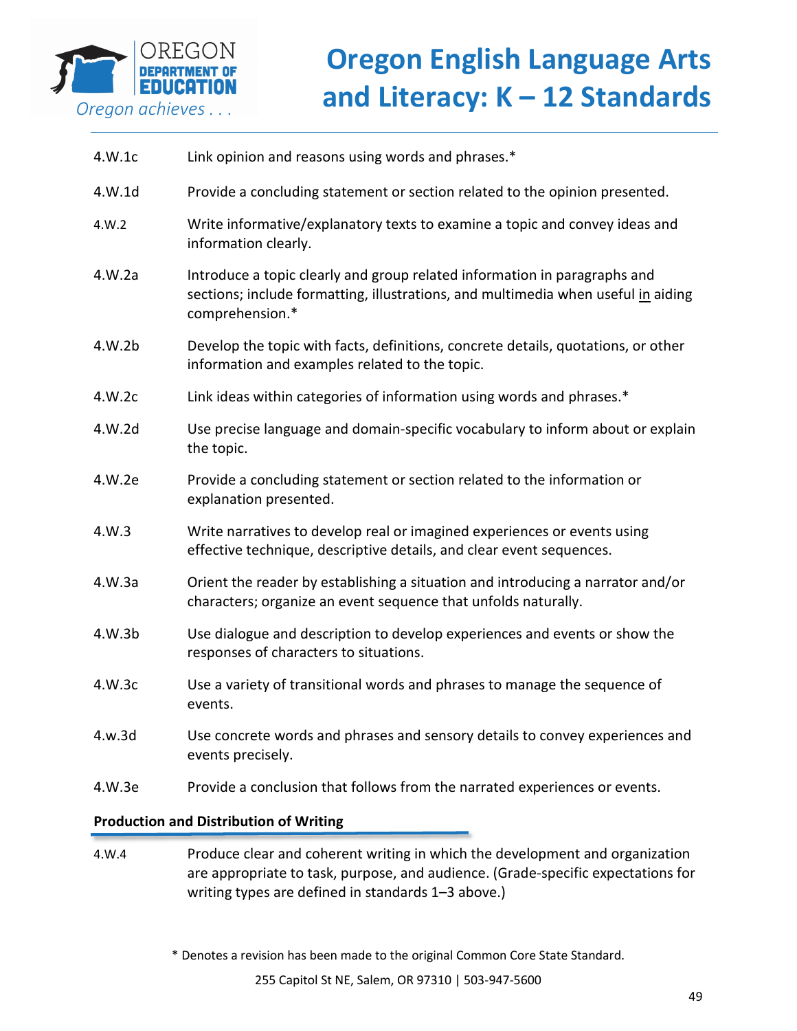| | |
|---|---|
| 4.W.1c | Link opinion and reasons using words and phrases.* |
| 4.W.1d | Provide a concluding statement or section related to the opinion presented. |
| 4.W.2 | Write informative/explanatory texts to examine a topic and convey ideas and information clearly. |
| 4.W.2a | Introduce a topic clearly and group related information in paragraphs and sections; include formatting, illustrations, and multimedia when useful <u>in</u> aiding comprehension.* |
| 4.W.2b | Develop the topic with facts, definitions, concrete details, quotations, or other information and examples related to the topic. |
| 4.W.2c | Link ideas within categories of information using words and phrases.* |
| 4.W.2d | Use precise language and domain-specific vocabulary to inform about or explain the topic. |
| 4.W.2e | Provide a concluding statement or section related to the information or explanation presented. |
| 4.W.3 | Write narratives to develop real or imagined experiences or events using effective technique, descriptive details, and clear event sequences. |
| 4.W.3a | Orient the reader by establishing a situation and introducing a narrator and/or characters; organize an event sequence that unfolds naturally. |
| 4.W.3b | Use dialogue and description to develop experiences and events or show the responses of characters to situations. |
| 4.W.3c | Use a variety of transitional words and phrases to manage the sequence of events. |
| 4.w.3d | Use concrete words and phrases and sensory details to convey experiences and events precisely. |
| 4.W.3e | Provide a conclusion that follows from the narrated experiences or events. |

**Production and Distribution of Writing**

| | |
|---|---|
| 4.W.4 | Produce clear and coherent writing in which the development and organization are appropriate to task, purpose, and audience. (Grade-specific expectations for writing types are defined in standards 1–3 above.) |

* Denotes a revision has been made to the original Common Core State Standard.

255 Capitol St NE, Salem, OR 97310 | 503-947-5600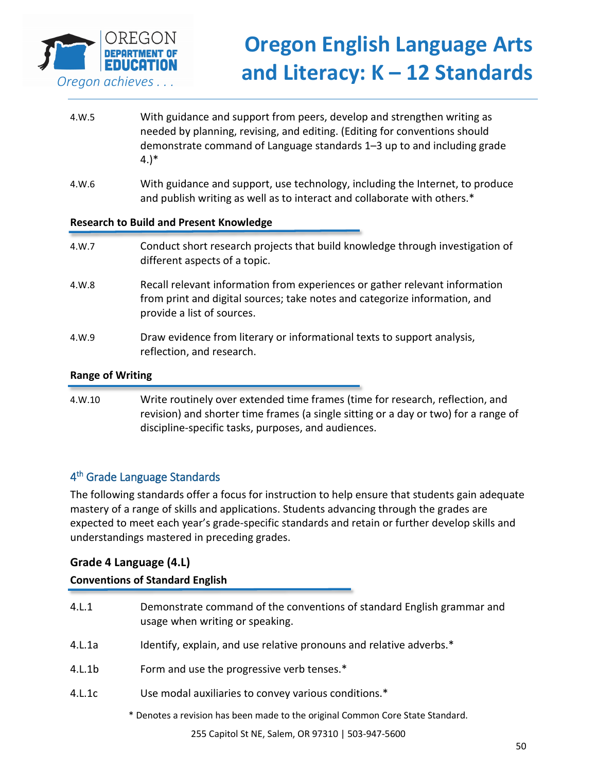4.W.5 With guidance and support from peers, develop and strengthen writing as needed by planning, revising, and editing. (Editing for conventions should demonstrate command of Language standards 1–3 up to and including grade 4.)*

4.W.6 With guidance and support, use technology, including the Internet, to produce and publish writing as well as to interact and collaborate with others.*

**Research to Build and Present Knowledge**

4.W.7 Conduct short research projects that build knowledge through investigation of different aspects of a topic.

4.W.8 Recall relevant information from experiences or gather relevant information from print and digital sources; take notes and categorize information, and provide a list of sources.

4.W.9 Draw evidence from literary or informational texts to support analysis, reflection, and research.

**Range of Writing**

4.W.10 Write routinely over extended time frames (time for research, reflection, and revision) and shorter time frames (a single sitting or a day or two) for a range of discipline-specific tasks, purposes, and audiences.

## 4th Grade Language Standards

The following standards offer a focus for instruction to help ensure that students gain adequate mastery of a range of skills and applications. Students advancing through the grades are expected to meet each year's grade-specific standards and retain or further develop skills and understandings mastered in preceding grades.

### Grade 4 Language (4.L)

**Conventions of Standard English**

4.L.1 Demonstrate command of the conventions of standard English grammar and usage when writing or speaking.

4.L.1a Identify, explain, and use relative pronouns and relative adverbs.*

4.L.1b Form and use the progressive verb tenses.*

4.L.1c Use modal auxiliaries to convey various conditions.*

* Denotes a revision has been made to the original Common Core State Standard.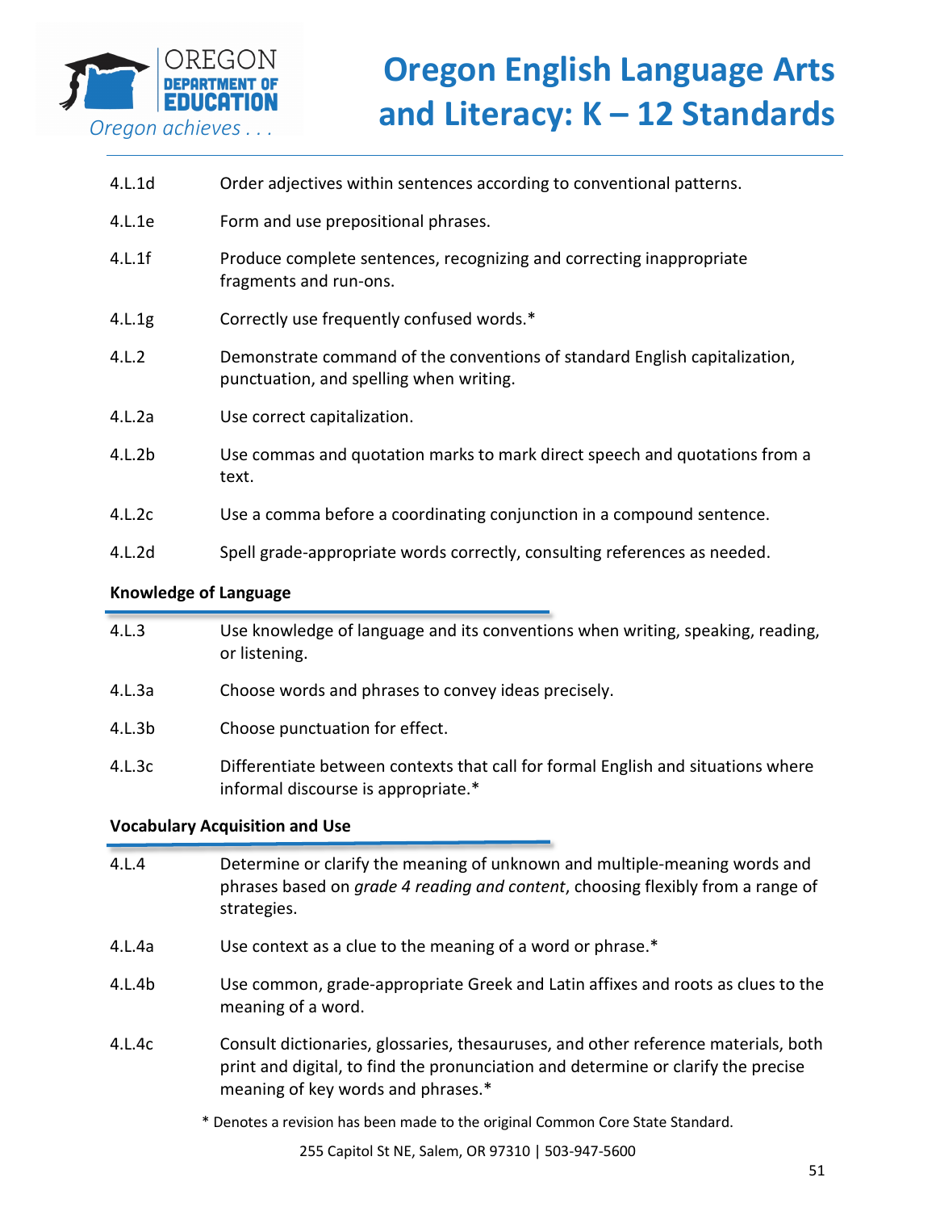| | |
|---|---|
| 4.L.1d | Order adjectives within sentences according to conventional patterns. |
| 4.L.1e | Form and use prepositional phrases. |
| 4.L.1f | Produce complete sentences, recognizing and correcting inappropriate fragments and run-ons. |
| 4.L.1g | Correctly use frequently confused words.* |
| 4.L.2 | Demonstrate command of the conventions of standard English capitalization, punctuation, and spelling when writing. |
| 4.L.2a | Use correct capitalization. |
| 4.L.2b | Use commas and quotation marks to mark direct speech and quotations from a text. |
| 4.L.2c | Use a comma before a coordinating conjunction in a compound sentence. |
| 4.L.2d | Spell grade-appropriate words correctly, consulting references as needed. |

**Knowledge of Language**

| | |
|---|---|
| 4.L.3 | Use knowledge of language and its conventions when writing, speaking, reading, or listening. |
| 4.L.3a | Choose words and phrases to convey ideas precisely. |
| 4.L.3b | Choose punctuation for effect. |
| 4.L.3c | Differentiate between contexts that call for formal English and situations where informal discourse is appropriate.* |

**Vocabulary Acquisition and Use**

| | |
|---|---|
| 4.L.4 | Determine or clarify the meaning of unknown and multiple-meaning words and phrases based on *grade 4 reading and content*, choosing flexibly from a range of strategies. |
| 4.L.4a | Use context as a clue to the meaning of a word or phrase.* |
| 4.L.4b | Use common, grade-appropriate Greek and Latin affixes and roots as clues to the meaning of a word. |
| 4.L.4c | Consult dictionaries, glossaries, thesauruses, and other reference materials, both print and digital, to find the pronunciation and determine or clarify the precise meaning of key words and phrases.* |

* Denotes a revision has been made to the original Common Core State Standard.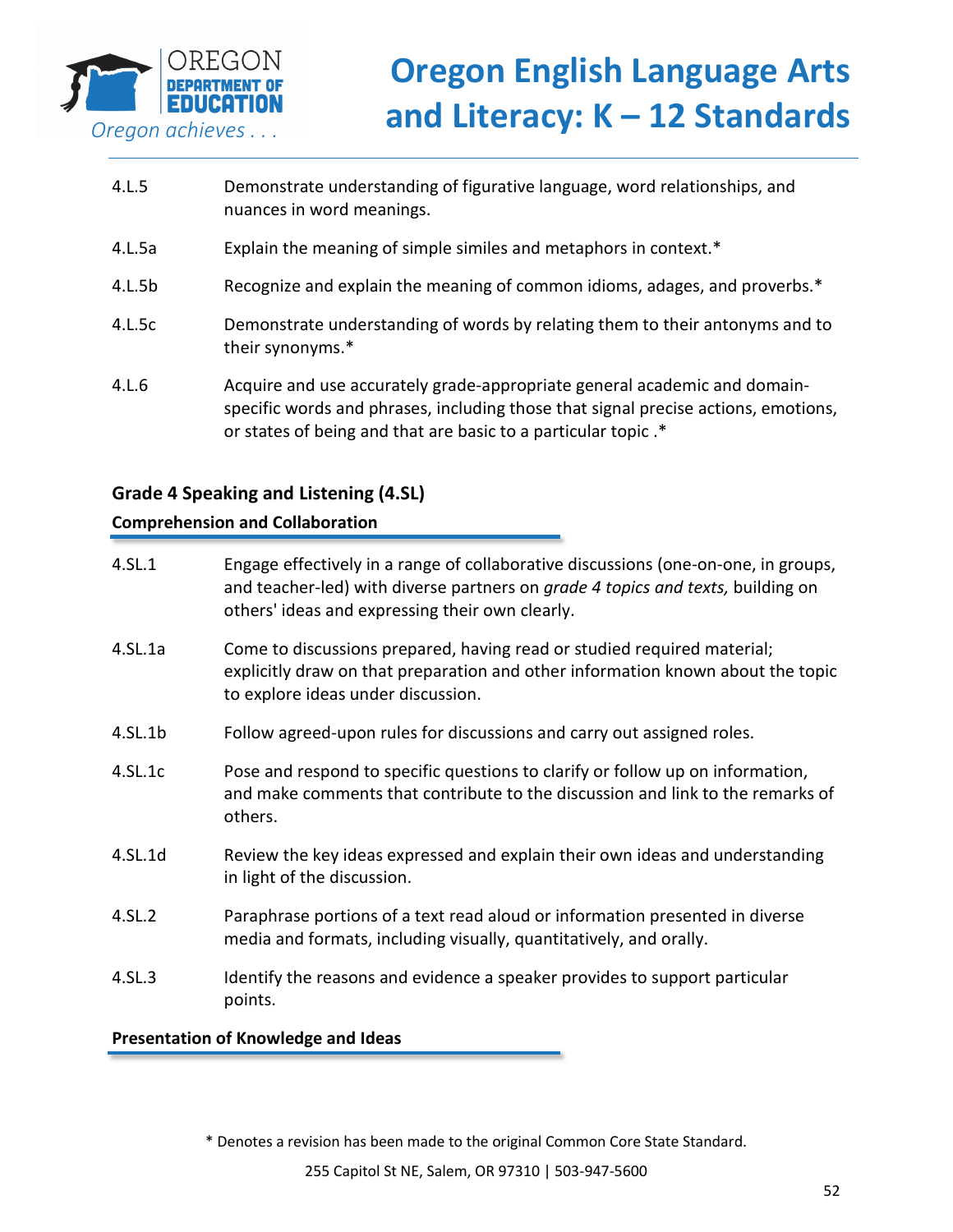4.L.5 Demonstrate understanding of figurative language, word relationships, and nuances in word meanings.

4.L.5a Explain the meaning of simple similes and metaphors in context.*

4.L.5b Recognize and explain the meaning of common idioms, adages, and proverbs.*

4.L.5c Demonstrate understanding of words by relating them to their antonyms and to their synonyms.*

4.L.6 Acquire and use accurately grade-appropriate general academic and domain-specific words and phrases, including those that signal precise actions, emotions, or states of being and that are basic to a particular topic .*

## Grade 4 Speaking and Listening (4.SL)

### Comprehension and Collaboration

4.SL.1 Engage effectively in a range of collaborative discussions (one-on-one, in groups, and teacher-led) with diverse partners on *grade 4 topics and texts,* building on others' ideas and expressing their own clearly.

4.SL.1a Come to discussions prepared, having read or studied required material; explicitly draw on that preparation and other information known about the topic to explore ideas under discussion.

4.SL.1b Follow agreed-upon rules for discussions and carry out assigned roles.

4.SL.1c Pose and respond to specific questions to clarify or follow up on information, and make comments that contribute to the discussion and link to the remarks of others.

4.SL.1d Review the key ideas expressed and explain their own ideas and understanding in light of the discussion.

4.SL.2 Paraphrase portions of a text read aloud or information presented in diverse media and formats, including visually, quantitatively, and orally.

4.SL.3 Identify the reasons and evidence a speaker provides to support particular points.

### Presentation of Knowledge and Ideas

* Denotes a revision has been made to the original Common Core State Standard.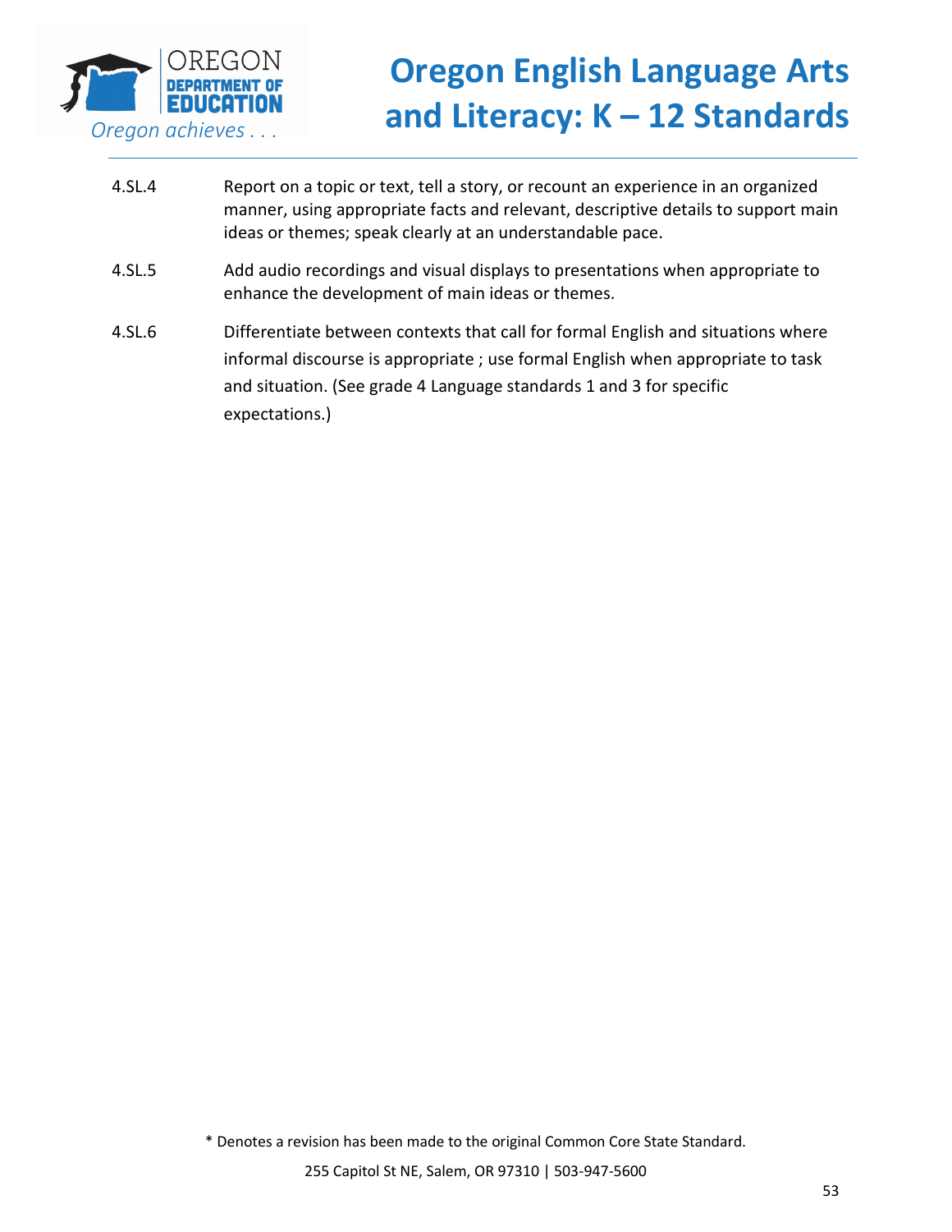4.SL.4 Report on a topic or text, tell a story, or recount an experience in an organized manner, using appropriate facts and relevant, descriptive details to support main ideas or themes; speak clearly at an understandable pace.

4.SL.5 Add audio recordings and visual displays to presentations when appropriate to enhance the development of main ideas or themes.

4.SL.6 Differentiate between contexts that call for formal English and situations where informal discourse is appropriate ; use formal English when appropriate to task and situation. (See grade 4 Language standards 1 and 3 for specific expectations.)

* Denotes a revision has been made to the original Common Core State Standard.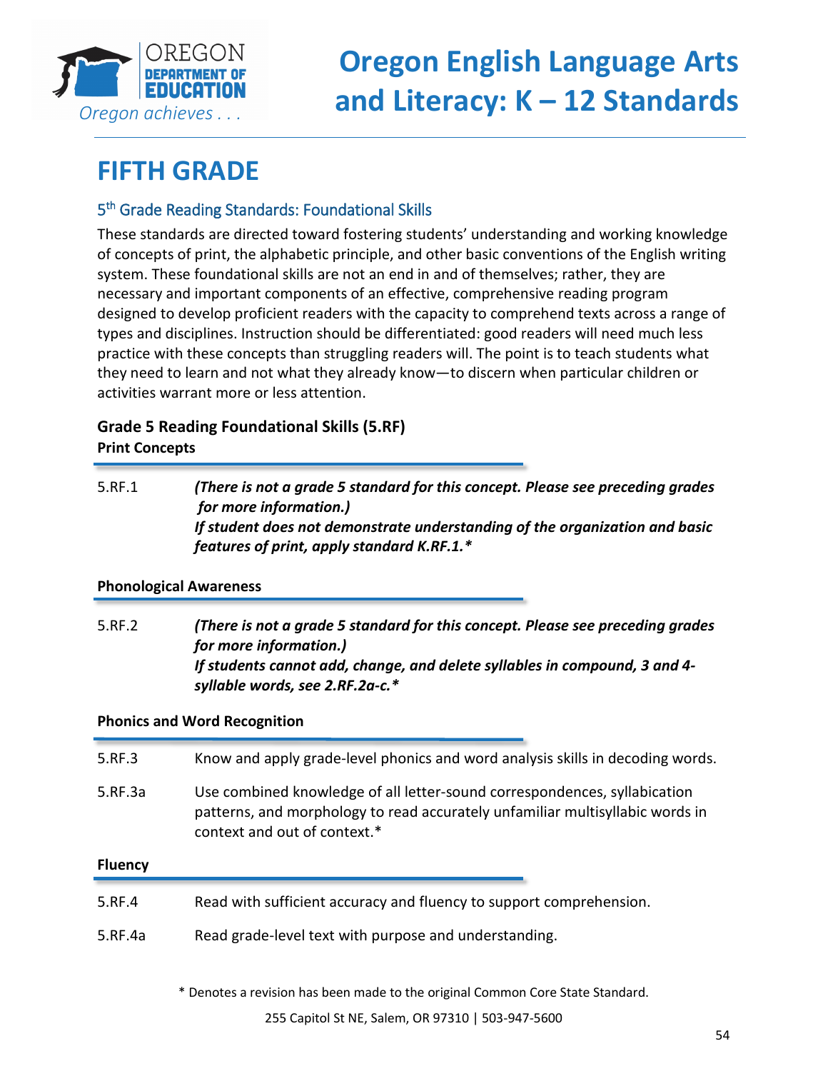# FIFTH GRADE

## 5th Grade Reading Standards: Foundational Skills

These standards are directed toward fostering students' understanding and working knowledge of concepts of print, the alphabetic principle, and other basic conventions of the English writing system. These foundational skills are not an end in and of themselves; rather, they are necessary and important components of an effective, comprehensive reading program designed to develop proficient readers with the capacity to comprehend texts across a range of types and disciplines. Instruction should be differentiated: good readers will need much less practice with these concepts than struggling readers will. The point is to teach students what they need to learn and not what they already know—to discern when particular children or activities warrant more or less attention.

### Grade 5 Reading Foundational Skills (5.RF)

**Print Concepts**

| | |
|---|---|
| 5.RF.1 | ***(There is not a grade 5 standard for this concept. Please see preceding grades for more information.) If student does not demonstrate understanding of the organization and basic features of print, apply standard K.RF.1.**** |

**Phonological Awareness**

| | |
|---|---|
| 5.RF.2 | ***(There is not a grade 5 standard for this concept. Please see preceding grades for more information.) If students cannot add, change, and delete syllables in compound, 3 and 4-syllable words, see 2.RF.2a-c.**** |

**Phonics and Word Recognition**

| | |
|---|---|
| 5.RF.3 | Know and apply grade-level phonics and word analysis skills in decoding words. |
| 5.RF.3a | Use combined knowledge of all letter-sound correspondences, syllabication patterns, and morphology to read accurately unfamiliar multisyllabic words in context and out of context.* |

**Fluency**

| | |
|---|---|
| 5.RF.4 | Read with sufficient accuracy and fluency to support comprehension. |
| 5.RF.4a | Read grade-level text with purpose and understanding. |

\* Denotes a revision has been made to the original Common Core State Standard.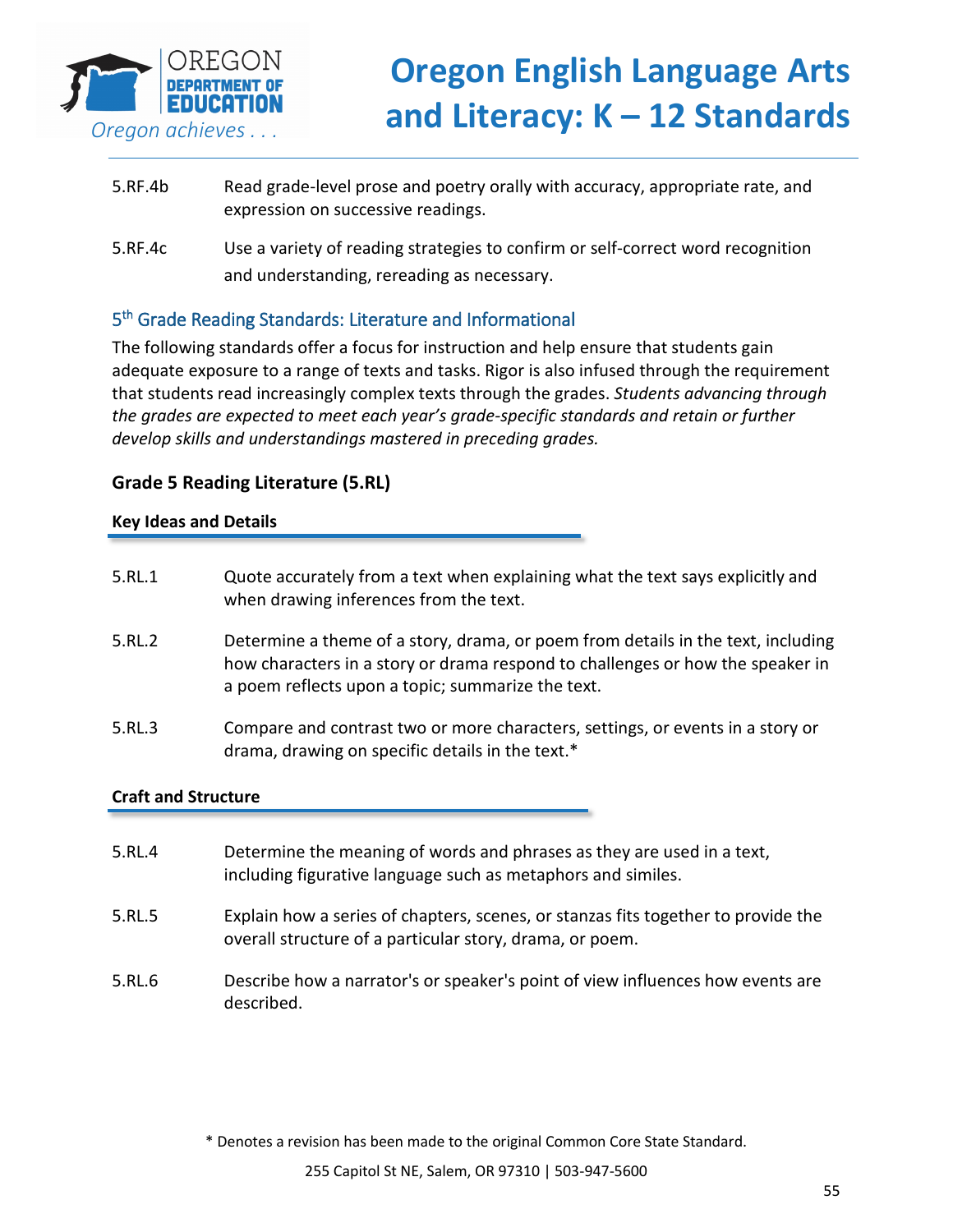5.RF.4b Read grade-level prose and poetry orally with accuracy, appropriate rate, and expression on successive readings.

5.RF.4c Use a variety of reading strategies to confirm or self-correct word recognition and understanding, rereading as necessary.

## 5th Grade Reading Standards: Literature and Informational

The following standards offer a focus for instruction and help ensure that students gain adequate exposure to a range of texts and tasks. Rigor is also infused through the requirement that students read increasingly complex texts through the grades. *Students advancing through the grades are expected to meet each year's grade-specific standards and retain or further develop skills and understandings mastered in preceding grades.*

### Grade 5 Reading Literature (5.RL)

#### Key Ideas and Details

5.RL.1 Quote accurately from a text when explaining what the text says explicitly and when drawing inferences from the text.

5.RL.2 Determine a theme of a story, drama, or poem from details in the text, including how characters in a story or drama respond to challenges or how the speaker in a poem reflects upon a topic; summarize the text.

5.RL.3 Compare and contrast two or more characters, settings, or events in a story or drama, drawing on specific details in the text.*

#### Craft and Structure

5.RL.4 Determine the meaning of words and phrases as they are used in a text, including figurative language such as metaphors and similes.

5.RL.5 Explain how a series of chapters, scenes, or stanzas fits together to provide the overall structure of a particular story, drama, or poem.

5.RL.6 Describe how a narrator's or speaker's point of view influences how events are described.

* Denotes a revision has been made to the original Common Core State Standard.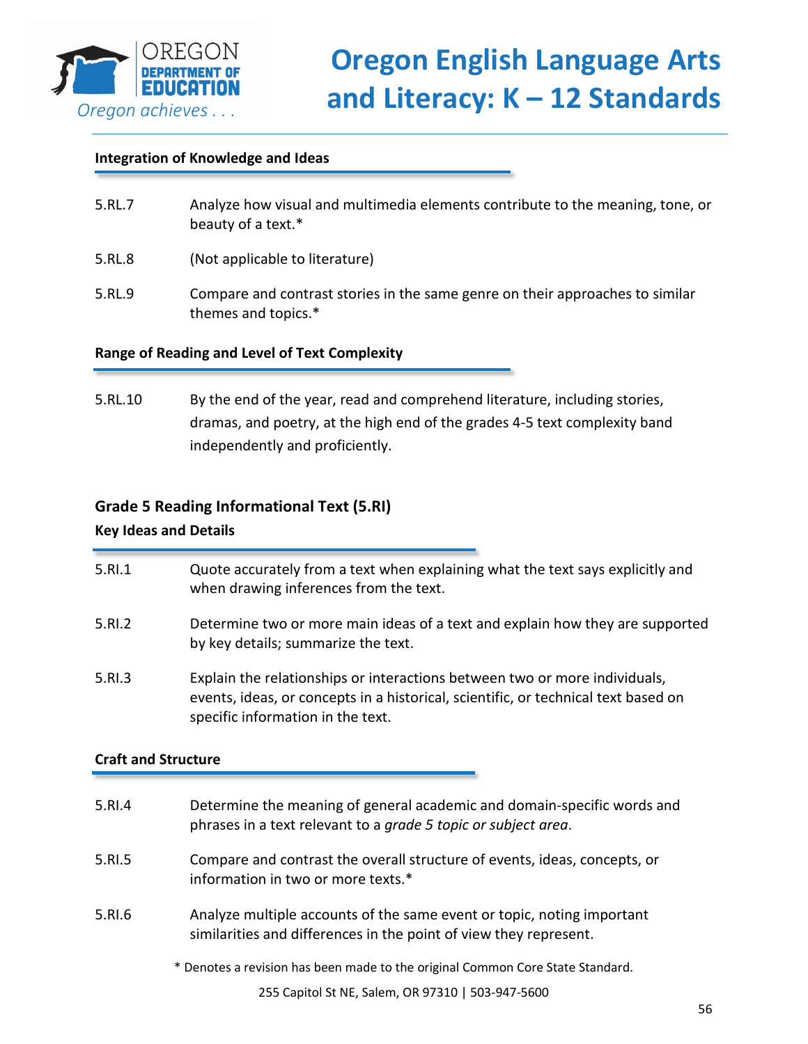#### Integration of Knowledge and Ideas

5.RL.7 Analyze how visual and multimedia elements contribute to the meaning, tone, or beauty of a text.*

5.RL.8 (Not applicable to literature)

5.RL.9 Compare and contrast stories in the same genre on their approaches to similar themes and topics.*

#### Range of Reading and Level of Text Complexity

5.RL.10 By the end of the year, read and comprehend literature, including stories, dramas, and poetry, at the high end of the grades 4-5 text complexity band independently and proficiently.

### Grade 5 Reading Informational Text (5.RI)

#### Key Ideas and Details

5.RI.1 Quote accurately from a text when explaining what the text says explicitly and when drawing inferences from the text.

5.RI.2 Determine two or more main ideas of a text and explain how they are supported by key details; summarize the text.

5.RI.3 Explain the relationships or interactions between two or more individuals, events, ideas, or concepts in a historical, scientific, or technical text based on specific information in the text.

#### Craft and Structure

5.RI.4 Determine the meaning of general academic and domain-specific words and phrases in a text relevant to a *grade 5 topic or subject area*.

5.RI.5 Compare and contrast the overall structure of events, ideas, concepts, or information in two or more texts.*

5.RI.6 Analyze multiple accounts of the same event or topic, noting important similarities and differences in the point of view they represent.

* Denotes a revision has been made to the original Common Core State Standard.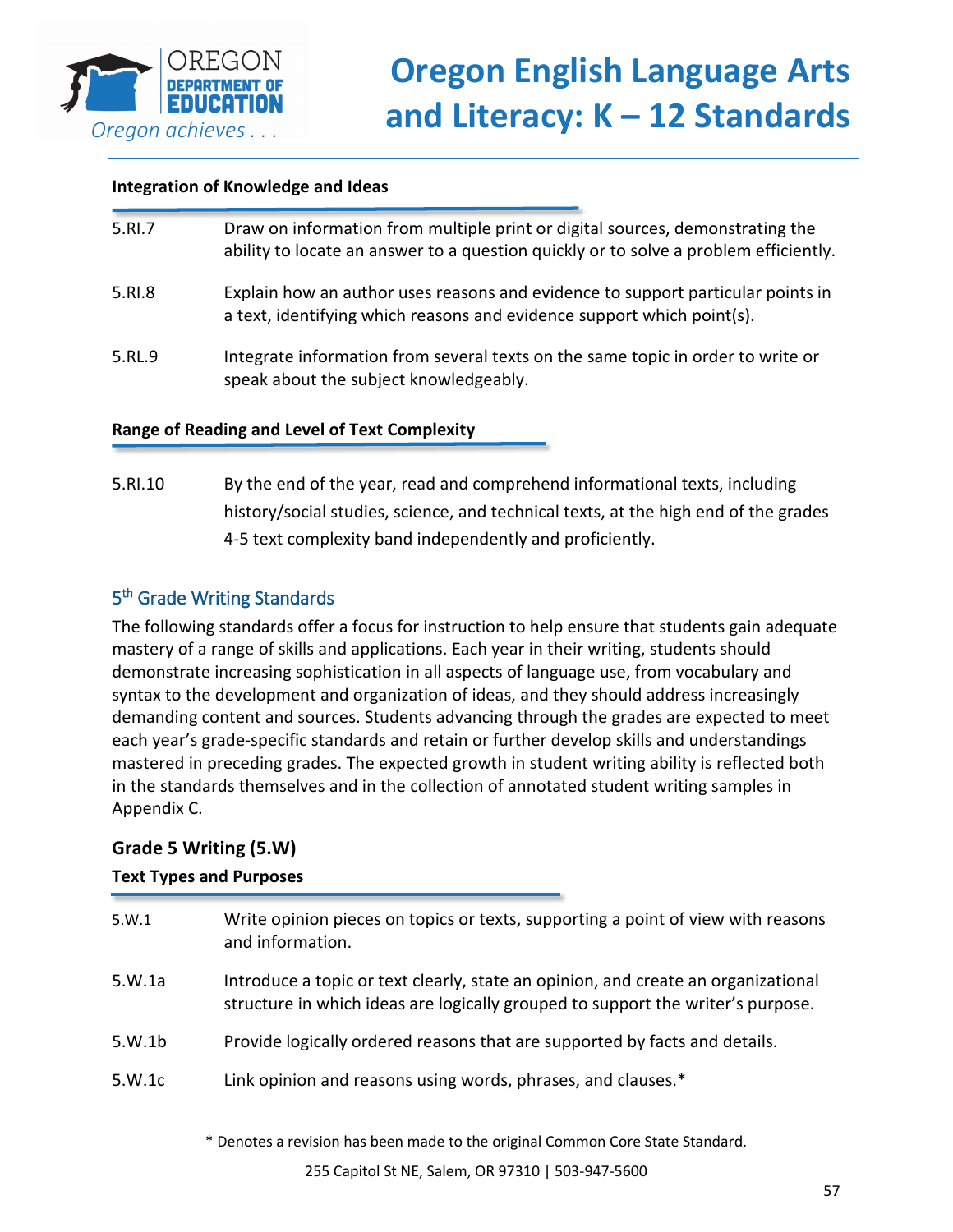#### Integration of Knowledge and Ideas

| | |
|---|---|
| 5.RI.7 | Draw on information from multiple print or digital sources, demonstrating the ability to locate an answer to a question quickly or to solve a problem efficiently. |
| 5.RI.8 | Explain how an author uses reasons and evidence to support particular points in a text, identifying which reasons and evidence support which point(s). |
| 5.RL.9 | Integrate information from several texts on the same topic in order to write or speak about the subject knowledgeably. |

#### Range of Reading and Level of Text Complexity

| | |
|---|---|
| 5.RI.10 | By the end of the year, read and comprehend informational texts, including history/social studies, science, and technical texts, at the high end of the grades 4-5 text complexity band independently and proficiently. |

## 5th Grade Writing Standards

The following standards offer a focus for instruction to help ensure that students gain adequate mastery of a range of skills and applications. Each year in their writing, students should demonstrate increasing sophistication in all aspects of language use, from vocabulary and syntax to the development and organization of ideas, and they should address increasingly demanding content and sources. Students advancing through the grades are expected to meet each year's grade-specific standards and retain or further develop skills and understandings mastered in preceding grades. The expected growth in student writing ability is reflected both in the standards themselves and in the collection of annotated student writing samples in Appendix C.

### Grade 5 Writing (5.W)

#### Text Types and Purposes

| | |
|---|---|
| 5.W.1 | Write opinion pieces on topics or texts, supporting a point of view with reasons and information. |
| 5.W.1a | Introduce a topic or text clearly, state an opinion, and create an organizational structure in which ideas are logically grouped to support the writer's purpose. |
| 5.W.1b | Provide logically ordered reasons that are supported by facts and details. |
| 5.W.1c | Link opinion and reasons using words, phrases, and clauses.* |

* Denotes a revision has been made to the original Common Core State Standard.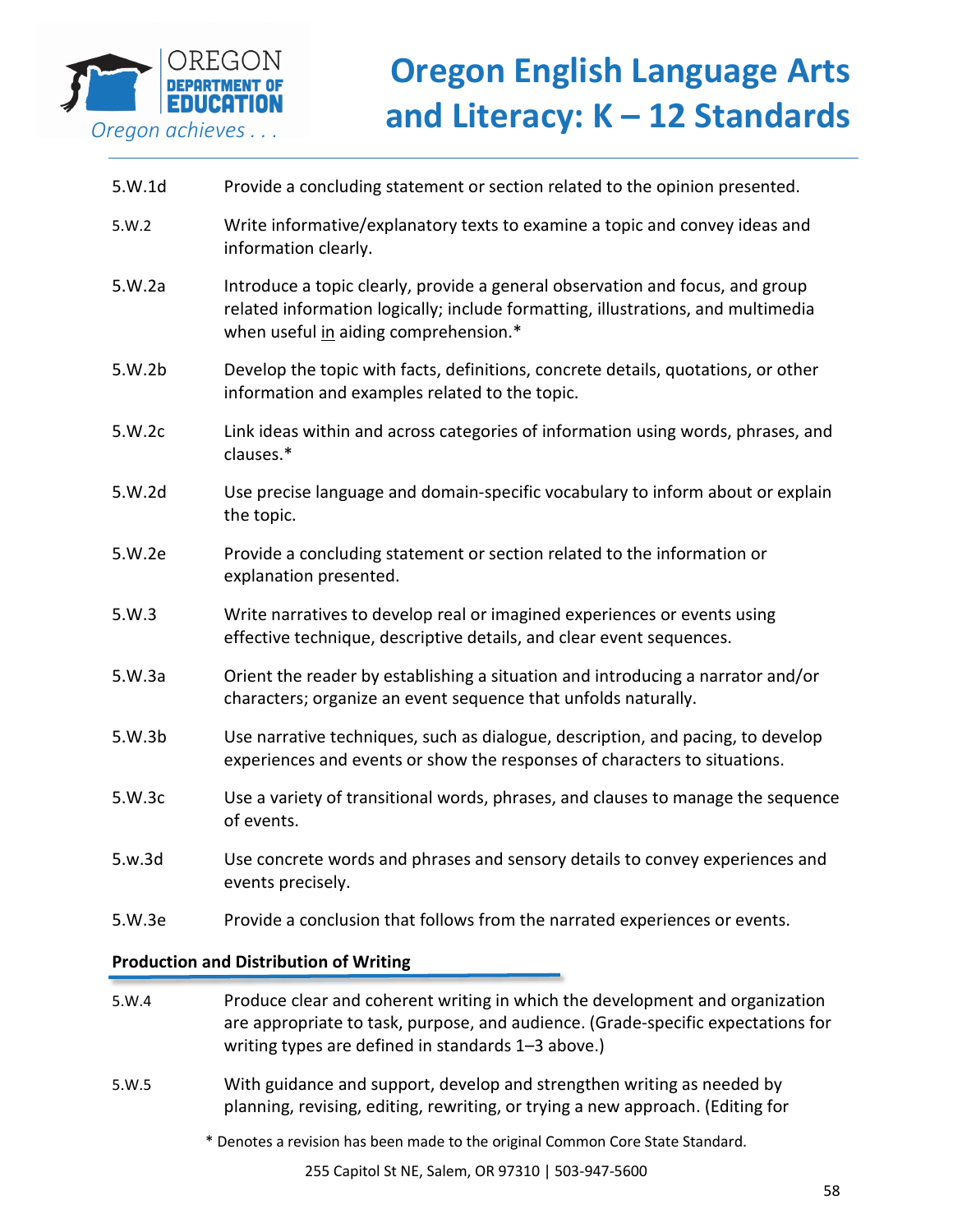5.W.1d Provide a concluding statement or section related to the opinion presented.

5.W.2 Write informative/explanatory texts to examine a topic and convey ideas and information clearly.

5.W.2a Introduce a topic clearly, provide a general observation and focus, and group related information logically; include formatting, illustrations, and multimedia when useful <u>in</u> aiding comprehension.*

5.W.2b Develop the topic with facts, definitions, concrete details, quotations, or other information and examples related to the topic.

5.W.2c Link ideas within and across categories of information using words, phrases, and clauses.*

5.W.2d Use precise language and domain-specific vocabulary to inform about or explain the topic.

5.W.2e Provide a concluding statement or section related to the information or explanation presented.

5.W.3 Write narratives to develop real or imagined experiences or events using effective technique, descriptive details, and clear event sequences.

5.W.3a Orient the reader by establishing a situation and introducing a narrator and/or characters; organize an event sequence that unfolds naturally.

5.W.3b Use narrative techniques, such as dialogue, description, and pacing, to develop experiences and events or show the responses of characters to situations.

5.W.3c Use a variety of transitional words, phrases, and clauses to manage the sequence of events.

5.w.3d Use concrete words and phrases and sensory details to convey experiences and events precisely.

5.W.3e Provide a conclusion that follows from the narrated experiences or events.

**Production and Distribution of Writing**

5.W.4 Produce clear and coherent writing in which the development and organization are appropriate to task, purpose, and audience. (Grade-specific expectations for writing types are defined in standards 1–3 above.)

5.W.5 With guidance and support, develop and strengthen writing as needed by planning, revising, editing, rewriting, or trying a new approach. (Editing for

\* Denotes a revision has been made to the original Common Core State Standard.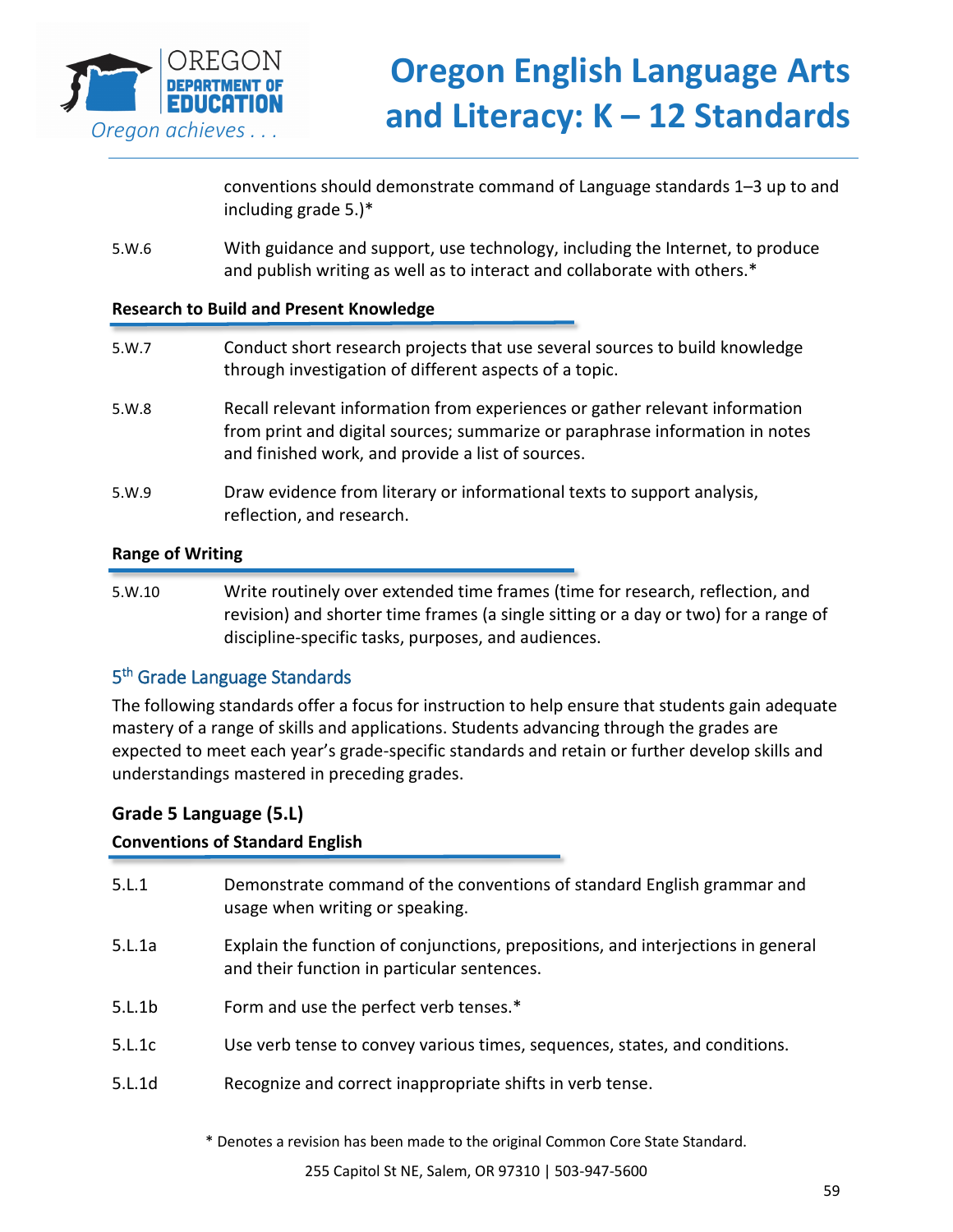conventions should demonstrate command of Language standards 1–3 up to and including grade 5.)*

5.W.6 With guidance and support, use technology, including the Internet, to produce and publish writing as well as to interact and collaborate with others.*

**Research to Build and Present Knowledge**

5.W.7 Conduct short research projects that use several sources to build knowledge through investigation of different aspects of a topic.

5.W.8 Recall relevant information from experiences or gather relevant information from print and digital sources; summarize or paraphrase information in notes and finished work, and provide a list of sources.

5.W.9 Draw evidence from literary or informational texts to support analysis, reflection, and research.

**Range of Writing**

5.W.10 Write routinely over extended time frames (time for research, reflection, and revision) and shorter time frames (a single sitting or a day or two) for a range of discipline-specific tasks, purposes, and audiences.

## 5th Grade Language Standards

The following standards offer a focus for instruction to help ensure that students gain adequate mastery of a range of skills and applications. Students advancing through the grades are expected to meet each year's grade-specific standards and retain or further develop skills and understandings mastered in preceding grades.

### Grade 5 Language (5.L)

**Conventions of Standard English**

5.L.1 Demonstrate command of the conventions of standard English grammar and usage when writing or speaking.

5.L.1a Explain the function of conjunctions, prepositions, and interjections in general and their function in particular sentences.

5.L.1b Form and use the perfect verb tenses.*

5.L.1c Use verb tense to convey various times, sequences, states, and conditions.

5.L.1d Recognize and correct inappropriate shifts in verb tense.

\* Denotes a revision has been made to the original Common Core State Standard.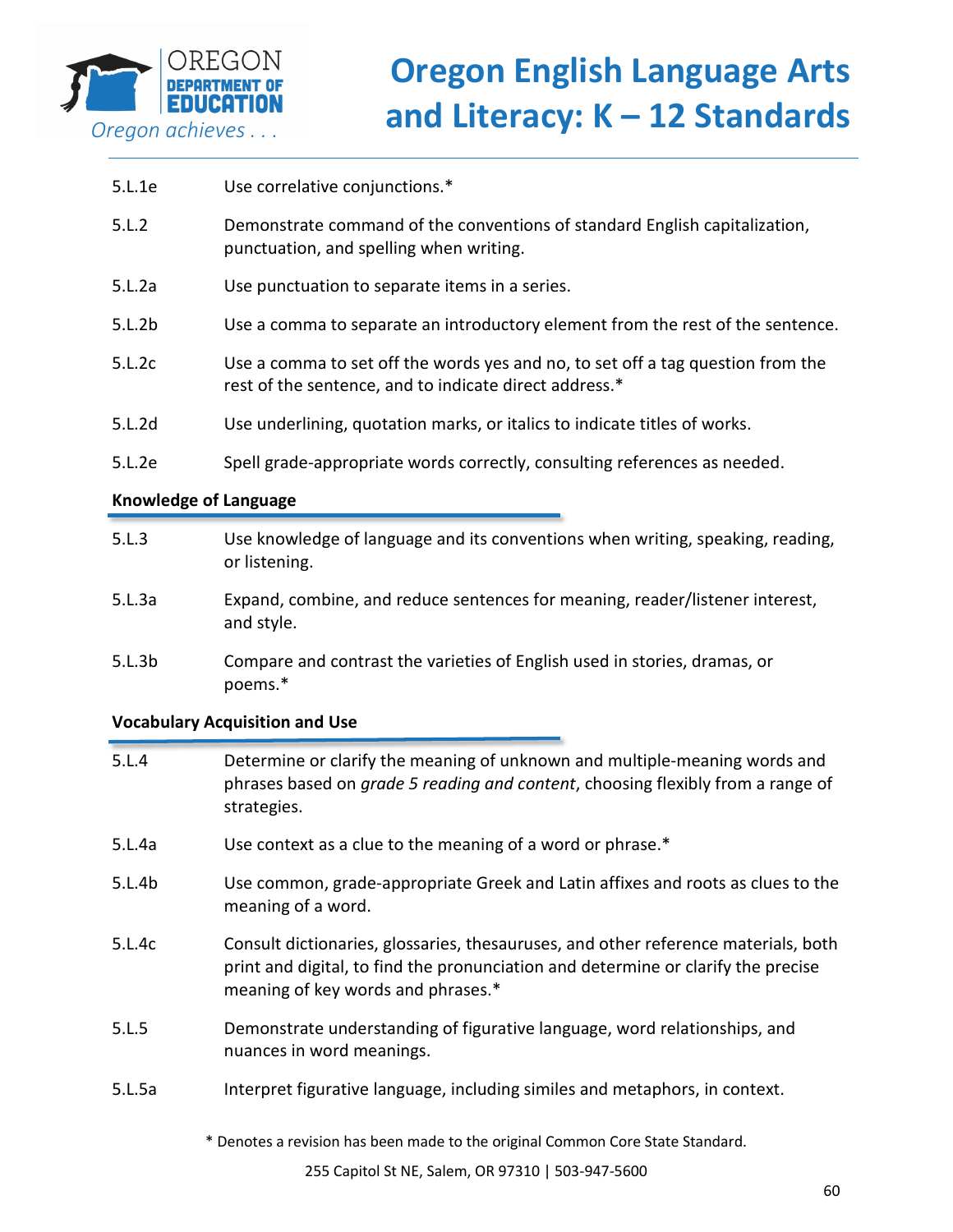| | |
|---|---|
| 5.L.1e | Use correlative conjunctions.* |
| 5.L.2 | Demonstrate command of the conventions of standard English capitalization, punctuation, and spelling when writing. |
| 5.L.2a | Use punctuation to separate items in a series. |
| 5.L.2b | Use a comma to separate an introductory element from the rest of the sentence. |
| 5.L.2c | Use a comma to set off the words yes and no, to set off a tag question from the rest of the sentence, and to indicate direct address.* |
| 5.L.2d | Use underlining, quotation marks, or italics to indicate titles of works. |
| 5.L.2e | Spell grade-appropriate words correctly, consulting references as needed. |

**Knowledge of Language**

| | |
|---|---|
| 5.L.3 | Use knowledge of language and its conventions when writing, speaking, reading, or listening. |
| 5.L.3a | Expand, combine, and reduce sentences for meaning, reader/listener interest, and style. |
| 5.L.3b | Compare and contrast the varieties of English used in stories, dramas, or poems.* |

**Vocabulary Acquisition and Use**

| | |
|---|---|
| 5.L.4 | Determine or clarify the meaning of unknown and multiple-meaning words and phrases based on *grade 5 reading and content*, choosing flexibly from a range of strategies. |
| 5.L.4a | Use context as a clue to the meaning of a word or phrase.* |
| 5.L.4b | Use common, grade-appropriate Greek and Latin affixes and roots as clues to the meaning of a word. |
| 5.L.4c | Consult dictionaries, glossaries, thesauruses, and other reference materials, both print and digital, to find the pronunciation and determine or clarify the precise meaning of key words and phrases.* |
| 5.L.5 | Demonstrate understanding of figurative language, word relationships, and nuances in word meanings. |
| 5.L.5a | Interpret figurative language, including similes and metaphors, in context. |

* Denotes a revision has been made to the original Common Core State Standard.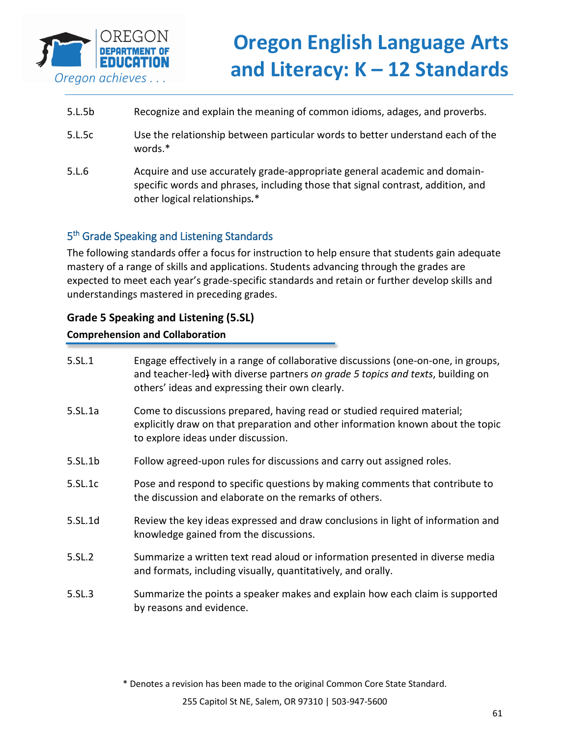5.L.5b Recognize and explain the meaning of common idioms, adages, and proverbs.

5.L.5c Use the relationship between particular words to better understand each of the words.*

5.L.6 Acquire and use accurately grade-appropriate general academic and domain-specific words and phrases, including those that signal contrast, addition, and other logical relationships.*

## 5th Grade Speaking and Listening Standards

The following standards offer a focus for instruction to help ensure that students gain adequate mastery of a range of skills and applications. Students advancing through the grades are expected to meet each year's grade-specific standards and retain or further develop skills and understandings mastered in preceding grades.

### Grade 5 Speaking and Listening (5.SL)

**Comprehension and Collaboration**

5.SL.1 Engage effectively in a range of collaborative discussions (one-on-one, in groups, and teacher-led) with diverse partners *on grade 5 topics and texts*, building on others' ideas and expressing their own clearly.

5.SL.1a Come to discussions prepared, having read or studied required material; explicitly draw on that preparation and other information known about the topic to explore ideas under discussion.

5.SL.1b Follow agreed-upon rules for discussions and carry out assigned roles.

5.SL.1c Pose and respond to specific questions by making comments that contribute to the discussion and elaborate on the remarks of others.

5.SL.1d Review the key ideas expressed and draw conclusions in light of information and knowledge gained from the discussions.

5.SL.2 Summarize a written text read aloud or information presented in diverse media and formats, including visually, quantitatively, and orally.

5.SL.3 Summarize the points a speaker makes and explain how each claim is supported by reasons and evidence.

* Denotes a revision has been made to the original Common Core State Standard.

255 Capitol St NE, Salem, OR 97310 | 503-947-5600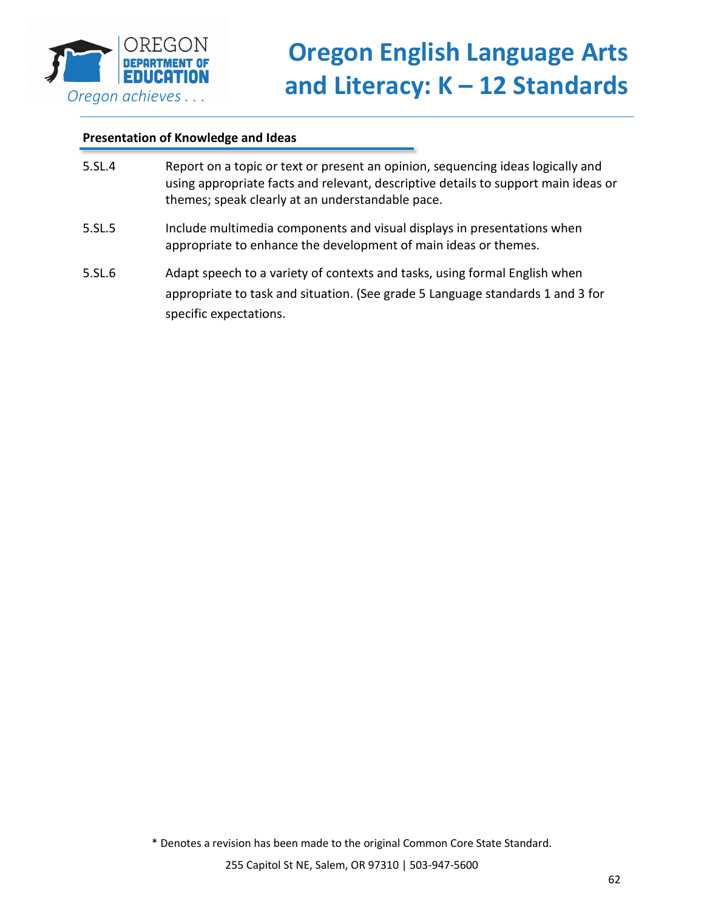### Presentation of Knowledge and Ideas

| | |
|---|---|
| 5.SL.4 | Report on a topic or text or present an opinion, sequencing ideas logically and using appropriate facts and relevant, descriptive details to support main ideas or themes; speak clearly at an understandable pace. |
| 5.SL.5 | Include multimedia components and visual displays in presentations when appropriate to enhance the development of main ideas or themes. |
| 5.SL.6 | Adapt speech to a variety of contexts and tasks, using formal English when appropriate to task and situation. (See grade 5 Language standards 1 and 3 for specific expectations. |

\* Denotes a revision has been made to the original Common Core State Standard.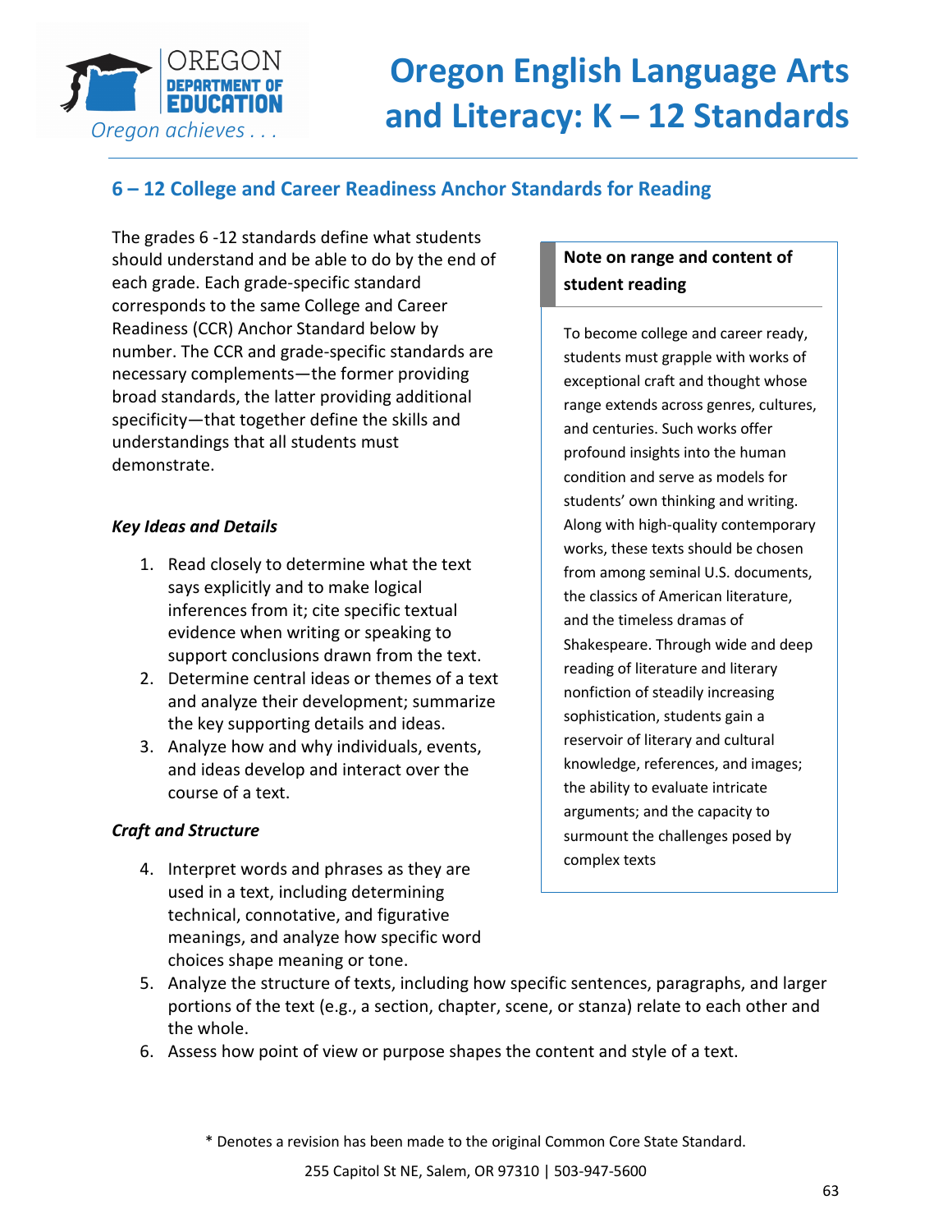## 6 – 12 College and Career Readiness Anchor Standards for Reading

The grades 6 -12 standards define what students should understand and be able to do by the end of each grade. Each grade-specific standard corresponds to the same College and Career Readiness (CCR) Anchor Standard below by number. The CCR and grade-specific standards are necessary complements—the former providing broad standards, the latter providing additional specificity—that together define the skills and understandings that all students must demonstrate.

### Key Ideas and Details

1. Read closely to determine what the text says explicitly and to make logical inferences from it; cite specific textual evidence when writing or speaking to support conclusions drawn from the text.
2. Determine central ideas or themes of a text and analyze their development; summarize the key supporting details and ideas.
3. Analyze how and why individuals, events, and ideas develop and interact over the course of a text.

### Craft and Structure

4. Interpret words and phrases as they are used in a text, including determining technical, connotative, and figurative meanings, and analyze how specific word choices shape meaning or tone.
5. Analyze the structure of texts, including how specific sentences, paragraphs, and larger portions of the text (e.g., a section, chapter, scene, or stanza) relate to each other and the whole.
6. Assess how point of view or purpose shapes the content and style of a text.

**Note on range and content of student reading**

To become college and career ready, students must grapple with works of exceptional craft and thought whose range extends across genres, cultures, and centuries. Such works offer profound insights into the human condition and serve as models for students' own thinking and writing. Along with high-quality contemporary works, these texts should be chosen from among seminal U.S. documents, the classics of American literature, and the timeless dramas of Shakespeare. Through wide and deep reading of literature and literary nonfiction of steadily increasing sophistication, students gain a reservoir of literary and cultural knowledge, references, and images; the ability to evaluate intricate arguments; and the capacity to surmount the challenges posed by complex texts

\* Denotes a revision has been made to the original Common Core State Standard.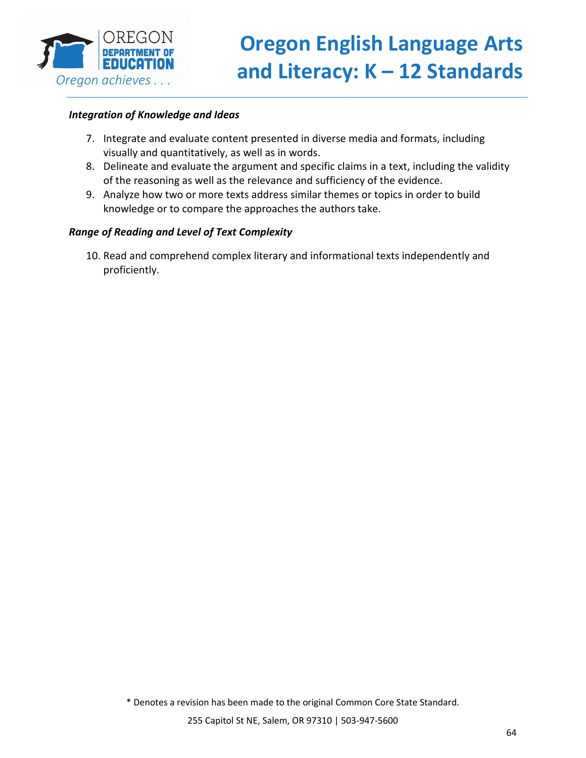***Integration of Knowledge and Ideas***

7. Integrate and evaluate content presented in diverse media and formats, including visually and quantitatively, as well as in words.
8. Delineate and evaluate the argument and specific claims in a text, including the validity of the reasoning as well as the relevance and sufficiency of the evidence.
9. Analyze how two or more texts address similar themes or topics in order to build knowledge or to compare the approaches the authors take.

***Range of Reading and Level of Text Complexity***

10. Read and comprehend complex literary and informational texts independently and proficiently.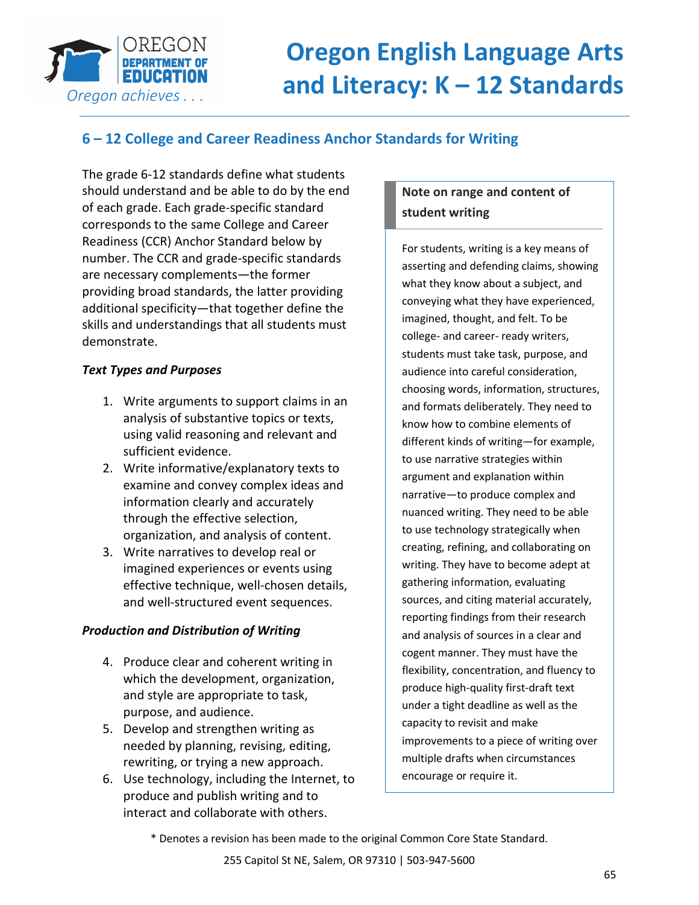# Oregon English Language Arts and Literacy: K – 12 Standards

## 6 – 12 College and Career Readiness Anchor Standards for Writing

The grade 6-12 standards define what students should understand and be able to do by the end of each grade. Each grade-specific standard corresponds to the same College and Career Readiness (CCR) Anchor Standard below by number. The CCR and grade-specific standards are necessary complements—the former providing broad standards, the latter providing additional specificity—that together define the skills and understandings that all students must demonstrate.

### *Text Types and Purposes*

1. Write arguments to support claims in an analysis of substantive topics or texts, using valid reasoning and relevant and sufficient evidence.
2. Write informative/explanatory texts to examine and convey complex ideas and information clearly and accurately through the effective selection, organization, and analysis of content.
3. Write narratives to develop real or imagined experiences or events using effective technique, well-chosen details, and well-structured event sequences.

### *Production and Distribution of Writing*

4. Produce clear and coherent writing in which the development, organization, and style are appropriate to task, purpose, and audience.
5. Develop and strengthen writing as needed by planning, revising, editing, rewriting, or trying a new approach.
6. Use technology, including the Internet, to produce and publish writing and to interact and collaborate with others.

**Note on range and content of student writing**

For students, writing is a key means of asserting and defending claims, showing what they know about a subject, and conveying what they have experienced, imagined, thought, and felt. To be college- and career- ready writers, students must take task, purpose, and audience into careful consideration, choosing words, information, structures, and formats deliberately. They need to know how to combine elements of different kinds of writing—for example, to use narrative strategies within argument and explanation within narrative—to produce complex and nuanced writing. They need to be able to use technology strategically when creating, refining, and collaborating on writing. They have to become adept at gathering information, evaluating sources, and citing material accurately, reporting findings from their research and analysis of sources in a clear and cogent manner. They must have the flexibility, concentration, and fluency to produce high-quality first-draft text under a tight deadline as well as the capacity to revisit and make improvements to a piece of writing over multiple drafts when circumstances encourage or require it.

\* Denotes a revision has been made to the original Common Core State Standard.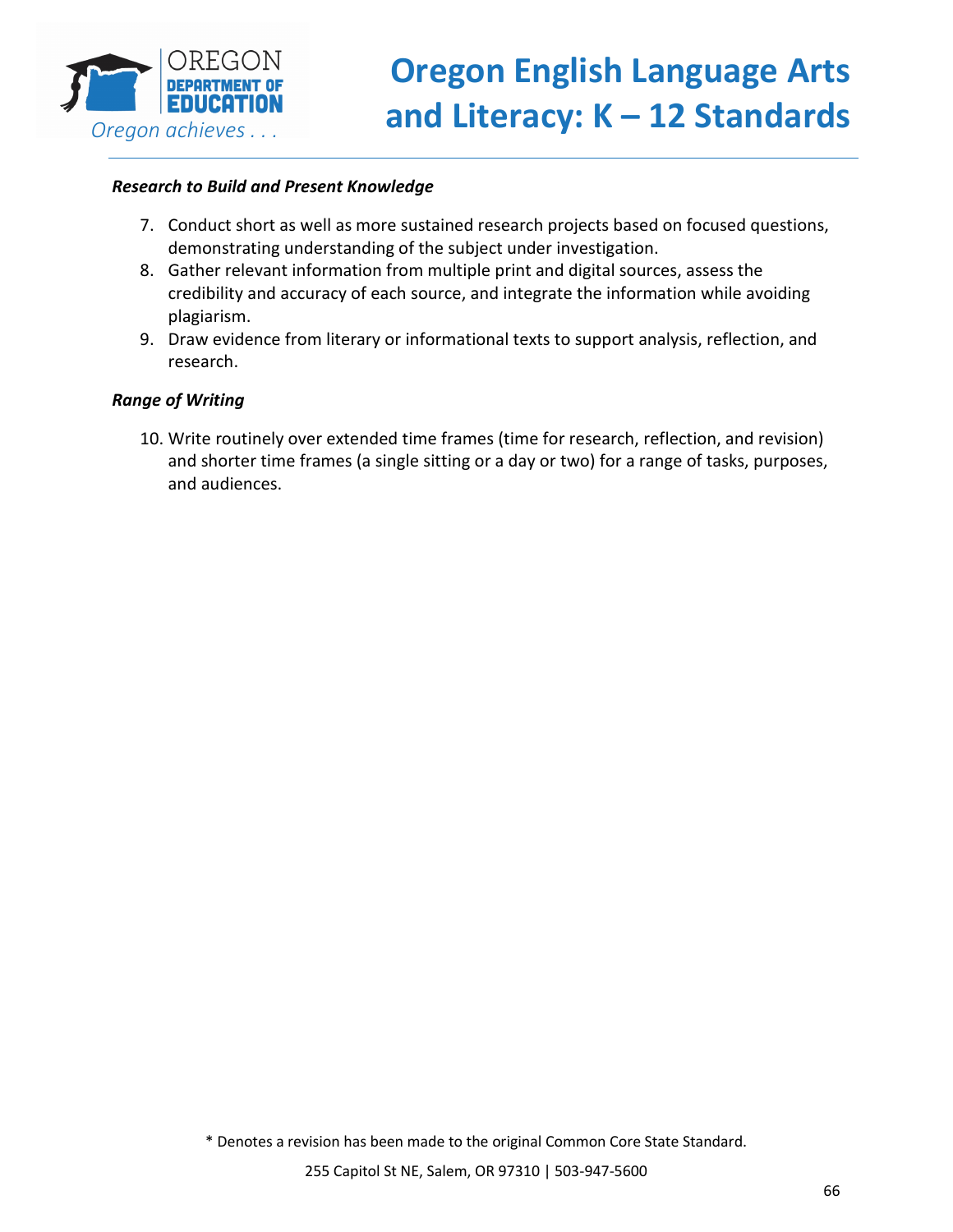***Research to Build and Present Knowledge***

7. Conduct short as well as more sustained research projects based on focused questions, demonstrating understanding of the subject under investigation.
8. Gather relevant information from multiple print and digital sources, assess the credibility and accuracy of each source, and integrate the information while avoiding plagiarism.
9. Draw evidence from literary or informational texts to support analysis, reflection, and research.

***Range of Writing***

10. Write routinely over extended time frames (time for research, reflection, and revision) and shorter time frames (a single sitting or a day or two) for a range of tasks, purposes, and audiences.

* Denotes a revision has been made to the original Common Core State Standard.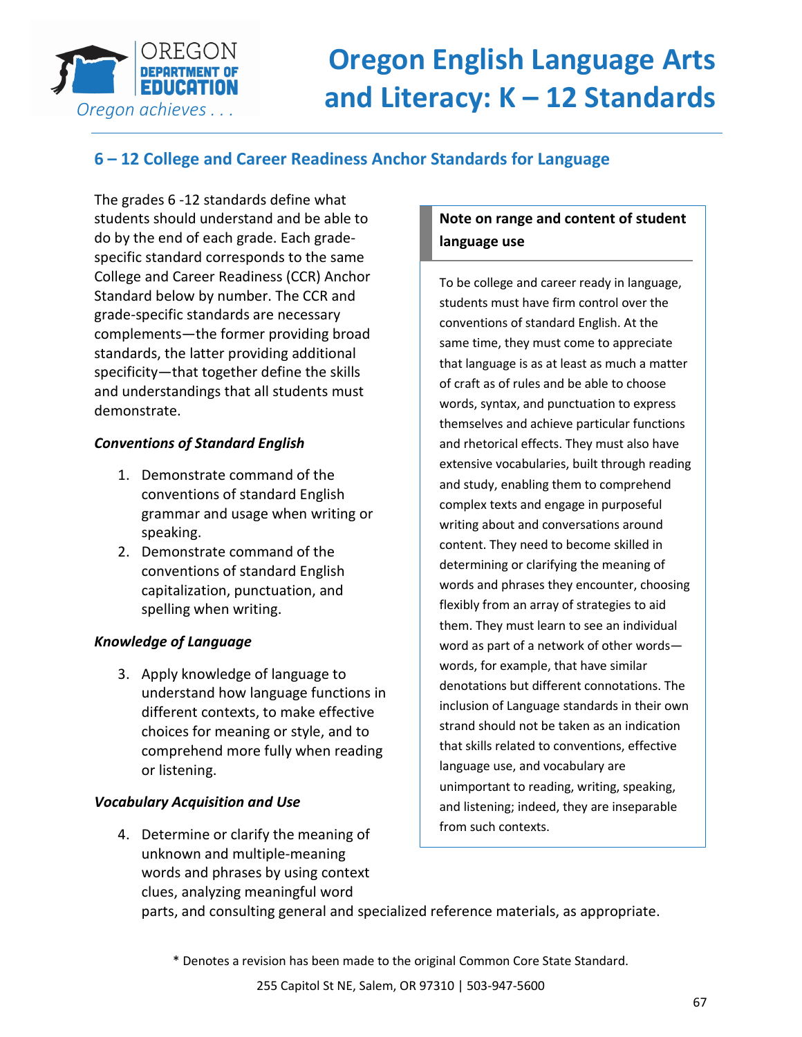## 6 – 12 College and Career Readiness Anchor Standards for Language

The grades 6 -12 standards define what students should understand and be able to do by the end of each grade. Each grade-specific standard corresponds to the same College and Career Readiness (CCR) Anchor Standard below by number. The CCR and grade-specific standards are necessary complements—the former providing broad standards, the latter providing additional specificity—that together define the skills and understandings that all students must demonstrate.

### *Conventions of Standard English*

1. Demonstrate command of the conventions of standard English grammar and usage when writing or speaking.
2. Demonstrate command of the conventions of standard English capitalization, punctuation, and spelling when writing.

### *Knowledge of Language*

3. Apply knowledge of language to understand how language functions in different contexts, to make effective choices for meaning or style, and to comprehend more fully when reading or listening.

### *Vocabulary Acquisition and Use*

4. Determine or clarify the meaning of unknown and multiple-meaning words and phrases by using context clues, analyzing meaningful word parts, and consulting general and specialized reference materials, as appropriate.

**Note on range and content of student language use**

To be college and career ready in language, students must have firm control over the conventions of standard English. At the same time, they must come to appreciate that language is as at least as much a matter of craft as of rules and be able to choose words, syntax, and punctuation to express themselves and achieve particular functions and rhetorical effects. They must also have extensive vocabularies, built through reading and study, enabling them to comprehend complex texts and engage in purposeful writing about and conversations around content. They need to become skilled in determining or clarifying the meaning of words and phrases they encounter, choosing flexibly from an array of strategies to aid them. They must learn to see an individual word as part of a network of other words—words, for example, that have similar denotations but different connotations. The inclusion of Language standards in their own strand should not be taken as an indication that skills related to conventions, effective language use, and vocabulary are unimportant to reading, writing, speaking, and listening; indeed, they are inseparable from such contexts.

\* Denotes a revision has been made to the original Common Core State Standard.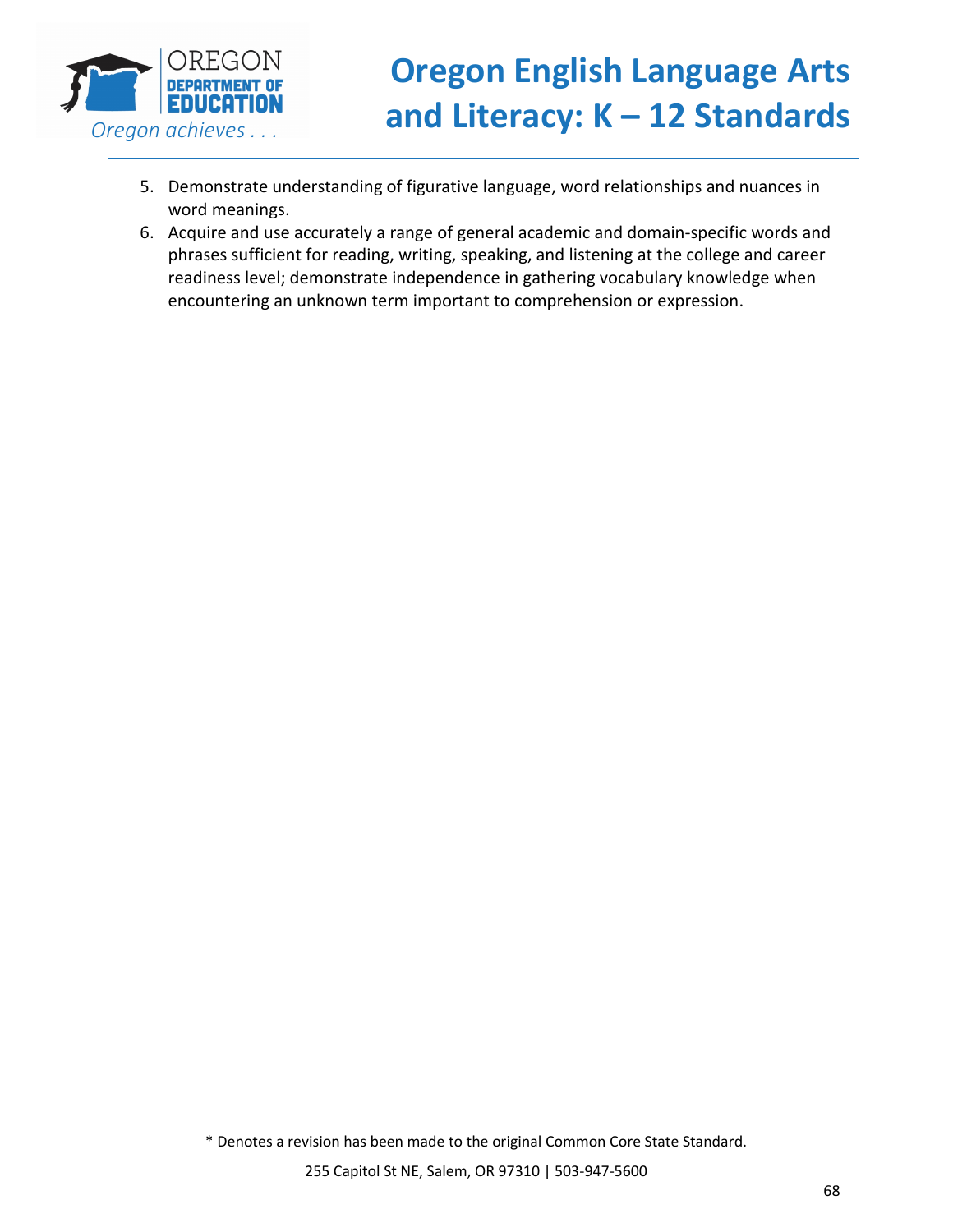5. Demonstrate understanding of figurative language, word relationships and nuances in word meanings.
6. Acquire and use accurately a range of general academic and domain-specific words and phrases sufficient for reading, writing, speaking, and listening at the college and career readiness level; demonstrate independence in gathering vocabulary knowledge when encountering an unknown term important to comprehension or expression.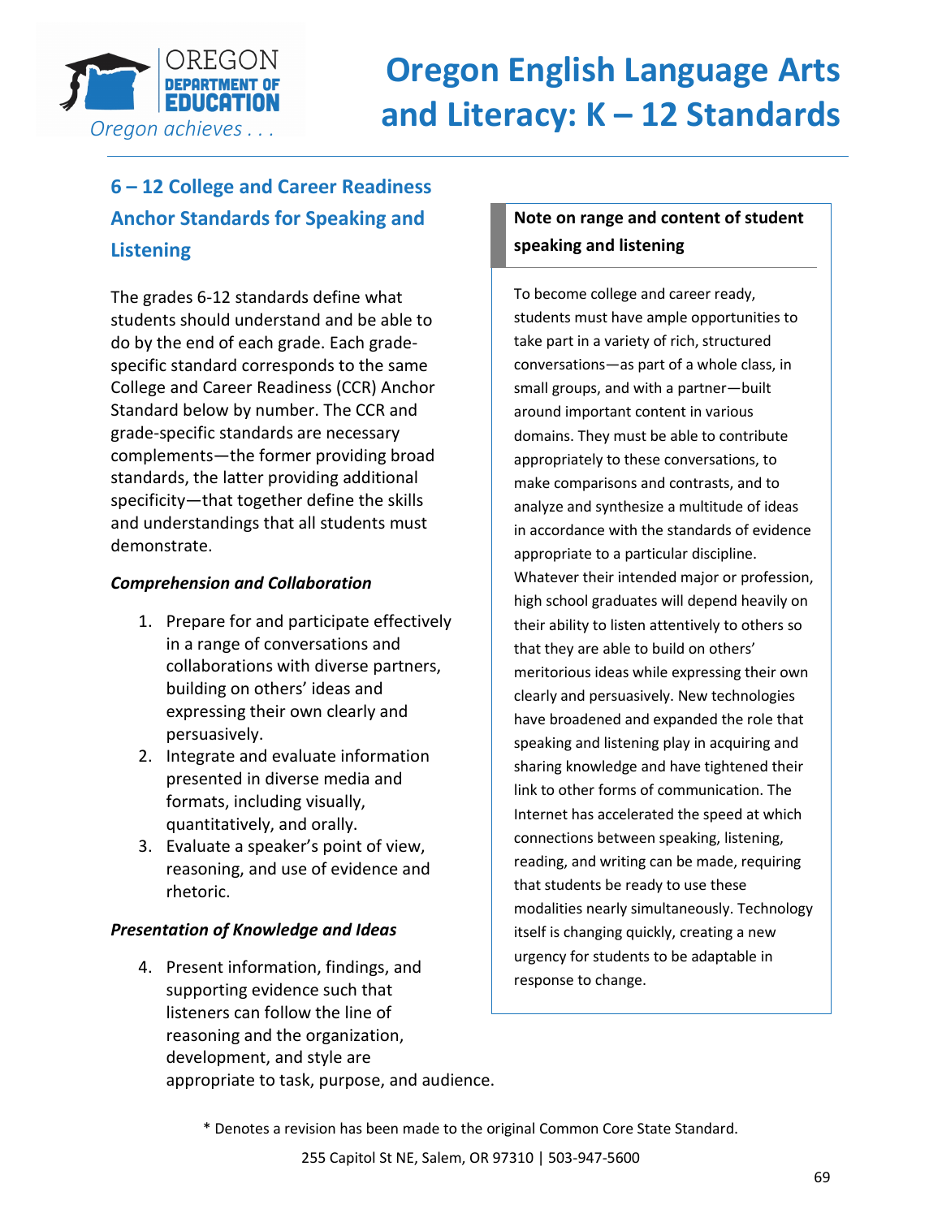## 6 – 12 College and Career Readiness Anchor Standards for Speaking and Listening

The grades 6-12 standards define what students should understand and be able to do by the end of each grade. Each grade-specific standard corresponds to the same College and Career Readiness (CCR) Anchor Standard below by number. The CCR and grade-specific standards are necessary complements—the former providing broad standards, the latter providing additional specificity—that together define the skills and understandings that all students must demonstrate.

### *Comprehension and Collaboration*

1. Prepare for and participate effectively in a range of conversations and collaborations with diverse partners, building on others' ideas and expressing their own clearly and persuasively.
2. Integrate and evaluate information presented in diverse media and formats, including visually, quantitatively, and orally.
3. Evaluate a speaker's point of view, reasoning, and use of evidence and rhetoric.

### *Presentation of Knowledge and Ideas*

4. Present information, findings, and supporting evidence such that listeners can follow the line of reasoning and the organization, development, and style are appropriate to task, purpose, and audience.

### Note on range and content of student speaking and listening

To become college and career ready, students must have ample opportunities to take part in a variety of rich, structured conversations—as part of a whole class, in small groups, and with a partner—built around important content in various domains. They must be able to contribute appropriately to these conversations, to make comparisons and contrasts, and to analyze and synthesize a multitude of ideas in accordance with the standards of evidence appropriate to a particular discipline. Whatever their intended major or profession, high school graduates will depend heavily on their ability to listen attentively to others so that they are able to build on others' meritorious ideas while expressing their own clearly and persuasively. New technologies have broadened and expanded the role that speaking and listening play in acquiring and sharing knowledge and have tightened their link to other forms of communication. The Internet has accelerated the speed at which connections between speaking, listening, reading, and writing can be made, requiring that students be ready to use these modalities nearly simultaneously. Technology itself is changing quickly, creating a new urgency for students to be adaptable in response to change.

\* Denotes a revision has been made to the original Common Core State Standard.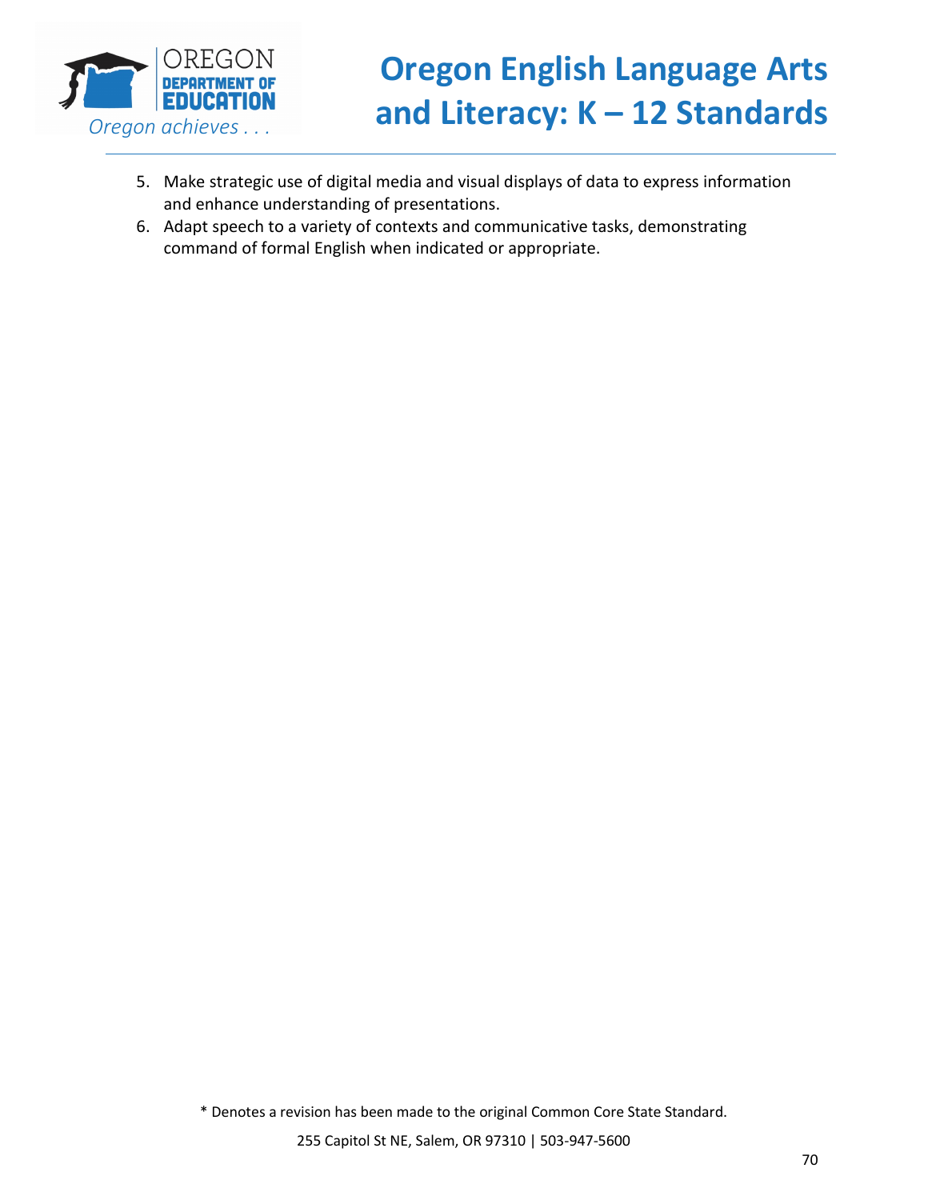5. Make strategic use of digital media and visual displays of data to express information and enhance understanding of presentations.
6. Adapt speech to a variety of contexts and communicative tasks, demonstrating command of formal English when indicated or appropriate.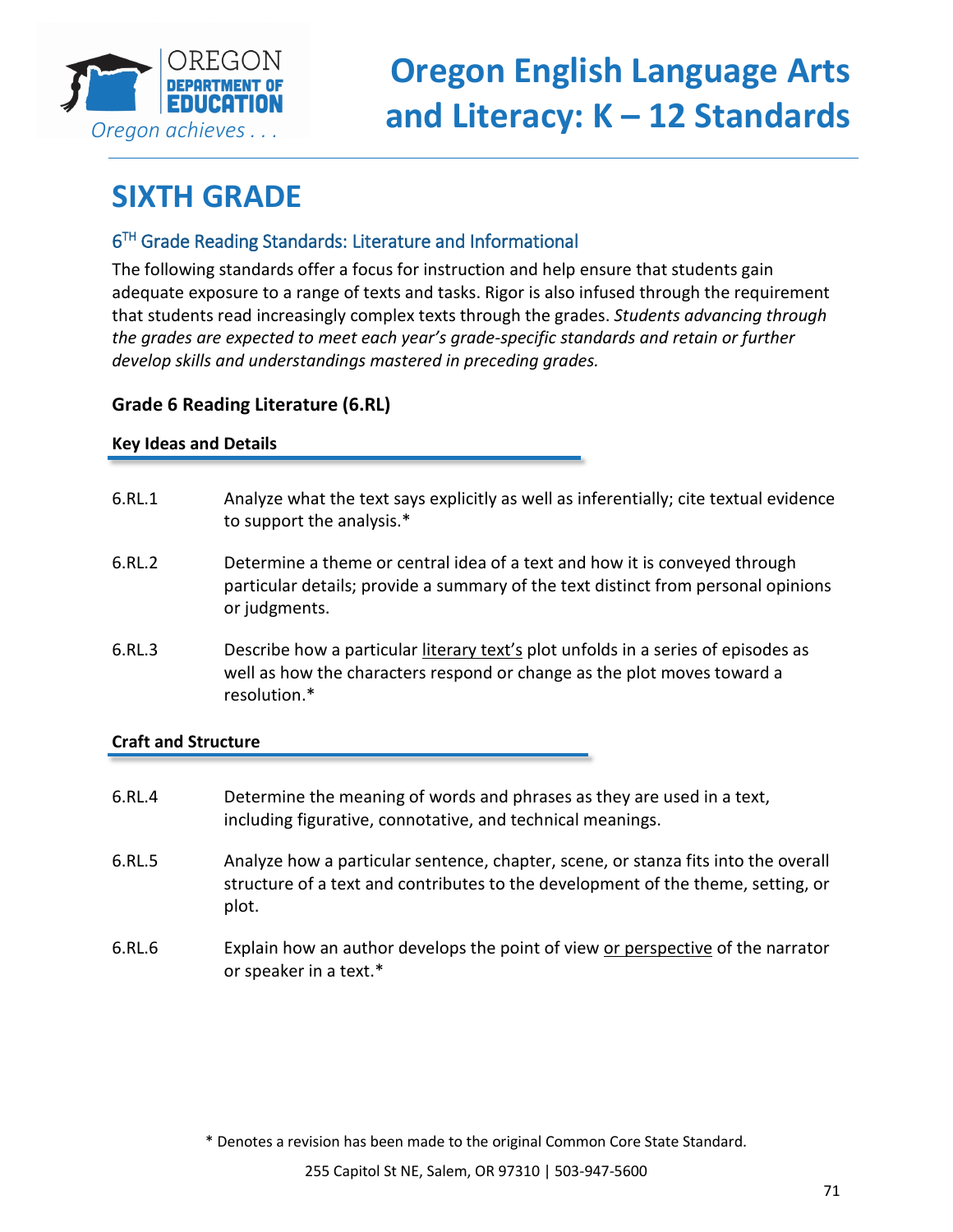# SIXTH GRADE

## 6TH Grade Reading Standards: Literature and Informational

The following standards offer a focus for instruction and help ensure that students gain adequate exposure to a range of texts and tasks. Rigor is also infused through the requirement that students read increasingly complex texts through the grades. *Students advancing through the grades are expected to meet each year's grade-specific standards and retain or further develop skills and understandings mastered in preceding grades.*

### Grade 6 Reading Literature (6.RL)

#### Key Ideas and Details

6.RL.1 Analyze what the text says explicitly as well as inferentially; cite textual evidence to support the analysis.*

6.RL.2 Determine a theme or central idea of a text and how it is conveyed through particular details; provide a summary of the text distinct from personal opinions or judgments.

6.RL.3 Describe how a particular <u>literary text's</u> plot unfolds in a series of episodes as well as how the characters respond or change as the plot moves toward a resolution.*

#### Craft and Structure

6.RL.4 Determine the meaning of words and phrases as they are used in a text, including figurative, connotative, and technical meanings.

6.RL.5 Analyze how a particular sentence, chapter, scene, or stanza fits into the overall structure of a text and contributes to the development of the theme, setting, or plot.

6.RL.6 Explain how an author develops the point of view <u>or perspective</u> of the narrator or speaker in a text.*

* Denotes a revision has been made to the original Common Core State Standard.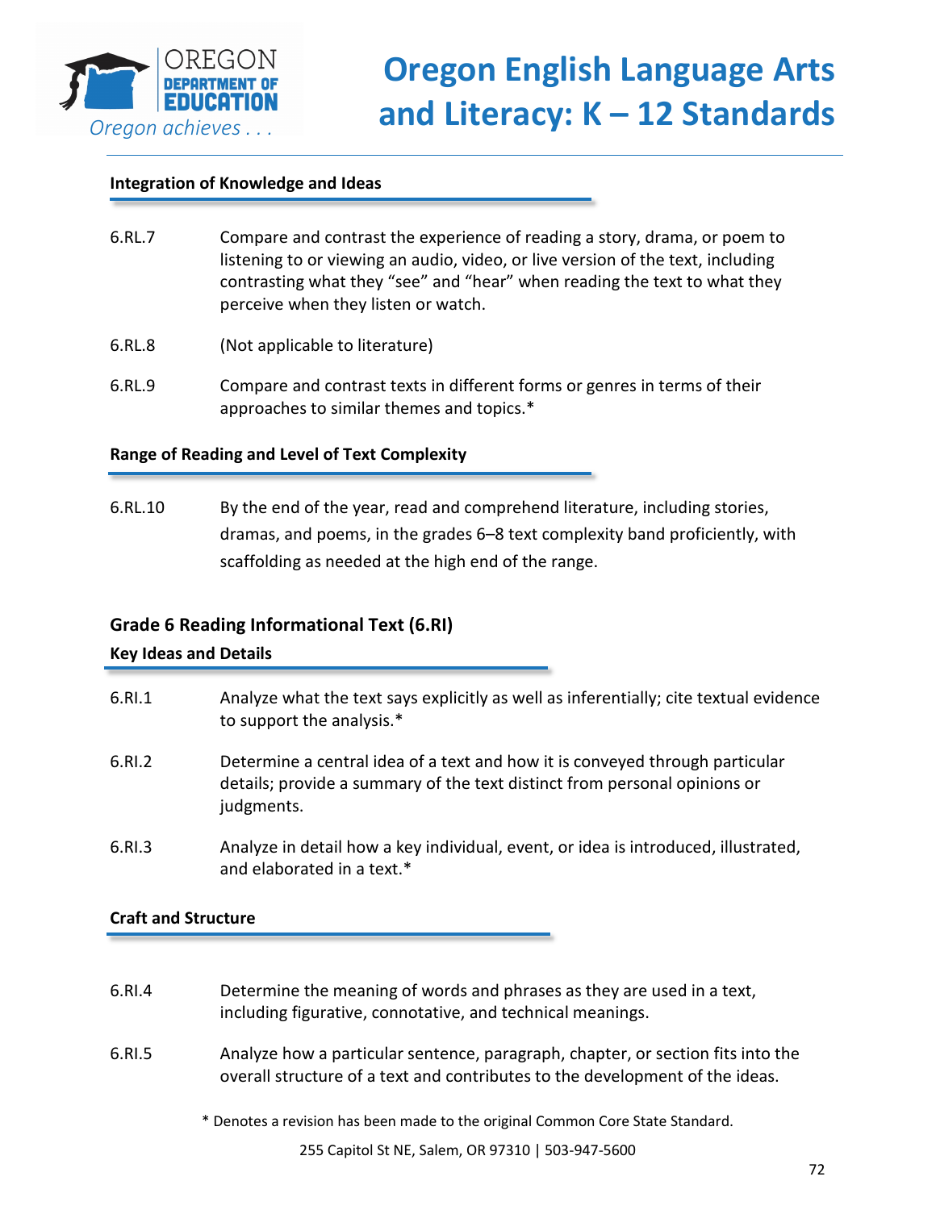### Integration of Knowledge and Ideas

6.RL.7 Compare and contrast the experience of reading a story, drama, or poem to listening to or viewing an audio, video, or live version of the text, including contrasting what they "see" and "hear" when reading the text to what they perceive when they listen or watch.

6.RL.8 (Not applicable to literature)

6.RL.9 Compare and contrast texts in different forms or genres in terms of their approaches to similar themes and topics.*

### Range of Reading and Level of Text Complexity

6.RL.10 By the end of the year, read and comprehend literature, including stories, dramas, and poems, in the grades 6–8 text complexity band proficiently, with scaffolding as needed at the high end of the range.

## Grade 6 Reading Informational Text (6.RI)

### Key Ideas and Details

6.RI.1 Analyze what the text says explicitly as well as inferentially; cite textual evidence to support the analysis.*

6.RI.2 Determine a central idea of a text and how it is conveyed through particular details; provide a summary of the text distinct from personal opinions or judgments.

6.RI.3 Analyze in detail how a key individual, event, or idea is introduced, illustrated, and elaborated in a text.*

### Craft and Structure

6.RI.4 Determine the meaning of words and phrases as they are used in a text, including figurative, connotative, and technical meanings.

6.RI.5 Analyze how a particular sentence, paragraph, chapter, or section fits into the overall structure of a text and contributes to the development of the ideas.

* Denotes a revision has been made to the original Common Core State Standard.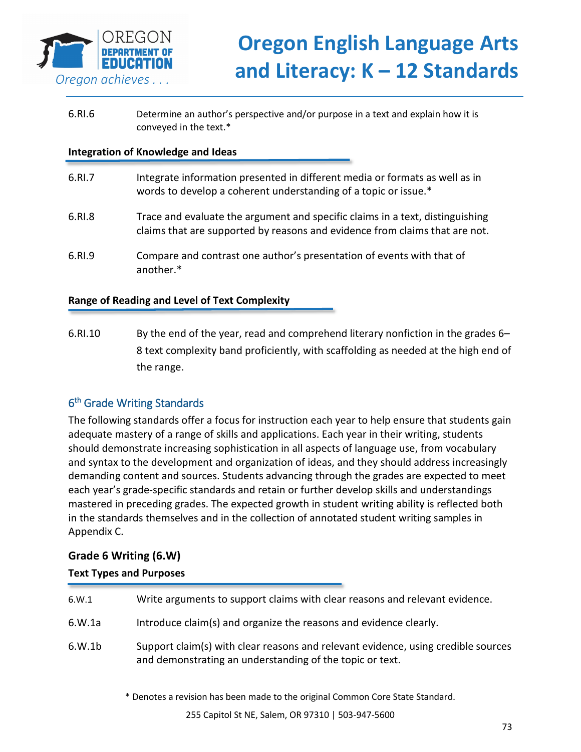6.RI.6 Determine an author's perspective and/or purpose in a text and explain how it is conveyed in the text.*

**Integration of Knowledge and Ideas**

6.RI.7 Integrate information presented in different media or formats as well as in words to develop a coherent understanding of a topic or issue.*

6.RI.8 Trace and evaluate the argument and specific claims in a text, distinguishing claims that are supported by reasons and evidence from claims that are not.

6.RI.9 Compare and contrast one author's presentation of events with that of another.*

**Range of Reading and Level of Text Complexity**

6.RI.10 By the end of the year, read and comprehend literary nonfiction in the grades 6–8 text complexity band proficiently, with scaffolding as needed at the high end of the range.

## 6th Grade Writing Standards

The following standards offer a focus for instruction each year to help ensure that students gain adequate mastery of a range of skills and applications. Each year in their writing, students should demonstrate increasing sophistication in all aspects of language use, from vocabulary and syntax to the development and organization of ideas, and they should address increasingly demanding content and sources. Students advancing through the grades are expected to meet each year's grade-specific standards and retain or further develop skills and understandings mastered in preceding grades. The expected growth in student writing ability is reflected both in the standards themselves and in the collection of annotated student writing samples in Appendix C.

### Grade 6 Writing (6.W)

**Text Types and Purposes**

6.W.1 Write arguments to support claims with clear reasons and relevant evidence.

6.W.1a Introduce claim(s) and organize the reasons and evidence clearly.

6.W.1b Support claim(s) with clear reasons and relevant evidence, using credible sources and demonstrating an understanding of the topic or text.

* Denotes a revision has been made to the original Common Core State Standard.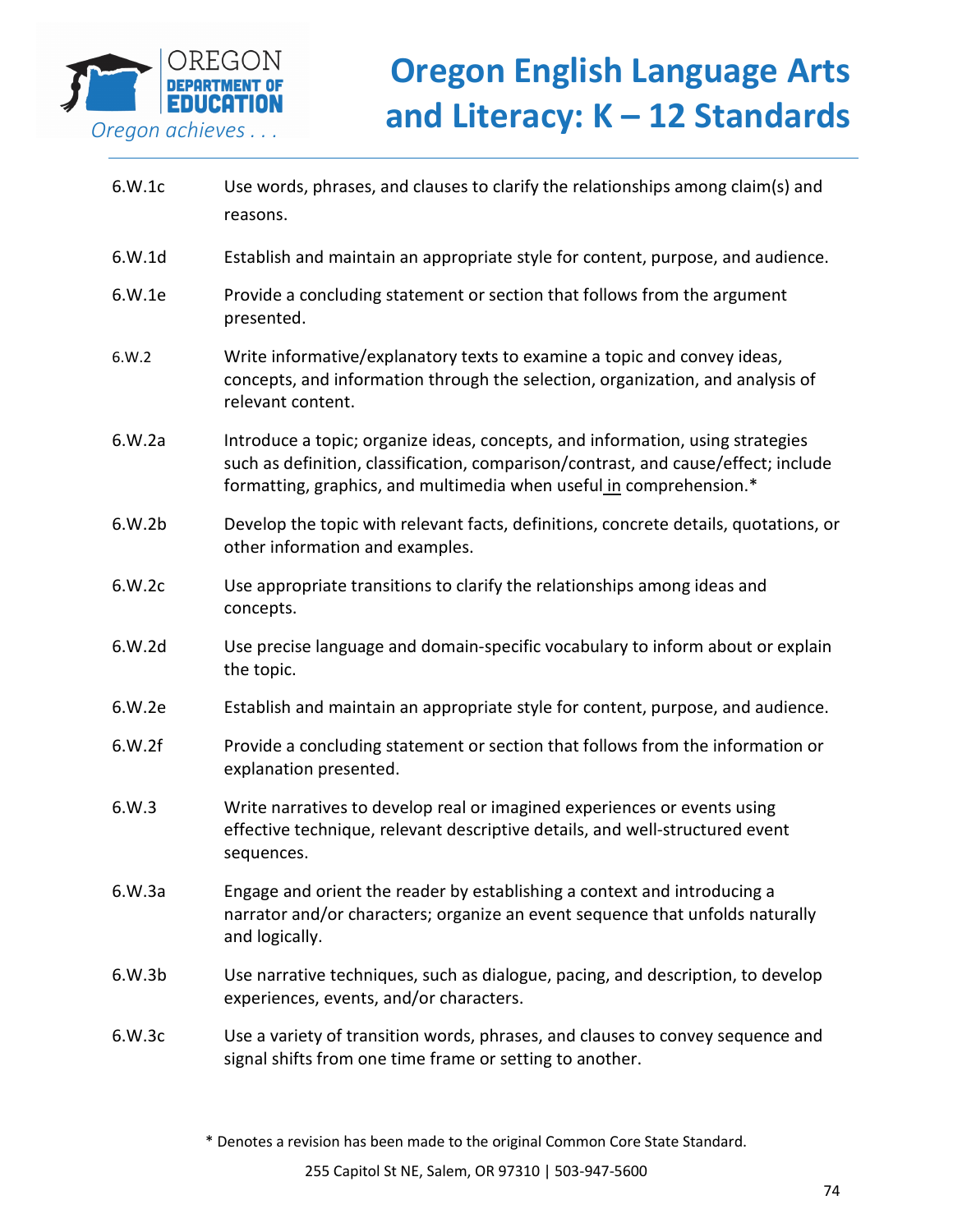| | |
|---|---|
| 6.W.1c | Use words, phrases, and clauses to clarify the relationships among claim(s) and reasons. |
| 6.W.1d | Establish and maintain an appropriate style for content, purpose, and audience. |
| 6.W.1e | Provide a concluding statement or section that follows from the argument presented. |
| 6.W.2 | Write informative/explanatory texts to examine a topic and convey ideas, concepts, and information through the selection, organization, and analysis of relevant content. |
| 6.W.2a | Introduce a topic; organize ideas, concepts, and information, using strategies such as definition, classification, comparison/contrast, and cause/effect; include formatting, graphics, and multimedia when useful in comprehension.* |
| 6.W.2b | Develop the topic with relevant facts, definitions, concrete details, quotations, or other information and examples. |
| 6.W.2c | Use appropriate transitions to clarify the relationships among ideas and concepts. |
| 6.W.2d | Use precise language and domain-specific vocabulary to inform about or explain the topic. |
| 6.W.2e | Establish and maintain an appropriate style for content, purpose, and audience. |
| 6.W.2f | Provide a concluding statement or section that follows from the information or explanation presented. |
| 6.W.3 | Write narratives to develop real or imagined experiences or events using effective technique, relevant descriptive details, and well-structured event sequences. |
| 6.W.3a | Engage and orient the reader by establishing a context and introducing a narrator and/or characters; organize an event sequence that unfolds naturally and logically. |
| 6.W.3b | Use narrative techniques, such as dialogue, pacing, and description, to develop experiences, events, and/or characters. |
| 6.W.3c | Use a variety of transition words, phrases, and clauses to convey sequence and signal shifts from one time frame or setting to another. |

* Denotes a revision has been made to the original Common Core State Standard.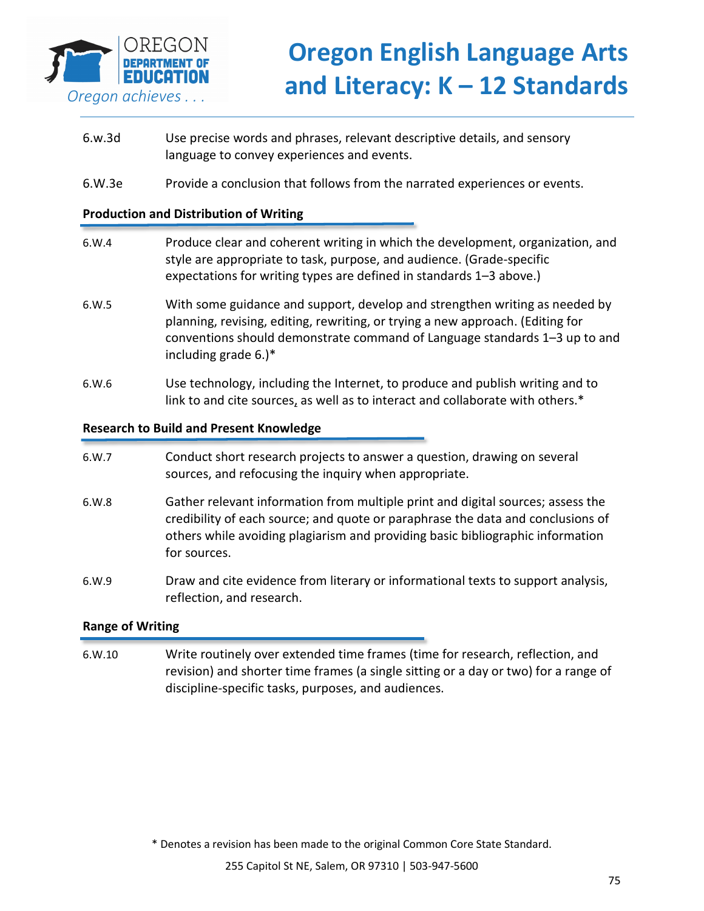| | |
|---|---|
| 6.w.3d | Use precise words and phrases, relevant descriptive details, and sensory language to convey experiences and events. |
| 6.W.3e | Provide a conclusion that follows from the narrated experiences or events. |

**Production and Distribution of Writing**

| | |
|---|---|
| 6.W.4 | Produce clear and coherent writing in which the development, organization, and style are appropriate to task, purpose, and audience. (Grade-specific expectations for writing types are defined in standards 1–3 above.) |
| 6.W.5 | With some guidance and support, develop and strengthen writing as needed by planning, revising, editing, rewriting, or trying a new approach. (Editing for conventions should demonstrate command of Language standards 1–3 up to and including grade 6.)* |
| 6.W.6 | Use technology, including the Internet, to produce and publish writing and to link to and cite sources, as well as to interact and collaborate with others.* |

**Research to Build and Present Knowledge**

| | |
|---|---|
| 6.W.7 | Conduct short research projects to answer a question, drawing on several sources, and refocusing the inquiry when appropriate. |
| 6.W.8 | Gather relevant information from multiple print and digital sources; assess the credibility of each source; and quote or paraphrase the data and conclusions of others while avoiding plagiarism and providing basic bibliographic information for sources. |
| 6.W.9 | Draw and cite evidence from literary or informational texts to support analysis, reflection, and research. |

**Range of Writing**

| | |
|---|---|
| 6.W.10 | Write routinely over extended time frames (time for research, reflection, and revision) and shorter time frames (a single sitting or a day or two) for a range of discipline-specific tasks, purposes, and audiences. |

* Denotes a revision has been made to the original Common Core State Standard.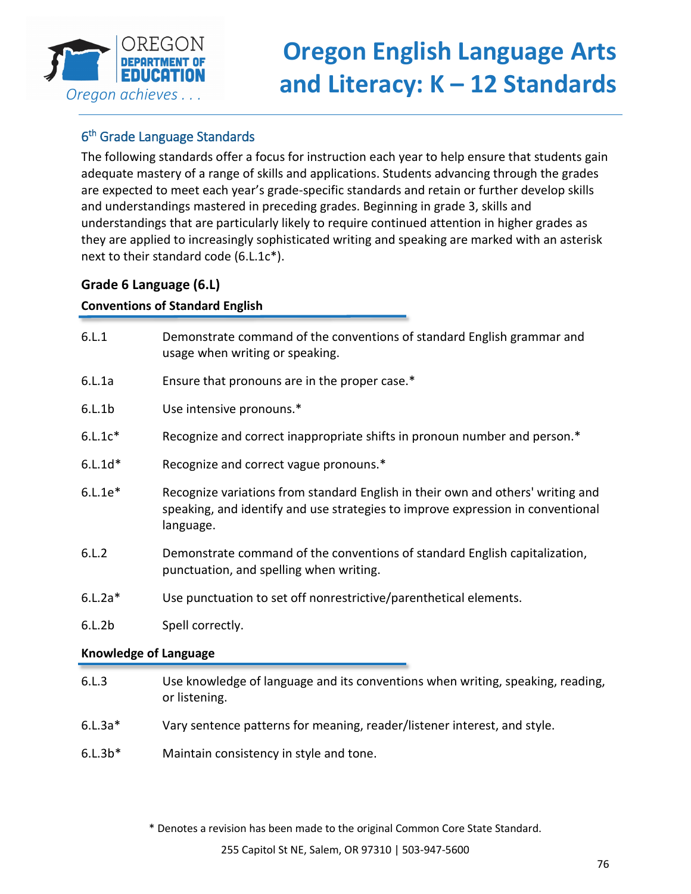## 6th Grade Language Standards

The following standards offer a focus for instruction each year to help ensure that students gain adequate mastery of a range of skills and applications. Students advancing through the grades are expected to meet each year's grade-specific standards and retain or further develop skills and understandings mastered in preceding grades. Beginning in grade 3, skills and understandings that are particularly likely to require continued attention in higher grades as they are applied to increasingly sophisticated writing and speaking are marked with an asterisk next to their standard code (6.L.1c*).

### Grade 6 Language (6.L)

**Conventions of Standard English**

| | |
|---|---|
| 6.L.1 | Demonstrate command of the conventions of standard English grammar and usage when writing or speaking. |
| 6.L.1a | Ensure that pronouns are in the proper case.* |
| 6.L.1b | Use intensive pronouns.* |
| 6.L.1c* | Recognize and correct inappropriate shifts in pronoun number and person.* |
| 6.L.1d* | Recognize and correct vague pronouns.* |
| 6.L.1e* | Recognize variations from standard English in their own and others' writing and speaking, and identify and use strategies to improve expression in conventional language. |
| 6.L.2 | Demonstrate command of the conventions of standard English capitalization, punctuation, and spelling when writing. |
| 6.L.2a* | Use punctuation to set off nonrestrictive/parenthetical elements. |
| 6.L.2b | Spell correctly. |

**Knowledge of Language**

| | |
|---|---|
| 6.L.3 | Use knowledge of language and its conventions when writing, speaking, reading, or listening. |
| 6.L.3a* | Vary sentence patterns for meaning, reader/listener interest, and style. |
| 6.L.3b* | Maintain consistency in style and tone. |

* Denotes a revision has been made to the original Common Core State Standard.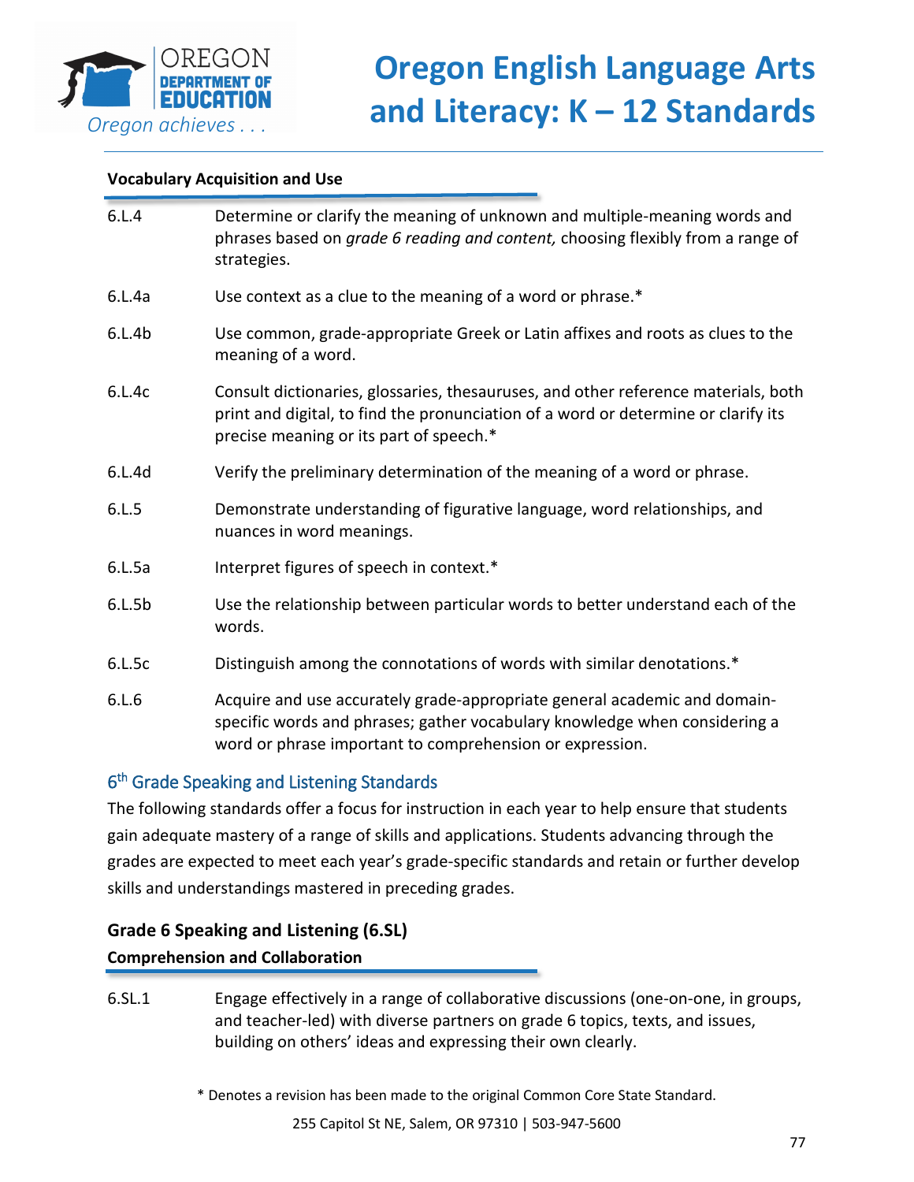#### Vocabulary Acquisition and Use

| | |
|---|---|
| 6.L.4 | Determine or clarify the meaning of unknown and multiple-meaning words and phrases based on *grade 6 reading and content,* choosing flexibly from a range of strategies. |
| 6.L.4a | Use context as a clue to the meaning of a word or phrase.* |
| 6.L.4b | Use common, grade-appropriate Greek or Latin affixes and roots as clues to the meaning of a word. |
| 6.L.4c | Consult dictionaries, glossaries, thesauruses, and other reference materials, both print and digital, to find the pronunciation of a word or determine or clarify its precise meaning or its part of speech.* |
| 6.L.4d | Verify the preliminary determination of the meaning of a word or phrase. |
| 6.L.5 | Demonstrate understanding of figurative language, word relationships, and nuances in word meanings. |
| 6.L.5a | Interpret figures of speech in context.* |
| 6.L.5b | Use the relationship between particular words to better understand each of the words. |
| 6.L.5c | Distinguish among the connotations of words with similar denotations.* |
| 6.L.6 | Acquire and use accurately grade-appropriate general academic and domain-specific words and phrases; gather vocabulary knowledge when considering a word or phrase important to comprehension or expression. |

## 6th Grade Speaking and Listening Standards

The following standards offer a focus for instruction in each year to help ensure that students gain adequate mastery of a range of skills and applications. Students advancing through the grades are expected to meet each year's grade-specific standards and retain or further develop skills and understandings mastered in preceding grades.

### Grade 6 Speaking and Listening (6.SL)

#### Comprehension and Collaboration

| | |
|---|---|
| 6.SL.1 | Engage effectively in a range of collaborative discussions (one-on-one, in groups, and teacher-led) with diverse partners on grade 6 topics, texts, and issues, building on others' ideas and expressing their own clearly. |

\* Denotes a revision has been made to the original Common Core State Standard.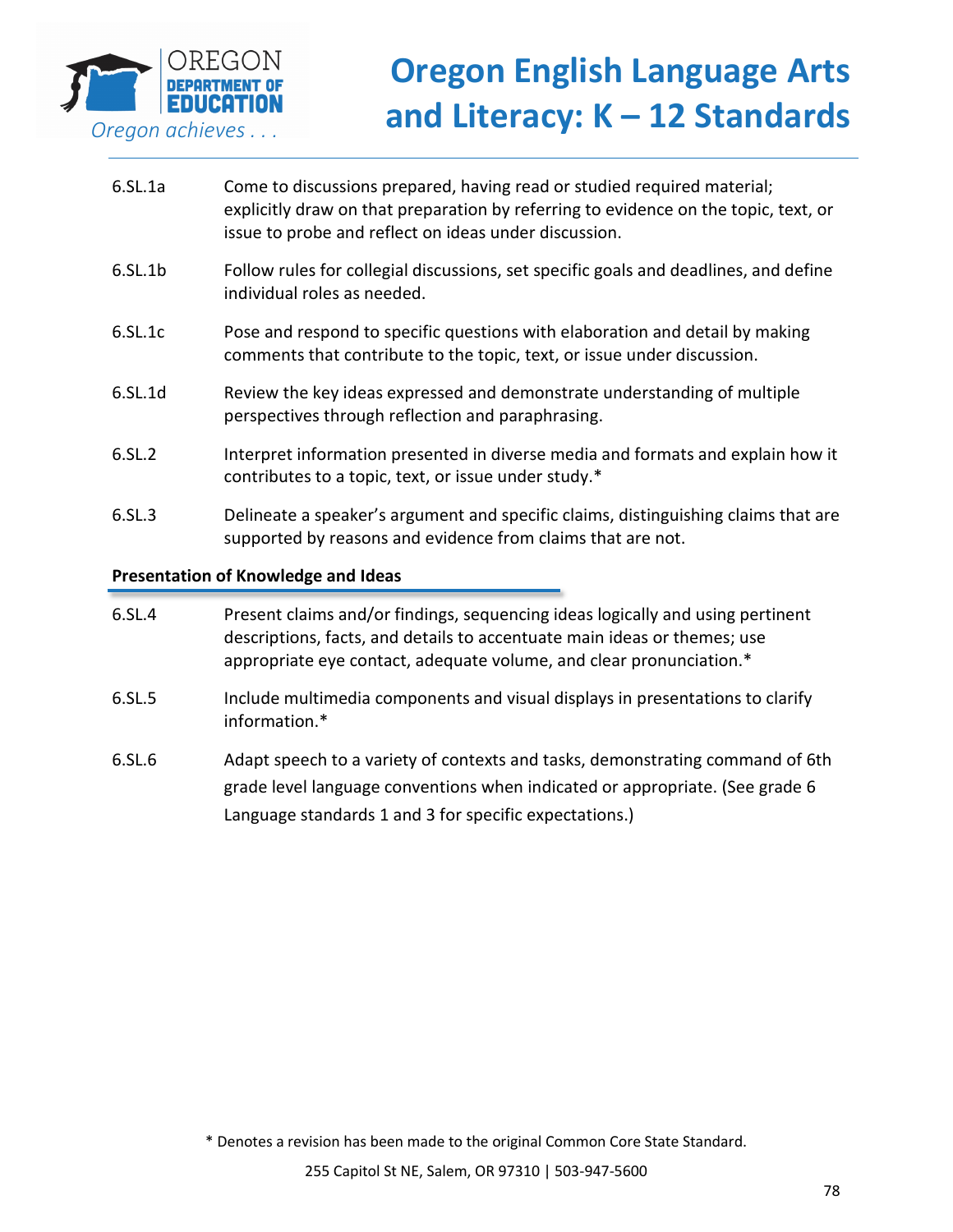| | |
|---|---|
| 6.SL.1a | Come to discussions prepared, having read or studied required material; explicitly draw on that preparation by referring to evidence on the topic, text, or issue to probe and reflect on ideas under discussion. |
| 6.SL.1b | Follow rules for collegial discussions, set specific goals and deadlines, and define individual roles as needed. |
| 6.SL.1c | Pose and respond to specific questions with elaboration and detail by making comments that contribute to the topic, text, or issue under discussion. |
| 6.SL.1d | Review the key ideas expressed and demonstrate understanding of multiple perspectives through reflection and paraphrasing. |
| 6.SL.2 | Interpret information presented in diverse media and formats and explain how it contributes to a topic, text, or issue under study.* |
| 6.SL.3 | Delineate a speaker's argument and specific claims, distinguishing claims that are supported by reasons and evidence from claims that are not. |

**Presentation of Knowledge and Ideas**

| | |
|---|---|
| 6.SL.4 | Present claims and/or findings, sequencing ideas logically and using pertinent descriptions, facts, and details to accentuate main ideas or themes; use appropriate eye contact, adequate volume, and clear pronunciation.* |
| 6.SL.5 | Include multimedia components and visual displays in presentations to clarify information.* |
| 6.SL.6 | Adapt speech to a variety of contexts and tasks, demonstrating command of 6th grade level language conventions when indicated or appropriate. (See grade 6 Language standards 1 and 3 for specific expectations.) |

* Denotes a revision has been made to the original Common Core State Standard.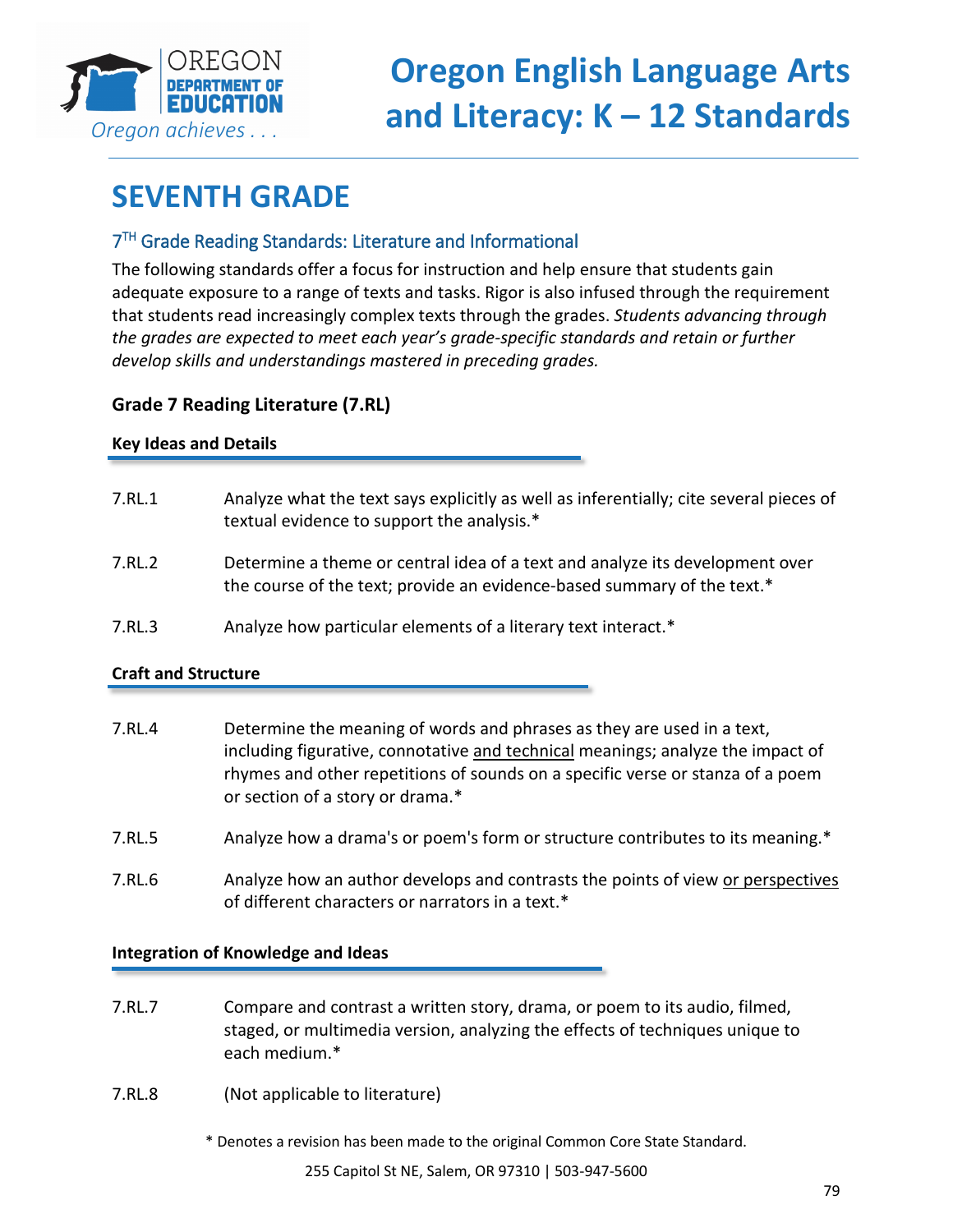# Oregon English Language Arts and Literacy: K – 12 Standards

## SEVENTH GRADE

### 7TH Grade Reading Standards: Literature and Informational

The following standards offer a focus for instruction and help ensure that students gain adequate exposure to a range of texts and tasks. Rigor is also infused through the requirement that students read increasingly complex texts through the grades. *Students advancing through the grades are expected to meet each year's grade-specific standards and retain or further develop skills and understandings mastered in preceding grades.*

### Grade 7 Reading Literature (7.RL)

**Key Ideas and Details**

7.RL.1 Analyze what the text says explicitly as well as inferentially; cite several pieces of textual evidence to support the analysis.*

7.RL.2 Determine a theme or central idea of a text and analyze its development over the course of the text; provide an evidence-based summary of the text.*

7.RL.3 Analyze how particular elements of a literary text interact.*

**Craft and Structure**

7.RL.4 Determine the meaning of words and phrases as they are used in a text, including figurative, connotative <u>and technical</u> meanings; analyze the impact of rhymes and other repetitions of sounds on a specific verse or stanza of a poem or section of a story or drama.*

7.RL.5 Analyze how a drama's or poem's form or structure contributes to its meaning.*

7.RL.6 Analyze how an author develops and contrasts the points of view <u>or perspectives</u> of different characters or narrators in a text.*

**Integration of Knowledge and Ideas**

7.RL.7 Compare and contrast a written story, drama, or poem to its audio, filmed, staged, or multimedia version, analyzing the effects of techniques unique to each medium.*

7.RL.8 (Not applicable to literature)

* Denotes a revision has been made to the original Common Core State Standard.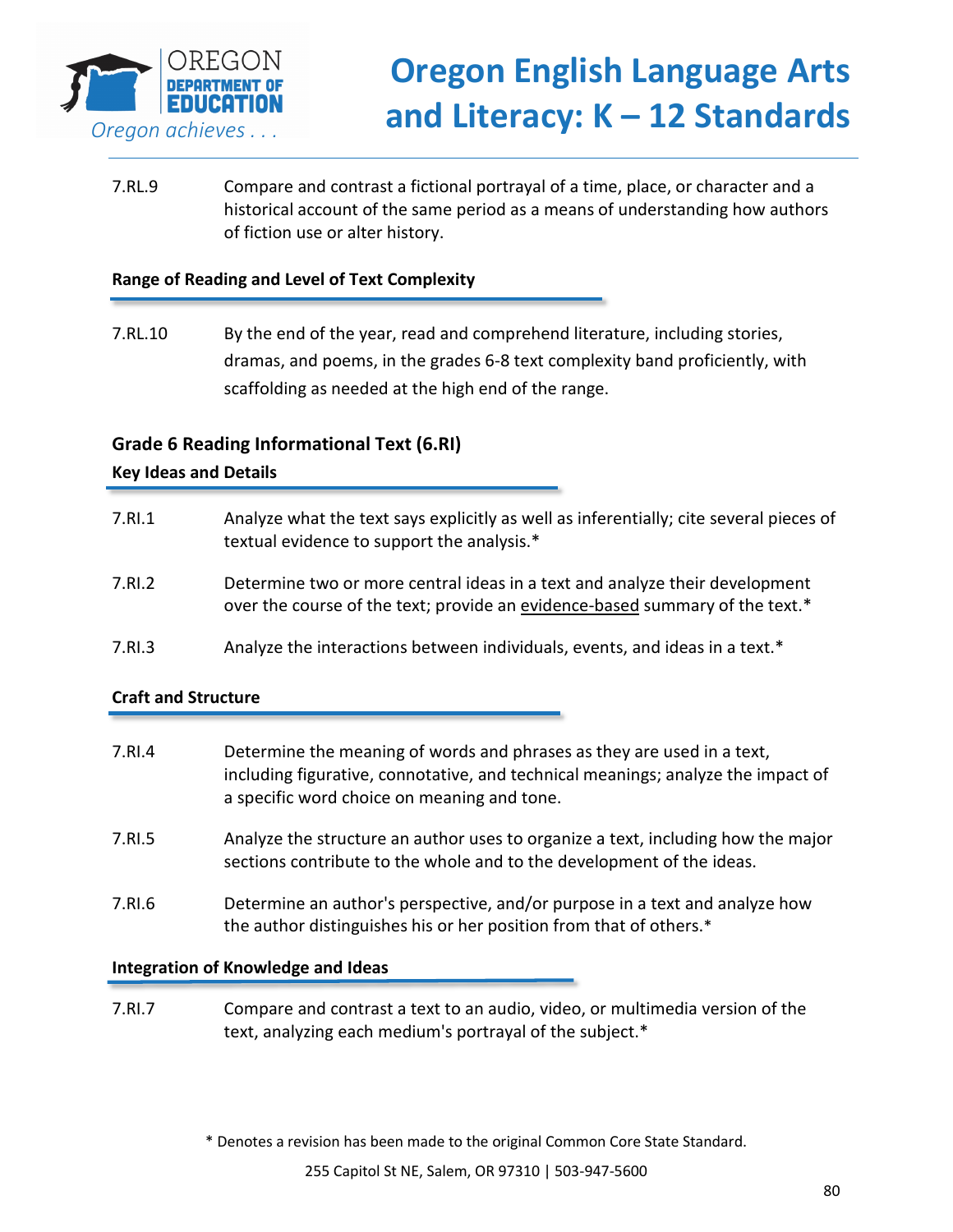7.RL.9 Compare and contrast a fictional portrayal of a time, place, or character and a historical account of the same period as a means of understanding how authors of fiction use or alter history.

**Range of Reading and Level of Text Complexity**

7.RL.10 By the end of the year, read and comprehend literature, including stories, dramas, and poems, in the grades 6-8 text complexity band proficiently, with scaffolding as needed at the high end of the range.

### Grade 6 Reading Informational Text (6.RI)

**Key Ideas and Details**

7.RI.1 Analyze what the text says explicitly as well as inferentially; cite several pieces of textual evidence to support the analysis.*

7.RI.2 Determine two or more central ideas in a text and analyze their development over the course of the text; provide an evidence-based summary of the text.*

7.RI.3 Analyze the interactions between individuals, events, and ideas in a text.*

**Craft and Structure**

7.RI.4 Determine the meaning of words and phrases as they are used in a text, including figurative, connotative, and technical meanings; analyze the impact of a specific word choice on meaning and tone.

7.RI.5 Analyze the structure an author uses to organize a text, including how the major sections contribute to the whole and to the development of the ideas.

7.RI.6 Determine an author's perspective, and/or purpose in a text and analyze how the author distinguishes his or her position from that of others.*

**Integration of Knowledge and Ideas**

7.RI.7 Compare and contrast a text to an audio, video, or multimedia version of the text, analyzing each medium's portrayal of the subject.*

\* Denotes a revision has been made to the original Common Core State Standard.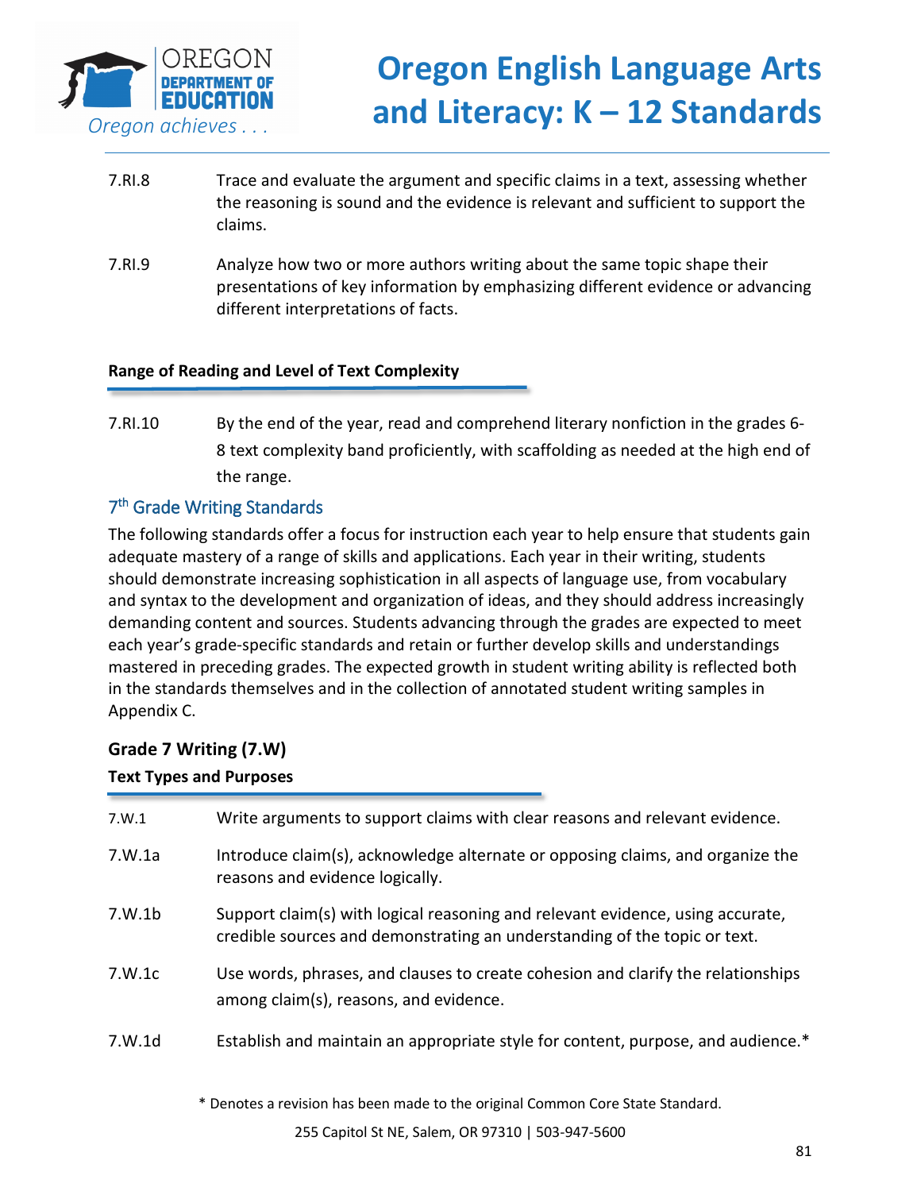7.RI.8 Trace and evaluate the argument and specific claims in a text, assessing whether the reasoning is sound and the evidence is relevant and sufficient to support the claims.

7.RI.9 Analyze how two or more authors writing about the same topic shape their presentations of key information by emphasizing different evidence or advancing different interpretations of facts.

**Range of Reading and Level of Text Complexity**

7.RI.10 By the end of the year, read and comprehend literary nonfiction in the grades 6-8 text complexity band proficiently, with scaffolding as needed at the high end of the range.

## 7th Grade Writing Standards

The following standards offer a focus for instruction each year to help ensure that students gain adequate mastery of a range of skills and applications. Each year in their writing, students should demonstrate increasing sophistication in all aspects of language use, from vocabulary and syntax to the development and organization of ideas, and they should address increasingly demanding content and sources. Students advancing through the grades are expected to meet each year's grade-specific standards and retain or further develop skills and understandings mastered in preceding grades. The expected growth in student writing ability is reflected both in the standards themselves and in the collection of annotated student writing samples in Appendix C.

### Grade 7 Writing (7.W)

**Text Types and Purposes**

7.W.1 Write arguments to support claims with clear reasons and relevant evidence.

7.W.1a Introduce claim(s), acknowledge alternate or opposing claims, and organize the reasons and evidence logically.

7.W.1b Support claim(s) with logical reasoning and relevant evidence, using accurate, credible sources and demonstrating an understanding of the topic or text.

7.W.1c Use words, phrases, and clauses to create cohesion and clarify the relationships among claim(s), reasons, and evidence.

7.W.1d Establish and maintain an appropriate style for content, purpose, and audience.*

* Denotes a revision has been made to the original Common Core State Standard.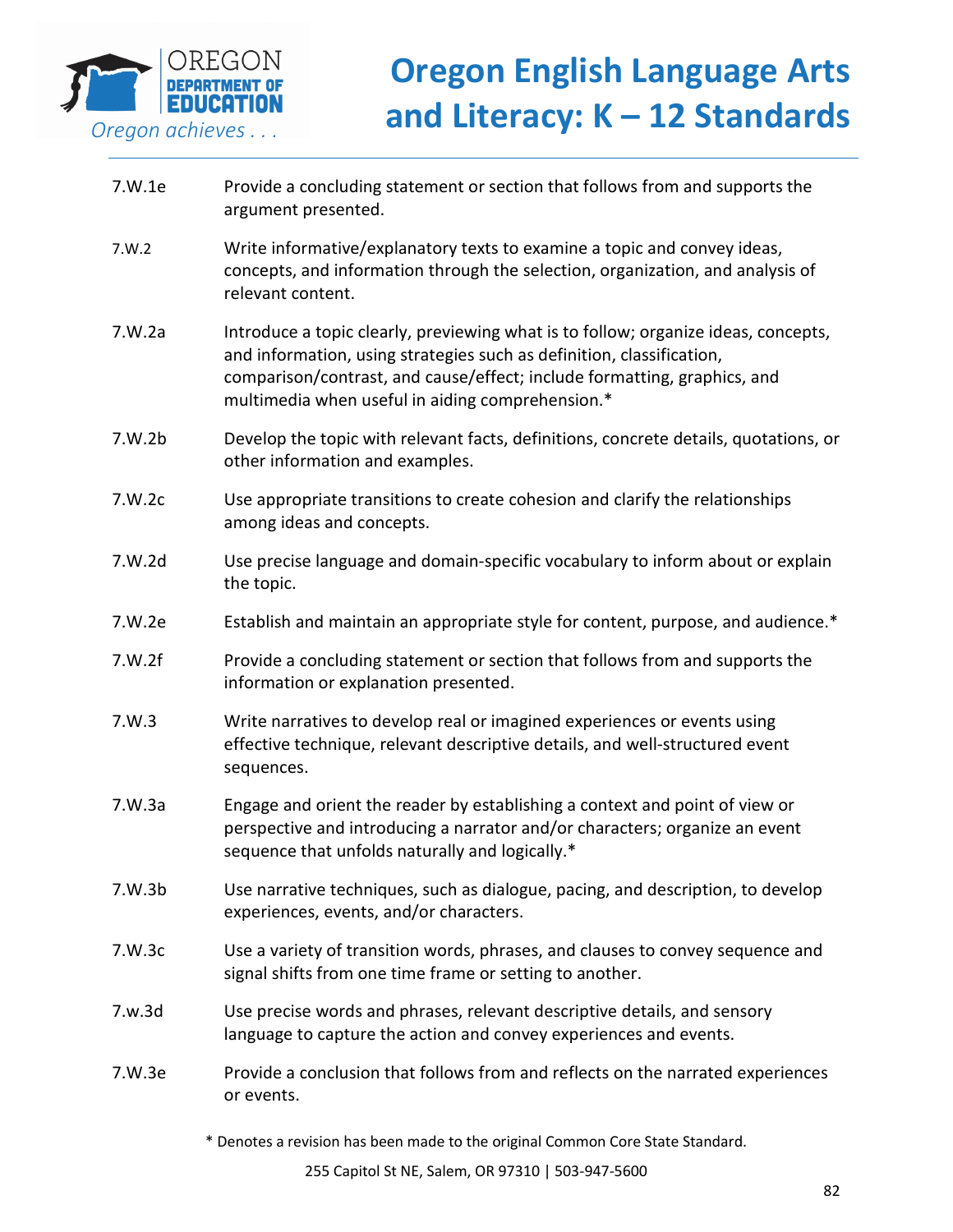| | |
|---|---|
| 7.W.1e | Provide a concluding statement or section that follows from and supports the argument presented. |
| 7.W.2 | Write informative/explanatory texts to examine a topic and convey ideas, concepts, and information through the selection, organization, and analysis of relevant content. |
| 7.W.2a | Introduce a topic clearly, previewing what is to follow; organize ideas, concepts, and information, using strategies such as definition, classification, comparison/contrast, and cause/effect; include formatting, graphics, and multimedia when useful in aiding comprehension.* |
| 7.W.2b | Develop the topic with relevant facts, definitions, concrete details, quotations, or other information and examples. |
| 7.W.2c | Use appropriate transitions to create cohesion and clarify the relationships among ideas and concepts. |
| 7.W.2d | Use precise language and domain-specific vocabulary to inform about or explain the topic. |
| 7.W.2e | Establish and maintain an appropriate style for content, purpose, and audience.* |
| 7.W.2f | Provide a concluding statement or section that follows from and supports the information or explanation presented. |
| 7.W.3 | Write narratives to develop real or imagined experiences or events using effective technique, relevant descriptive details, and well-structured event sequences. |
| 7.W.3a | Engage and orient the reader by establishing a context and point of view or perspective and introducing a narrator and/or characters; organize an event sequence that unfolds naturally and logically.* |
| 7.W.3b | Use narrative techniques, such as dialogue, pacing, and description, to develop experiences, events, and/or characters. |
| 7.W.3c | Use a variety of transition words, phrases, and clauses to convey sequence and signal shifts from one time frame or setting to another. |
| 7.w.3d | Use precise words and phrases, relevant descriptive details, and sensory language to capture the action and convey experiences and events. |
| 7.W.3e | Provide a conclusion that follows from and reflects on the narrated experiences or events. |

\* Denotes a revision has been made to the original Common Core State Standard.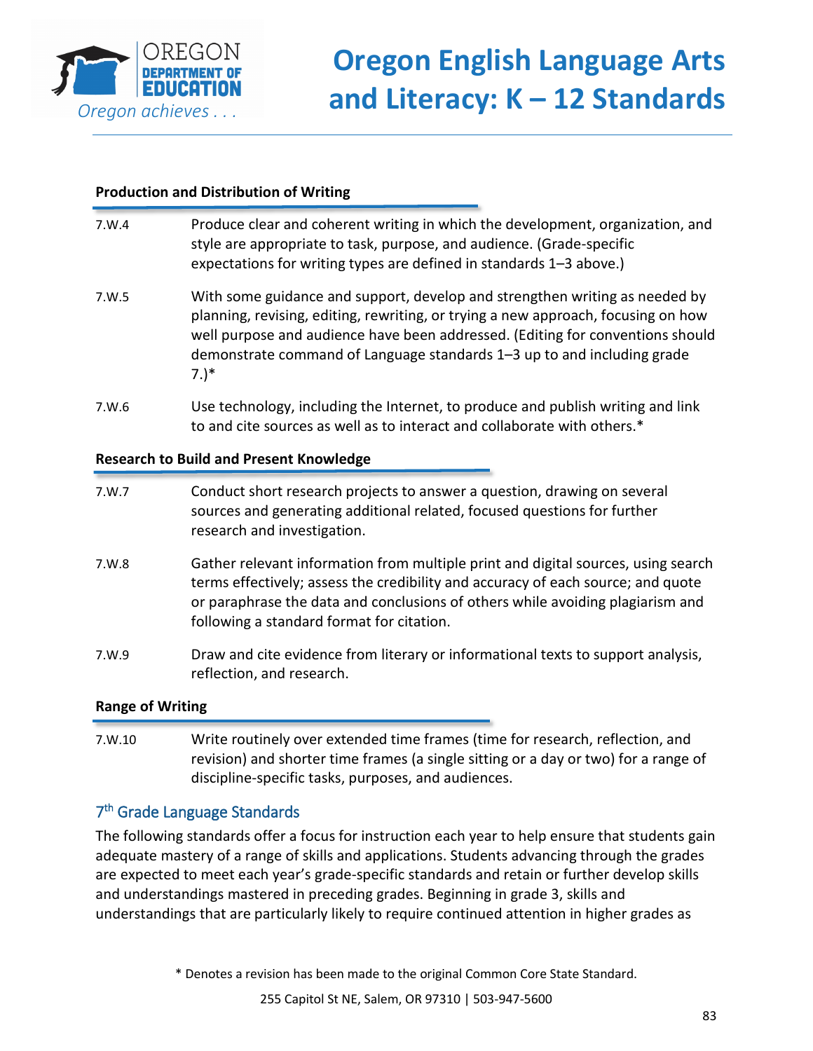#### Production and Distribution of Writing

| | |
|---|---|
| 7.W.4 | Produce clear and coherent writing in which the development, organization, and style are appropriate to task, purpose, and audience. (Grade-specific expectations for writing types are defined in standards 1–3 above.) |
| 7.W.5 | With some guidance and support, develop and strengthen writing as needed by planning, revising, editing, rewriting, or trying a new approach, focusing on how well purpose and audience have been addressed. (Editing for conventions should demonstrate command of Language standards 1–3 up to and including grade 7.)* |
| 7.W.6 | Use technology, including the Internet, to produce and publish writing and link to and cite sources as well as to interact and collaborate with others.* |

#### Research to Build and Present Knowledge

| | |
|---|---|
| 7.W.7 | Conduct short research projects to answer a question, drawing on several sources and generating additional related, focused questions for further research and investigation. |
| 7.W.8 | Gather relevant information from multiple print and digital sources, using search terms effectively; assess the credibility and accuracy of each source; and quote or paraphrase the data and conclusions of others while avoiding plagiarism and following a standard format for citation. |
| 7.W.9 | Draw and cite evidence from literary or informational texts to support analysis, reflection, and research. |

#### Range of Writing

| | |
|---|---|
| 7.W.10 | Write routinely over extended time frames (time for research, reflection, and revision) and shorter time frames (a single sitting or a day or two) for a range of discipline-specific tasks, purposes, and audiences. |

### 7th Grade Language Standards

The following standards offer a focus for instruction each year to help ensure that students gain adequate mastery of a range of skills and applications. Students advancing through the grades are expected to meet each year's grade-specific standards and retain or further develop skills and understandings mastered in preceding grades. Beginning in grade 3, skills and understandings that are particularly likely to require continued attention in higher grades as

\* Denotes a revision has been made to the original Common Core State Standard.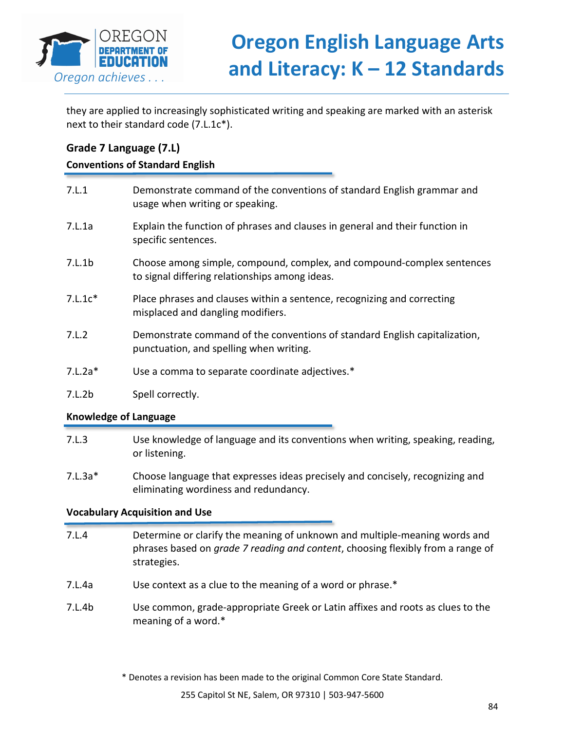they are applied to increasingly sophisticated writing and speaking are marked with an asterisk next to their standard code (7.L.1c*).

### Grade 7 Language (7.L)

#### Conventions of Standard English

| | |
|---|---|
| 7.L.1 | Demonstrate command of the conventions of standard English grammar and usage when writing or speaking. |
| 7.L.1a | Explain the function of phrases and clauses in general and their function in specific sentences. |
| 7.L.1b | Choose among simple, compound, complex, and compound-complex sentences to signal differing relationships among ideas. |
| 7.L.1c* | Place phrases and clauses within a sentence, recognizing and correcting misplaced and dangling modifiers. |
| 7.L.2 | Demonstrate command of the conventions of standard English capitalization, punctuation, and spelling when writing. |
| 7.L.2a* | Use a comma to separate coordinate adjectives.* |
| 7.L.2b | Spell correctly. |

#### Knowledge of Language

| | |
|---|---|
| 7.L.3 | Use knowledge of language and its conventions when writing, speaking, reading, or listening. |
| 7.L.3a* | Choose language that expresses ideas precisely and concisely, recognizing and eliminating wordiness and redundancy. |

#### Vocabulary Acquisition and Use

| | |
|---|---|
| 7.L.4 | Determine or clarify the meaning of unknown and multiple-meaning words and phrases based on *grade 7 reading and content*, choosing flexibly from a range of strategies. |
| 7.L.4a | Use context as a clue to the meaning of a word or phrase.* |
| 7.L.4b | Use common, grade-appropriate Greek or Latin affixes and roots as clues to the meaning of a word.* |

* Denotes a revision has been made to the original Common Core State Standard.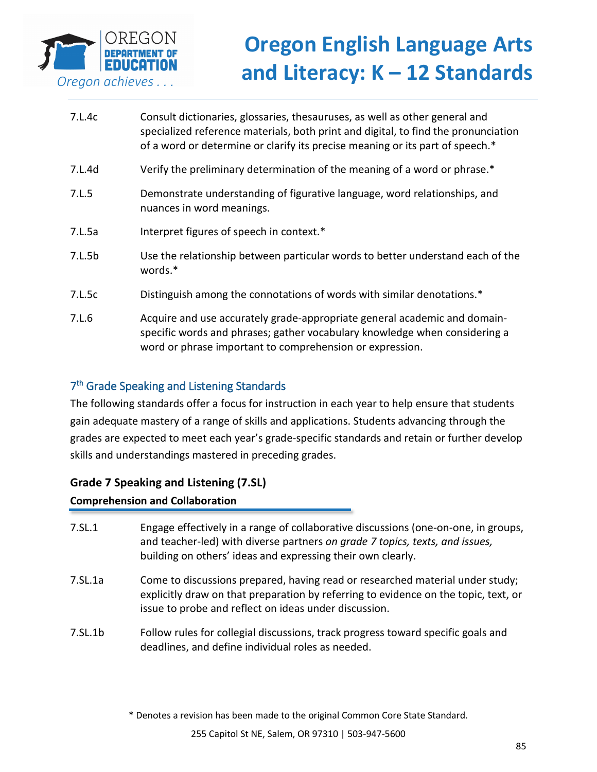7.L.4c Consult dictionaries, glossaries, thesauruses, as well as other general and specialized reference materials, both print and digital, to find the pronunciation of a word or determine or clarify its precise meaning or its part of speech.*

7.L.4d Verify the preliminary determination of the meaning of a word or phrase.*

7.L.5 Demonstrate understanding of figurative language, word relationships, and nuances in word meanings.

7.L.5a Interpret figures of speech in context.*

7.L.5b Use the relationship between particular words to better understand each of the words.*

7.L.5c Distinguish among the connotations of words with similar denotations.*

7.L.6 Acquire and use accurately grade-appropriate general academic and domain-specific words and phrases; gather vocabulary knowledge when considering a word or phrase important to comprehension or expression.

## 7th Grade Speaking and Listening Standards

The following standards offer a focus for instruction in each year to help ensure that students gain adequate mastery of a range of skills and applications. Students advancing through the grades are expected to meet each year's grade-specific standards and retain or further develop skills and understandings mastered in preceding grades.

### Grade 7 Speaking and Listening (7.SL)

**Comprehension and Collaboration**

7.SL.1 Engage effectively in a range of collaborative discussions (one-on-one, in groups, and teacher-led) with diverse partners *on grade 7 topics, texts, and issues,* building on others' ideas and expressing their own clearly.

7.SL.1a Come to discussions prepared, having read or researched material under study; explicitly draw on that preparation by referring to evidence on the topic, text, or issue to probe and reflect on ideas under discussion.

7.SL.1b Follow rules for collegial discussions, track progress toward specific goals and deadlines, and define individual roles as needed.

\* Denotes a revision has been made to the original Common Core State Standard.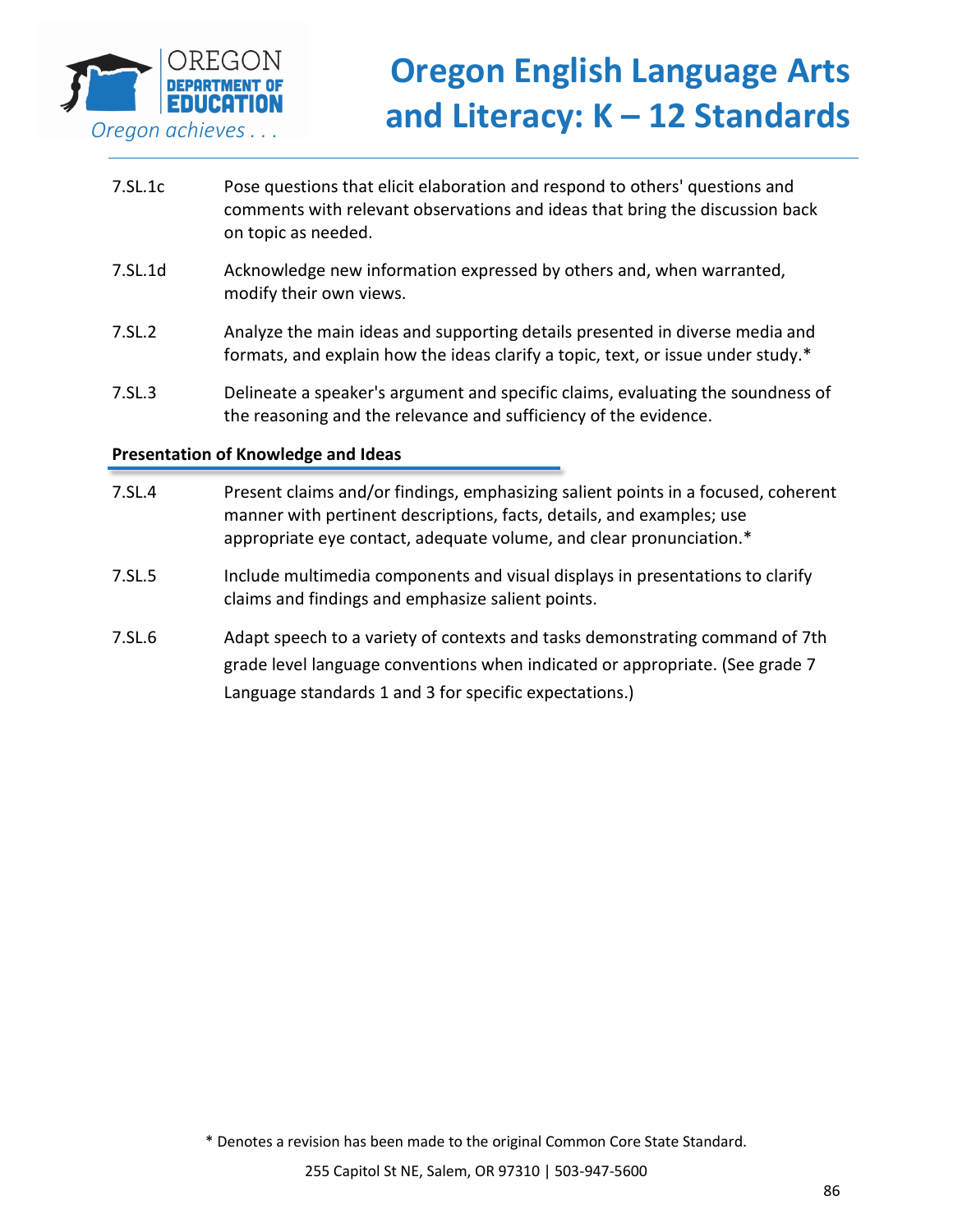| | |
|---|---|
| 7.SL.1c | Pose questions that elicit elaboration and respond to others' questions and comments with relevant observations and ideas that bring the discussion back on topic as needed. |
| 7.SL.1d | Acknowledge new information expressed by others and, when warranted, modify their own views. |
| 7.SL.2 | Analyze the main ideas and supporting details presented in diverse media and formats, and explain how the ideas clarify a topic, text, or issue under study.* |
| 7.SL.3 | Delineate a speaker's argument and specific claims, evaluating the soundness of the reasoning and the relevance and sufficiency of the evidence. |

**Presentation of Knowledge and Ideas**

| | |
|---|---|
| 7.SL.4 | Present claims and/or findings, emphasizing salient points in a focused, coherent manner with pertinent descriptions, facts, details, and examples; use appropriate eye contact, adequate volume, and clear pronunciation.* |
| 7.SL.5 | Include multimedia components and visual displays in presentations to clarify claims and findings and emphasize salient points. |
| 7.SL.6 | Adapt speech to a variety of contexts and tasks demonstrating command of 7th grade level language conventions when indicated or appropriate. (See grade 7 Language standards 1 and 3 for specific expectations.) |

* Denotes a revision has been made to the original Common Core State Standard.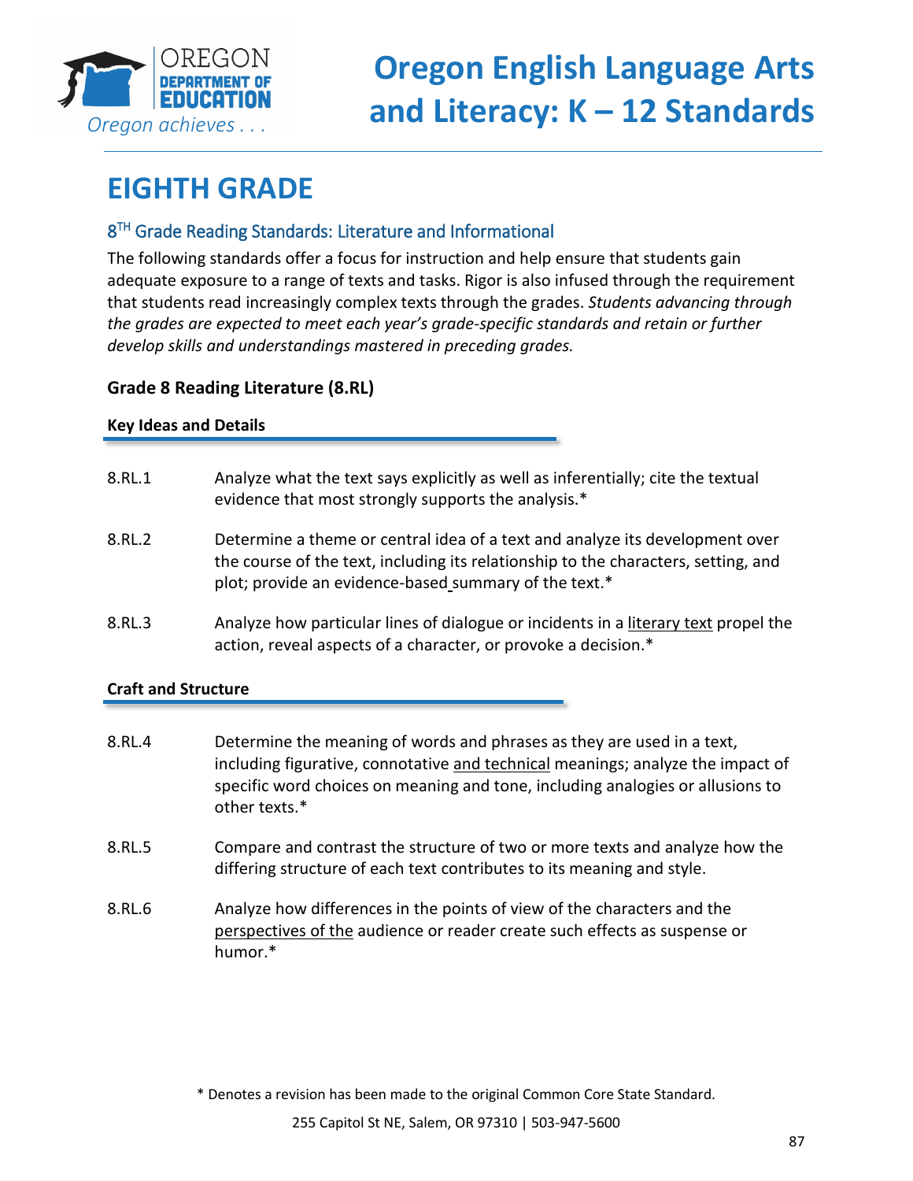# EIGHTH GRADE

## 8TH Grade Reading Standards: Literature and Informational

The following standards offer a focus for instruction and help ensure that students gain adequate exposure to a range of texts and tasks. Rigor is also infused through the requirement that students read increasingly complex texts through the grades. *Students advancing through the grades are expected to meet each year's grade-specific standards and retain or further develop skills and understandings mastered in preceding grades.*

### Grade 8 Reading Literature (8.RL)

#### Key Ideas and Details

8.RL.1 Analyze what the text says explicitly as well as inferentially; cite the textual evidence that most strongly supports the analysis.*

8.RL.2 Determine a theme or central idea of a text and analyze its development over the course of the text, including its relationship to the characters, setting, and plot; provide an evidence-based summary of the text.*

8.RL.3 Analyze how particular lines of dialogue or incidents in a literary text propel the action, reveal aspects of a character, or provoke a decision.*

#### Craft and Structure

8.RL.4 Determine the meaning of words and phrases as they are used in a text, including figurative, connotative and technical meanings; analyze the impact of specific word choices on meaning and tone, including analogies or allusions to other texts.*

8.RL.5 Compare and contrast the structure of two or more texts and analyze how the differing structure of each text contributes to its meaning and style.

8.RL.6 Analyze how differences in the points of view of the characters and the perspectives of the audience or reader create such effects as suspense or humor.*

* Denotes a revision has been made to the original Common Core State Standard.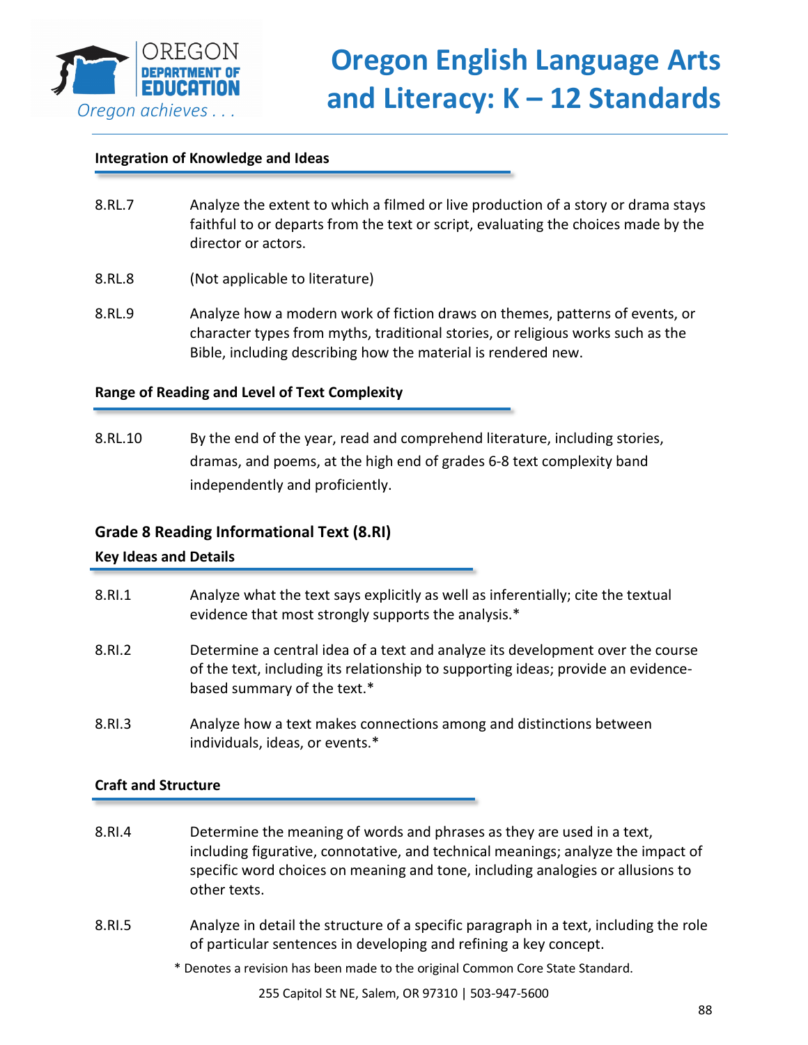### Integration of Knowledge and Ideas

8.RL.7 Analyze the extent to which a filmed or live production of a story or drama stays faithful to or departs from the text or script, evaluating the choices made by the director or actors.

8.RL.8 (Not applicable to literature)

8.RL.9 Analyze how a modern work of fiction draws on themes, patterns of events, or character types from myths, traditional stories, or religious works such as the Bible, including describing how the material is rendered new.

### Range of Reading and Level of Text Complexity

8.RL.10 By the end of the year, read and comprehend literature, including stories, dramas, and poems, at the high end of grades 6-8 text complexity band independently and proficiently.

## Grade 8 Reading Informational Text (8.RI)

### Key Ideas and Details

8.RI.1 Analyze what the text says explicitly as well as inferentially; cite the textual evidence that most strongly supports the analysis.*

8.RI.2 Determine a central idea of a text and analyze its development over the course of the text, including its relationship to supporting ideas; provide an evidence-based summary of the text.*

8.RI.3 Analyze how a text makes connections among and distinctions between individuals, ideas, or events.*

### Craft and Structure

8.RI.4 Determine the meaning of words and phrases as they are used in a text, including figurative, connotative, and technical meanings; analyze the impact of specific word choices on meaning and tone, including analogies or allusions to other texts.

8.RI.5 Analyze in detail the structure of a specific paragraph in a text, including the role of particular sentences in developing and refining a key concept.

* Denotes a revision has been made to the original Common Core State Standard.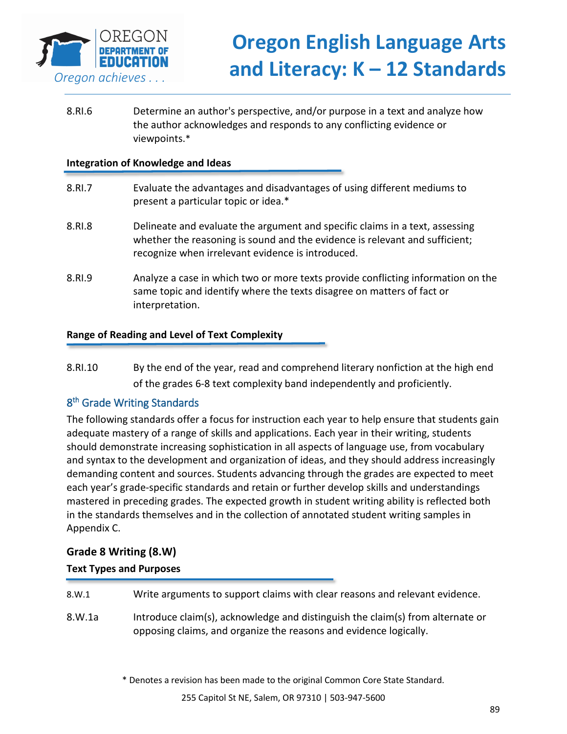8.RI.6 Determine an author's perspective, and/or purpose in a text and analyze how the author acknowledges and responds to any conflicting evidence or viewpoints.*

**Integration of Knowledge and Ideas**

8.RI.7 Evaluate the advantages and disadvantages of using different mediums to present a particular topic or idea.*

8.RI.8 Delineate and evaluate the argument and specific claims in a text, assessing whether the reasoning is sound and the evidence is relevant and sufficient; recognize when irrelevant evidence is introduced.

8.RI.9 Analyze a case in which two or more texts provide conflicting information on the same topic and identify where the texts disagree on matters of fact or interpretation.

**Range of Reading and Level of Text Complexity**

8.RI.10 By the end of the year, read and comprehend literary nonfiction at the high end of the grades 6-8 text complexity band independently and proficiently.

## 8th Grade Writing Standards

The following standards offer a focus for instruction each year to help ensure that students gain adequate mastery of a range of skills and applications. Each year in their writing, students should demonstrate increasing sophistication in all aspects of language use, from vocabulary and syntax to the development and organization of ideas, and they should address increasingly demanding content and sources. Students advancing through the grades are expected to meet each year's grade-specific standards and retain or further develop skills and understandings mastered in preceding grades. The expected growth in student writing ability is reflected both in the standards themselves and in the collection of annotated student writing samples in Appendix C.

### Grade 8 Writing (8.W)

**Text Types and Purposes**

8.W.1 Write arguments to support claims with clear reasons and relevant evidence.

8.W.1a Introduce claim(s), acknowledge and distinguish the claim(s) from alternate or opposing claims, and organize the reasons and evidence logically.

* Denotes a revision has been made to the original Common Core State Standard.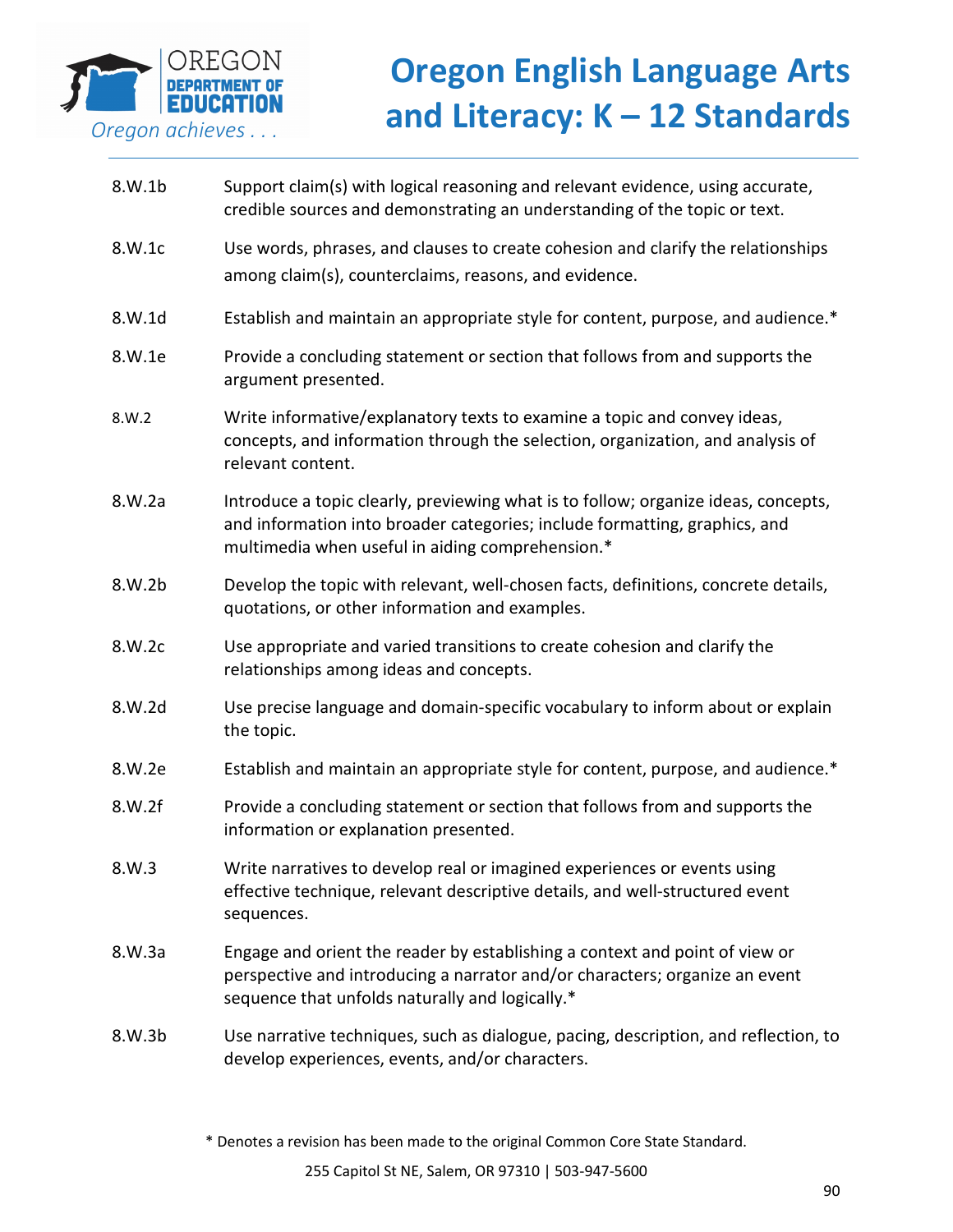| | |
|---|---|
| 8.W.1b | Support claim(s) with logical reasoning and relevant evidence, using accurate, credible sources and demonstrating an understanding of the topic or text. |
| 8.W.1c | Use words, phrases, and clauses to create cohesion and clarify the relationships among claim(s), counterclaims, reasons, and evidence. |
| 8.W.1d | Establish and maintain an appropriate style for content, purpose, and audience.* |
| 8.W.1e | Provide a concluding statement or section that follows from and supports the argument presented. |
| 8.W.2 | Write informative/explanatory texts to examine a topic and convey ideas, concepts, and information through the selection, organization, and analysis of relevant content. |
| 8.W.2a | Introduce a topic clearly, previewing what is to follow; organize ideas, concepts, and information into broader categories; include formatting, graphics, and multimedia when useful in aiding comprehension.* |
| 8.W.2b | Develop the topic with relevant, well-chosen facts, definitions, concrete details, quotations, or other information and examples. |
| 8.W.2c | Use appropriate and varied transitions to create cohesion and clarify the relationships among ideas and concepts. |
| 8.W.2d | Use precise language and domain-specific vocabulary to inform about or explain the topic. |
| 8.W.2e | Establish and maintain an appropriate style for content, purpose, and audience.* |
| 8.W.2f | Provide a concluding statement or section that follows from and supports the information or explanation presented. |
| 8.W.3 | Write narratives to develop real or imagined experiences or events using effective technique, relevant descriptive details, and well-structured event sequences. |
| 8.W.3a | Engage and orient the reader by establishing a context and point of view or perspective and introducing a narrator and/or characters; organize an event sequence that unfolds naturally and logically.* |
| 8.W.3b | Use narrative techniques, such as dialogue, pacing, description, and reflection, to develop experiences, events, and/or characters. |

* Denotes a revision has been made to the original Common Core State Standard.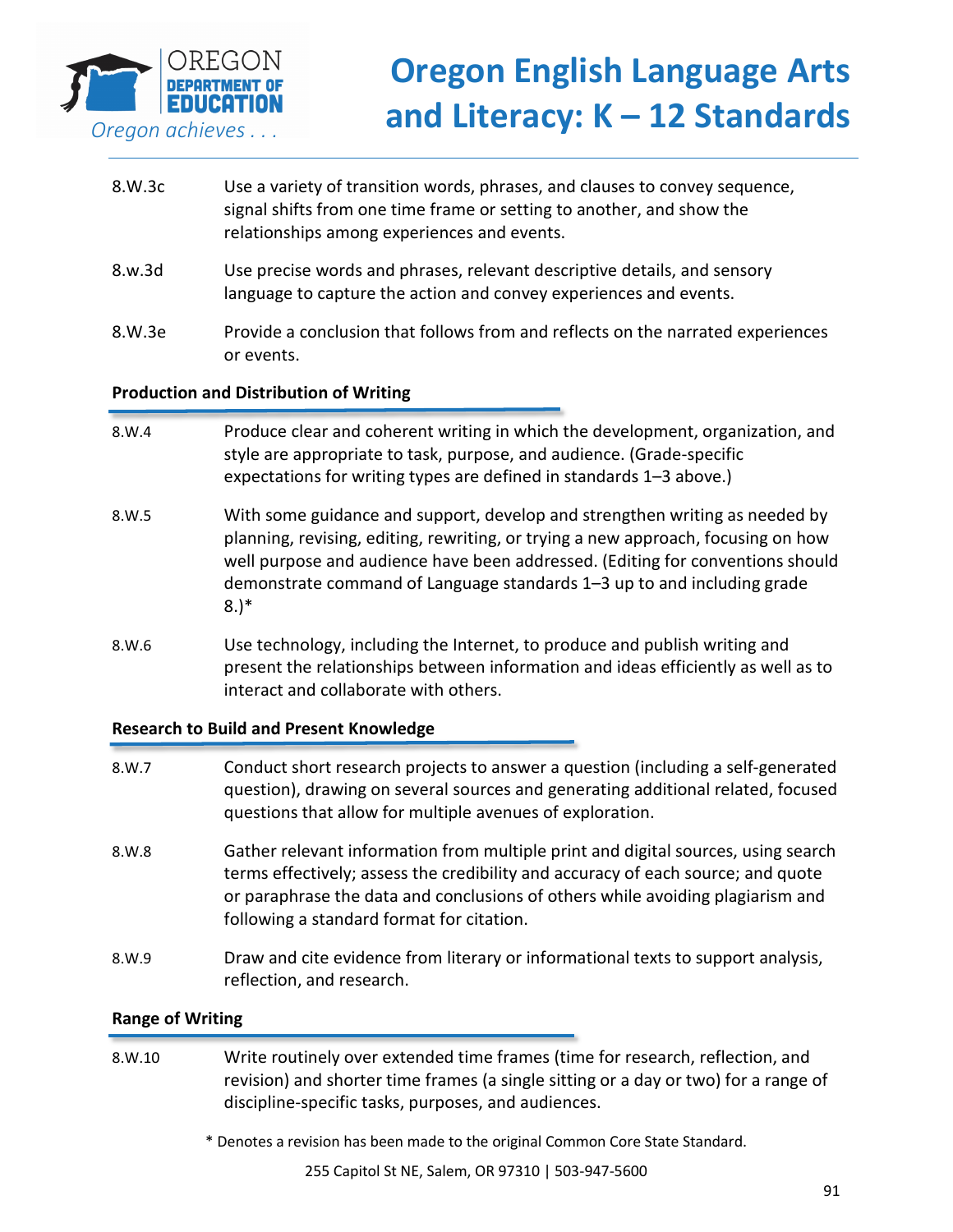| | |
|---|---|
| 8.W.3c | Use a variety of transition words, phrases, and clauses to convey sequence, signal shifts from one time frame or setting to another, and show the relationships among experiences and events. |
| 8.w.3d | Use precise words and phrases, relevant descriptive details, and sensory language to capture the action and convey experiences and events. |
| 8.W.3e | Provide a conclusion that follows from and reflects on the narrated experiences or events. |

**Production and Distribution of Writing**

| | |
|---|---|
| 8.W.4 | Produce clear and coherent writing in which the development, organization, and style are appropriate to task, purpose, and audience. (Grade-specific expectations for writing types are defined in standards 1–3 above.) |
| 8.W.5 | With some guidance and support, develop and strengthen writing as needed by planning, revising, editing, rewriting, or trying a new approach, focusing on how well purpose and audience have been addressed. (Editing for conventions should demonstrate command of Language standards 1–3 up to and including grade 8.)* |
| 8.W.6 | Use technology, including the Internet, to produce and publish writing and present the relationships between information and ideas efficiently as well as to interact and collaborate with others. |

**Research to Build and Present Knowledge**

| | |
|---|---|
| 8.W.7 | Conduct short research projects to answer a question (including a self-generated question), drawing on several sources and generating additional related, focused questions that allow for multiple avenues of exploration. |
| 8.W.8 | Gather relevant information from multiple print and digital sources, using search terms effectively; assess the credibility and accuracy of each source; and quote or paraphrase the data and conclusions of others while avoiding plagiarism and following a standard format for citation. |
| 8.W.9 | Draw and cite evidence from literary or informational texts to support analysis, reflection, and research. |

**Range of Writing**

| | |
|---|---|
| 8.W.10 | Write routinely over extended time frames (time for research, reflection, and revision) and shorter time frames (a single sitting or a day or two) for a range of discipline-specific tasks, purposes, and audiences. |

\* Denotes a revision has been made to the original Common Core State Standard.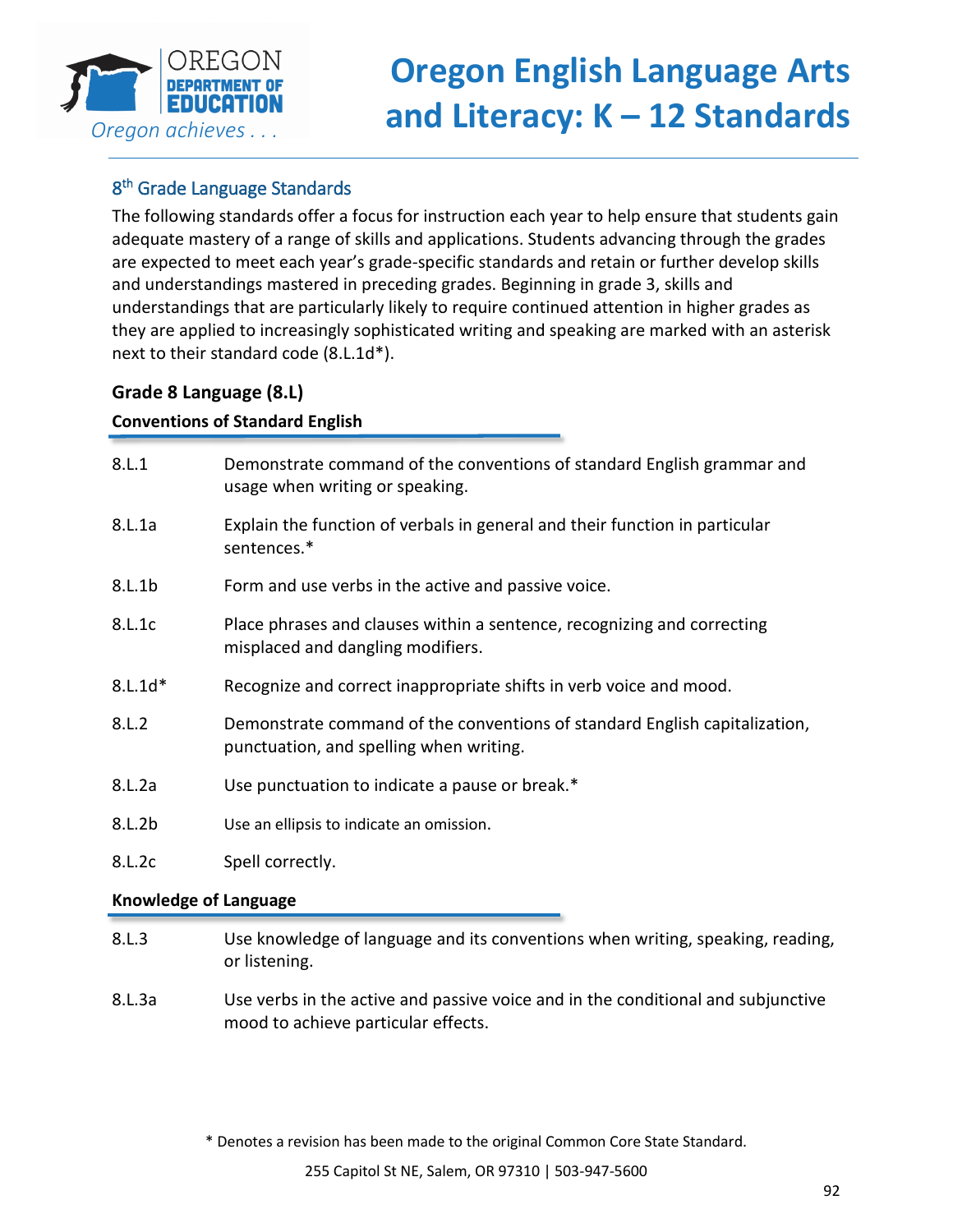## 8th Grade Language Standards

The following standards offer a focus for instruction each year to help ensure that students gain adequate mastery of a range of skills and applications. Students advancing through the grades are expected to meet each year's grade-specific standards and retain or further develop skills and understandings mastered in preceding grades. Beginning in grade 3, skills and understandings that are particularly likely to require continued attention in higher grades as they are applied to increasingly sophisticated writing and speaking are marked with an asterisk next to their standard code (8.L.1d*).

### Grade 8 Language (8.L)

**Conventions of Standard English**

| | |
|---|---|
| 8.L.1 | Demonstrate command of the conventions of standard English grammar and usage when writing or speaking. |
| 8.L.1a | Explain the function of verbals in general and their function in particular sentences.* |
| 8.L.1b | Form and use verbs in the active and passive voice. |
| 8.L.1c | Place phrases and clauses within a sentence, recognizing and correcting misplaced and dangling modifiers. |
| 8.L.1d* | Recognize and correct inappropriate shifts in verb voice and mood. |
| 8.L.2 | Demonstrate command of the conventions of standard English capitalization, punctuation, and spelling when writing. |
| 8.L.2a | Use punctuation to indicate a pause or break.* |
| 8.L.2b | Use an ellipsis to indicate an omission. |
| 8.L.2c | Spell correctly. |

**Knowledge of Language**

| | |
|---|---|
| 8.L.3 | Use knowledge of language and its conventions when writing, speaking, reading, or listening. |
| 8.L.3a | Use verbs in the active and passive voice and in the conditional and subjunctive mood to achieve particular effects. |

* Denotes a revision has been made to the original Common Core State Standard.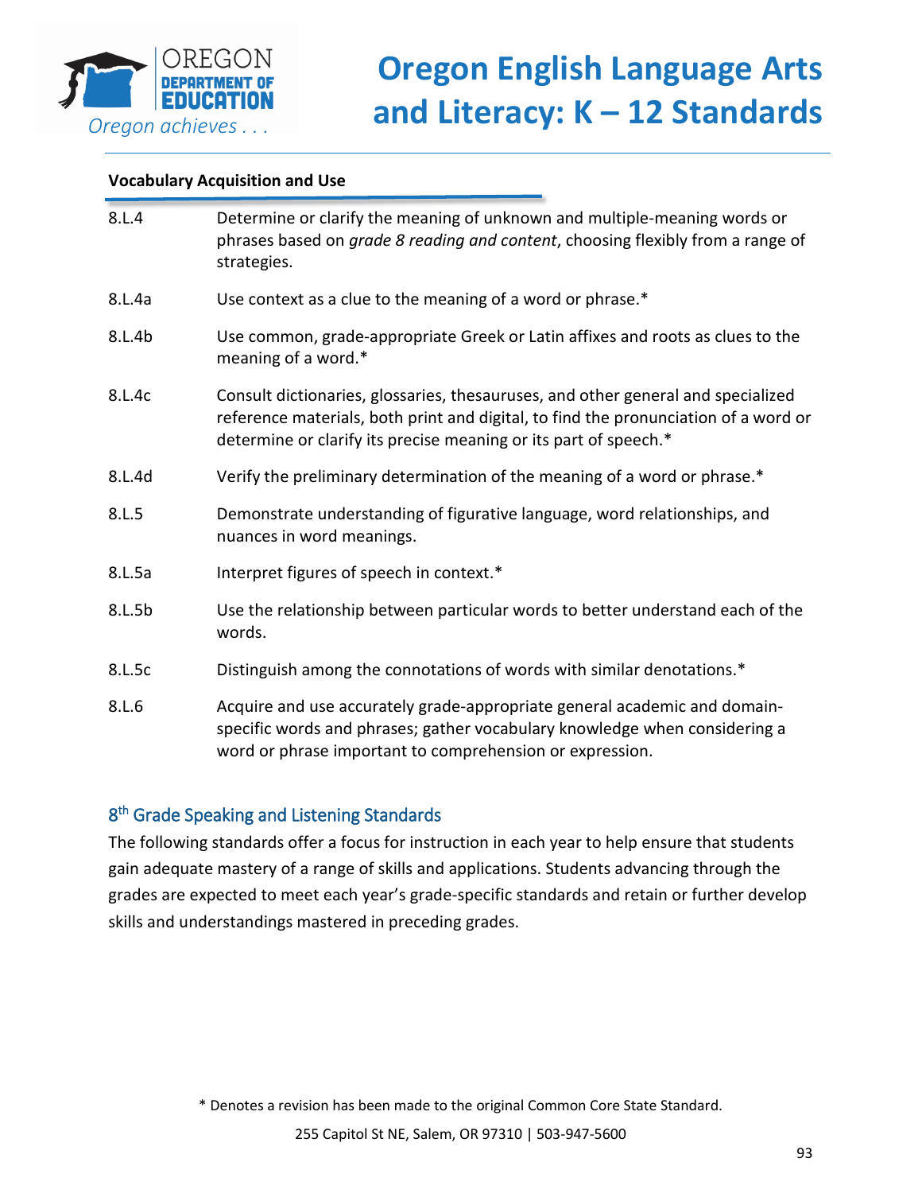### Vocabulary Acquisition and Use

| | |
|---|---|
| 8.L.4 | Determine or clarify the meaning of unknown and multiple-meaning words or phrases based on *grade 8 reading and content*, choosing flexibly from a range of strategies. |
| 8.L.4a | Use context as a clue to the meaning of a word or phrase.* |
| 8.L.4b | Use common, grade-appropriate Greek or Latin affixes and roots as clues to the meaning of a word.* |
| 8.L.4c | Consult dictionaries, glossaries, thesauruses, and other general and specialized reference materials, both print and digital, to find the pronunciation of a word or determine or clarify its precise meaning or its part of speech.* |
| 8.L.4d | Verify the preliminary determination of the meaning of a word or phrase.* |
| 8.L.5 | Demonstrate understanding of figurative language, word relationships, and nuances in word meanings. |
| 8.L.5a | Interpret figures of speech in context.* |
| 8.L.5b | Use the relationship between particular words to better understand each of the words. |
| 8.L.5c | Distinguish among the connotations of words with similar denotations.* |
| 8.L.6 | Acquire and use accurately grade-appropriate general academic and domain-specific words and phrases; gather vocabulary knowledge when considering a word or phrase important to comprehension or expression. |

## 8th Grade Speaking and Listening Standards

The following standards offer a focus for instruction in each year to help ensure that students gain adequate mastery of a range of skills and applications. Students advancing through the grades are expected to meet each year's grade-specific standards and retain or further develop skills and understandings mastered in preceding grades.

* Denotes a revision has been made to the original Common Core State Standard.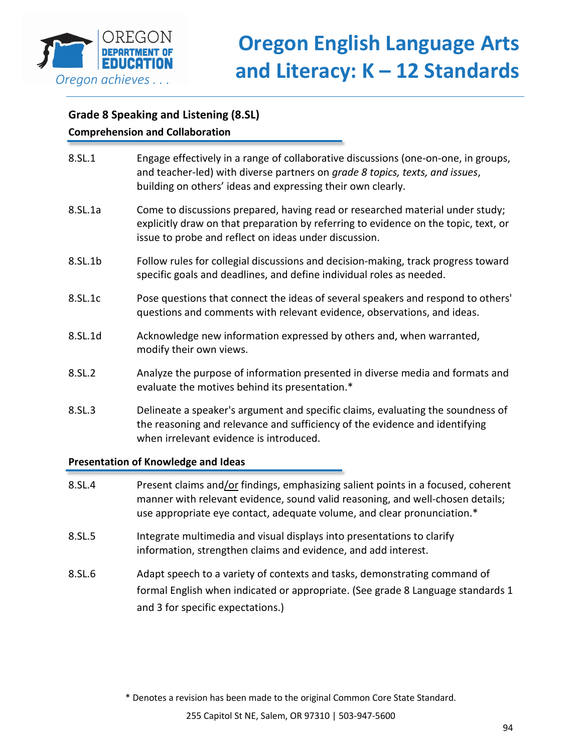## Grade 8 Speaking and Listening (8.SL)

### Comprehension and Collaboration

| | |
|---|---|
| 8.SL.1 | Engage effectively in a range of collaborative discussions (one-on-one, in groups, and teacher-led) with diverse partners on *grade 8 topics, texts, and issues*, building on others' ideas and expressing their own clearly. |
| 8.SL.1a | Come to discussions prepared, having read or researched material under study; explicitly draw on that preparation by referring to evidence on the topic, text, or issue to probe and reflect on ideas under discussion. |
| 8.SL.1b | Follow rules for collegial discussions and decision-making, track progress toward specific goals and deadlines, and define individual roles as needed. |
| 8.SL.1c | Pose questions that connect the ideas of several speakers and respond to others' questions and comments with relevant evidence, observations, and ideas. |
| 8.SL.1d | Acknowledge new information expressed by others and, when warranted, modify their own views. |
| 8.SL.2 | Analyze the purpose of information presented in diverse media and formats and evaluate the motives behind its presentation.* |
| 8.SL.3 | Delineate a speaker's argument and specific claims, evaluating the soundness of the reasoning and relevance and sufficiency of the evidence and identifying when irrelevant evidence is introduced. |

### Presentation of Knowledge and Ideas

| | |
|---|---|
| 8.SL.4 | Present claims and/or findings, emphasizing salient points in a focused, coherent manner with relevant evidence, sound valid reasoning, and well-chosen details; use appropriate eye contact, adequate volume, and clear pronunciation.* |
| 8.SL.5 | Integrate multimedia and visual displays into presentations to clarify information, strengthen claims and evidence, and add interest. |
| 8.SL.6 | Adapt speech to a variety of contexts and tasks, demonstrating command of formal English when indicated or appropriate. (See grade 8 Language standards 1 and 3 for specific expectations.) |

\* Denotes a revision has been made to the original Common Core State Standard.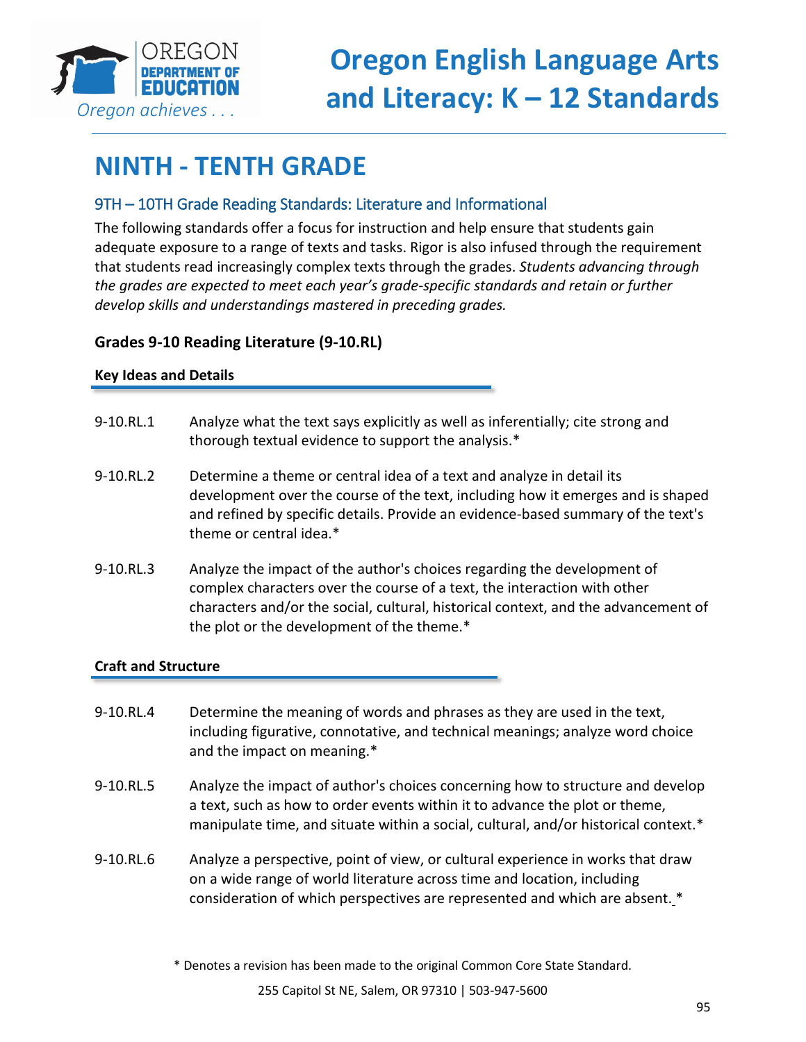# NINTH - TENTH GRADE

## 9TH – 10TH Grade Reading Standards: Literature and Informational

The following standards offer a focus for instruction and help ensure that students gain adequate exposure to a range of texts and tasks. Rigor is also infused through the requirement that students read increasingly complex texts through the grades. *Students advancing through the grades are expected to meet each year's grade-specific standards and retain or further develop skills and understandings mastered in preceding grades.*

### Grades 9-10 Reading Literature (9-10.RL)

#### Key Ideas and Details

9-10.RL.1 Analyze what the text says explicitly as well as inferentially; cite strong and thorough textual evidence to support the analysis.*

9-10.RL.2 Determine a theme or central idea of a text and analyze in detail its development over the course of the text, including how it emerges and is shaped and refined by specific details. Provide an evidence-based summary of the text's theme or central idea.*

9-10.RL.3 Analyze the impact of the author's choices regarding the development of complex characters over the course of a text, the interaction with other characters and/or the social, cultural, historical context, and the advancement of the plot or the development of the theme.*

#### Craft and Structure

9-10.RL.4 Determine the meaning of words and phrases as they are used in the text, including figurative, connotative, and technical meanings; analyze word choice and the impact on meaning.*

9-10.RL.5 Analyze the impact of author's choices concerning how to structure and develop a text, such as how to order events within it to advance the plot or theme, manipulate time, and situate within a social, cultural, and/or historical context.*

9-10.RL.6 Analyze a perspective, point of view, or cultural experience in works that draw on a wide range of world literature across time and location, including consideration of which perspectives are represented and which are absent. *

* Denotes a revision has been made to the original Common Core State Standard.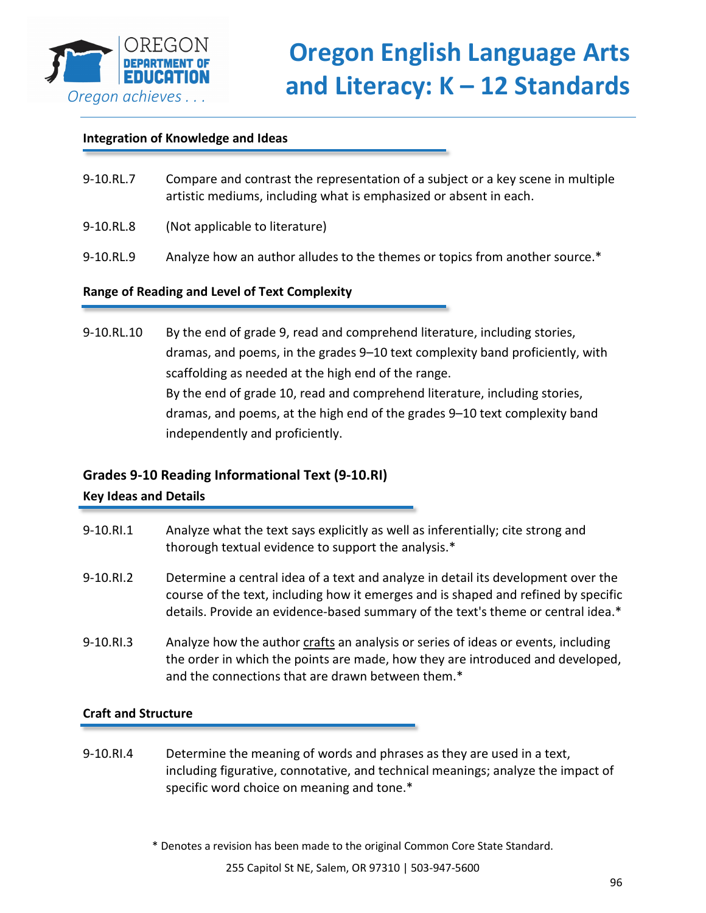### Integration of Knowledge and Ideas

9-10.RL.7 Compare and contrast the representation of a subject or a key scene in multiple artistic mediums, including what is emphasized or absent in each.

9-10.RL.8 (Not applicable to literature)

9-10.RL.9 Analyze how an author alludes to the themes or topics from another source.*

### Range of Reading and Level of Text Complexity

9-10.RL.10 By the end of grade 9, read and comprehend literature, including stories, dramas, and poems, in the grades 9–10 text complexity band proficiently, with scaffolding as needed at the high end of the range.
By the end of grade 10, read and comprehend literature, including stories, dramas, and poems, at the high end of the grades 9–10 text complexity band independently and proficiently.

## Grades 9-10 Reading Informational Text (9-10.RI)

### Key Ideas and Details

9-10.RI.1 Analyze what the text says explicitly as well as inferentially; cite strong and thorough textual evidence to support the analysis.*

9-10.RI.2 Determine a central idea of a text and analyze in detail its development over the course of the text, including how it emerges and is shaped and refined by specific details. Provide an evidence-based summary of the text's theme or central idea.*

9-10.RI.3 Analyze how the author crafts an analysis or series of ideas or events, including the order in which the points are made, how they are introduced and developed, and the connections that are drawn between them.*

### Craft and Structure

9-10.RI.4 Determine the meaning of words and phrases as they are used in a text, including figurative, connotative, and technical meanings; analyze the impact of specific word choice on meaning and tone.*

\* Denotes a revision has been made to the original Common Core State Standard.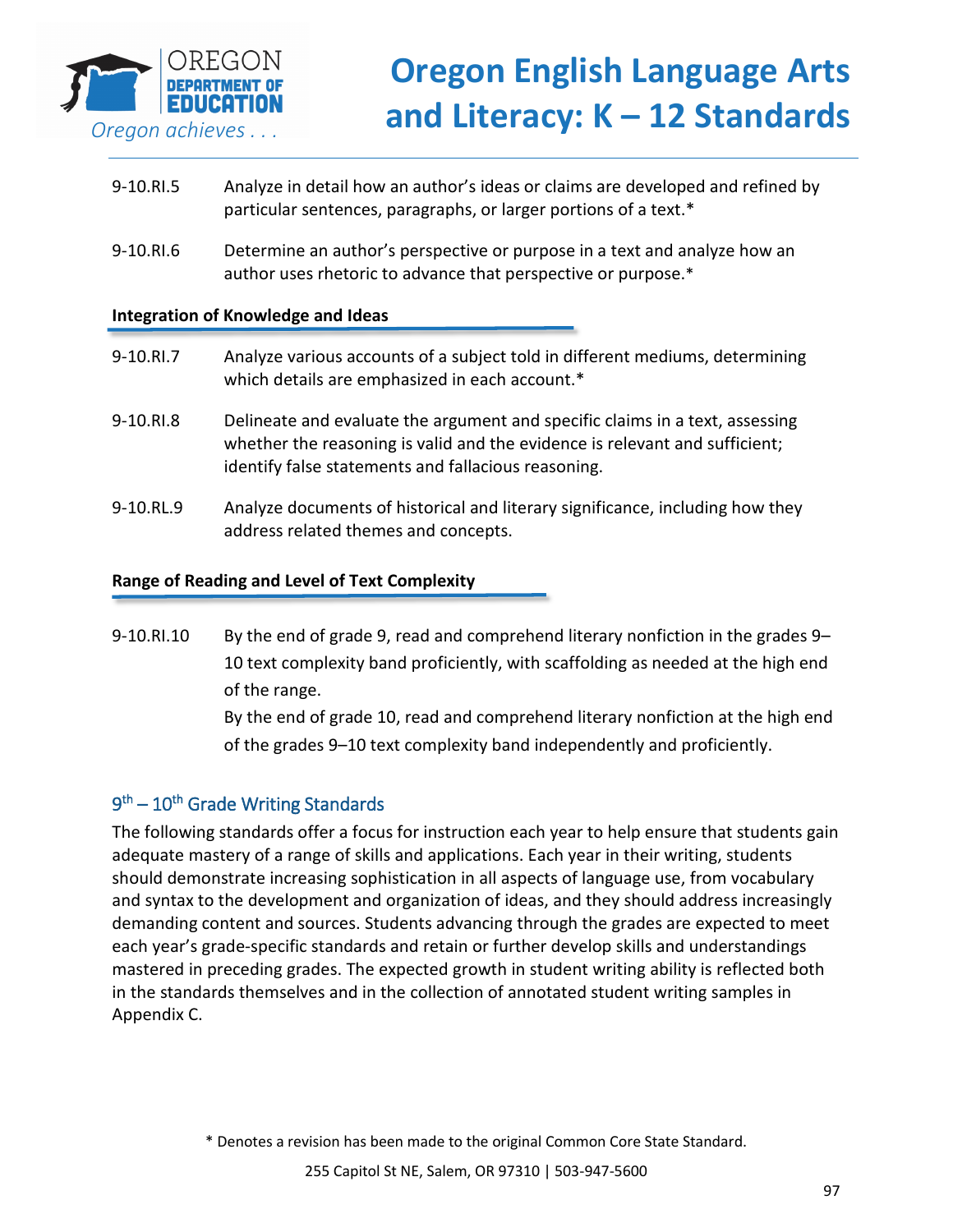9-10.RI.5 Analyze in detail how an author's ideas or claims are developed and refined by particular sentences, paragraphs, or larger portions of a text.*

9-10.RI.6 Determine an author's perspective or purpose in a text and analyze how an author uses rhetoric to advance that perspective or purpose.*

**Integration of Knowledge and Ideas**

9-10.RI.7 Analyze various accounts of a subject told in different mediums, determining which details are emphasized in each account.*

9-10.RI.8 Delineate and evaluate the argument and specific claims in a text, assessing whether the reasoning is valid and the evidence is relevant and sufficient; identify false statements and fallacious reasoning.

9-10.RL.9 Analyze documents of historical and literary significance, including how they address related themes and concepts.

**Range of Reading and Level of Text Complexity**

9-10.RI.10 By the end of grade 9, read and comprehend literary nonfiction in the grades 9–10 text complexity band proficiently, with scaffolding as needed at the high end of the range.
By the end of grade 10, read and comprehend literary nonfiction at the high end of the grades 9–10 text complexity band independently and proficiently.

## 9th – 10th Grade Writing Standards

The following standards offer a focus for instruction each year to help ensure that students gain adequate mastery of a range of skills and applications. Each year in their writing, students should demonstrate increasing sophistication in all aspects of language use, from vocabulary and syntax to the development and organization of ideas, and they should address increasingly demanding content and sources. Students advancing through the grades are expected to meet each year's grade-specific standards and retain or further develop skills and understandings mastered in preceding grades. The expected growth in student writing ability is reflected both in the standards themselves and in the collection of annotated student writing samples in Appendix C.

* Denotes a revision has been made to the original Common Core State Standard.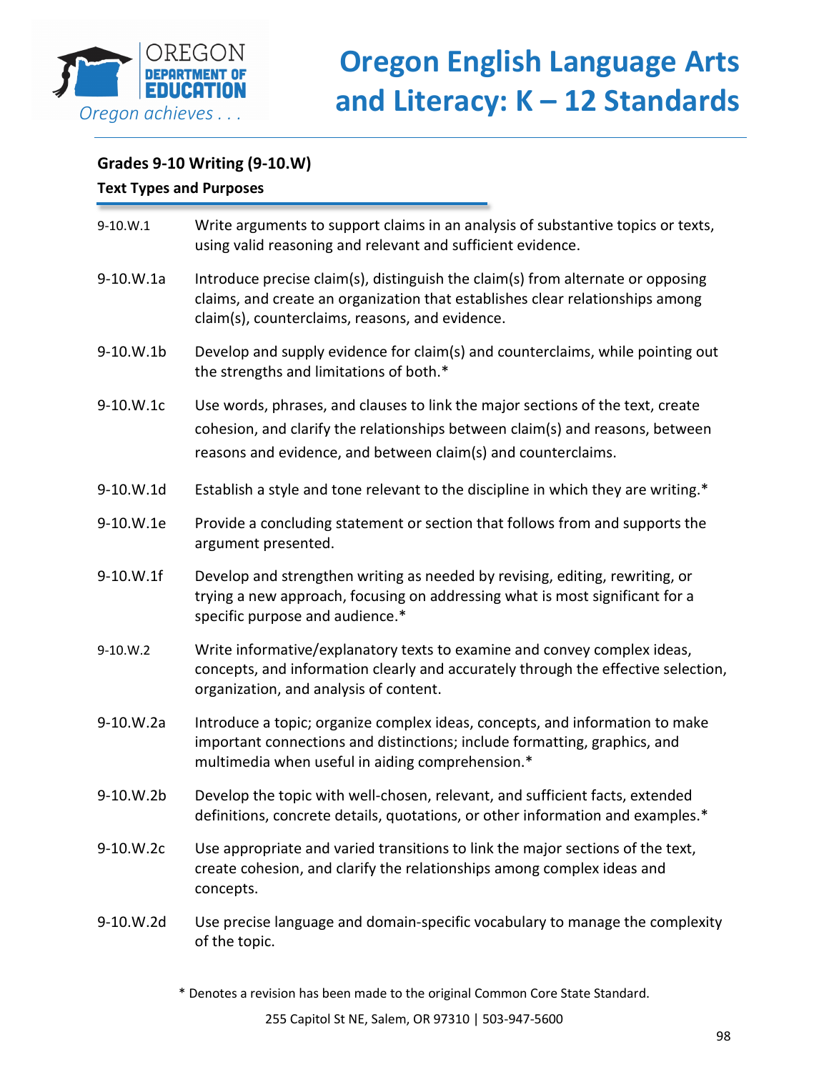## Grades 9-10 Writing (9-10.W)

### Text Types and Purposes

| | |
|---|---|
| 9-10.W.1 | Write arguments to support claims in an analysis of substantive topics or texts, using valid reasoning and relevant and sufficient evidence. |
| 9-10.W.1a | Introduce precise claim(s), distinguish the claim(s) from alternate or opposing claims, and create an organization that establishes clear relationships among claim(s), counterclaims, reasons, and evidence. |
| 9-10.W.1b | Develop and supply evidence for claim(s) and counterclaims, while pointing out the strengths and limitations of both.* |
| 9-10.W.1c | Use words, phrases, and clauses to link the major sections of the text, create cohesion, and clarify the relationships between claim(s) and reasons, between reasons and evidence, and between claim(s) and counterclaims. |
| 9-10.W.1d | Establish a style and tone relevant to the discipline in which they are writing.* |
| 9-10.W.1e | Provide a concluding statement or section that follows from and supports the argument presented. |
| 9-10.W.1f | Develop and strengthen writing as needed by revising, editing, rewriting, or trying a new approach, focusing on addressing what is most significant for a specific purpose and audience.* |
| 9-10.W.2 | Write informative/explanatory texts to examine and convey complex ideas, concepts, and information clearly and accurately through the effective selection, organization, and analysis of content. |
| 9-10.W.2a | Introduce a topic; organize complex ideas, concepts, and information to make important connections and distinctions; include formatting, graphics, and multimedia when useful in aiding comprehension.* |
| 9-10.W.2b | Develop the topic with well-chosen, relevant, and sufficient facts, extended definitions, concrete details, quotations, or other information and examples.* |
| 9-10.W.2c | Use appropriate and varied transitions to link the major sections of the text, create cohesion, and clarify the relationships among complex ideas and concepts. |
| 9-10.W.2d | Use precise language and domain-specific vocabulary to manage the complexity of the topic. |

* Denotes a revision has been made to the original Common Core State Standard.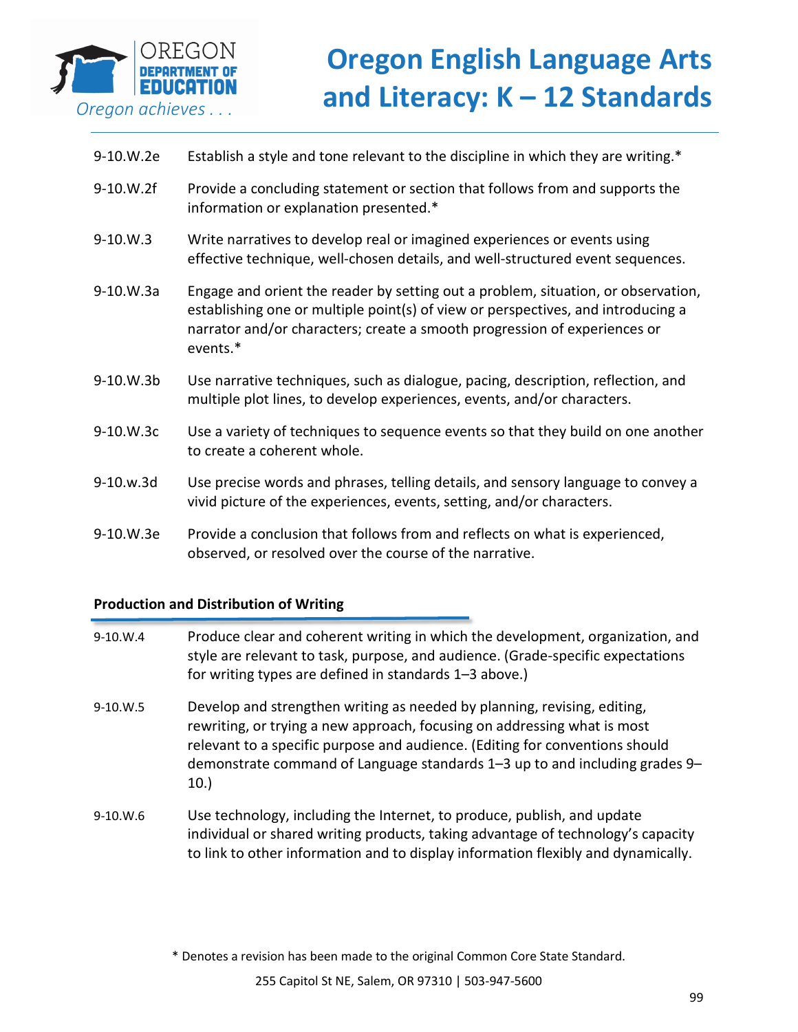| | |
|---|---|
| 9-10.W.2e | Establish a style and tone relevant to the discipline in which they are writing.* |
| 9-10.W.2f | Provide a concluding statement or section that follows from and supports the information or explanation presented.* |
| 9-10.W.3 | Write narratives to develop real or imagined experiences or events using effective technique, well-chosen details, and well-structured event sequences. |
| 9-10.W.3a | Engage and orient the reader by setting out a problem, situation, or observation, establishing one or multiple point(s) of view or perspectives, and introducing a narrator and/or characters; create a smooth progression of experiences or events.* |
| 9-10.W.3b | Use narrative techniques, such as dialogue, pacing, description, reflection, and multiple plot lines, to develop experiences, events, and/or characters. |
| 9-10.W.3c | Use a variety of techniques to sequence events so that they build on one another to create a coherent whole. |
| 9-10.w.3d | Use precise words and phrases, telling details, and sensory language to convey a vivid picture of the experiences, events, setting, and/or characters. |
| 9-10.W.3e | Provide a conclusion that follows from and reflects on what is experienced, observed, or resolved over the course of the narrative. |

**Production and Distribution of Writing**

| | |
|---|---|
| 9-10.W.4 | Produce clear and coherent writing in which the development, organization, and style are relevant to task, purpose, and audience. (Grade-specific expectations for writing types are defined in standards 1–3 above.) |
| 9-10.W.5 | Develop and strengthen writing as needed by planning, revising, editing, rewriting, or trying a new approach, focusing on addressing what is most relevant to a specific purpose and audience. (Editing for conventions should demonstrate command of Language standards 1–3 up to and including grades 9–10.) |
| 9-10.W.6 | Use technology, including the Internet, to produce, publish, and update individual or shared writing products, taking advantage of technology's capacity to link to other information and to display information flexibly and dynamically. |

* Denotes a revision has been made to the original Common Core State Standard.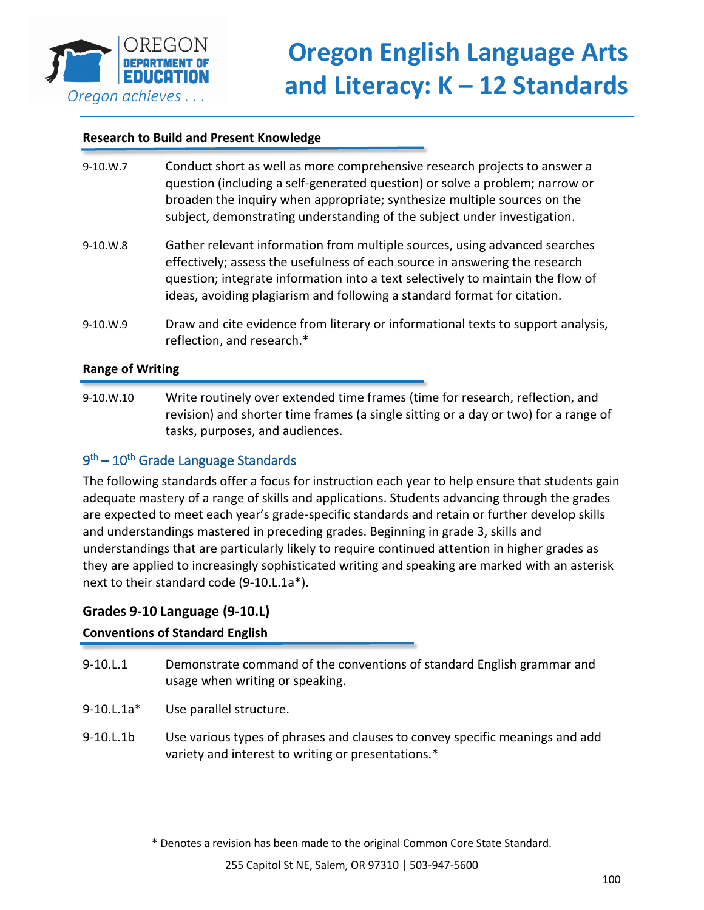**Research to Build and Present Knowledge**

9-10.W.7 Conduct short as well as more comprehensive research projects to answer a question (including a self-generated question) or solve a problem; narrow or broaden the inquiry when appropriate; synthesize multiple sources on the subject, demonstrating understanding of the subject under investigation.

9-10.W.8 Gather relevant information from multiple sources, using advanced searches effectively; assess the usefulness of each source in answering the research question; integrate information into a text selectively to maintain the flow of ideas, avoiding plagiarism and following a standard format for citation.

9-10.W.9 Draw and cite evidence from literary or informational texts to support analysis, reflection, and research.*

**Range of Writing**

9-10.W.10 Write routinely over extended time frames (time for research, reflection, and revision) and shorter time frames (a single sitting or a day or two) for a range of tasks, purposes, and audiences.

## 9th – 10th Grade Language Standards

The following standards offer a focus for instruction each year to help ensure that students gain adequate mastery of a range of skills and applications. Students advancing through the grades are expected to meet each year's grade-specific standards and retain or further develop skills and understandings mastered in preceding grades. Beginning in grade 3, skills and understandings that are particularly likely to require continued attention in higher grades as they are applied to increasingly sophisticated writing and speaking are marked with an asterisk next to their standard code (9-10.L.1a*).

### Grades 9-10 Language (9-10.L)

**Conventions of Standard English**

9-10.L.1 Demonstrate command of the conventions of standard English grammar and usage when writing or speaking.

9-10.L.1a* Use parallel structure.

9-10.L.1b Use various types of phrases and clauses to convey specific meanings and add variety and interest to writing or presentations.*

\* Denotes a revision has been made to the original Common Core State Standard.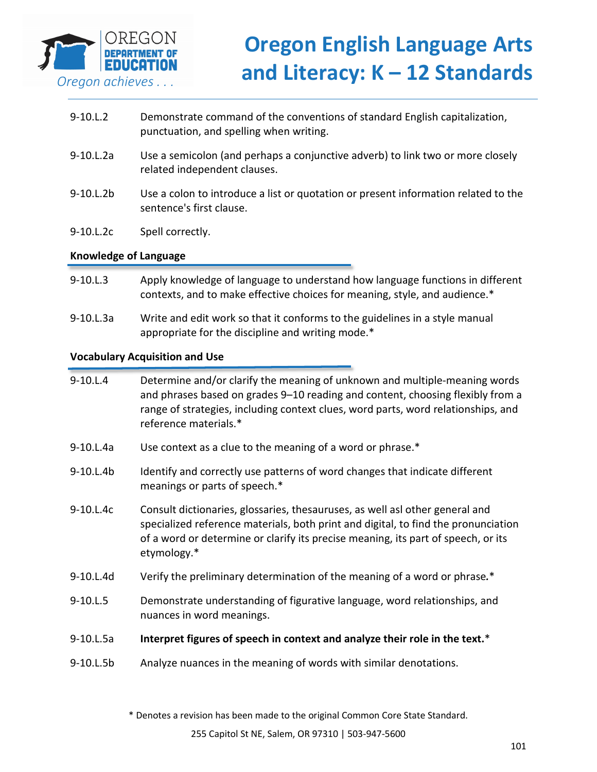| | |
|---|---|
| 9-10.L.2 | Demonstrate command of the conventions of standard English capitalization, punctuation, and spelling when writing. |
| 9-10.L.2a | Use a semicolon (and perhaps a conjunctive adverb) to link two or more closely related independent clauses. |
| 9-10.L.2b | Use a colon to introduce a list or quotation or present information related to the sentence's first clause. |
| 9-10.L.2c | Spell correctly. |

**Knowledge of Language**

| | |
|---|---|
| 9-10.L.3 | Apply knowledge of language to understand how language functions in different contexts, and to make effective choices for meaning, style, and audience.* |
| 9-10.L.3a | Write and edit work so that it conforms to the guidelines in a style manual appropriate for the discipline and writing mode.* |

**Vocabulary Acquisition and Use**

| | |
|---|---|
| 9-10.L.4 | Determine and/or clarify the meaning of unknown and multiple-meaning words and phrases based on grades 9–10 reading and content, choosing flexibly from a range of strategies, including context clues, word parts, word relationships, and reference materials.* |
| 9-10.L.4a | Use context as a clue to the meaning of a word or phrase.* |
| 9-10.L.4b | Identify and correctly use patterns of word changes that indicate different meanings or parts of speech.* |
| 9-10.L.4c | Consult dictionaries, glossaries, thesauruses, as well asl other general and specialized reference materials, both print and digital, to find the pronunciation of a word or determine or clarify its precise meaning, its part of speech, or its etymology.* |
| 9-10.L.4d | Verify the preliminary determination of the meaning of a word or phrase.* |
| 9-10.L.5 | Demonstrate understanding of figurative language, word relationships, and nuances in word meanings. |
| 9-10.L.5a | **Interpret figures of speech in context and analyze their role in the text.*** |
| 9-10.L.5b | Analyze nuances in the meaning of words with similar denotations. |

\* Denotes a revision has been made to the original Common Core State Standard.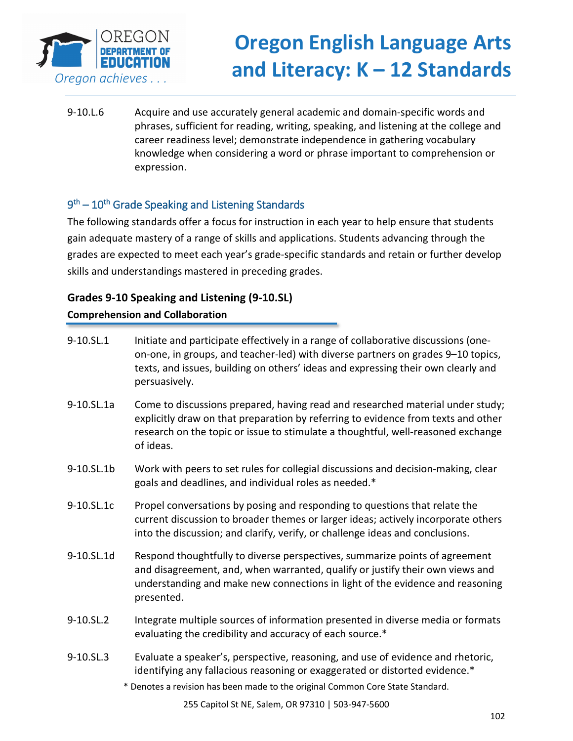9-10.L.6 Acquire and use accurately general academic and domain-specific words and phrases, sufficient for reading, writing, speaking, and listening at the college and career readiness level; demonstrate independence in gathering vocabulary knowledge when considering a word or phrase important to comprehension or expression.

## 9th – 10th Grade Speaking and Listening Standards

The following standards offer a focus for instruction in each year to help ensure that students gain adequate mastery of a range of skills and applications. Students advancing through the grades are expected to meet each year's grade-specific standards and retain or further develop skills and understandings mastered in preceding grades.

### Grades 9-10 Speaking and Listening (9-10.SL)

**Comprehension and Collaboration**

9-10.SL.1 Initiate and participate effectively in a range of collaborative discussions (one-on-one, in groups, and teacher-led) with diverse partners on grades 9–10 topics, texts, and issues, building on others' ideas and expressing their own clearly and persuasively.

9-10.SL.1a Come to discussions prepared, having read and researched material under study; explicitly draw on that preparation by referring to evidence from texts and other research on the topic or issue to stimulate a thoughtful, well-reasoned exchange of ideas.

9-10.SL.1b Work with peers to set rules for collegial discussions and decision-making, clear goals and deadlines, and individual roles as needed.*

9-10.SL.1c Propel conversations by posing and responding to questions that relate the current discussion to broader themes or larger ideas; actively incorporate others into the discussion; and clarify, verify, or challenge ideas and conclusions.

9-10.SL.1d Respond thoughtfully to diverse perspectives, summarize points of agreement and disagreement, and, when warranted, qualify or justify their own views and understanding and make new connections in light of the evidence and reasoning presented.

9-10.SL.2 Integrate multiple sources of information presented in diverse media or formats evaluating the credibility and accuracy of each source.*

9-10.SL.3 Evaluate a speaker's, perspective, reasoning, and use of evidence and rhetoric, identifying any fallacious reasoning or exaggerated or distorted evidence.*

* Denotes a revision has been made to the original Common Core State Standard.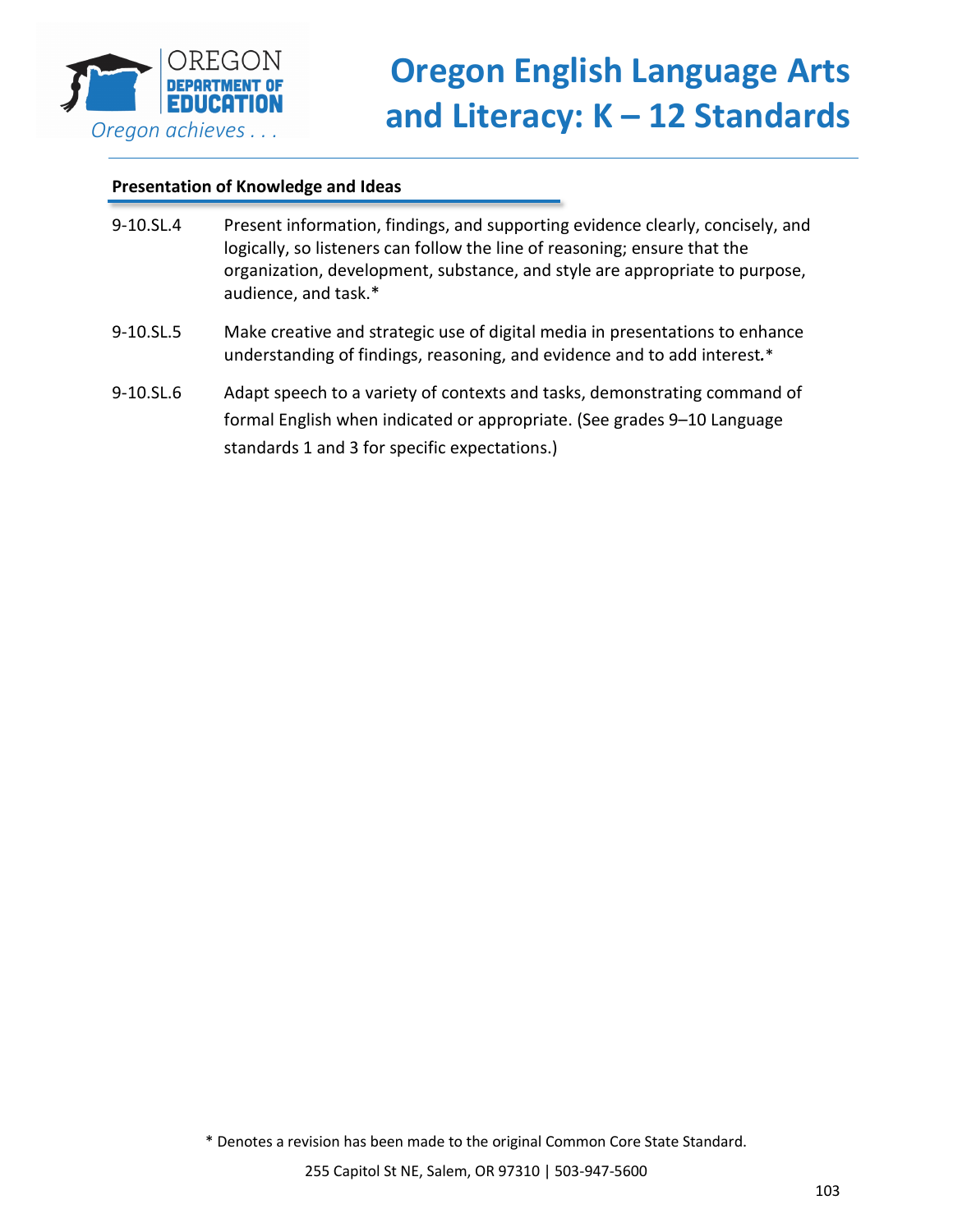**Presentation of Knowledge and Ideas**

| | |
|---|---|
| 9-10.SL.4 | Present information, findings, and supporting evidence clearly, concisely, and logically, so listeners can follow the line of reasoning; ensure that the organization, development, substance, and style are appropriate to purpose, audience, and task.* |
| 9-10.SL.5 | Make creative and strategic use of digital media in presentations to enhance understanding of findings, reasoning, and evidence and to add interest.* |
| 9-10.SL.6 | Adapt speech to a variety of contexts and tasks, demonstrating command of formal English when indicated or appropriate. (See grades 9–10 Language standards 1 and 3 for specific expectations.) |

* Denotes a revision has been made to the original Common Core State Standard.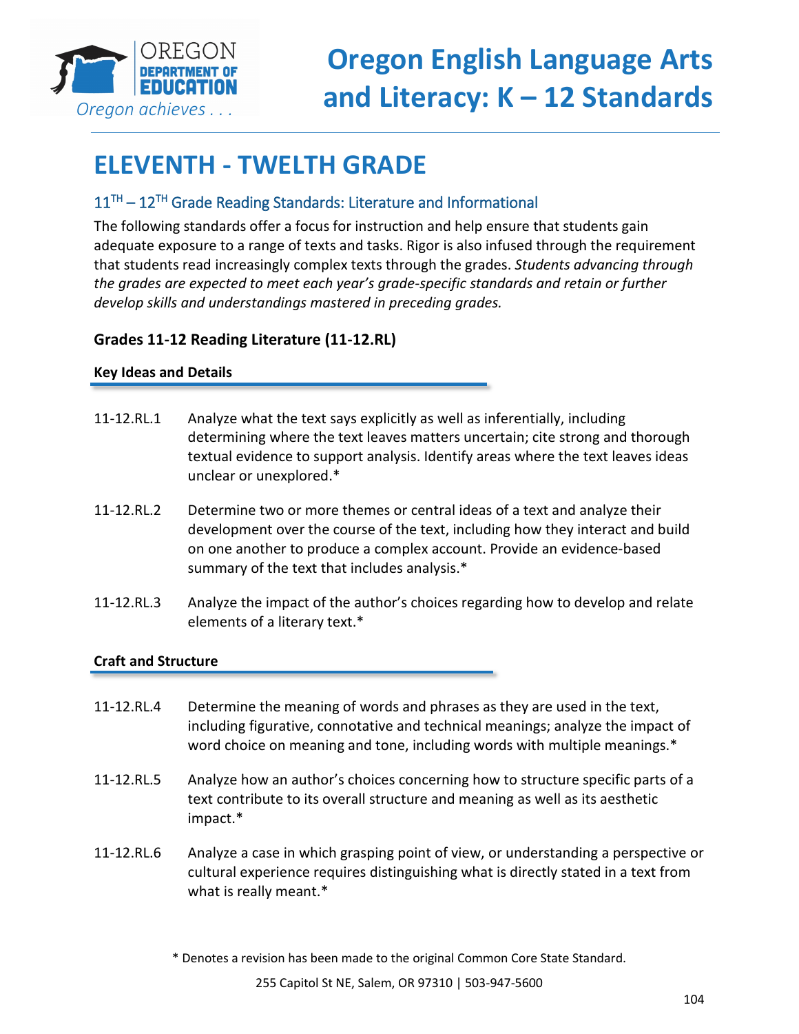# ELEVENTH - TWELTH GRADE

## 11[TH] – 12[TH] Grade Reading Standards: Literature and Informational

The following standards offer a focus for instruction and help ensure that students gain adequate exposure to a range of texts and tasks. Rigor is also infused through the requirement that students read increasingly complex texts through the grades. *Students advancing through the grades are expected to meet each year's grade-specific standards and retain or further develop skills and understandings mastered in preceding grades.*

### Grades 11-12 Reading Literature (11-12.RL)

#### Key Ideas and Details

11-12.RL.1 Analyze what the text says explicitly as well as inferentially, including determining where the text leaves matters uncertain; cite strong and thorough textual evidence to support analysis. Identify areas where the text leaves ideas unclear or unexplored.*

11-12.RL.2 Determine two or more themes or central ideas of a text and analyze their development over the course of the text, including how they interact and build on one another to produce a complex account. Provide an evidence-based summary of the text that includes analysis.*

11-12.RL.3 Analyze the impact of the author's choices regarding how to develop and relate elements of a literary text.*

#### Craft and Structure

11-12.RL.4 Determine the meaning of words and phrases as they are used in the text, including figurative, connotative and technical meanings; analyze the impact of word choice on meaning and tone, including words with multiple meanings.*

11-12.RL.5 Analyze how an author's choices concerning how to structure specific parts of a text contribute to its overall structure and meaning as well as its aesthetic impact.*

11-12.RL.6 Analyze a case in which grasping point of view, or understanding a perspective or cultural experience requires distinguishing what is directly stated in a text from what is really meant.*

* Denotes a revision has been made to the original Common Core State Standard.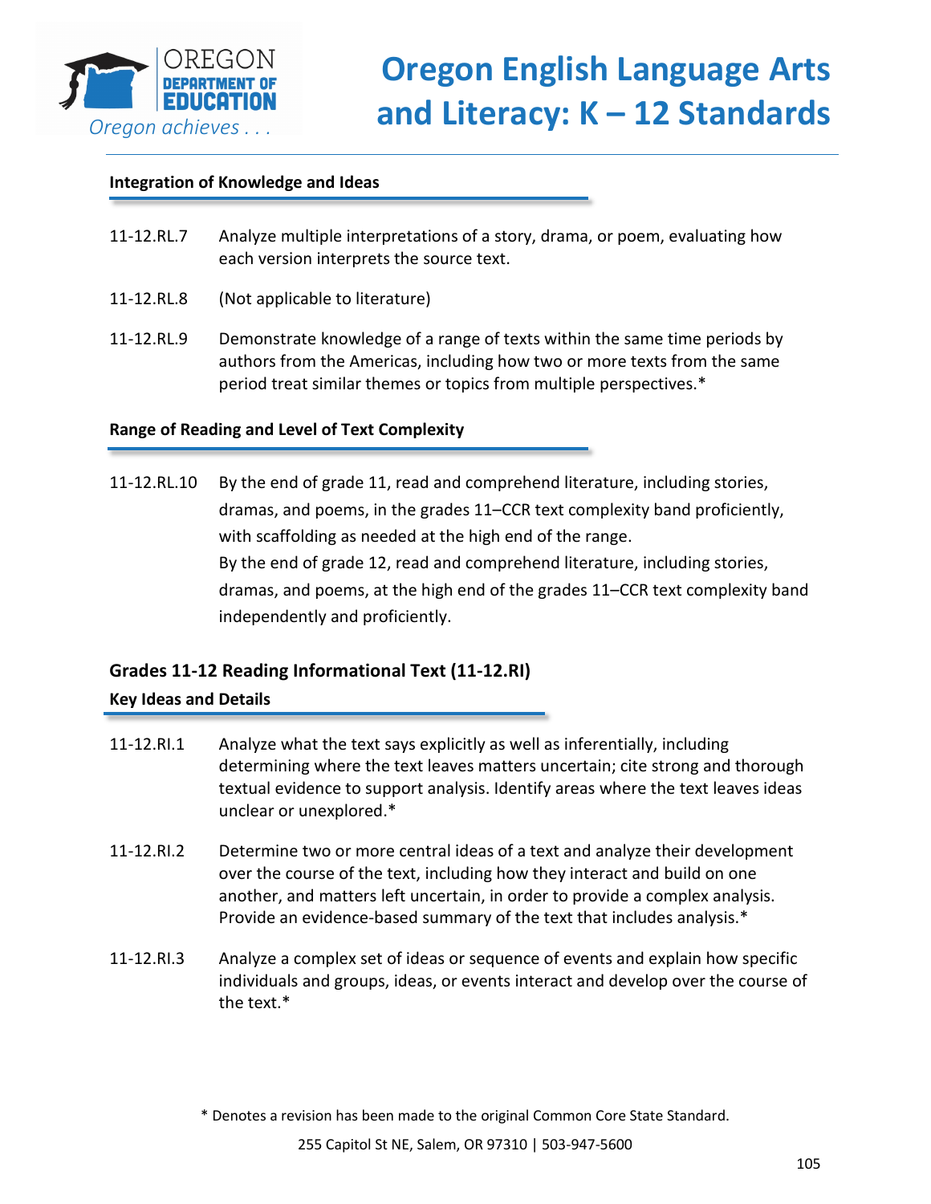#### Integration of Knowledge and Ideas

11-12.RL.7 Analyze multiple interpretations of a story, drama, or poem, evaluating how each version interprets the source text.

11-12.RL.8 (Not applicable to literature)

11-12.RL.9 Demonstrate knowledge of a range of texts within the same time periods by authors from the Americas, including how two or more texts from the same period treat similar themes or topics from multiple perspectives.*

#### Range of Reading and Level of Text Complexity

11-12.RL.10 By the end of grade 11, read and comprehend literature, including stories, dramas, and poems, in the grades 11–CCR text complexity band proficiently, with scaffolding as needed at the high end of the range.
By the end of grade 12, read and comprehend literature, including stories, dramas, and poems, at the high end of the grades 11–CCR text complexity band independently and proficiently.

### Grades 11-12 Reading Informational Text (11-12.RI)

#### Key Ideas and Details

11-12.RI.1 Analyze what the text says explicitly as well as inferentially, including determining where the text leaves matters uncertain; cite strong and thorough textual evidence to support analysis. Identify areas where the text leaves ideas unclear or unexplored.*

11-12.RI.2 Determine two or more central ideas of a text and analyze their development over the course of the text, including how they interact and build on one another, and matters left uncertain, in order to provide a complex analysis. Provide an evidence-based summary of the text that includes analysis.*

11-12.RI.3 Analyze a complex set of ideas or sequence of events and explain how specific individuals and groups, ideas, or events interact and develop over the course of the text.*

\* Denotes a revision has been made to the original Common Core State Standard.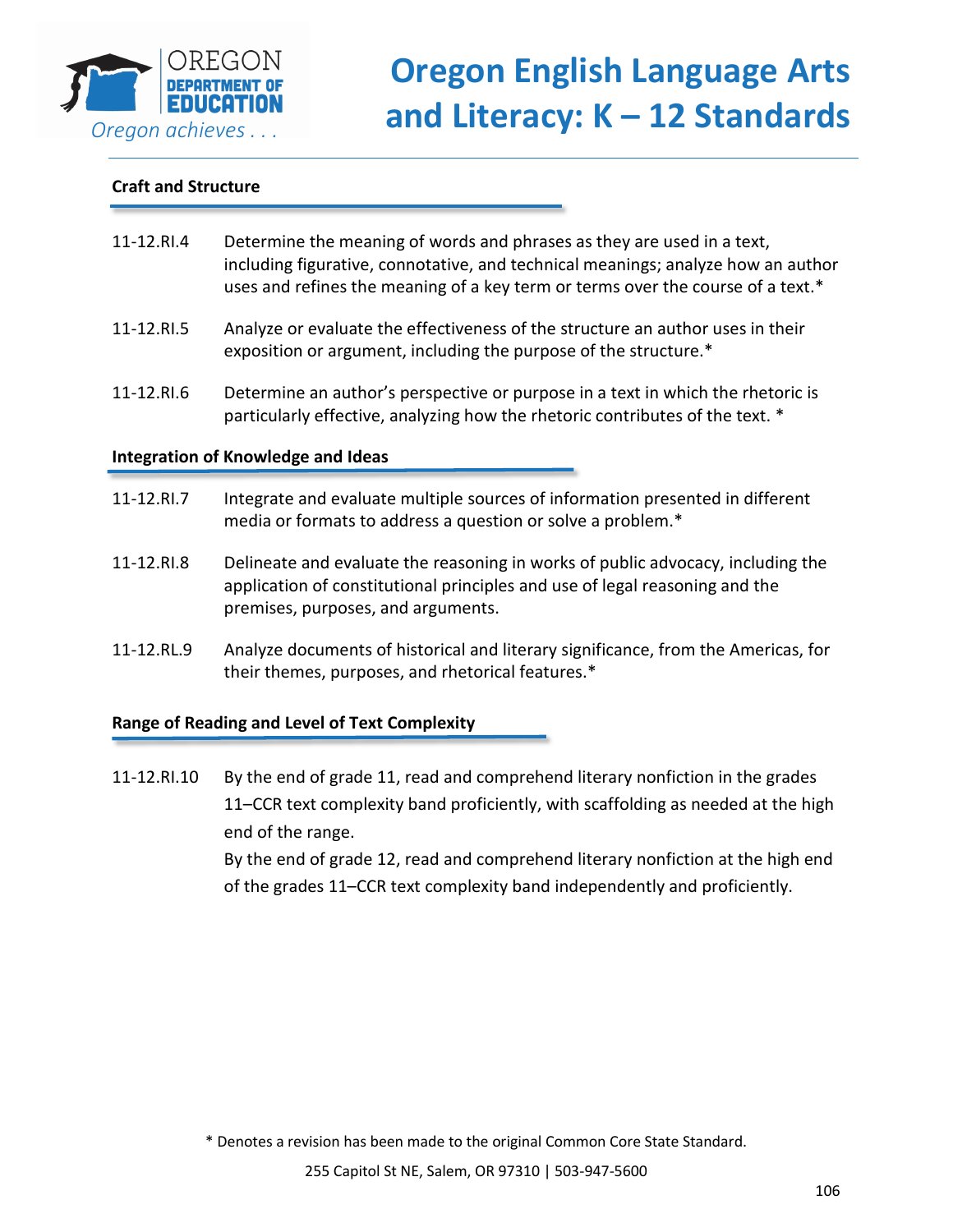#### Craft and Structure

11-12.RI.4 Determine the meaning of words and phrases as they are used in a text, including figurative, connotative, and technical meanings; analyze how an author uses and refines the meaning of a key term or terms over the course of a text.*

11-12.RI.5 Analyze or evaluate the effectiveness of the structure an author uses in their exposition or argument, including the purpose of the structure.*

11-12.RI.6 Determine an author's perspective or purpose in a text in which the rhetoric is particularly effective, analyzing how the rhetoric contributes of the text. *

#### Integration of Knowledge and Ideas

11-12.RI.7 Integrate and evaluate multiple sources of information presented in different media or formats to address a question or solve a problem.*

11-12.RI.8 Delineate and evaluate the reasoning in works of public advocacy, including the application of constitutional principles and use of legal reasoning and the premises, purposes, and arguments.

11-12.RL.9 Analyze documents of historical and literary significance, from the Americas, for their themes, purposes, and rhetorical features.*

#### Range of Reading and Level of Text Complexity

11-12.RI.10 By the end of grade 11, read and comprehend literary nonfiction in the grades 11–CCR text complexity band proficiently, with scaffolding as needed at the high end of the range.
By the end of grade 12, read and comprehend literary nonfiction at the high end of the grades 11–CCR text complexity band independently and proficiently.

* Denotes a revision has been made to the original Common Core State Standard.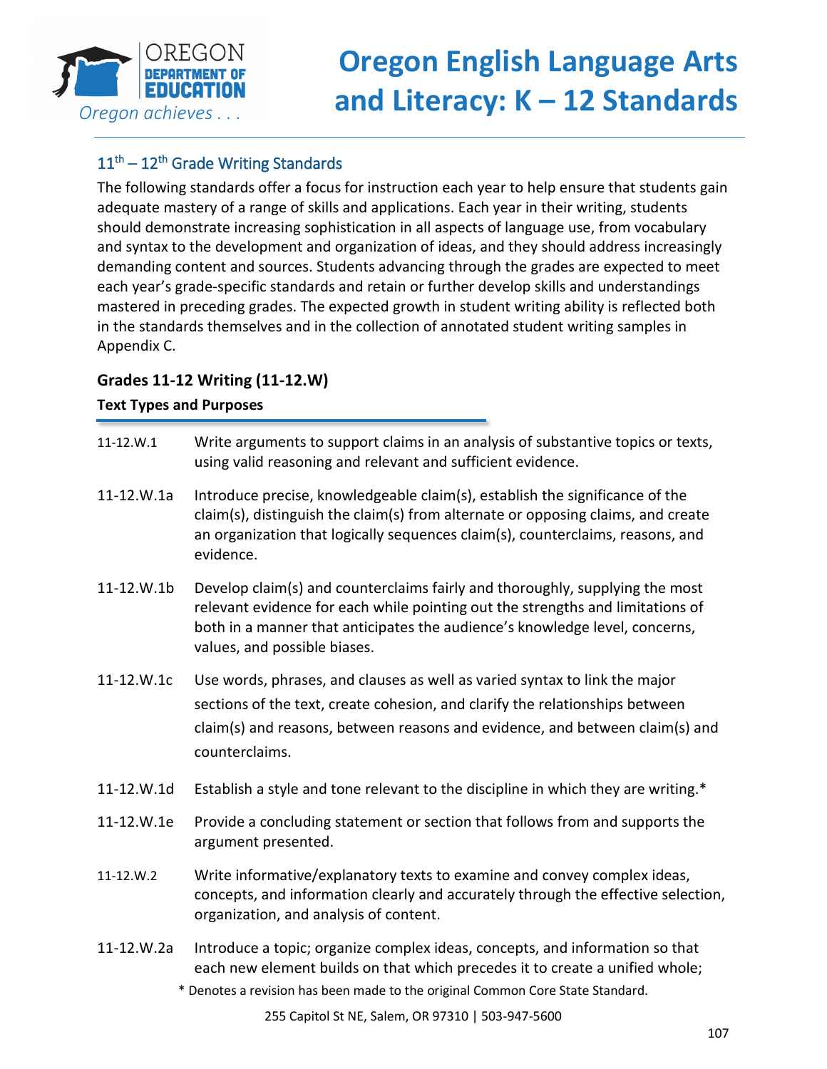## 11th – 12th Grade Writing Standards

The following standards offer a focus for instruction each year to help ensure that students gain adequate mastery of a range of skills and applications. Each year in their writing, students should demonstrate increasing sophistication in all aspects of language use, from vocabulary and syntax to the development and organization of ideas, and they should address increasingly demanding content and sources. Students advancing through the grades are expected to meet each year's grade-specific standards and retain or further develop skills and understandings mastered in preceding grades. The expected growth in student writing ability is reflected both in the standards themselves and in the collection of annotated student writing samples in Appendix C.

### Grades 11-12 Writing (11-12.W)

#### Text Types and Purposes

11-12.W.1 Write arguments to support claims in an analysis of substantive topics or texts, using valid reasoning and relevant and sufficient evidence.

11-12.W.1a Introduce precise, knowledgeable claim(s), establish the significance of the claim(s), distinguish the claim(s) from alternate or opposing claims, and create an organization that logically sequences claim(s), counterclaims, reasons, and evidence.

11-12.W.1b Develop claim(s) and counterclaims fairly and thoroughly, supplying the most relevant evidence for each while pointing out the strengths and limitations of both in a manner that anticipates the audience's knowledge level, concerns, values, and possible biases.

11-12.W.1c Use words, phrases, and clauses as well as varied syntax to link the major sections of the text, create cohesion, and clarify the relationships between claim(s) and reasons, between reasons and evidence, and between claim(s) and counterclaims.

11-12.W.1d Establish a style and tone relevant to the discipline in which they are writing.*

11-12.W.1e Provide a concluding statement or section that follows from and supports the argument presented.

11-12.W.2 Write informative/explanatory texts to examine and convey complex ideas, concepts, and information clearly and accurately through the effective selection, organization, and analysis of content.

11-12.W.2a Introduce a topic; organize complex ideas, concepts, and information so that each new element builds on that which precedes it to create a unified whole;

\* Denotes a revision has been made to the original Common Core State Standard.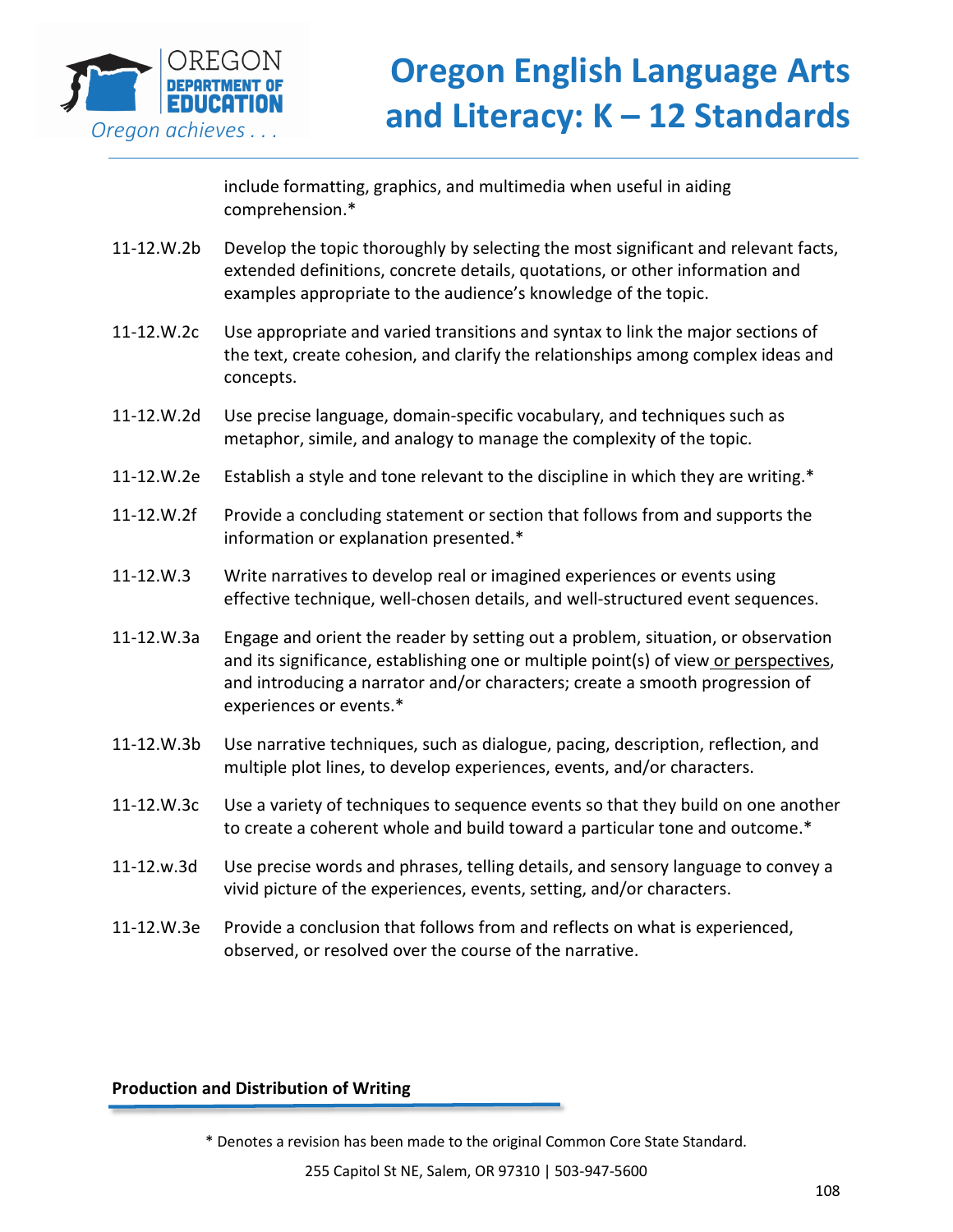include formatting, graphics, and multimedia when useful in aiding comprehension.*

11-12.W.2b Develop the topic thoroughly by selecting the most significant and relevant facts, extended definitions, concrete details, quotations, or other information and examples appropriate to the audience's knowledge of the topic.

11-12.W.2c Use appropriate and varied transitions and syntax to link the major sections of the text, create cohesion, and clarify the relationships among complex ideas and concepts.

11-12.W.2d Use precise language, domain-specific vocabulary, and techniques such as metaphor, simile, and analogy to manage the complexity of the topic.

11-12.W.2e Establish a style and tone relevant to the discipline in which they are writing.*

11-12.W.2f Provide a concluding statement or section that follows from and supports the information or explanation presented.*

11-12.W.3 Write narratives to develop real or imagined experiences or events using effective technique, well-chosen details, and well-structured event sequences.

11-12.W.3a Engage and orient the reader by setting out a problem, situation, or observation and its significance, establishing one or multiple point(s) of view or perspectives, and introducing a narrator and/or characters; create a smooth progression of experiences or events.*

11-12.W.3b Use narrative techniques, such as dialogue, pacing, description, reflection, and multiple plot lines, to develop experiences, events, and/or characters.

11-12.W.3c Use a variety of techniques to sequence events so that they build on one another to create a coherent whole and build toward a particular tone and outcome.*

11-12.w.3d Use precise words and phrases, telling details, and sensory language to convey a vivid picture of the experiences, events, setting, and/or characters.

11-12.W.3e Provide a conclusion that follows from and reflects on what is experienced, observed, or resolved over the course of the narrative.

**Production and Distribution of Writing**

* Denotes a revision has been made to the original Common Core State Standard.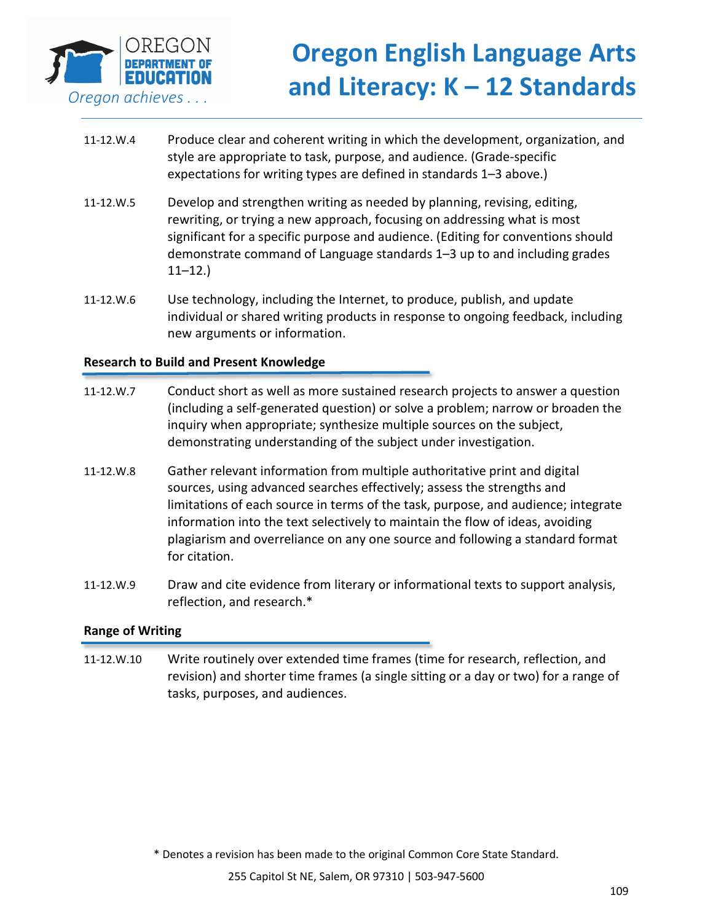11-12.W.4 Produce clear and coherent writing in which the development, organization, and style are appropriate to task, purpose, and audience. (Grade-specific expectations for writing types are defined in standards 1–3 above.)

11-12.W.5 Develop and strengthen writing as needed by planning, revising, editing, rewriting, or trying a new approach, focusing on addressing what is most significant for a specific purpose and audience. (Editing for conventions should demonstrate command of Language standards 1–3 up to and including grades 11–12.)

11-12.W.6 Use technology, including the Internet, to produce, publish, and update individual or shared writing products in response to ongoing feedback, including new arguments or information.

**Research to Build and Present Knowledge**

11-12.W.7 Conduct short as well as more sustained research projects to answer a question (including a self-generated question) or solve a problem; narrow or broaden the inquiry when appropriate; synthesize multiple sources on the subject, demonstrating understanding of the subject under investigation.

11-12.W.8 Gather relevant information from multiple authoritative print and digital sources, using advanced searches effectively; assess the strengths and limitations of each source in terms of the task, purpose, and audience; integrate information into the text selectively to maintain the flow of ideas, avoiding plagiarism and overreliance on any one source and following a standard format for citation.

11-12.W.9 Draw and cite evidence from literary or informational texts to support analysis, reflection, and research.*

**Range of Writing**

11-12.W.10 Write routinely over extended time frames (time for research, reflection, and revision) and shorter time frames (a single sitting or a day or two) for a range of tasks, purposes, and audiences.

* Denotes a revision has been made to the original Common Core State Standard.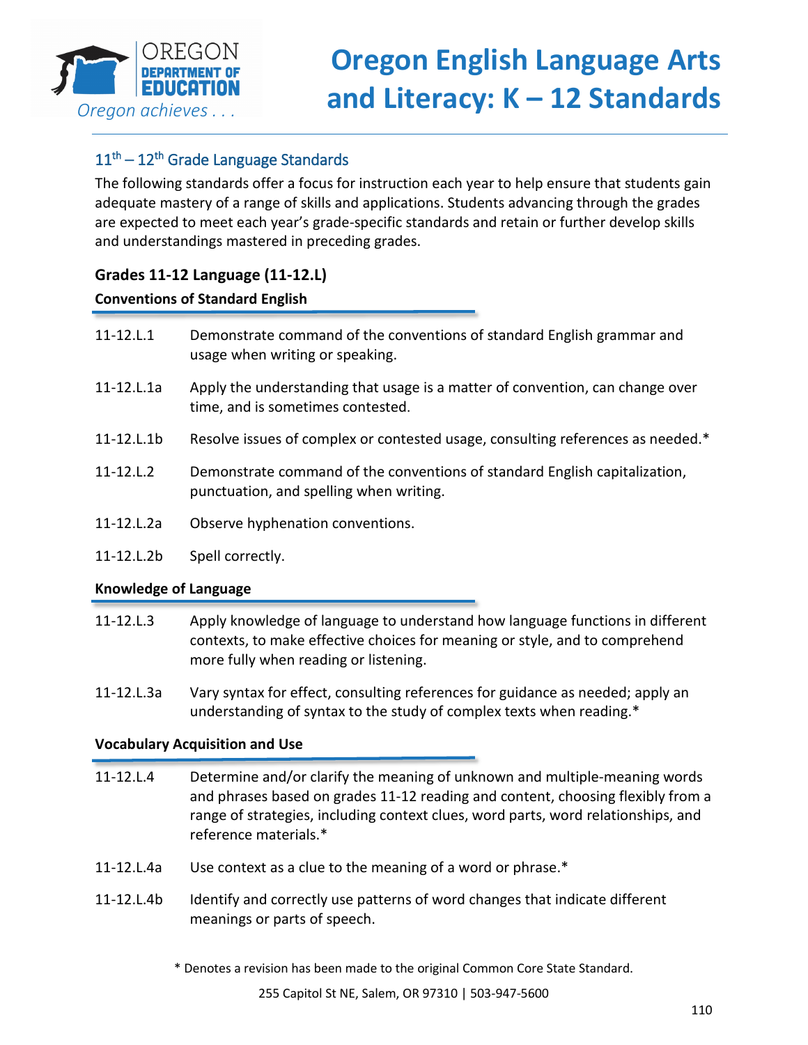## 11th – 12th Grade Language Standards

The following standards offer a focus for instruction each year to help ensure that students gain adequate mastery of a range of skills and applications. Students advancing through the grades are expected to meet each year's grade-specific standards and retain or further develop skills and understandings mastered in preceding grades.

### Grades 11-12 Language (11-12.L)

**Conventions of Standard English**

| | |
|---|---|
| 11-12.L.1 | Demonstrate command of the conventions of standard English grammar and usage when writing or speaking. |
| 11-12.L.1a | Apply the understanding that usage is a matter of convention, can change over time, and is sometimes contested. |
| 11-12.L.1b | Resolve issues of complex or contested usage, consulting references as needed.* |
| 11-12.L.2 | Demonstrate command of the conventions of standard English capitalization, punctuation, and spelling when writing. |
| 11-12.L.2a | Observe hyphenation conventions. |
| 11-12.L.2b | Spell correctly. |

**Knowledge of Language**

| | |
|---|---|
| 11-12.L.3 | Apply knowledge of language to understand how language functions in different contexts, to make effective choices for meaning or style, and to comprehend more fully when reading or listening. |
| 11-12.L.3a | Vary syntax for effect, consulting references for guidance as needed; apply an understanding of syntax to the study of complex texts when reading.* |

**Vocabulary Acquisition and Use**

| | |
|---|---|
| 11-12.L.4 | Determine and/or clarify the meaning of unknown and multiple-meaning words and phrases based on grades 11-12 reading and content, choosing flexibly from a range of strategies, including context clues, word parts, word relationships, and reference materials.* |
| 11-12.L.4a | Use context as a clue to the meaning of a word or phrase.* |
| 11-12.L.4b | Identify and correctly use patterns of word changes that indicate different meanings or parts of speech. |

* Denotes a revision has been made to the original Common Core State Standard.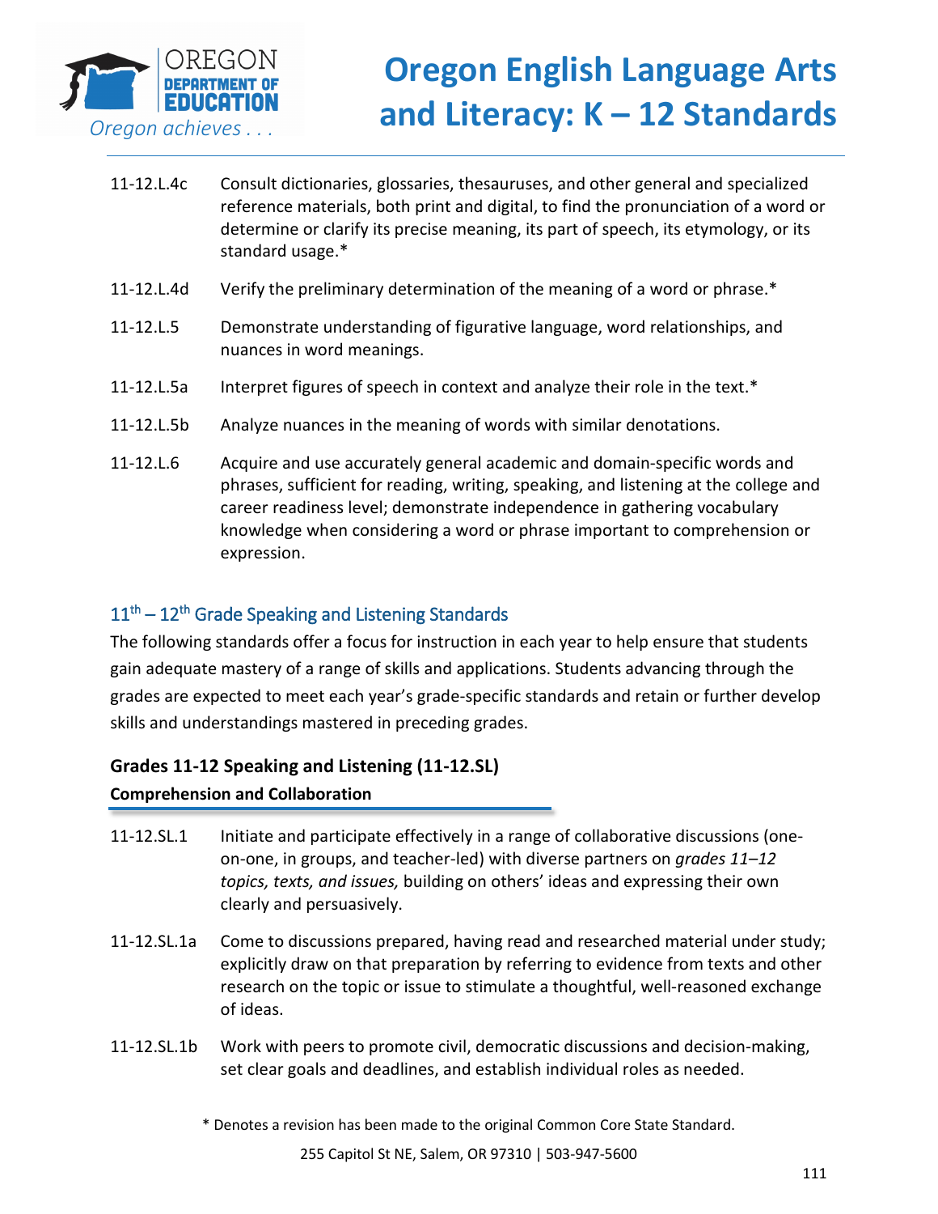11-12.L.4c Consult dictionaries, glossaries, thesauruses, and other general and specialized reference materials, both print and digital, to find the pronunciation of a word or determine or clarify its precise meaning, its part of speech, its etymology, or its standard usage.*

11-12.L.4d Verify the preliminary determination of the meaning of a word or phrase.*

11-12.L.5 Demonstrate understanding of figurative language, word relationships, and nuances in word meanings.

11-12.L.5a Interpret figures of speech in context and analyze their role in the text.*

11-12.L.5b Analyze nuances in the meaning of words with similar denotations.

11-12.L.6 Acquire and use accurately general academic and domain-specific words and phrases, sufficient for reading, writing, speaking, and listening at the college and career readiness level; demonstrate independence in gathering vocabulary knowledge when considering a word or phrase important to comprehension or expression.

## 11th – 12th Grade Speaking and Listening Standards

The following standards offer a focus for instruction in each year to help ensure that students gain adequate mastery of a range of skills and applications. Students advancing through the grades are expected to meet each year's grade-specific standards and retain or further develop skills and understandings mastered in preceding grades.

### Grades 11-12 Speaking and Listening (11-12.SL)

**Comprehension and Collaboration**

11-12.SL.1 Initiate and participate effectively in a range of collaborative discussions (one-on-one, in groups, and teacher-led) with diverse partners on *grades 11–12 topics, texts, and issues,* building on others' ideas and expressing their own clearly and persuasively.

11-12.SL.1a Come to discussions prepared, having read and researched material under study; explicitly draw on that preparation by referring to evidence from texts and other research on the topic or issue to stimulate a thoughtful, well-reasoned exchange of ideas.

11-12.SL.1b Work with peers to promote civil, democratic discussions and decision-making, set clear goals and deadlines, and establish individual roles as needed.

\* Denotes a revision has been made to the original Common Core State Standard.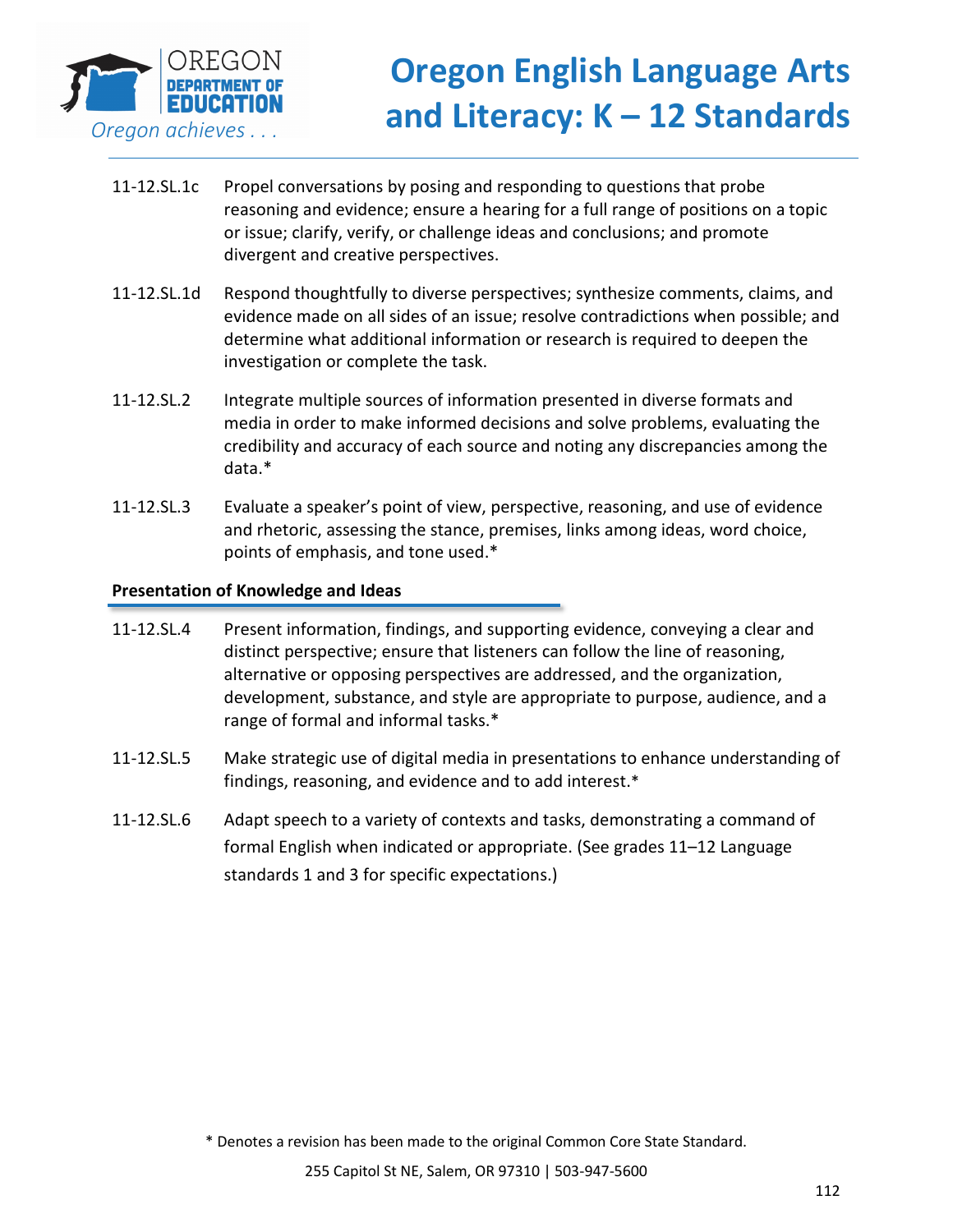11-12.SL.1c Propel conversations by posing and responding to questions that probe reasoning and evidence; ensure a hearing for a full range of positions on a topic or issue; clarify, verify, or challenge ideas and conclusions; and promote divergent and creative perspectives.

11-12.SL.1d Respond thoughtfully to diverse perspectives; synthesize comments, claims, and evidence made on all sides of an issue; resolve contradictions when possible; and determine what additional information or research is required to deepen the investigation or complete the task.

11-12.SL.2 Integrate multiple sources of information presented in diverse formats and media in order to make informed decisions and solve problems, evaluating the credibility and accuracy of each source and noting any discrepancies among the data.*

11-12.SL.3 Evaluate a speaker's point of view, perspective, reasoning, and use of evidence and rhetoric, assessing the stance, premises, links among ideas, word choice, points of emphasis, and tone used.*

**Presentation of Knowledge and Ideas**

11-12.SL.4 Present information, findings, and supporting evidence, conveying a clear and distinct perspective; ensure that listeners can follow the line of reasoning, alternative or opposing perspectives are addressed, and the organization, development, substance, and style are appropriate to purpose, audience, and a range of formal and informal tasks.*

11-12.SL.5 Make strategic use of digital media in presentations to enhance understanding of findings, reasoning, and evidence and to add interest.*

11-12.SL.6 Adapt speech to a variety of contexts and tasks, demonstrating a command of formal English when indicated or appropriate. (See grades 11–12 Language standards 1 and 3 for specific expectations.)

* Denotes a revision has been made to the original Common Core State Standard.